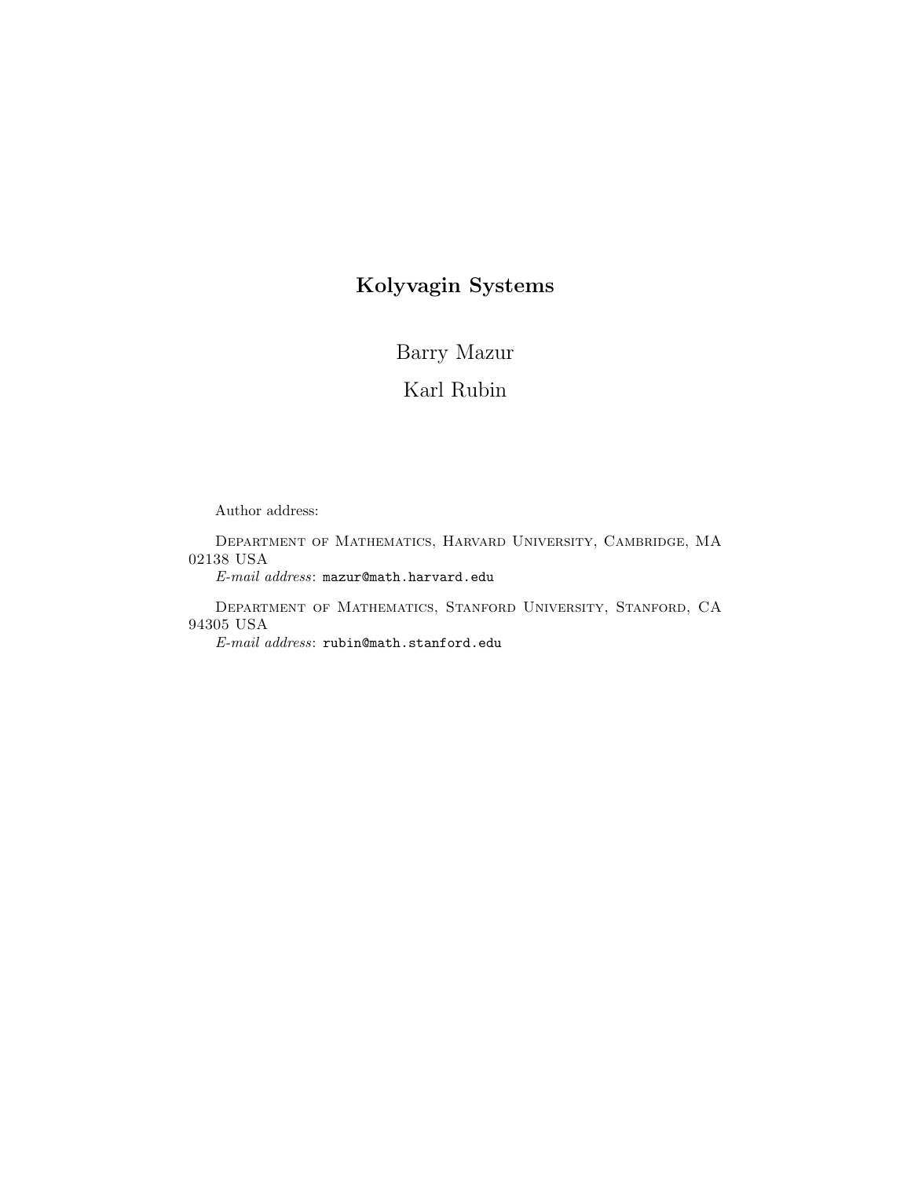# Kolyvagin Systems

Barry Mazur

Karl Rubin

Author address:

Department of Mathematics, Harvard University, Cambridge, MA 02138 USA

*E-mail address*: `mazur@math.harvard.edu`

Department of Mathematics, Stanford University, Stanford, CA 94305 USA

*E-mail address*: `rubin@math.stanford.edu`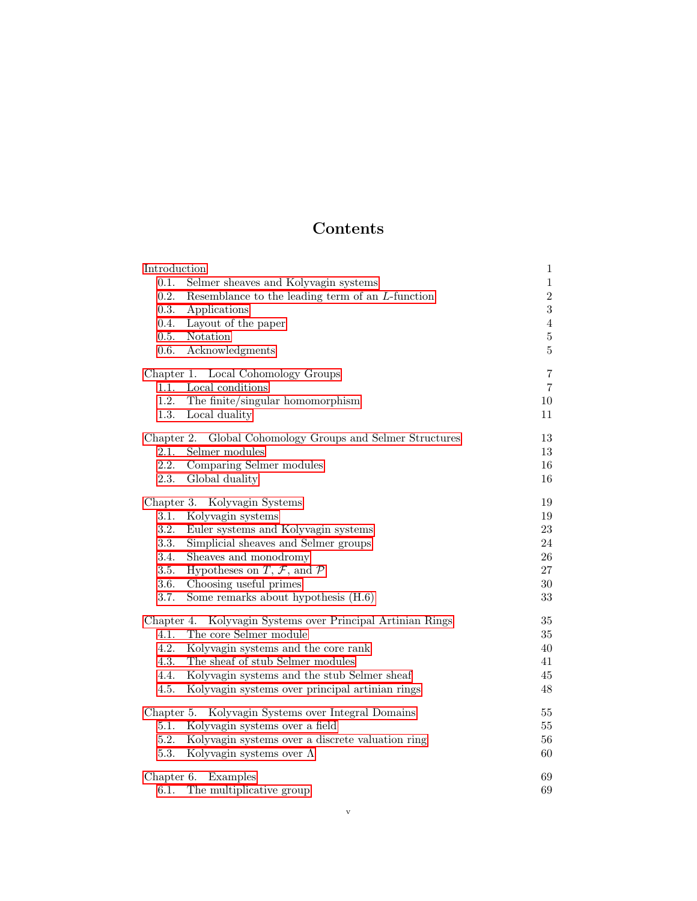# Contents

| | |
|---|---|
| Introduction | 1 |
| 0.1. Selmer sheaves and Kolyvagin systems | 1 |
| 0.2. Resemblance to the leading term of an $L$-function | 2 |
| 0.3. Applications | 3 |
| 0.4. Layout of the paper | 4 |
| 0.5. Notation | 5 |
| 0.6. Acknowledgments | 5 |
| Chapter 1. Local Cohomology Groups | 7 |
| 1.1. Local conditions | 7 |
| 1.2. The finite/singular homomorphism | 10 |
| 1.3. Local duality | 11 |
| Chapter 2. Global Cohomology Groups and Selmer Structures | 13 |
| 2.1. Selmer modules | 13 |
| 2.2. Comparing Selmer modules | 16 |
| 2.3. Global duality | 16 |
| Chapter 3. Kolyvagin Systems | 19 |
| 3.1. Kolyvagin systems | 19 |
| 3.2. Euler systems and Kolyvagin systems | 23 |
| 3.3. Simplicial sheaves and Selmer groups | 24 |
| 3.4. Sheaves and monodromy | 26 |
| 3.5. Hypotheses on $T$, $\mathcal{F}$, and $\mathcal{P}$ | 27 |
| 3.6. Choosing useful primes | 30 |
| 3.7. Some remarks about hypothesis (H.6) | 33 |
| Chapter 4. Kolyvagin Systems over Principal Artinian Rings | 35 |
| 4.1. The core Selmer module | 35 |
| 4.2. Kolyvagin systems and the core rank | 40 |
| 4.3. The sheaf of stub Selmer modules | 41 |
| 4.4. Kolyvagin systems and the stub Selmer sheaf | 45 |
| 4.5. Kolyvagin systems over principal artinian rings | 48 |
| Chapter 5. Kolyvagin Systems over Integral Domains | 55 |
| 5.1. Kolyvagin systems over a field | 55 |
| 5.2. Kolyvagin systems over a discrete valuation ring | 56 |
| 5.3. Kolyvagin systems over $\Lambda$ | 60 |
| Chapter 6. Examples | 69 |
| 6.1. The multiplicative group | 69 |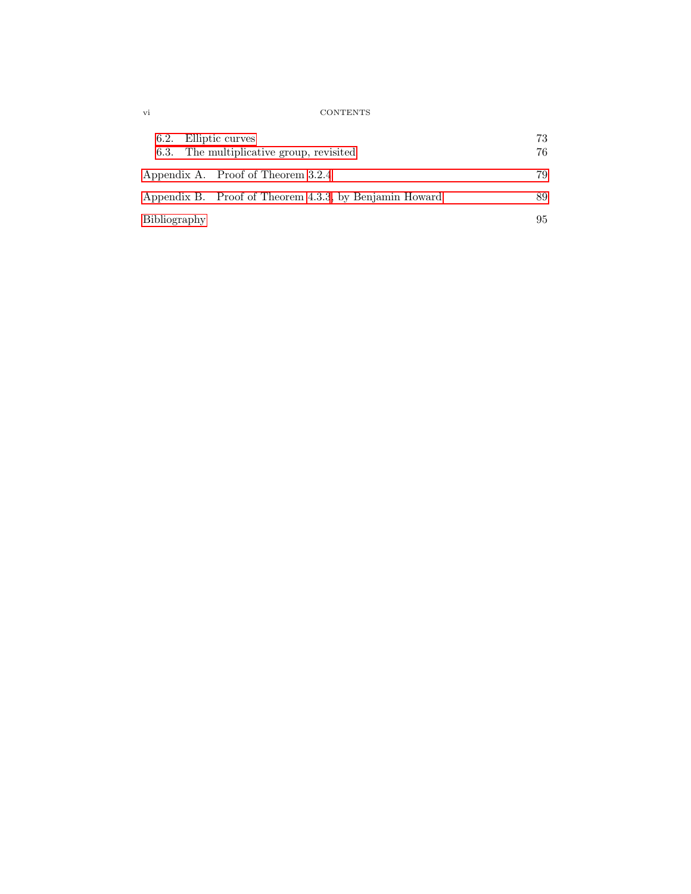- 6.2. Elliptic curves 73
- 6.3. The multiplicative group, revisited 76

Appendix A. Proof of Theorem 3.2.4 79

Appendix B. Proof of Theorem 4.3.3, by Benjamin Howard 89

Bibliography 95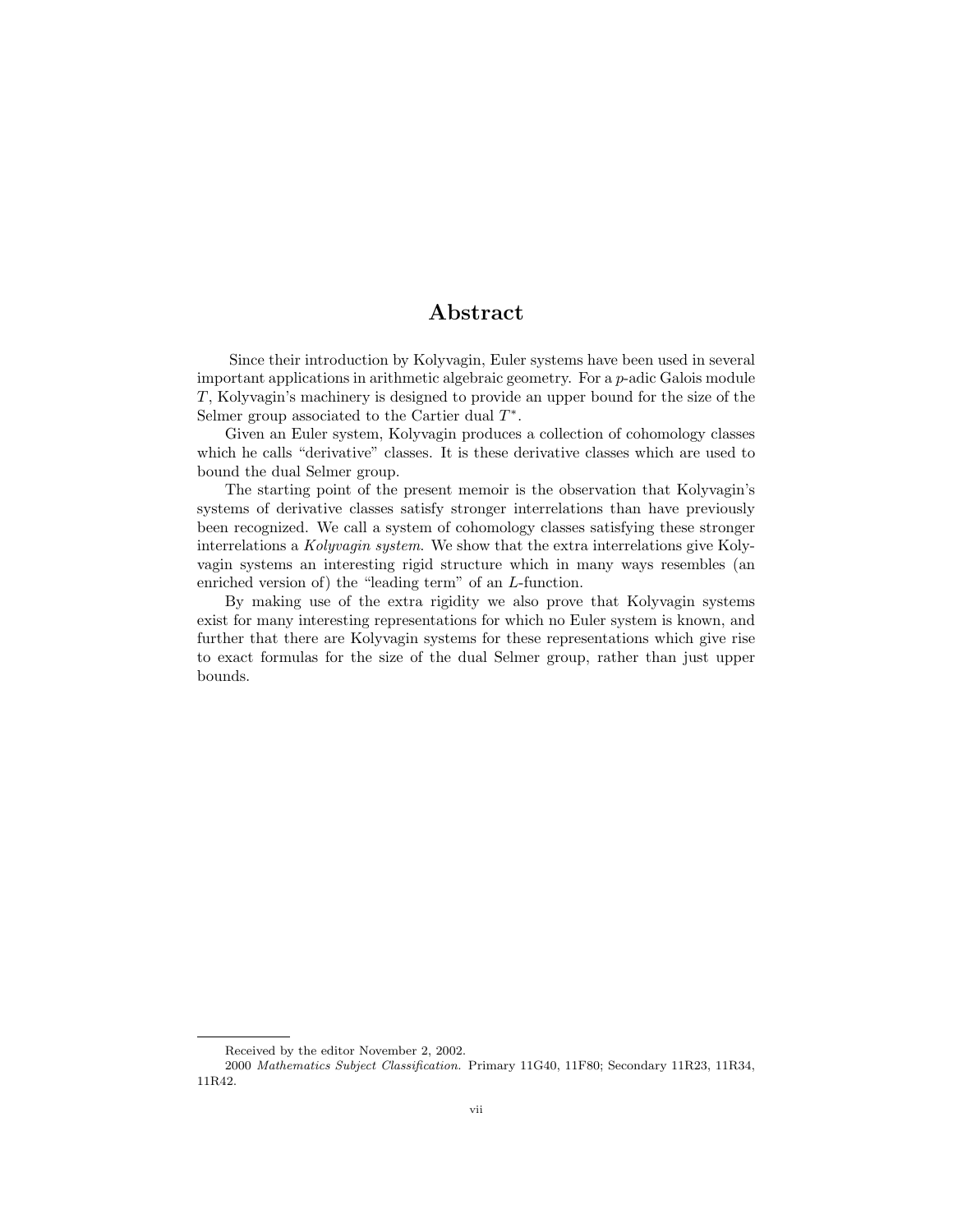# Abstract

Since their introduction by Kolyvagin, Euler systems have been used in several important applications in arithmetic algebraic geometry. For a $p$-adic Galois module $T$, Kolyvagin's machinery is designed to provide an upper bound for the size of the Selmer group associated to the Cartier dual $T^*$.

Given an Euler system, Kolyvagin produces a collection of cohomology classes which he calls "derivative" classes. It is these derivative classes which are used to bound the dual Selmer group.

The starting point of the present memoir is the observation that Kolyvagin's systems of derivative classes satisfy stronger interrelations than have previously been recognized. We call a system of cohomology classes satisfying these stronger interrelations a *Kolyvagin system*. We show that the extra interrelations give Kolyvagin systems an interesting rigid structure which in many ways resembles (an enriched version of) the "leading term" of an $L$-function.

By making use of the extra rigidity we also prove that Kolyvagin systems exist for many interesting representations for which no Euler system is known, and further that there are Kolyvagin systems for these representations which give rise to exact formulas for the size of the dual Selmer group, rather than just upper bounds.

---

Received by the editor November 2, 2002.

2000 *Mathematics Subject Classification.* Primary 11G40, 11F80; Secondary 11R23, 11R34, 11R42.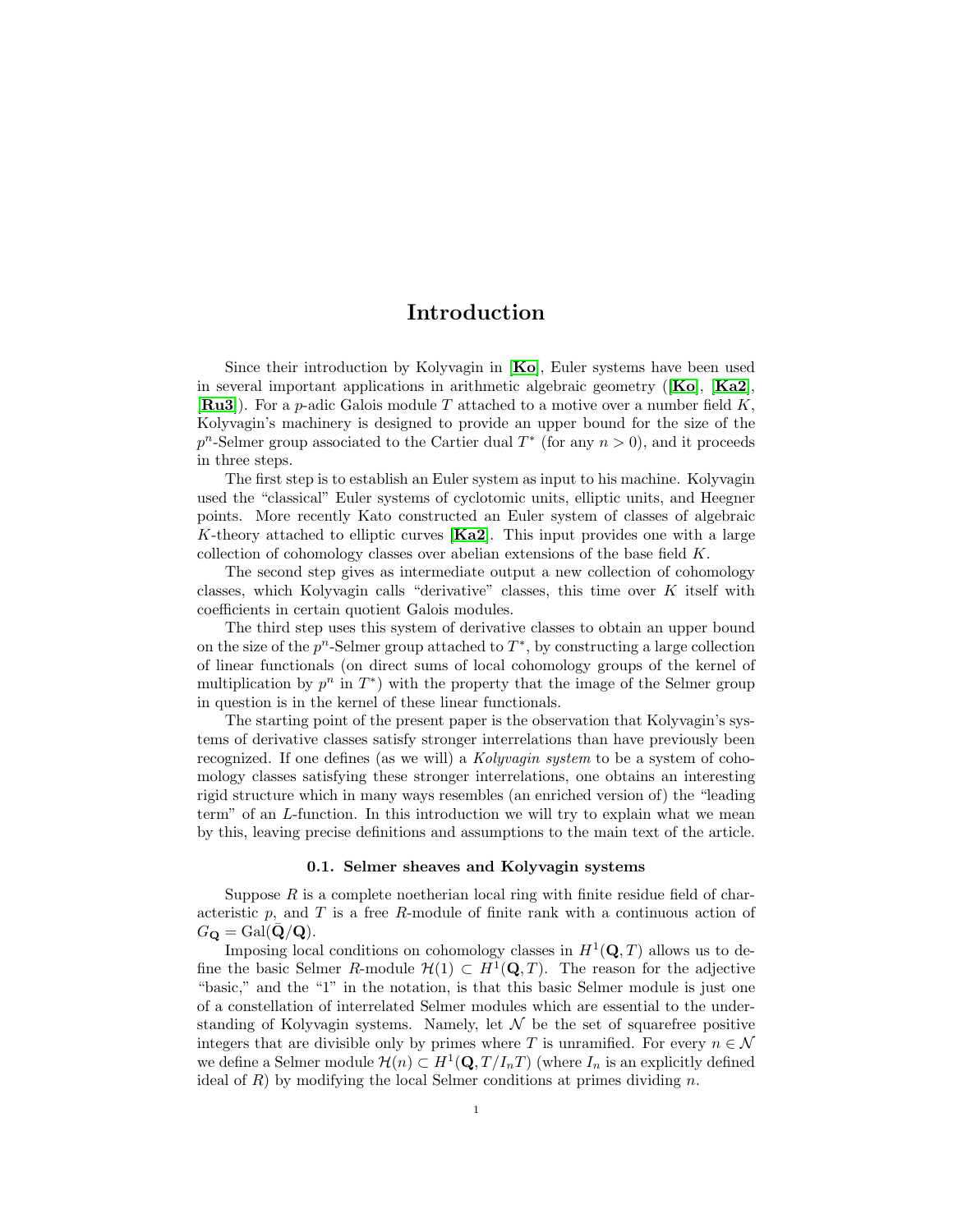# Introduction

Since their introduction by Kolyvagin in [**Ko**], Euler systems have been used in several important applications in arithmetic algebraic geometry ([**Ko**], [**Ka2**], [**Ru3**]). For a $p$-adic Galois module $T$ attached to a motive over a number field $K$, Kolyvagin's machinery is designed to provide an upper bound for the size of the $p^n$-Selmer group associated to the Cartier dual $T^*$ (for any $n > 0$), and it proceeds in three steps.

The first step is to establish an Euler system as input to his machine. Kolyvagin used the "classical" Euler systems of cyclotomic units, elliptic units, and Heegner points. More recently Kato constructed an Euler system of classes of algebraic $K$-theory attached to elliptic curves [**Ka2**]. This input provides one with a large collection of cohomology classes over abelian extensions of the base field $K$.

The second step gives as intermediate output a new collection of cohomology classes, which Kolyvagin calls "derivative" classes, this time over $K$ itself with coefficients in certain quotient Galois modules.

The third step uses this system of derivative classes to obtain an upper bound on the size of the $p^n$-Selmer group attached to $T^*$, by constructing a large collection of linear functionals (on direct sums of local cohomology groups of the kernel of multiplication by $p^n$ in $T^*$) with the property that the image of the Selmer group in question is in the kernel of these linear functionals.

The starting point of the present paper is the observation that Kolyvagin's systems of derivative classes satisfy stronger interrelations than have previously been recognized. If one defines (as we will) a *Kolyvagin system* to be a system of cohomology classes satisfying these stronger interrelations, one obtains an interesting rigid structure which in many ways resembles (an enriched version of) the "leading term" of an $L$-function. In this introduction we will try to explain what we mean by this, leaving precise definitions and assumptions to the main text of the article.

### 0.1. Selmer sheaves and Kolyvagin systems

Suppose $R$ is a complete noetherian local ring with finite residue field of characteristic $p$, and $T$ is a free $R$-module of finite rank with a continuous action of $G_{\mathbf{Q}} = \mathrm{Gal}(\bar{\mathbf{Q}}/\mathbf{Q})$.

Imposing local conditions on cohomology classes in $H^1(\mathbf{Q}, T)$ allows us to define the basic Selmer $R$-module $\mathcal{H}(1) \subset H^1(\mathbf{Q}, T)$. The reason for the adjective "basic," and the "1" in the notation, is that this basic Selmer module is just one of a constellation of interrelated Selmer modules which are essential to the understanding of Kolyvagin systems. Namely, let $\mathcal{N}$ be the set of squarefree positive integers that are divisible only by primes where $T$ is unramified. For every $n \in \mathcal{N}$ we define a Selmer module $\mathcal{H}(n) \subset H^1(\mathbf{Q}, T/I_nT)$ (where $I_n$ is an explicitly defined ideal of $R$) by modifying the local Selmer conditions at primes dividing $n$.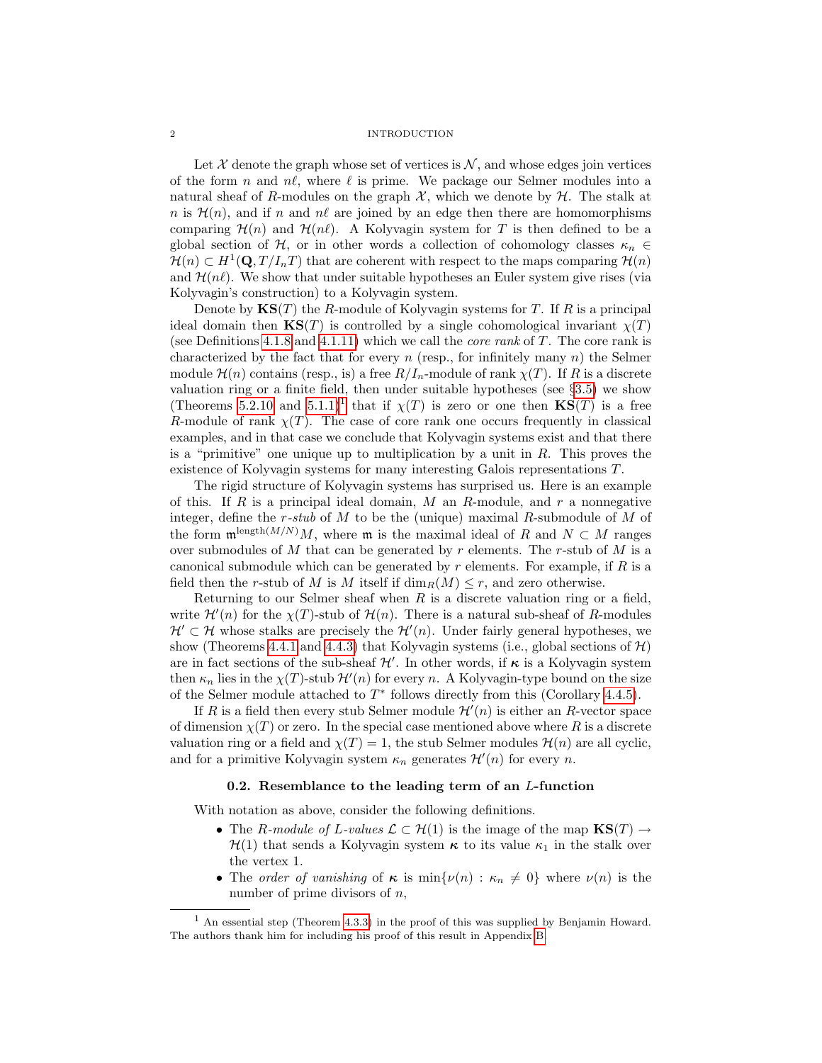Let $\mathcal{X}$ denote the graph whose set of vertices is $\mathcal{N}$, and whose edges join vertices of the form $n$ and $n\ell$, where $\ell$ is prime. We package our Selmer modules into a natural sheaf of $R$-modules on the graph $\mathcal{X}$, which we denote by $\mathcal{H}$. The stalk at $n$ is $\mathcal{H}(n)$, and if $n$ and $n\ell$ are joined by an edge then there are homomorphisms comparing $\mathcal{H}(n)$ and $\mathcal{H}(n\ell)$. A Kolyvagin system for $T$ is then defined to be a global section of $\mathcal{H}$, or in other words a collection of cohomology classes $\kappa_n \in \mathcal{H}(n) \subset H^1(\mathbf{Q}, T/I_nT)$ that are coherent with respect to the maps comparing $\mathcal{H}(n)$ and $\mathcal{H}(n\ell)$. We show that under suitable hypotheses an Euler system give rises (via Kolyvagin's construction) to a Kolyvagin system.

Denote by $\mathbf{KS}(T)$ the $R$-module of Kolyvagin systems for $T$. If $R$ is a principal ideal domain then $\mathbf{KS}(T)$ is controlled by a single cohomological invariant $\chi(T)$ (see Definitions 4.1.8 and 4.1.11) which we call the *core rank* of $T$. The core rank is characterized by the fact that for every $n$ (resp., for infinitely many $n$) the Selmer module $\mathcal{H}(n)$ contains (resp., is) a free $R/I_n$-module of rank $\chi(T)$. If $R$ is a discrete valuation ring or a finite field, then under suitable hypotheses (see §3.5) we show (Theorems 5.2.10 and 5.1.1)[1] that if $\chi(T)$ is zero or one then $\mathbf{KS}(T)$ is a free $R$-module of rank $\chi(T)$. The case of core rank one occurs frequently in classical examples, and in that case we conclude that Kolyvagin systems exist and that there is a "primitive" one unique up to multiplication by a unit in $R$. This proves the existence of Kolyvagin systems for many interesting Galois representations $T$.

The rigid structure of Kolyvagin systems has surprised us. Here is an example of this. If $R$ is a principal ideal domain, $M$ an $R$-module, and $r$ a nonnegative integer, define the *$r$-stub* of $M$ to be the (unique) maximal $R$-submodule of $M$ of the form $\mathfrak{m}^{\mathrm{length}(M/N)}M$, where $\mathfrak{m}$ is the maximal ideal of $R$ and $N \subset M$ ranges over submodules of $M$ that can be generated by $r$ elements. The $r$-stub of $M$ is a canonical submodule which can be generated by $r$ elements. For example, if $R$ is a field then the $r$-stub of $M$ is $M$ itself if $\dim_R(M) \le r$, and zero otherwise.

Returning to our Selmer sheaf when $R$ is a discrete valuation ring or a field, write $\mathcal{H}'(n)$ for the $\chi(T)$-stub of $\mathcal{H}(n)$. There is a natural sub-sheaf of $R$-modules $\mathcal{H}' \subset \mathcal{H}$ whose stalks are precisely the $\mathcal{H}'(n)$. Under fairly general hypotheses, we show (Theorems 4.4.1 and 4.4.3) that Kolyvagin systems (i.e., global sections of $\mathcal{H}$) are in fact sections of the sub-sheaf $\mathcal{H}'$. In other words, if $\boldsymbol{\kappa}$ is a Kolyvagin system then $\kappa_n$ lies in the $\chi(T)$-stub $\mathcal{H}'(n)$ for every $n$. A Kolyvagin-type bound on the size of the Selmer module attached to $T^*$ follows directly from this (Corollary 4.4.5).

If $R$ is a field then every stub Selmer module $\mathcal{H}'(n)$ is either an $R$-vector space of dimension $\chi(T)$ or zero. In the special case mentioned above where $R$ is a discrete valuation ring or a field and $\chi(T) = 1$, the stub Selmer modules $\mathcal{H}(n)$ are all cyclic, and for a primitive Kolyvagin system $\kappa_n$ generates $\mathcal{H}'(n)$ for every $n$.

### 0.2. Resemblance to the leading term of an $L$-function

With notation as above, consider the following definitions.

- The *$R$-module of $L$-values* $\mathcal{L} \subset \mathcal{H}(1)$ is the image of the map $\mathbf{KS}(T) \to \mathcal{H}(1)$ that sends a Kolyvagin system $\boldsymbol{\kappa}$ to its value $\kappa_1$ in the stalk over the vertex 1.
- The *order of vanishing* of $\boldsymbol{\kappa}$ is $\min\{\nu(n) : \kappa_n \neq 0\}$ where $\nu(n)$ is the number of prime divisors of $n$,

---

[1] An essential step (Theorem 4.3.3) in the proof of this was supplied by Benjamin Howard. The authors thank him for including his proof of this result in Appendix B.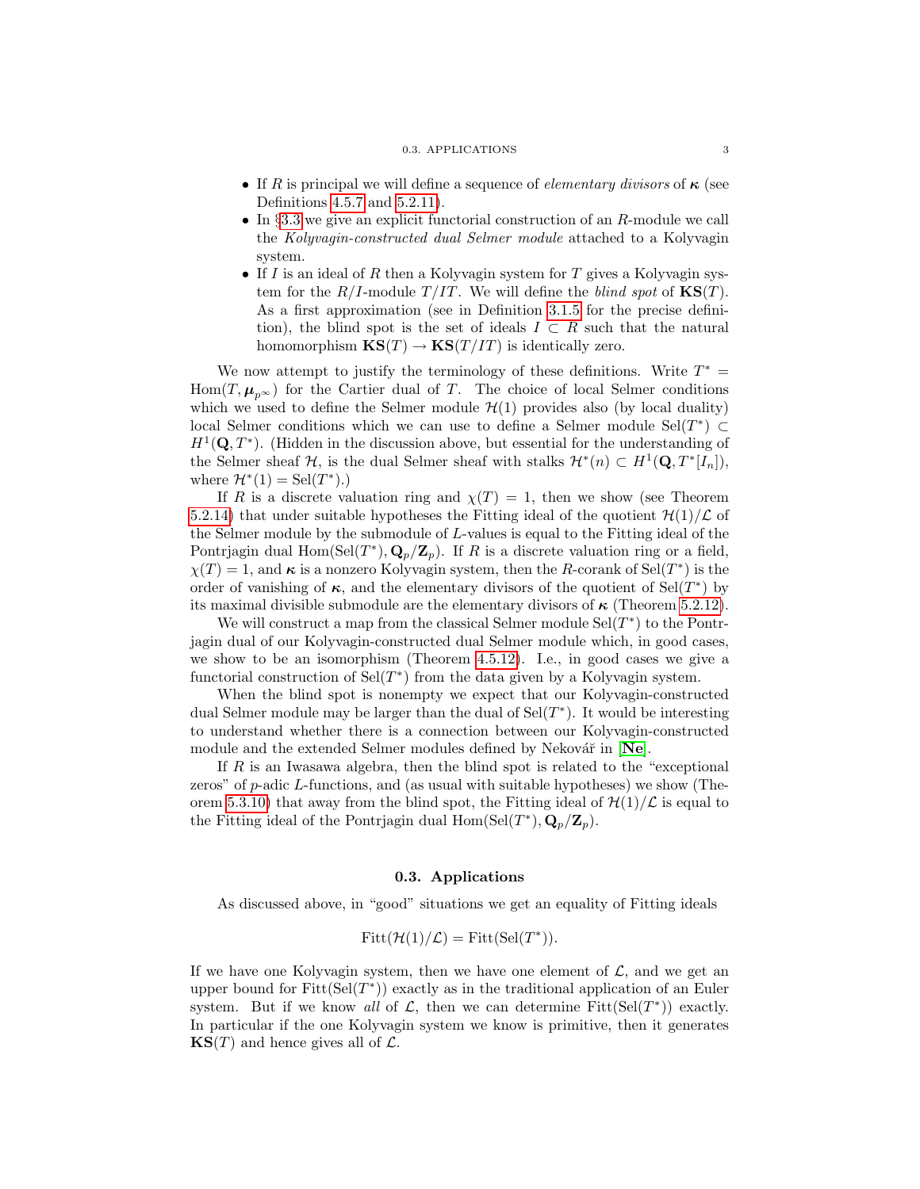- If $R$ is principal we will define a sequence of *elementary divisors* of $\boldsymbol{\kappa}$ (see Definitions 4.5.7 and 5.2.11).
- In §3.3 we give an explicit functorial construction of an $R$-module we call the *Kolyvagin-constructed dual Selmer module* attached to a Kolyvagin system.
- If $I$ is an ideal of $R$ then a Kolyvagin system for $T$ gives a Kolyvagin system for the $R/I$-module $T/IT$. We will define the *blind spot* of $\mathbf{KS}(T)$. As a first approximation (see in Definition 3.1.5 for the precise definition), the blind spot is the set of ideals $I \subset R$ such that the natural homomorphism $\mathbf{KS}(T) \to \mathbf{KS}(T/IT)$ is identically zero.

We now attempt to justify the terminology of these definitions. Write $T^* = \mathrm{Hom}(T, \boldsymbol{\mu}_{p^\infty})$ for the Cartier dual of $T$. The choice of local Selmer conditions which we used to define the Selmer module $\mathcal{H}(1)$ provides also (by local duality) local Selmer conditions which we can use to define a Selmer module $\mathrm{Sel}(T^*) \subset H^1(\mathbf{Q}, T^*)$. (Hidden in the discussion above, but essential for the understanding of the Selmer sheaf $\mathcal{H}$, is the dual Selmer sheaf with stalks $\mathcal{H}^*(n) \subset H^1(\mathbf{Q}, T^*[I_n])$, where $\mathcal{H}^*(1) = \mathrm{Sel}(T^*)$.)

If $R$ is a discrete valuation ring and $\chi(T) = 1$, then we show (see Theorem 5.2.14) that under suitable hypotheses the Fitting ideal of the quotient $\mathcal{H}(1)/\mathcal{L}$ of the Selmer module by the submodule of $L$-values is equal to the Fitting ideal of the Pontrjagin dual $\mathrm{Hom}(\mathrm{Sel}(T^*), \mathbf{Q}_p/\mathbf{Z}_p)$. If $R$ is a discrete valuation ring or a field, $\chi(T) = 1$, and $\boldsymbol{\kappa}$ is a nonzero Kolyvagin system, then the $R$-corank of $\mathrm{Sel}(T^*)$ is the order of vanishing of $\boldsymbol{\kappa}$, and the elementary divisors of the quotient of $\mathrm{Sel}(T^*)$ by its maximal divisible submodule are the elementary divisors of $\boldsymbol{\kappa}$ (Theorem 5.2.12).

We will construct a map from the classical Selmer module $\mathrm{Sel}(T^*)$ to the Pontrjagin dual of our Kolyvagin-constructed dual Selmer module which, in good cases, we show to be an isomorphism (Theorem 4.5.12). I.e., in good cases we give a functorial construction of $\mathrm{Sel}(T^*)$ from the data given by a Kolyvagin system.

When the blind spot is nonempty we expect that our Kolyvagin-constructed dual Selmer module may be larger than the dual of $\mathrm{Sel}(T^*)$. It would be interesting to understand whether there is a connection between our Kolyvagin-constructed module and the extended Selmer modules defined by Nekovář in [**Ne**].

If $R$ is an Iwasawa algebra, then the blind spot is related to the "exceptional zeros" of $p$-adic $L$-functions, and (as usual with suitable hypotheses) we show (Theorem 5.3.10) that away from the blind spot, the Fitting ideal of $\mathcal{H}(1)/\mathcal{L}$ is equal to the Fitting ideal of the Pontrjagin dual $\mathrm{Hom}(\mathrm{Sel}(T^*), \mathbf{Q}_p/\mathbf{Z}_p)$.

## 0.3. Applications

As discussed above, in "good" situations we get an equality of Fitting ideals

$$\mathrm{Fitt}(\mathcal{H}(1)/\mathcal{L}) = \mathrm{Fitt}(\mathrm{Sel}(T^*)).$$

If we have one Kolyvagin system, then we have one element of $\mathcal{L}$, and we get an upper bound for $\mathrm{Fitt}(\mathrm{Sel}(T^*))$ exactly as in the traditional application of an Euler system. But if we know *all* of $\mathcal{L}$, then we can determine $\mathrm{Fitt}(\mathrm{Sel}(T^*))$ exactly. In particular if the one Kolyvagin system we know is primitive, then it generates $\mathbf{KS}(T)$ and hence gives all of $\mathcal{L}$.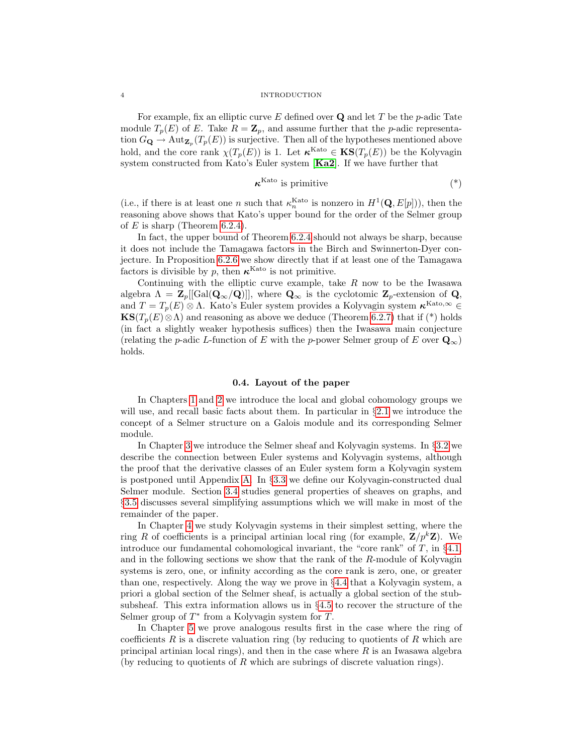For example, fix an elliptic curve $E$ defined over $\mathbf{Q}$ and let $T$ be the $p$-adic Tate module $T_p(E)$ of $E$. Take $R = \mathbf{Z}_p$, and assume further that the $p$-adic representation $G_{\mathbf{Q}} \to \mathrm{Aut}_{\mathbf{Z}_p}(T_p(E))$ is surjective. Then all of the hypotheses mentioned above hold, and the core rank $\chi(T_p(E))$ is 1. Let $\boldsymbol{\kappa}^{\mathrm{Kato}} \in \mathbf{KS}(T_p(E))$ be the Kolyvagin system constructed from Kato's Euler system [**Ka2**]. If we have further that

$$\boldsymbol{\kappa}^{\mathrm{Kato}} \text{ is primitive} \tag{*}$$

(i.e., if there is at least one $n$ such that $\kappa_n^{\mathrm{Kato}}$ is nonzero in $H^1(\mathbf{Q}, E[p])$), then the reasoning above shows that Kato's upper bound for the order of the Selmer group of $E$ is sharp (Theorem 6.2.4).

In fact, the upper bound of Theorem 6.2.4 should not always be sharp, because it does not include the Tamagawa factors in the Birch and Swinnerton-Dyer conjecture. In Proposition 6.2.6 we show directly that if at least one of the Tamagawa factors is divisible by $p$, then $\boldsymbol{\kappa}^{\mathrm{Kato}}$ is not primitive.

Continuing with the elliptic curve example, take $R$ now to be the Iwasawa algebra $\Lambda = \mathbf{Z}_p[[\mathrm{Gal}(\mathbf{Q}_\infty/\mathbf{Q})]]$, where $\mathbf{Q}_\infty$ is the cyclotomic $\mathbf{Z}_p$-extension of $\mathbf{Q}$, and $T = T_p(E) \otimes \Lambda$. Kato's Euler system provides a Kolyvagin system $\boldsymbol{\kappa}^{\mathrm{Kato},\infty} \in \mathbf{KS}(T_p(E) \otimes \Lambda)$ and reasoning as above we deduce (Theorem 6.2.7) that if (*) holds (in fact a slightly weaker hypothesis suffices) then the Iwasawa main conjecture (relating the $p$-adic $L$-function of $E$ with the $p$-power Selmer group of $E$ over $\mathbf{Q}_\infty$) holds.

## 0.4. Layout of the paper

In Chapters 1 and 2 we introduce the local and global cohomology groups we will use, and recall basic facts about them. In particular in §2.1 we introduce the concept of a Selmer structure on a Galois module and its corresponding Selmer module.

In Chapter 3 we introduce the Selmer sheaf and Kolyvagin systems. In §3.2 we describe the connection between Euler systems and Kolyvagin systems, although the proof that the derivative classes of an Euler system form a Kolyvagin system is postponed until Appendix A. In §3.3 we define our Kolyvagin-constructed dual Selmer module. Section 3.4 studies general properties of sheaves on graphs, and §3.5 discusses several simplifying assumptions which we will make in most of the remainder of the paper.

In Chapter 4 we study Kolyvagin systems in their simplest setting, where the ring $R$ of coefficients is a principal artinian local ring (for example, $\mathbf{Z}/p^k\mathbf{Z}$). We introduce our fundamental cohomological invariant, the "core rank" of $T$, in §4.1, and in the following sections we show that the rank of the $R$-module of Kolyvagin systems is zero, one, or infinity according as the core rank is zero, one, or greater than one, respectively. Along the way we prove in §4.4 that a Kolyvagin system, a priori a global section of the Selmer sheaf, is actually a global section of the stub-subsheaf. This extra information allows us in §4.5 to recover the structure of the Selmer group of $T^*$ from a Kolyvagin system for $T$.

In Chapter 5 we prove analogous results first in the case where the ring of coefficients $R$ is a discrete valuation ring (by reducing to quotients of $R$ which are principal artinian local rings), and then in the case where $R$ is an Iwasawa algebra (by reducing to quotients of $R$ which are subrings of discrete valuation rings).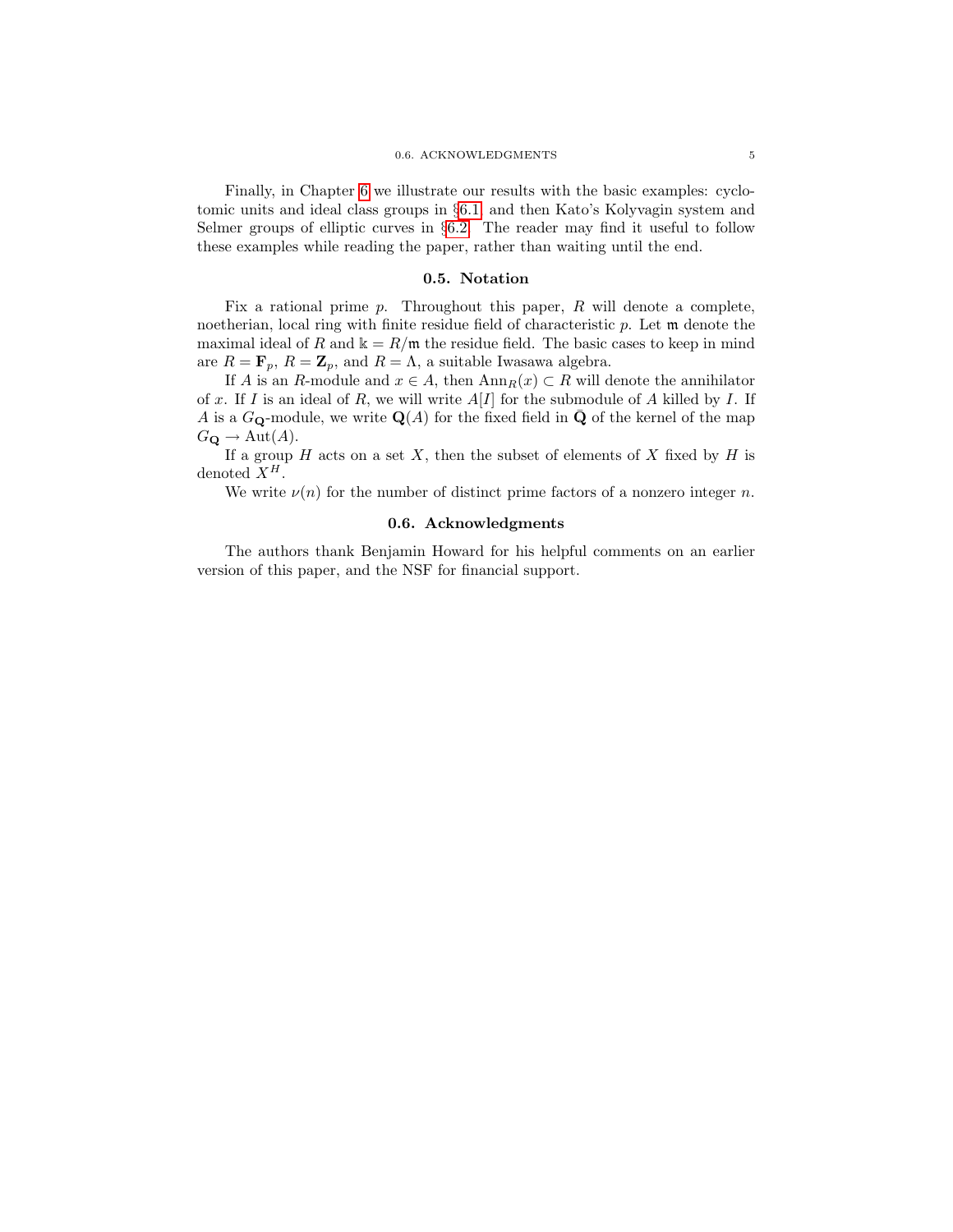Finally, in Chapter 6 we illustrate our results with the basic examples: cyclotomic units and ideal class groups in §6.1, and then Kato's Kolyvagin system and Selmer groups of elliptic curves in §6.2. The reader may find it useful to follow these examples while reading the paper, rather than waiting until the end.

## 0.5. Notation

Fix a rational prime $p$. Throughout this paper, $R$ will denote a complete, noetherian, local ring with finite residue field of characteristic $p$. Let $\mathfrak{m}$ denote the maximal ideal of $R$ and $\Bbbk = R/\mathfrak{m}$ the residue field. The basic cases to keep in mind are $R = \mathbf{F}_p$, $R = \mathbf{Z}_p$, and $R = \Lambda$, a suitable Iwasawa algebra.

If $A$ is an $R$-module and $x \in A$, then $\mathrm{Ann}_R(x) \subset R$ will denote the annihilator of $x$. If $I$ is an ideal of $R$, we will write $A[I]$ for the submodule of $A$ killed by $I$. If $A$ is a $G_{\mathbf{Q}}$-module, we write $\mathbf{Q}(A)$ for the fixed field in $\bar{\mathbf{Q}}$ of the kernel of the map $G_{\mathbf{Q}} \to \mathrm{Aut}(A)$.

If a group $H$ acts on a set $X$, then the subset of elements of $X$ fixed by $H$ is denoted $X^H$.

We write $\nu(n)$ for the number of distinct prime factors of a nonzero integer $n$.

## 0.6. Acknowledgments

The authors thank Benjamin Howard for his helpful comments on an earlier version of this paper, and the NSF for financial support.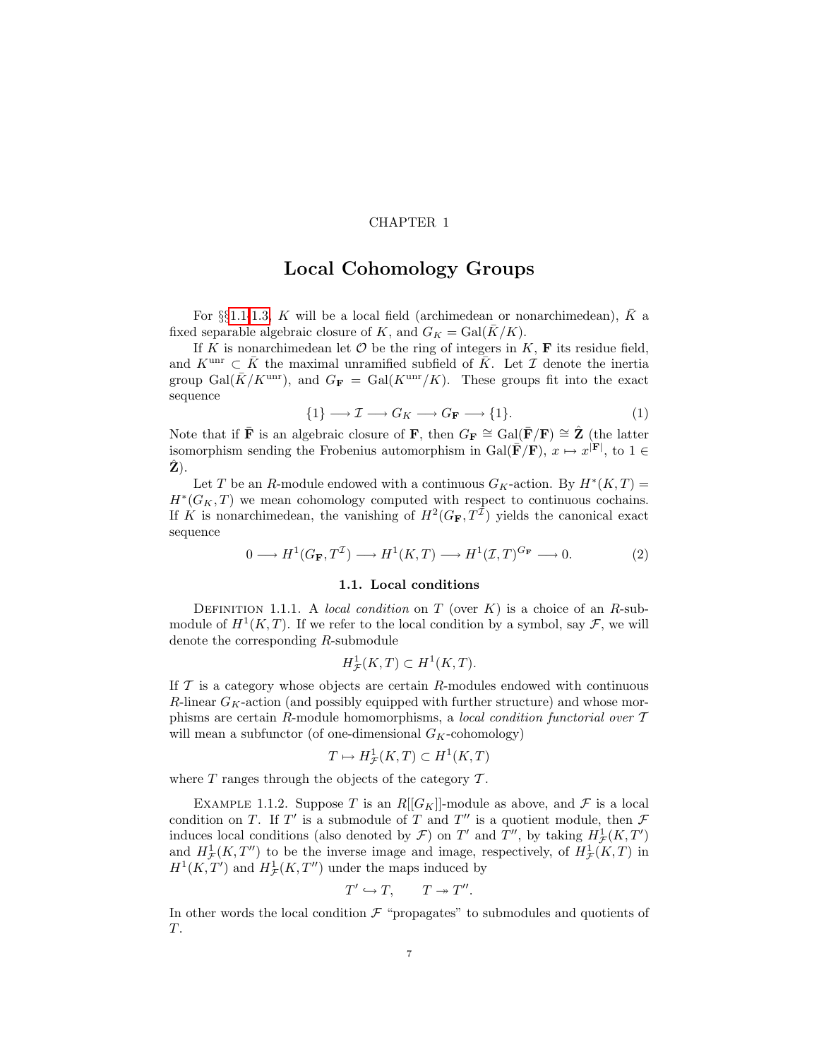CHAPTER 1

# Local Cohomology Groups

For §§1.1–1.3, $K$ will be a local field (archimedean or nonarchimedean), $\bar{K}$ a fixed separable algebraic closure of $K$, and $G_K = \mathrm{Gal}(\bar{K}/K)$.

If $K$ is nonarchimedean let $\mathcal{O}$ be the ring of integers in $K$, $\mathbf{F}$ its residue field, and $K^{\mathrm{unr}} \subset \bar{K}$ the maximal unramified subfield of $\bar{K}$. Let $\mathcal{I}$ denote the inertia group $\mathrm{Gal}(\bar{K}/K^{\mathrm{unr}})$, and $G_{\mathbf{F}} = \mathrm{Gal}(K^{\mathrm{unr}}/K)$. These groups fit into the exact sequence

$$\{1\} \longrightarrow \mathcal{I} \longrightarrow G_K \longrightarrow G_{\mathbf{F}} \longrightarrow \{1\}. \tag{1}$$

Note that if $\bar{\mathbf{F}}$ is an algebraic closure of $\mathbf{F}$, then $G_{\mathbf{F}} \cong \mathrm{Gal}(\bar{\mathbf{F}}/\mathbf{F}) \cong \hat{\mathbf{Z}}$ (the latter isomorphism sending the Frobenius automorphism in $\mathrm{Gal}(\bar{\mathbf{F}}/\mathbf{F})$, $x \mapsto x^{|\mathbf{F}|}$, to $1 \in \hat{\mathbf{Z}}$).

Let $T$ be an $R$-module endowed with a continuous $G_K$-action. By $H^*(K,T) = H^*(G_K,T)$ we mean cohomology computed with respect to continuous cochains. If $K$ is nonarchimedean, the vanishing of $H^2(G_{\mathbf{F}}, T^{\mathcal{I}})$ yields the canonical exact sequence

$$0 \longrightarrow H^1(G_{\mathbf{F}}, T^{\mathcal{I}}) \longrightarrow H^1(K,T) \longrightarrow H^1(\mathcal{I},T)^{G_{\mathbf{F}}} \longrightarrow 0. \tag{2}$$

## 1.1. Local conditions

Definition 1.1.1. A *local condition* on $T$ (over $K$) is a choice of an $R$-submodule of $H^1(K,T)$. If we refer to the local condition by a symbol, say $\mathcal{F}$, we will denote the corresponding $R$-submodule

$$H^1_{\mathcal{F}}(K,T) \subset H^1(K,T).$$

If $\mathcal{T}$ is a category whose objects are certain $R$-modules endowed with continuous $R$-linear $G_K$-action (and possibly equipped with further structure) and whose morphisms are certain $R$-module homomorphisms, a *local condition functorial over* $\mathcal{T}$ will mean a subfunctor (of one-dimensional $G_K$-cohomology)

$$T \mapsto H^1_{\mathcal{F}}(K,T) \subset H^1(K,T)$$

where $T$ ranges through the objects of the category $\mathcal{T}$.

Example 1.1.2. Suppose $T$ is an $R[[G_K]]$-module as above, and $\mathcal{F}$ is a local condition on $T$. If $T'$ is a submodule of $T$ and $T''$ is a quotient module, then $\mathcal{F}$ induces local conditions (also denoted by $\mathcal{F}$) on $T'$ and $T''$, by taking $H^1_{\mathcal{F}}(K,T')$ and $H^1_{\mathcal{F}}(K,T'')$ to be the inverse image and image, respectively, of $H^1_{\mathcal{F}}(K,T)$ in $H^1(K,T')$ and $H^1_{\mathcal{F}}(K,T'')$ under the maps induced by

$$T' \hookrightarrow T, \qquad T \twoheadrightarrow T''.$$

In other words the local condition $\mathcal{F}$ "propagates" to submodules and quotients of $T$.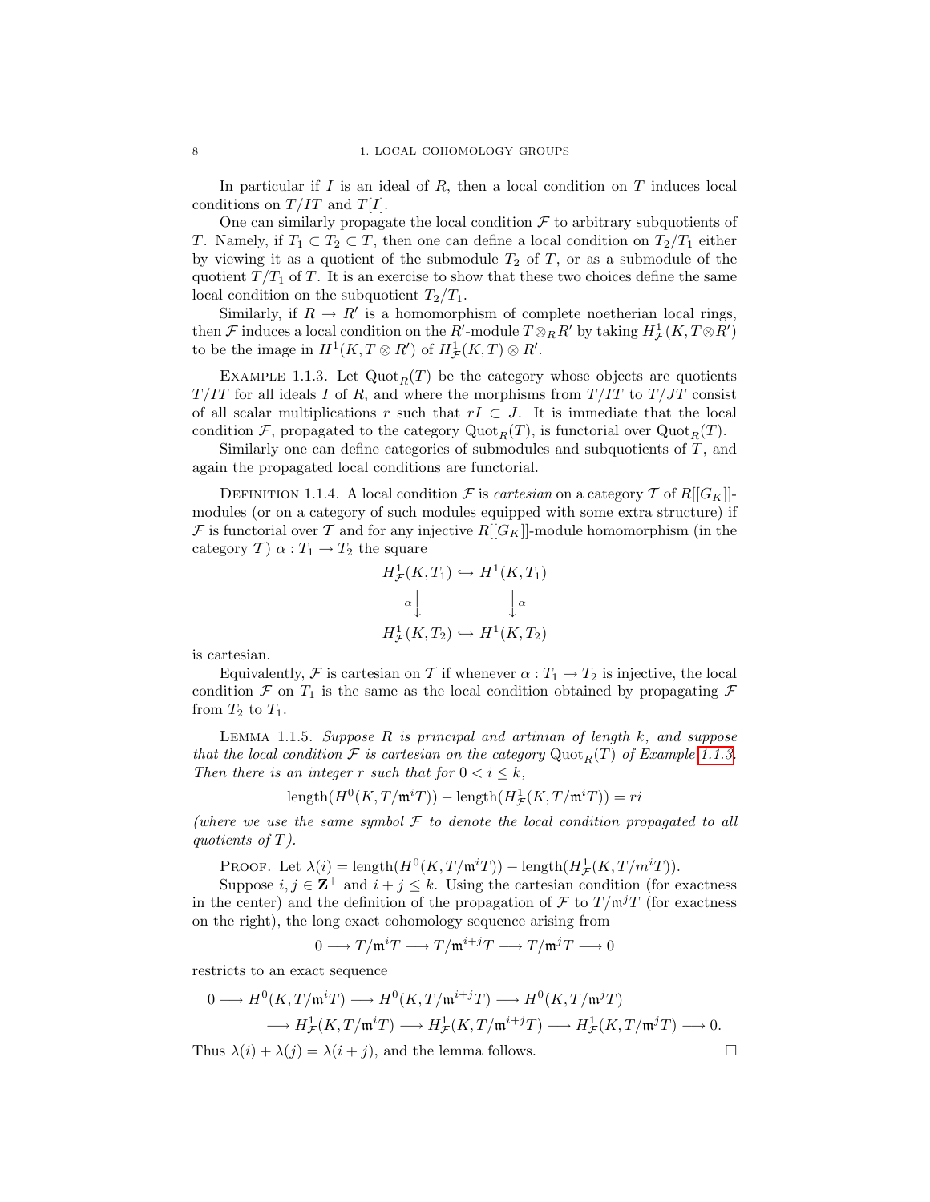In particular if $I$ is an ideal of $R$, then a local condition on $T$ induces local conditions on $T/IT$ and $T[I]$.

One can similarly propagate the local condition $\mathcal{F}$ to arbitrary subquotients of $T$. Namely, if $T_1 \subset T_2 \subset T$, then one can define a local condition on $T_2/T_1$ either by viewing it as a quotient of the submodule $T_2$ of $T$, or as a submodule of the quotient $T/T_1$ of $T$. It is an exercise to show that these two choices define the same local condition on the subquotient $T_2/T_1$.

Similarly, if $R \to R'$ is a homomorphism of complete noetherian local rings, then $\mathcal{F}$ induces a local condition on the $R'$-module $T \otimes_R R'$ by taking $H^1_{\mathcal{F}}(K, T \otimes R')$ to be the image in $H^1(K, T \otimes R')$ of $H^1_{\mathcal{F}}(K, T) \otimes R'$.

Example 1.1.3. Let $\mathrm{Quot}_R(T)$ be the category whose objects are quotients $T/IT$ for all ideals $I$ of $R$, and where the morphisms from $T/IT$ to $T/JT$ consist of all scalar multiplications $r$ such that $rI \subset J$. It is immediate that the local condition $\mathcal{F}$, propagated to the category $\mathrm{Quot}_R(T)$, is functorial over $\mathrm{Quot}_R(T)$.

Similarly one can define categories of submodules and subquotients of $T$, and again the propagated local conditions are functorial.

Definition 1.1.4. A local condition $\mathcal{F}$ is *cartesian* on a category $\mathcal{T}$ of $R[[G_K]]$-modules (or on a category of such modules equipped with some extra structure) if $\mathcal{F}$ is functorial over $\mathcal{T}$ and for any injective $R[[G_K]]$-module homomorphism (in the category $\mathcal{T}$) $\alpha : T_1 \to T_2$ the square

$$\begin{array}{ccc} H^1_{\mathcal{F}}(K, T_1) & \hookrightarrow & H^1(K, T_1) \\ {\scriptstyle\alpha}\downarrow & & \downarrow{\scriptstyle\alpha} \\ H^1_{\mathcal{F}}(K, T_2) & \hookrightarrow & H^1(K, T_2) \end{array}$$

is cartesian.

Equivalently, $\mathcal{F}$ is cartesian on $\mathcal{T}$ if whenever $\alpha : T_1 \to T_2$ is injective, the local condition $\mathcal{F}$ on $T_1$ is the same as the local condition obtained by propagating $\mathcal{F}$ from $T_2$ to $T_1$.

Lemma 1.1.5. *Suppose $R$ is principal and artinian of length $k$, and suppose that the local condition $\mathcal{F}$ is cartesian on the category $\mathrm{Quot}_R(T)$ of Example 1.1.3. Then there is an integer $r$ such that for $0 < i \leq k$,*

$$\mathrm{length}(H^0(K, T/\mathfrak{m}^i T)) - \mathrm{length}(H^1_{\mathcal{F}}(K, T/\mathfrak{m}^i T)) = ri$$

*(where we use the same symbol $\mathcal{F}$ to denote the local condition propagated to all quotients of $T$).*

Proof. Let $\lambda(i) = \mathrm{length}(H^0(K, T/\mathfrak{m}^i T)) - \mathrm{length}(H^1_{\mathcal{F}}(K, T/m^i T))$.

Suppose $i, j \in \mathbf{Z}^+$ and $i + j \leq k$. Using the cartesian condition (for exactness in the center) and the definition of the propagation of $\mathcal{F}$ to $T/\mathfrak{m}^j T$ (for exactness on the right), the long exact cohomology sequence arising from

$$0 \longrightarrow T/\mathfrak{m}^i T \longrightarrow T/\mathfrak{m}^{i+j} T \longrightarrow T/\mathfrak{m}^j T \longrightarrow 0$$

restricts to an exact sequence

$$\begin{aligned} 0 \longrightarrow H^0(K, T/\mathfrak{m}^i T) &\longrightarrow H^0(K, T/\mathfrak{m}^{i+j} T) \longrightarrow H^0(K, T/\mathfrak{m}^j T) \\ &\longrightarrow H^1_{\mathcal{F}}(K, T/\mathfrak{m}^i T) \longrightarrow H^1_{\mathcal{F}}(K, T/\mathfrak{m}^{i+j} T) \longrightarrow H^1_{\mathcal{F}}(K, T/\mathfrak{m}^j T) \longrightarrow 0. \end{aligned}$$

Thus $\lambda(i) + \lambda(j) = \lambda(i + j)$, and the lemma follows. $\square$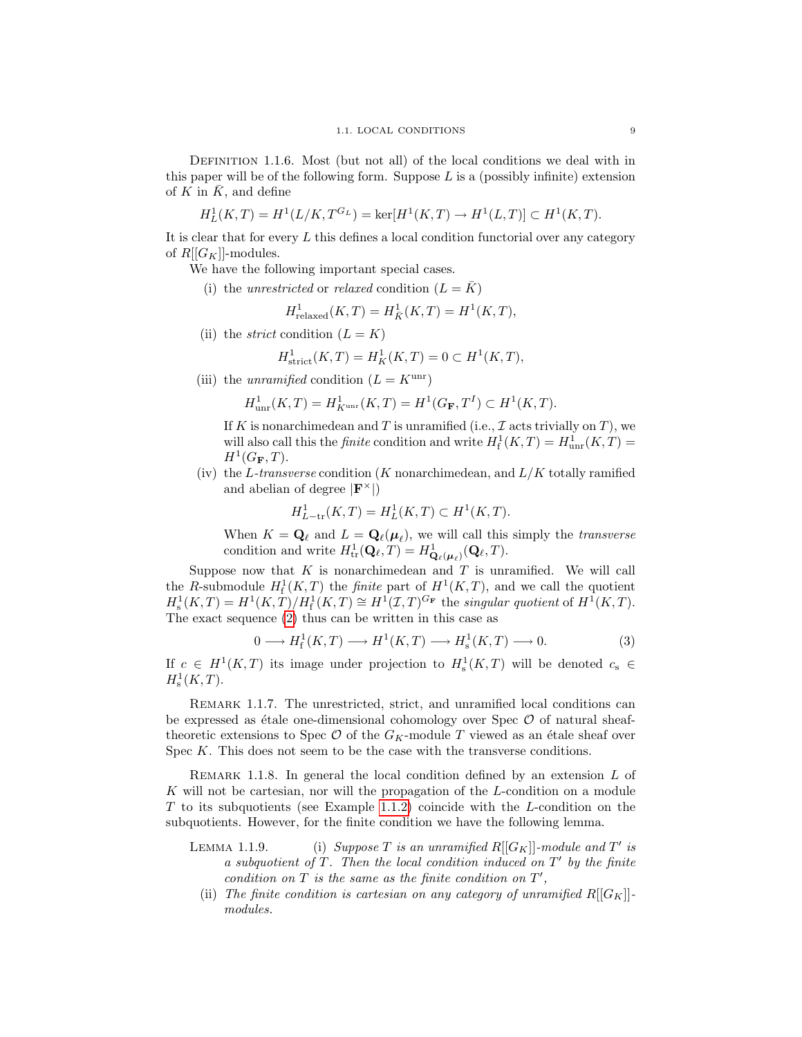Definition 1.1.6. Most (but not all) of the local conditions we deal with in this paper will be of the following form. Suppose $L$ is a (possibly infinite) extension of $K$ in $\bar{K}$, and define

$$H^1_L(K,T) = H^1(L/K, T^{G_L}) = \ker[H^1(K,T) \to H^1(L,T)] \subset H^1(K,T).$$

It is clear that for every $L$ this defines a local condition functorial over any category of $R[[G_K]]$-modules.

We have the following important special cases.

(i) the *unrestricted* or *relaxed* condition ($L = \bar{K}$)

$$H^1_{\text{relaxed}}(K,T) = H^1_{\bar{K}}(K,T) = H^1(K,T),$$

(ii) the *strict* condition ($L = K$)

$$H^1_{\text{strict}}(K,T) = H^1_K(K,T) = 0 \subset H^1(K,T),$$

(iii) the *unramified* condition ($L = K^{\text{unr}}$)

$$H^1_{\text{unr}}(K,T) = H^1_{K^{\text{unr}}}(K,T) = H^1(G_{\mathbf{F}}, T^I) \subset H^1(K,T).$$

If $K$ is nonarchimedean and $T$ is unramified (i.e., $\mathcal{I}$ acts trivially on $T$), we will also call this the *finite* condition and write $H^1_{\text{f}}(K,T) = H^1_{\text{unr}}(K,T) = H^1(G_{\mathbf{F}}, T)$.

(iv) the *$L$-transverse* condition ($K$ nonarchimedean, and $L/K$ totally ramified and abelian of degree $|\mathbf{F}^\times|$)

$$H^1_{L-\text{tr}}(K,T) = H^1_L(K,T) \subset H^1(K,T).$$

When $K = \mathbf{Q}_\ell$ and $L = \mathbf{Q}_\ell(\boldsymbol{\mu}_\ell)$, we will call this simply the *transverse* condition and write $H^1_{\text{tr}}(\mathbf{Q}_\ell, T) = H^1_{\mathbf{Q}_\ell(\boldsymbol{\mu}_\ell)}(\mathbf{Q}_\ell, T)$.

Suppose now that $K$ is nonarchimedean and $T$ is unramified. We will call the $R$-submodule $H^1_{\text{f}}(K,T)$ the *finite* part of $H^1(K,T)$, and we call the quotient $H^1_{\text{s}}(K,T) = H^1(K,T)/H^1_{\text{f}}(K,T) \cong H^1(\mathcal{I},T)^{G_{\mathbf{F}}}$ the *singular quotient* of $H^1(K,T)$. The exact sequence (2) thus can be written in this case as

$$0 \longrightarrow H^1_{\text{f}}(K,T) \longrightarrow H^1(K,T) \longrightarrow H^1_{\text{s}}(K,T) \longrightarrow 0. \tag{3}$$

If $c \in H^1(K,T)$ its image under projection to $H^1_{\text{s}}(K,T)$ will be denoted $c_{\text{s}} \in H^1_{\text{s}}(K,T)$.

Remark 1.1.7. The unrestricted, strict, and unramified local conditions can be expressed as étale one-dimensional cohomology over Spec $\mathcal{O}$ of natural sheaf-theoretic extensions to Spec $\mathcal{O}$ of the $G_K$-module $T$ viewed as an étale sheaf over Spec $K$. This does not seem to be the case with the transverse conditions.

Remark 1.1.8. In general the local condition defined by an extension $L$ of $K$ will not be cartesian, nor will the propagation of the $L$-condition on a module $T$ to its subquotients (see Example 1.1.2) coincide with the $L$-condition on the subquotients. However, for the finite condition we have the following lemma.

Lemma 1.1.9. (i) *Suppose $T$ is an unramified $R[[G_K]]$-module and $T'$ is a subquotient of $T$. Then the local condition induced on $T'$ by the finite condition on $T$ is the same as the finite condition on $T'$,*

(ii) *The finite condition is cartesian on any category of unramified $R[[G_K]]$-modules.*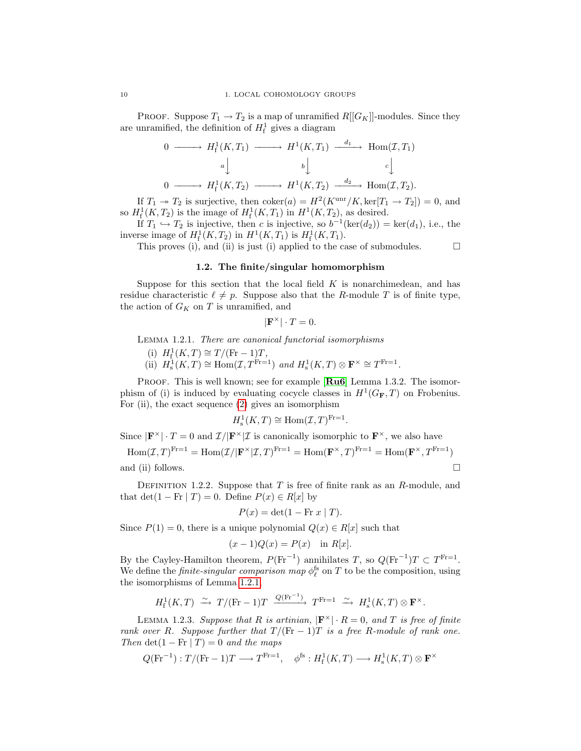PROOF. Suppose $T_1 \to T_2$ is a map of unramified $R[[G_K]]$-modules. Since they are unramified, the definition of $H^1_{\mathrm{f}}$ gives a diagram

$$\begin{array}{ccccccc} 0 & \longrightarrow & H^1_{\mathrm{f}}(K, T_1) & \longrightarrow & H^1(K, T_1) & \xrightarrow{d_1} & \mathrm{Hom}(\mathcal{I}, T_1) \\ & & \downarrow{\scriptstyle a} & & \downarrow{\scriptstyle b} & & \downarrow{\scriptstyle c} \\ 0 & \longrightarrow & H^1_{\mathrm{f}}(K, T_2) & \longrightarrow & H^1(K, T_2) & \xrightarrow{d_2} & \mathrm{Hom}(\mathcal{I}, T_2). \end{array}$$

If $T_1 \twoheadrightarrow T_2$ is surjective, then $\mathrm{coker}(a) = H^2(K^{\mathrm{unr}}/K, \ker[T_1 \to T_2]) = 0$, and so $H^1_{\mathrm{f}}(K, T_2)$ is the image of $H^1_{\mathrm{f}}(K, T_1)$ in $H^1(K, T_2)$, as desired.

If $T_1 \hookrightarrow T_2$ is injective, then $c$ is injective, so $b^{-1}(\ker(d_2)) = \ker(d_1)$, i.e., the inverse image of $H^1_{\mathrm{f}}(K, T_2)$ in $H^1(K, T_1)$ is $H^1_{\mathrm{f}}(K, T_1)$.

This proves (i), and (ii) is just (i) applied to the case of submodules. $\square$

## 1.2. The finite/singular homomorphism

Suppose for this section that the local field $K$ is nonarchimedean, and has residue characteristic $\ell \neq p$. Suppose also that the $R$-module $T$ is of finite type, the action of $G_K$ on $T$ is unramified, and

$$|\mathbf{F}^\times| \cdot T = 0.$$

LEMMA 1.2.1. *There are canonical functorial isomorphisms*

(i) $H^1_{\mathrm{f}}(K, T) \cong T/(\mathrm{Fr} - 1)T$,

(ii) $H^1_{\mathrm{s}}(K, T) \cong \mathrm{Hom}(\mathcal{I}, T^{\mathrm{Fr}=1})$ *and* $H^1_{\mathrm{s}}(K, T) \otimes \mathbf{F}^\times \cong T^{\mathrm{Fr}=1}$.

PROOF. This is well known; see for example [Ru6] Lemma 1.3.2. The isomorphism of (i) is induced by evaluating cocycle classes in $H^1(G_{\mathbf{F}}, T)$ on Frobenius. For (ii), the exact sequence (2) gives an isomorphism

$$H^1_{\mathrm{s}}(K, T) \cong \mathrm{Hom}(\mathcal{I}, T)^{\mathrm{Fr}=1}.$$

Since $|\mathbf{F}^\times| \cdot T = 0$ and $\mathcal{I}/|\mathbf{F}^\times|\mathcal{I}$ is canonically isomorphic to $\mathbf{F}^\times$, we also have

$$\mathrm{Hom}(\mathcal{I}, T)^{\mathrm{Fr}=1} = \mathrm{Hom}(\mathcal{I}/|\mathbf{F}^\times|\mathcal{I}, T)^{\mathrm{Fr}=1} = \mathrm{Hom}(\mathbf{F}^\times, T)^{\mathrm{Fr}=1} = \mathrm{Hom}(\mathbf{F}^\times, T^{\mathrm{Fr}=1})$$

and (ii) follows. $\square$

DEFINITION 1.2.2. Suppose that $T$ is free of finite rank as an $R$-module, and that $\det(1 - \mathrm{Fr} \mid T) = 0$. Define $P(x) \in R[x]$ by

$$P(x) = \det(1 - \mathrm{Fr}\, x \mid T).$$

Since $P(1) = 0$, there is a unique polynomial $Q(x) \in R[x]$ such that

$$(x - 1)Q(x) = P(x) \quad \text{in } R[x].$$

By the Cayley-Hamilton theorem, $P(\mathrm{Fr}^{-1})$ annihilates $T$, so $Q(\mathrm{Fr}^{-1})T \subset T^{\mathrm{Fr}=1}$. We define the *finite-singular comparison map* $\phi^{\mathrm{fs}}_\ell$ on $T$ to be the composition, using the isomorphisms of Lemma 1.2.1,

$$H^1_{\mathrm{f}}(K, T) \xrightarrow{\sim} T/(\mathrm{Fr} - 1)T \xrightarrow{Q(\mathrm{Fr}^{-1})} T^{\mathrm{Fr}=1} \xrightarrow{\sim} H^1_{\mathrm{s}}(K, T) \otimes \mathbf{F}^\times.$$

LEMMA 1.2.3. *Suppose that $R$ is artinian, $|\mathbf{F}^\times| \cdot R = 0$, and $T$ is free of finite rank over $R$. Suppose further that $T/(\mathrm{Fr} - 1)T$ is a free $R$-module of rank one. Then $\det(1 - \mathrm{Fr} \mid T) = 0$ and the maps*

$$Q(\mathrm{Fr}^{-1}) : T/(\mathrm{Fr} - 1)T \longrightarrow T^{\mathrm{Fr}=1}, \quad \phi^{\mathrm{fs}} : H^1_{\mathrm{f}}(K, T) \longrightarrow H^1_{\mathrm{s}}(K, T) \otimes \mathbf{F}^\times$$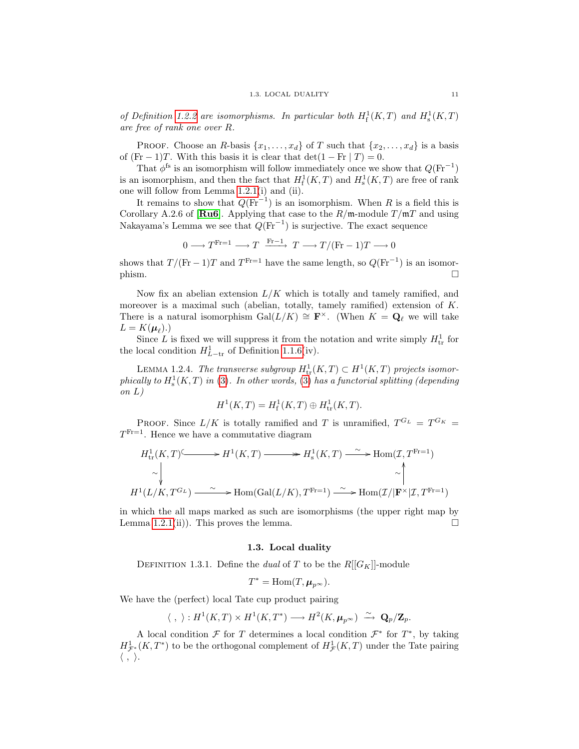*of Definition 1.2.2 are isomorphisms. In particular both $H^1_{\mathrm{f}}(K,T)$ and $H^1_{\mathrm{s}}(K,T)$ are free of rank one over $R$.*

Proof. Choose an $R$-basis $\{x_1,\ldots,x_d\}$ of $T$ such that $\{x_2,\ldots,x_d\}$ is a basis of $(\mathrm{Fr}-1)T$. With this basis it is clear that $\det(1-\mathrm{Fr}\mid T)=0$.

That $\phi^{\mathrm{fs}}$ is an isomorphism will follow immediately once we show that $Q(\mathrm{Fr}^{-1})$ is an isomorphism, and then the fact that $H^1_{\mathrm{f}}(K,T)$ and $H^1_{\mathrm{s}}(K,T)$ are free of rank one will follow from Lemma 1.2.1(i) and (ii).

It remains to show that $Q(\mathrm{Fr}^{-1})$ is an isomorphism. When $R$ is a field this is Corollary A.2.6 of [**Ru6**]. Applying that case to the $R/\mathfrak{m}$-module $T/\mathfrak{m}T$ and using Nakayama's Lemma we see that $Q(\mathrm{Fr}^{-1})$ is surjective. The exact sequence

$$0\longrightarrow T^{\mathrm{Fr}=1}\longrightarrow T\xrightarrow{\ \mathrm{Fr}-1\ }T\longrightarrow T/(\mathrm{Fr}-1)T\longrightarrow 0$$

shows that $T/(\mathrm{Fr}-1)T$ and $T^{\mathrm{Fr}=1}$ have the same length, so $Q(\mathrm{Fr}^{-1})$ is an isomorphism. □

Now fix an abelian extension $L/K$ which is totally and tamely ramified, and moreover is a maximal such (abelian, totally, tamely ramified) extension of $K$. There is a natural isomorphism $\mathrm{Gal}(L/K)\cong\mathbf{F}^\times$. (When $K=\mathbf{Q}_\ell$ we will take $L=K(\boldsymbol{\mu}_\ell)$.)

Since $L$ is fixed we will suppress it from the notation and write simply $H^1_{\mathrm{tr}}$ for the local condition $H^1_{L-\mathrm{tr}}$ of Definition 1.1.6(iv).

Lemma 1.2.4. *The transverse subgroup $H^1_{\mathrm{tr}}(K,T)\subset H^1(K,T)$ projects isomorphically to $H^1_{\mathrm{s}}(K,T)$ in (3). In other words, (3) has a functorial splitting (depending on $L$)*

$$H^1(K,T)=H^1_{\mathrm{f}}(K,T)\oplus H^1_{\mathrm{tr}}(K,T).$$

Proof. Since $L/K$ is totally ramified and $T$ is unramified, $T^{G_L}=T^{G_K}=T^{\mathrm{Fr}=1}$. Hence we have a commutative diagram

$$\begin{array}{ccccccc}
H^1_{\mathrm{tr}}(K,T) & \hookrightarrow & H^1(K,T) & \twoheadrightarrow & H^1_{\mathrm{s}}(K,T) & \xrightarrow{\sim} & \mathrm{Hom}(\mathcal{I},T^{\mathrm{Fr}=1})\\
\downarrow\wr & & & & & & \uparrow\wr\\
H^1(L/K,T^{G_L}) & & \xrightarrow{\sim} & \mathrm{Hom}(\mathrm{Gal}(L/K),T^{\mathrm{Fr}=1}) & \xrightarrow{\sim} & & \mathrm{Hom}(\mathcal{I}/|\mathbf{F}^\times|\mathcal{I},T^{\mathrm{Fr}=1})
\end{array}$$

in which the all maps marked as such are isomorphisms (the upper right map by Lemma 1.2.1(ii)). This proves the lemma. □

## 1.3. Local duality

Definition 1.3.1. Define the *dual* of $T$ to be the $R[[G_K]]$-module

$$T^*=\mathrm{Hom}(T,\boldsymbol{\mu}_{p^\infty}).$$

We have the (perfect) local Tate cup product pairing

$$\langle\ ,\ \rangle: H^1(K,T)\times H^1(K,T^*)\longrightarrow H^2(K,\boldsymbol{\mu}_{p^\infty})\xrightarrow{\ \sim\ }\mathbf{Q}_p/\mathbf{Z}_p.$$

A local condition $\mathcal{F}$ for $T$ determines a local condition $\mathcal{F}^*$ for $T^*$, by taking $H^1_{\mathcal{F}^*}(K,T^*)$ to be the orthogonal complement of $H^1_{\mathcal{F}}(K,T)$ under the Tate pairing $\langle\ ,\ \rangle$.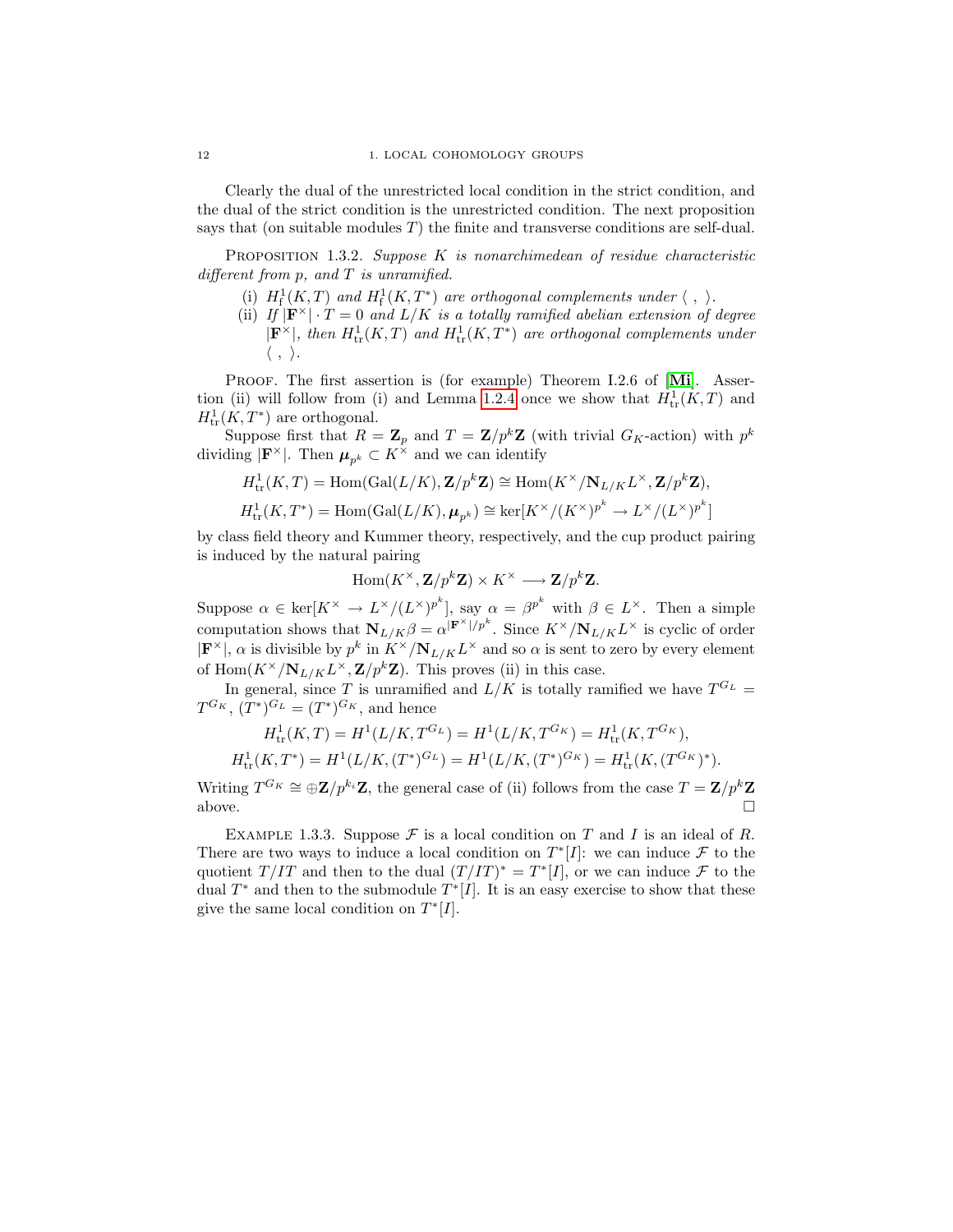Clearly the dual of the unrestricted local condition in the strict condition, and the dual of the strict condition is the unrestricted condition. The next proposition says that (on suitable modules $T$) the finite and transverse conditions are self-dual.

Proposition 1.3.2. *Suppose $K$ is nonarchimedean of residue characteristic different from $p$, and $T$ is unramified.*

(i) *$H^1_{\mathrm{f}}(K,T)$ and $H^1_{\mathrm{f}}(K,T^*)$ are orthogonal complements under $\langle\ ,\ \rangle$.*

(ii) *If $|\mathbf{F}^\times|\cdot T = 0$ and $L/K$ is a totally ramified abelian extension of degree $|\mathbf{F}^\times|$, then $H^1_{\mathrm{tr}}(K,T)$ and $H^1_{\mathrm{tr}}(K,T^*)$ are orthogonal complements under $\langle\ ,\ \rangle$.*

Proof. The first assertion is (for example) Theorem I.2.6 of [Mi]. Assertion (ii) will follow from (i) and Lemma 1.2.4 once we show that $H^1_{\mathrm{tr}}(K,T)$ and $H^1_{\mathrm{tr}}(K,T^*)$ are orthogonal.

Suppose first that $R = \mathbf{Z}_p$ and $T = \mathbf{Z}/p^k\mathbf{Z}$ (with trivial $G_K$-action) with $p^k$ dividing $|\mathbf{F}^\times|$. Then $\boldsymbol{\mu}_{p^k} \subset K^\times$ and we can identify

$$H^1_{\mathrm{tr}}(K,T) = \mathrm{Hom}(\mathrm{Gal}(L/K),\mathbf{Z}/p^k\mathbf{Z}) \cong \mathrm{Hom}(K^\times/\mathbf{N}_{L/K}L^\times,\mathbf{Z}/p^k\mathbf{Z}),$$

$$H^1_{\mathrm{tr}}(K,T^*) = \mathrm{Hom}(\mathrm{Gal}(L/K),\boldsymbol{\mu}_{p^k}) \cong \ker[K^\times/(K^\times)^{p^k} \to L^\times/(L^\times)^{p^k}]$$

by class field theory and Kummer theory, respectively, and the cup product pairing is induced by the natural pairing

$$\mathrm{Hom}(K^\times,\mathbf{Z}/p^k\mathbf{Z}) \times K^\times \longrightarrow \mathbf{Z}/p^k\mathbf{Z}.$$

Suppose $\alpha \in \ker[K^\times \to L^\times/(L^\times)^{p^k}]$, say $\alpha = \beta^{p^k}$ with $\beta \in L^\times$. Then a simple computation shows that $\mathbf{N}_{L/K}\beta = \alpha^{|\mathbf{F}^\times|/p^k}$. Since $K^\times/\mathbf{N}_{L/K}L^\times$ is cyclic of order $|\mathbf{F}^\times|$, $\alpha$ is divisible by $p^k$ in $K^\times/\mathbf{N}_{L/K}L^\times$ and so $\alpha$ is sent to zero by every element of $\mathrm{Hom}(K^\times/\mathbf{N}_{L/K}L^\times,\mathbf{Z}/p^k\mathbf{Z})$. This proves (ii) in this case.

In general, since $T$ is unramified and $L/K$ is totally ramified we have $T^{G_L} = T^{G_K}$, $(T^*)^{G_L} = (T^*)^{G_K}$, and hence

$$H^1_{\mathrm{tr}}(K,T) = H^1(L/K,T^{G_L}) = H^1(L/K,T^{G_K}) = H^1_{\mathrm{tr}}(K,T^{G_K}),$$

$$H^1_{\mathrm{tr}}(K,T^*) = H^1(L/K,(T^*)^{G_L}) = H^1(L/K,(T^*)^{G_K}) = H^1_{\mathrm{tr}}(K,(T^{G_K})^*).$$

Writing $T^{G_K} \cong \oplus\mathbf{Z}/p^{k_i}\mathbf{Z}$, the general case of (ii) follows from the case $T = \mathbf{Z}/p^k\mathbf{Z}$ above. □

Example 1.3.3. Suppose $\mathcal{F}$ is a local condition on $T$ and $I$ is an ideal of $R$. There are two ways to induce a local condition on $T^*[I]$: we can induce $\mathcal{F}$ to the quotient $T/IT$ and then to the dual $(T/IT)^* = T^*[I]$, or we can induce $\mathcal{F}$ to the dual $T^*$ and then to the submodule $T^*[I]$. It is an easy exercise to show that these give the same local condition on $T^*[I]$.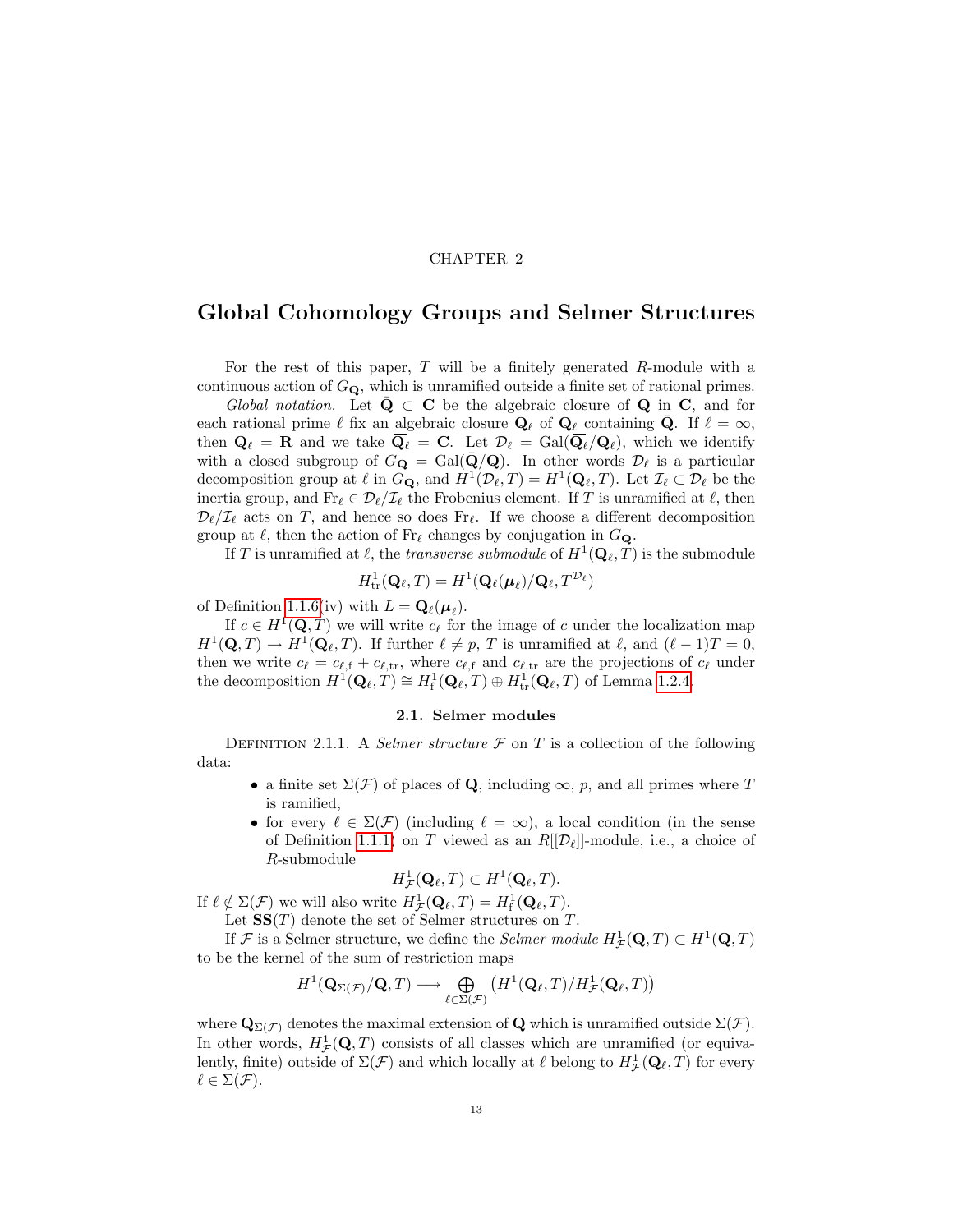CHAPTER 2

# Global Cohomology Groups and Selmer Structures

For the rest of this paper, $T$ will be a finitely generated $R$-module with a continuous action of $G_{\mathbf{Q}}$, which is unramified outside a finite set of rational primes.

*Global notation.* Let $\bar{\mathbf{Q}} \subset \mathbf{C}$ be the algebraic closure of $\mathbf{Q}$ in $\mathbf{C}$, and for each rational prime $\ell$ fix an algebraic closure $\overline{\mathbf{Q}}_\ell$ of $\mathbf{Q}_\ell$ containing $\bar{\mathbf{Q}}$. If $\ell = \infty$, then $\mathbf{Q}_\ell = \mathbf{R}$ and we take $\overline{\mathbf{Q}}_\ell = \mathbf{C}$. Let $\mathcal{D}_\ell = \mathrm{Gal}(\overline{\mathbf{Q}}_\ell/\mathbf{Q}_\ell)$, which we identify with a closed subgroup of $G_{\mathbf{Q}} = \mathrm{Gal}(\bar{\mathbf{Q}}/\mathbf{Q})$. In other words $\mathcal{D}_\ell$ is a particular decomposition group at $\ell$ in $G_{\mathbf{Q}}$, and $H^1(\mathcal{D}_\ell, T) = H^1(\mathbf{Q}_\ell, T)$. Let $\mathcal{I}_\ell \subset \mathcal{D}_\ell$ be the inertia group, and $\mathrm{Fr}_\ell \in \mathcal{D}_\ell/\mathcal{I}_\ell$ the Frobenius element. If $T$ is unramified at $\ell$, then $\mathcal{D}_\ell/\mathcal{I}_\ell$ acts on $T$, and hence so does $\mathrm{Fr}_\ell$. If we choose a different decomposition group at $\ell$, then the action of $\mathrm{Fr}_\ell$ changes by conjugation in $G_{\mathbf{Q}}$.

If $T$ is unramified at $\ell$, the *transverse submodule* of $H^1(\mathbf{Q}_\ell, T)$ is the submodule

$$H^1_{\mathrm{tr}}(\mathbf{Q}_\ell, T) = H^1(\mathbf{Q}_\ell(\boldsymbol{\mu}_\ell)/\mathbf{Q}_\ell, T^{\mathcal{D}_\ell})$$

of Definition 1.1.6(iv) with $L = \mathbf{Q}_\ell(\boldsymbol{\mu}_\ell)$.

If $c \in H^1(\mathbf{Q}, T)$ we will write $c_\ell$ for the image of $c$ under the localization map $H^1(\mathbf{Q}, T) \to H^1(\mathbf{Q}_\ell, T)$. If further $\ell \neq p$, $T$ is unramified at $\ell$, and $(\ell - 1)T = 0$, then we write $c_\ell = c_{\ell,\mathrm{f}} + c_{\ell,\mathrm{tr}}$, where $c_{\ell,\mathrm{f}}$ and $c_{\ell,\mathrm{tr}}$ are the projections of $c_\ell$ under the decomposition $H^1(\mathbf{Q}_\ell, T) \cong H^1_{\mathrm{f}}(\mathbf{Q}_\ell, T) \oplus H^1_{\mathrm{tr}}(\mathbf{Q}_\ell, T)$ of Lemma 1.2.4.

## 2.1. Selmer modules

Definition 2.1.1. A *Selmer structure* $\mathcal{F}$ on $T$ is a collection of the following data:

- a finite set $\Sigma(\mathcal{F})$ of places of $\mathbf{Q}$, including $\infty$, $p$, and all primes where $T$ is ramified,
- for every $\ell \in \Sigma(\mathcal{F})$ (including $\ell = \infty$), a local condition (in the sense of Definition 1.1.1) on $T$ viewed as an $R[[\mathcal{D}_\ell]]$-module, i.e., a choice of $R$-submodule
$$H^1_{\mathcal{F}}(\mathbf{Q}_\ell, T) \subset H^1(\mathbf{Q}_\ell, T).$$

If $\ell \notin \Sigma(\mathcal{F})$ we will also write $H^1_{\mathcal{F}}(\mathbf{Q}_\ell, T) = H^1_{\mathrm{f}}(\mathbf{Q}_\ell, T)$.

Let $\mathbf{SS}(T)$ denote the set of Selmer structures on $T$.

If $\mathcal{F}$ is a Selmer structure, we define the *Selmer module* $H^1_{\mathcal{F}}(\mathbf{Q}, T) \subset H^1(\mathbf{Q}, T)$ to be the kernel of the sum of restriction maps

$$H^1(\mathbf{Q}_{\Sigma(\mathcal{F})}/\mathbf{Q}, T) \longrightarrow \bigoplus_{\ell \in \Sigma(\mathcal{F})} \left(H^1(\mathbf{Q}_\ell, T)/H^1_{\mathcal{F}}(\mathbf{Q}_\ell, T)\right)$$

where $\mathbf{Q}_{\Sigma(\mathcal{F})}$ denotes the maximal extension of $\mathbf{Q}$ which is unramified outside $\Sigma(\mathcal{F})$. In other words, $H^1_{\mathcal{F}}(\mathbf{Q}, T)$ consists of all classes which are unramified (or equivalently, finite) outside of $\Sigma(\mathcal{F})$ and which locally at $\ell$ belong to $H^1_{\mathcal{F}}(\mathbf{Q}_\ell, T)$ for every $\ell \in \Sigma(\mathcal{F})$.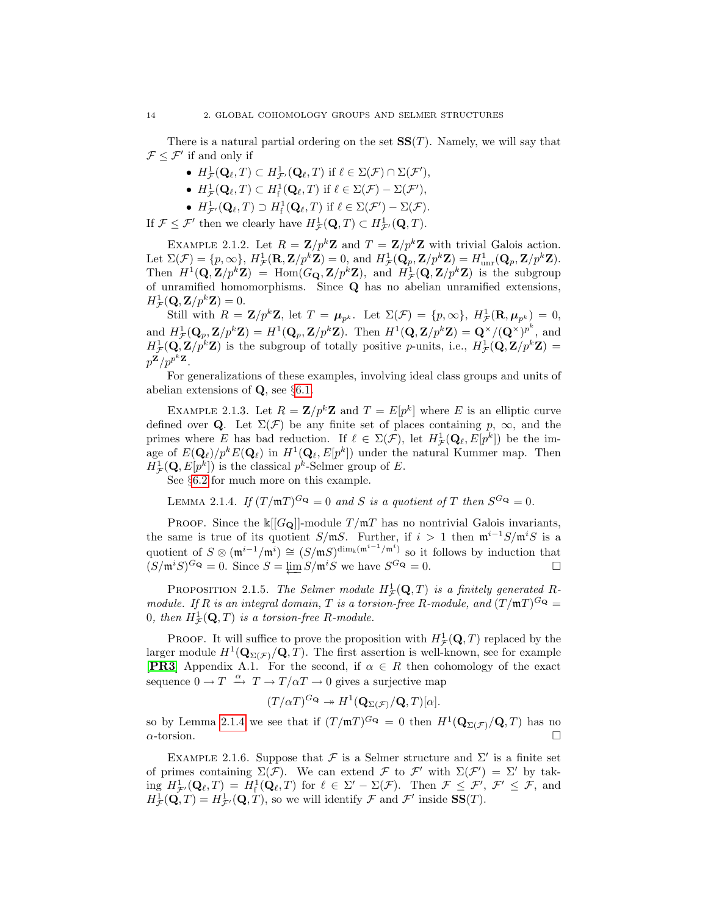There is a natural partial ordering on the set $\mathbf{SS}(T)$. Namely, we will say that $\mathcal{F} \le \mathcal{F}'$ if and only if

- $H^1_{\mathcal{F}}(\mathbf{Q}_\ell, T) \subset H^1_{\mathcal{F}'}(\mathbf{Q}_\ell, T)$ if $\ell \in \Sigma(\mathcal{F}) \cap \Sigma(\mathcal{F}')$,
- $H^1_{\mathcal{F}}(\mathbf{Q}_\ell, T) \subset H^1_{\mathrm{f}}(\mathbf{Q}_\ell, T)$ if $\ell \in \Sigma(\mathcal{F}) - \Sigma(\mathcal{F}')$,
- $H^1_{\mathcal{F}'}(\mathbf{Q}_\ell, T) \supset H^1_{\mathrm{f}}(\mathbf{Q}_\ell, T)$ if $\ell \in \Sigma(\mathcal{F}') - \Sigma(\mathcal{F})$.

If $\mathcal{F} \le \mathcal{F}'$ then we clearly have $H^1_{\mathcal{F}}(\mathbf{Q}, T) \subset H^1_{\mathcal{F}'}(\mathbf{Q}, T)$.

Example 2.1.2. Let $R = \mathbf{Z}/p^k\mathbf{Z}$ and $T = \mathbf{Z}/p^k\mathbf{Z}$ with trivial Galois action. Let $\Sigma(\mathcal{F}) = \{p, \infty\}$, $H^1_{\mathcal{F}}(\mathbf{R}, \mathbf{Z}/p^k\mathbf{Z}) = 0$, and $H^1_{\mathcal{F}}(\mathbf{Q}_p, \mathbf{Z}/p^k\mathbf{Z}) = H^1_{\mathrm{unr}}(\mathbf{Q}_p, \mathbf{Z}/p^k\mathbf{Z})$. Then $H^1(\mathbf{Q}, \mathbf{Z}/p^k\mathbf{Z}) = \mathrm{Hom}(G_{\mathbf{Q}}, \mathbf{Z}/p^k\mathbf{Z})$, and $H^1_{\mathcal{F}}(\mathbf{Q}, \mathbf{Z}/p^k\mathbf{Z})$ is the subgroup of unramified homomorphisms. Since $\mathbf{Q}$ has no abelian unramified extensions, $H^1_{\mathcal{F}}(\mathbf{Q}, \mathbf{Z}/p^k\mathbf{Z}) = 0$.

Still with $R = \mathbf{Z}/p^k\mathbf{Z}$, let $T = \boldsymbol{\mu}_{p^k}$. Let $\Sigma(\mathcal{F}) = \{p, \infty\}$, $H^1_{\mathcal{F}}(\mathbf{R}, \boldsymbol{\mu}_{p^k}) = 0$, and $H^1_{\mathcal{F}}(\mathbf{Q}_p, \mathbf{Z}/p^k\mathbf{Z}) = H^1(\mathbf{Q}_p, \mathbf{Z}/p^k\mathbf{Z})$. Then $H^1(\mathbf{Q}, \mathbf{Z}/p^k\mathbf{Z}) = \mathbf{Q}^\times/(\mathbf{Q}^\times)^{p^k}$, and $H^1_{\mathcal{F}}(\mathbf{Q}, \mathbf{Z}/p^k\mathbf{Z})$ is the subgroup of totally positive $p$-units, i.e., $H^1_{\mathcal{F}}(\mathbf{Q}, \mathbf{Z}/p^k\mathbf{Z}) = p^{\mathbf{Z}}/p^{p^k\mathbf{Z}}$.

For generalizations of these examples, involving ideal class groups and units of abelian extensions of $\mathbf{Q}$, see §6.1.

Example 2.1.3. Let $R = \mathbf{Z}/p^k\mathbf{Z}$ and $T = E[p^k]$ where $E$ is an elliptic curve defined over $\mathbf{Q}$. Let $\Sigma(\mathcal{F})$ be any finite set of places containing $p$, $\infty$, and the primes where $E$ has bad reduction. If $\ell \in \Sigma(\mathcal{F})$, let $H^1_{\mathcal{F}}(\mathbf{Q}_\ell, E[p^k])$ be the image of $E(\mathbf{Q}_\ell)/p^kE(\mathbf{Q}_\ell)$ in $H^1(\mathbf{Q}_\ell, E[p^k])$ under the natural Kummer map. Then $H^1_{\mathcal{F}}(\mathbf{Q}, E[p^k])$ is the classical $p^k$-Selmer group of $E$.

See §6.2 for much more on this example.

Lemma 2.1.4. *If $(T/\mathfrak{m}T)^{G_{\mathbf{Q}}} = 0$ and $S$ is a quotient of $T$ then $S^{G_{\mathbf{Q}}} = 0$.*

Proof. Since the $\Bbbk[[G_{\mathbf{Q}}]]$-module $T/\mathfrak{m}T$ has no nontrivial Galois invariants, the same is true of its quotient $S/\mathfrak{m}S$. Further, if $i > 1$ then $\mathfrak{m}^{i-1}S/\mathfrak{m}^iS$ is a quotient of $S \otimes (\mathfrak{m}^{i-1}/\mathfrak{m}^i) \cong (S/\mathfrak{m}S)^{\dim_\Bbbk(\mathfrak{m}^{i-1}/\mathfrak{m}^i)}$ so it follows by induction that $(S/\mathfrak{m}^iS)^{G_{\mathbf{Q}}} = 0$. Since $S = \varprojlim S/\mathfrak{m}^iS$ we have $S^{G_{\mathbf{Q}}} = 0$. □

Proposition 2.1.5. *The Selmer module $H^1_{\mathcal{F}}(\mathbf{Q}, T)$ is a finitely generated $R$-module. If $R$ is an integral domain, $T$ is a torsion-free $R$-module, and $(T/\mathfrak{m}T)^{G_{\mathbf{Q}}} = 0$, then $H^1_{\mathcal{F}}(\mathbf{Q}, T)$ is a torsion-free $R$-module.*

Proof. It will suffice to prove the proposition with $H^1_{\mathcal{F}}(\mathbf{Q}, T)$ replaced by the larger module $H^1(\mathbf{Q}_{\Sigma(\mathcal{F})}/\mathbf{Q}, T)$. The first assertion is well-known, see for example **[PR3]** Appendix A.1. For the second, if $\alpha \in R$ then cohomology of the exact sequence $0 \to T \xrightarrow{\alpha} T \to T/\alpha T \to 0$ gives a surjective map

$$(T/\alpha T)^{G_{\mathbf{Q}}} \twoheadrightarrow H^1(\mathbf{Q}_{\Sigma(\mathcal{F})}/\mathbf{Q}, T)[\alpha].$$

so by Lemma 2.1.4 we see that if $(T/\mathfrak{m}T)^{G_{\mathbf{Q}}} = 0$ then $H^1(\mathbf{Q}_{\Sigma(\mathcal{F})}/\mathbf{Q}, T)$ has no $\alpha$-torsion. □

Example 2.1.6. Suppose that $\mathcal{F}$ is a Selmer structure and $\Sigma'$ is a finite set of primes containing $\Sigma(\mathcal{F})$. We can extend $\mathcal{F}$ to $\mathcal{F}'$ with $\Sigma(\mathcal{F}') = \Sigma'$ by taking $H^1_{\mathcal{F}'}(\mathbf{Q}_\ell, T) = H^1_{\mathrm{f}}(\mathbf{Q}_\ell, T)$ for $\ell \in \Sigma' - \Sigma(\mathcal{F})$. Then $\mathcal{F} \le \mathcal{F}'$, $\mathcal{F}' \le \mathcal{F}$, and $H^1_{\mathcal{F}}(\mathbf{Q}, T) = H^1_{\mathcal{F}'}(\mathbf{Q}, T)$, so we will identify $\mathcal{F}$ and $\mathcal{F}'$ inside $\mathbf{SS}(T)$.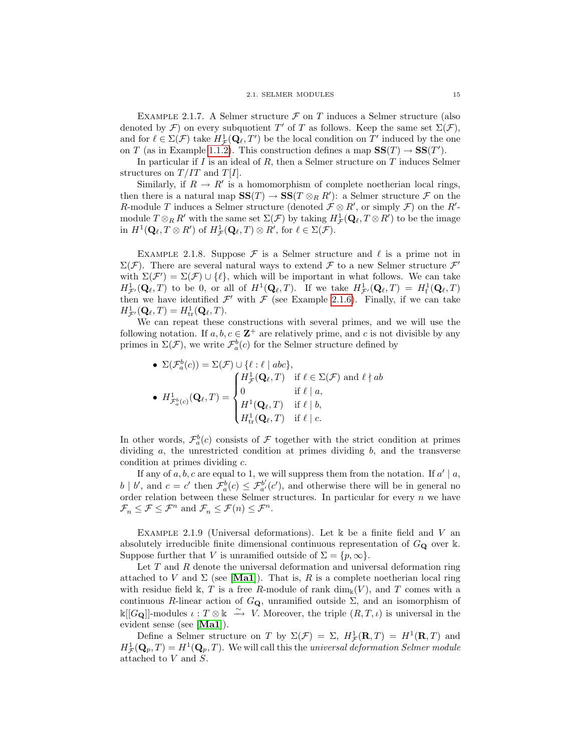Example 2.1.7. A Selmer structure $\mathcal{F}$ on $T$ induces a Selmer structure (also denoted by $\mathcal{F}$) on every subquotient $T'$ of $T$ as follows. Keep the same set $\Sigma(\mathcal{F})$, and for $\ell \in \Sigma(\mathcal{F})$ take $H^1_{\mathcal{F}}(\mathbf{Q}_\ell, T')$ be the local condition on $T'$ induced by the one on $T$ (as in Example 1.1.2). This construction defines a map $\mathbf{SS}(T) \to \mathbf{SS}(T')$.

In particular if $I$ is an ideal of $R$, then a Selmer structure on $T$ induces Selmer structures on $T/IT$ and $T[I]$.

Similarly, if $R \to R'$ is a homomorphism of complete noetherian local rings, then there is a natural map $\mathbf{SS}(T) \to \mathbf{SS}(T \otimes_R R')$: a Selmer structure $\mathcal{F}$ on the $R$-module $T$ induces a Selmer structure (denoted $\mathcal{F} \otimes R'$, or simply $\mathcal{F}$) on the $R'$-module $T \otimes_R R'$ with the same set $\Sigma(\mathcal{F})$ by taking $H^1_{\mathcal{F}}(\mathbf{Q}_\ell, T \otimes R')$ to be the image in $H^1(\mathbf{Q}_\ell, T \otimes R')$ of $H^1_{\mathcal{F}}(\mathbf{Q}_\ell, T) \otimes R'$, for $\ell \in \Sigma(\mathcal{F})$.

Example 2.1.8. Suppose $\mathcal{F}$ is a Selmer structure and $\ell$ is a prime not in $\Sigma(\mathcal{F})$. There are several natural ways to extend $\mathcal{F}$ to a new Selmer structure $\mathcal{F}'$ with $\Sigma(\mathcal{F}') = \Sigma(\mathcal{F}) \cup \{\ell\}$, which will be important in what follows. We can take $H^1_{\mathcal{F}'}(\mathbf{Q}_\ell, T)$ to be 0, or all of $H^1(\mathbf{Q}_\ell, T)$. If we take $H^1_{\mathcal{F}'}(\mathbf{Q}_\ell, T) = H^1_{\mathrm{f}}(\mathbf{Q}_\ell, T)$ then we have identified $\mathcal{F}'$ with $\mathcal{F}$ (see Example 2.1.6). Finally, if we can take $H^1_{\mathcal{F}'}(\mathbf{Q}_\ell, T) = H^1_{\mathrm{tr}}(\mathbf{Q}_\ell, T)$.

We can repeat these constructions with several primes, and we will use the following notation. If $a, b, c \in \mathbf{Z}^+$ are relatively prime, and $c$ is not divisible by any primes in $\Sigma(\mathcal{F})$, we write $\mathcal{F}^b_a(c)$ for the Selmer structure defined by

- $\Sigma(\mathcal{F}^b_a(c)) = \Sigma(\mathcal{F}) \cup \{\ell : \ell \mid abc\}$,
- $H^1_{\mathcal{F}^b_a(c)}(\mathbf{Q}_\ell, T) = \begin{cases} H^1_{\mathcal{F}}(\mathbf{Q}_\ell, T) & \text{if } \ell \in \Sigma(\mathcal{F}) \text{ and } \ell \nmid ab \\ 0 & \text{if } \ell \mid a, \\ H^1(\mathbf{Q}_\ell, T) & \text{if } \ell \mid b, \\ H^1_{\mathrm{tr}}(\mathbf{Q}_\ell, T) & \text{if } \ell \mid c. \end{cases}$

In other words, $\mathcal{F}^b_a(c)$ consists of $\mathcal{F}$ together with the strict condition at primes dividing $a$, the unrestricted condition at primes dividing $b$, and the transverse condition at primes dividing $c$.

If any of $a, b, c$ are equal to 1, we will suppress them from the notation. If $a' \mid a$, $b \mid b'$, and $c = c'$ then $\mathcal{F}^b_a(c) \le \mathcal{F}^{b'}_{a'}(c')$, and otherwise there will be in general no order relation between these Selmer structures. In particular for every $n$ we have $\mathcal{F}_n \le \mathcal{F} \le \mathcal{F}^n$ and $\mathcal{F}_n \le \mathcal{F}(n) \le \mathcal{F}^n$.

Example 2.1.9 (Universal deformations). Let $\Bbbk$ be a finite field and $V$ an absolutely irreducible finite dimensional continuous representation of $G_{\mathbf{Q}}$ over $\Bbbk$. Suppose further that $V$ is unramified outside of $\Sigma = \{p, \infty\}$.

Let $T$ and $R$ denote the universal deformation and universal deformation ring attached to $V$ and $\Sigma$ (see [**Ma1**]). That is, $R$ is a complete noetherian local ring with residue field $\Bbbk$, $T$ is a free $R$-module of rank $\dim_{\Bbbk}(V)$, and $T$ comes with a continuous $R$-linear action of $G_{\mathbf{Q}}$, unramified outside $\Sigma$, and an isomorphism of $\Bbbk[[G_{\mathbf{Q}}]]$-modules $\iota : T \otimes \Bbbk \xrightarrow{\sim} V$. Moreover, the triple $(R, T, \iota)$ is universal in the evident sense (see [**Ma1**]).

Define a Selmer structure on $T$ by $\Sigma(\mathcal{F}) = \Sigma$, $H^1_{\mathcal{F}}(\mathbf{R}, T) = H^1(\mathbf{R}, T)$ and $H^1_{\mathcal{F}}(\mathbf{Q}_p, T) = H^1(\mathbf{Q}_p, T)$. We will call this the *universal deformation Selmer module* attached to $V$ and $S$.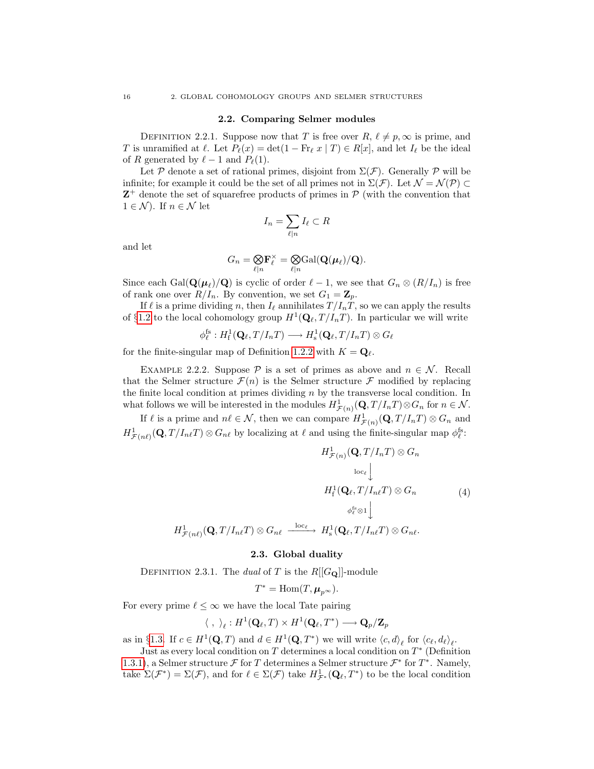## 2.2. Comparing Selmer modules

Definition 2.2.1. Suppose now that $T$ is free over $R$, $\ell \neq p, \infty$ is prime, and $T$ is unramified at $\ell$. Let $P_\ell(x) = \det(1 - \mathrm{Fr}_\ell\, x \mid T) \in R[x]$, and let $I_\ell$ be the ideal of $R$ generated by $\ell - 1$ and $P_\ell(1)$.

Let $\mathcal{P}$ denote a set of rational primes, disjoint from $\Sigma(\mathcal{F})$. Generally $\mathcal{P}$ will be infinite; for example it could be the set of all primes not in $\Sigma(\mathcal{F})$. Let $\mathcal{N} = \mathcal{N}(\mathcal{P}) \subset \mathbf{Z}^+$ denote the set of squarefree products of primes in $\mathcal{P}$ (with the convention that $1 \in \mathcal{N}$). If $n \in \mathcal{N}$ let

$$I_n = \sum_{\ell \mid n} I_\ell \subset R$$

and let

$$G_n = \bigotimes_{\ell \mid n} \mathbf{F}_\ell^\times = \bigotimes_{\ell \mid n} \mathrm{Gal}(\mathbf{Q}(\boldsymbol{\mu}_\ell)/\mathbf{Q}).$$

Since each $\mathrm{Gal}(\mathbf{Q}(\boldsymbol{\mu}_\ell)/\mathbf{Q})$ is cyclic of order $\ell - 1$, we see that $G_n \otimes (R/I_n)$ is free of rank one over $R/I_n$. By convention, we set $G_1 = \mathbf{Z}_p$.

If $\ell$ is a prime dividing $n$, then $I_\ell$ annihilates $T/I_nT$, so we can apply the results of §1.2 to the local cohomology group $H^1(\mathbf{Q}_\ell, T/I_nT)$. In particular we will write

$$\phi_\ell^{\mathrm{fs}} : H^1_{\mathrm{f}}(\mathbf{Q}_\ell, T/I_nT) \longrightarrow H^1_{\mathrm{s}}(\mathbf{Q}_\ell, T/I_nT) \otimes G_\ell$$

for the finite-singular map of Definition 1.2.2 with $K = \mathbf{Q}_\ell$.

Example 2.2.2. Suppose $\mathcal{P}$ is a set of primes as above and $n \in \mathcal{N}$. Recall that the Selmer structure $\mathcal{F}(n)$ is the Selmer structure $\mathcal{F}$ modified by replacing the finite local condition at primes dividing $n$ by the transverse local condition. In what follows we will be interested in the modules $H^1_{\mathcal{F}(n)}(\mathbf{Q}, T/I_nT) \otimes G_n$ for $n \in \mathcal{N}$.

If $\ell$ is a prime and $n\ell \in \mathcal{N}$, then we can compare $H^1_{\mathcal{F}(n)}(\mathbf{Q}, T/I_nT) \otimes G_n$ and $H^1_{\mathcal{F}(n\ell)}(\mathbf{Q}, T/I_{n\ell}T) \otimes G_{n\ell}$ by localizing at $\ell$ and using the finite-singular map $\phi_\ell^{\mathrm{fs}}$:

$$\begin{array}{ccc} & & H^1_{\mathcal{F}(n)}(\mathbf{Q}, T/I_nT) \otimes G_n \\ & & \Big\downarrow {\scriptstyle \mathrm{loc}_\ell} \\ & & H^1_{\mathrm{f}}(\mathbf{Q}_\ell, T/I_{n\ell}T) \otimes G_n \\ & & \Big\downarrow {\scriptstyle \phi_\ell^{\mathrm{fs}} \otimes 1} \\ H^1_{\mathcal{F}(n\ell)}(\mathbf{Q}, T/I_{n\ell}T) \otimes G_{n\ell} & \xrightarrow{\mathrm{loc}_\ell} & H^1_{\mathrm{s}}(\mathbf{Q}_\ell, T/I_{n\ell}T) \otimes G_{n\ell}. \end{array} \tag{4}$$

## 2.3. Global duality

Definition 2.3.1. The *dual* of $T$ is the $R[[G_{\mathbf{Q}}]]$-module

$$T^* = \mathrm{Hom}(T, \boldsymbol{\mu}_{p^\infty}).$$

For every prime $\ell \leq \infty$ we have the local Tate pairing

$$\langle\ ,\ \rangle_\ell : H^1(\mathbf{Q}_\ell, T) \times H^1(\mathbf{Q}_\ell, T^*) \longrightarrow \mathbf{Q}_p/\mathbf{Z}_p$$

as in §1.3. If $c \in H^1(\mathbf{Q}, T)$ and $d \in H^1(\mathbf{Q}, T^*)$ we will write $\langle c, d\rangle_\ell$ for $\langle c_\ell, d_\ell\rangle_\ell$.

Just as every local condition on $T$ determines a local condition on $T^*$ (Definition 1.3.1), a Selmer structure $\mathcal{F}$ for $T$ determines a Selmer structure $\mathcal{F}^*$ for $T^*$. Namely, take $\Sigma(\mathcal{F}^*) = \Sigma(\mathcal{F})$, and for $\ell \in \Sigma(\mathcal{F})$ take $H^1_{\mathcal{F}^*}(\mathbf{Q}_\ell, T^*)$ to be the local condition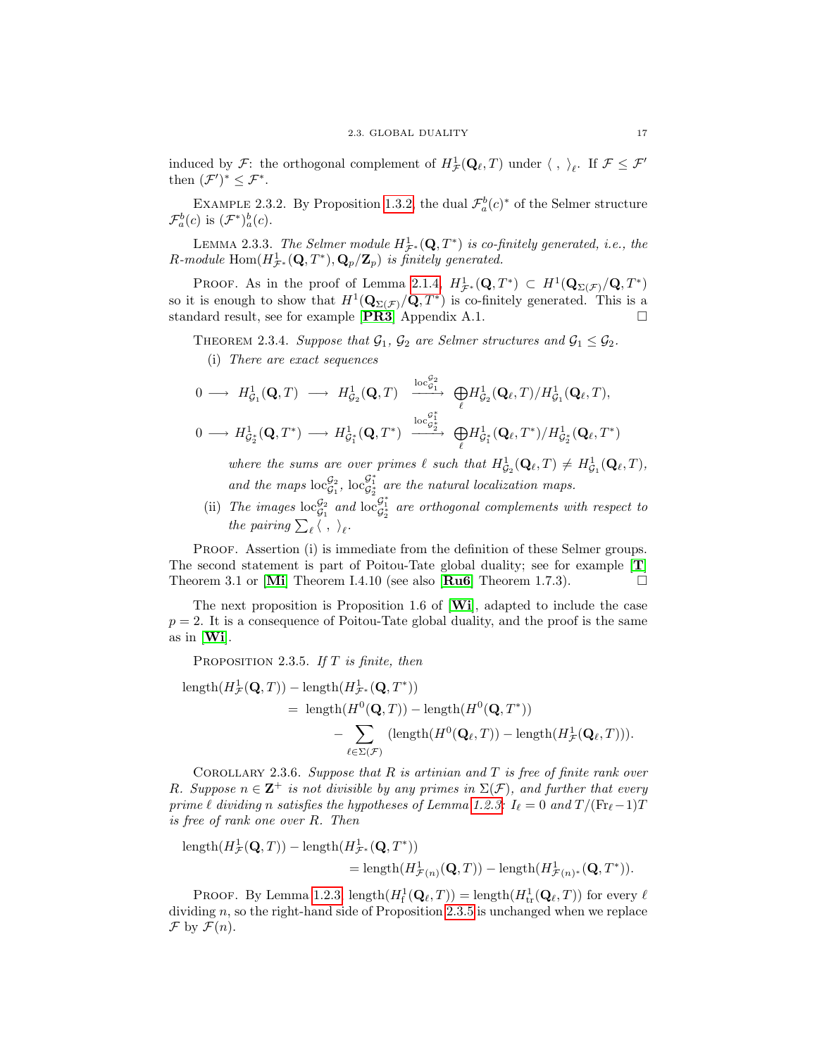induced by $\mathcal{F}$: the orthogonal complement of $H^1_{\mathcal{F}}(\mathbf{Q}_\ell, T)$ under $\langle\ ,\ \rangle_\ell$. If $\mathcal{F} \leq \mathcal{F}'$ then $(\mathcal{F}')^* \leq \mathcal{F}^*$.

Example 2.3.2. By Proposition 1.3.2, the dual $\mathcal{F}^b_a(c)^*$ of the Selmer structure $\mathcal{F}^b_a(c)$ is $(\mathcal{F}^*)^b_a(c)$.

Lemma 2.3.3. *The Selmer module $H^1_{\mathcal{F}^*}(\mathbf{Q}, T^*)$ is co-finitely generated, i.e., the $R$-module $\mathrm{Hom}(H^1_{\mathcal{F}^*}(\mathbf{Q}, T^*), \mathbf{Q}_p/\mathbf{Z}_p)$ is finitely generated.*

Proof. As in the proof of Lemma 2.1.4, $H^1_{\mathcal{F}^*}(\mathbf{Q}, T^*) \subset H^1(\mathbf{Q}_{\Sigma(\mathcal{F})}/\mathbf{Q}, T^*)$ so it is enough to show that $H^1(\mathbf{Q}_{\Sigma(\mathcal{F})}/\mathbf{Q}, T^*)$ is co-finitely generated. This is a standard result, see for example [**PR3**] Appendix A.1. □

Theorem 2.3.4. *Suppose that $\mathcal{G}_1$, $\mathcal{G}_2$ are Selmer structures and $\mathcal{G}_1 \leq \mathcal{G}_2$.*

(i) *There are exact sequences*

$$0 \longrightarrow H^1_{\mathcal{G}_1}(\mathbf{Q}, T) \longrightarrow H^1_{\mathcal{G}_2}(\mathbf{Q}, T) \xrightarrow{\mathrm{loc}^{\mathcal{G}_2}_{\mathcal{G}_1}} \bigoplus_\ell H^1_{\mathcal{G}_2}(\mathbf{Q}_\ell, T)/H^1_{\mathcal{G}_1}(\mathbf{Q}_\ell, T),$$

$$0 \longrightarrow H^1_{\mathcal{G}_2^*}(\mathbf{Q}, T^*) \longrightarrow H^1_{\mathcal{G}_1^*}(\mathbf{Q}, T^*) \xrightarrow{\mathrm{loc}^{\mathcal{G}_1^*}_{\mathcal{G}_2^*}} \bigoplus_\ell H^1_{\mathcal{G}_1^*}(\mathbf{Q}_\ell, T^*)/H^1_{\mathcal{G}_2^*}(\mathbf{Q}_\ell, T^*)$$

*where the sums are over primes $\ell$ such that $H^1_{\mathcal{G}_2}(\mathbf{Q}_\ell, T) \neq H^1_{\mathcal{G}_1}(\mathbf{Q}_\ell, T)$, and the maps $\mathrm{loc}^{\mathcal{G}_2}_{\mathcal{G}_1}$, $\mathrm{loc}^{\mathcal{G}_1^*}_{\mathcal{G}_2^*}$ are the natural localization maps.*

(ii) *The images $\mathrm{loc}^{\mathcal{G}_2}_{\mathcal{G}_1}$ and $\mathrm{loc}^{\mathcal{G}_1^*}_{\mathcal{G}_2^*}$ are orthogonal complements with respect to the pairing $\sum_\ell \langle\ ,\ \rangle_\ell$.*

Proof. Assertion (i) is immediate from the definition of these Selmer groups. The second statement is part of Poitou-Tate global duality; see for example [**T**] Theorem 3.1 or [**Mi**] Theorem I.4.10 (see also [**Ru6**] Theorem 1.7.3). □

The next proposition is Proposition 1.6 of [**Wi**], adapted to include the case $p = 2$. It is a consequence of Poitou-Tate global duality, and the proof is the same as in [**Wi**].

Proposition 2.3.5. *If $T$ is finite, then*

$$\begin{aligned}
\mathrm{length}(H^1_{\mathcal{F}}(\mathbf{Q}, T)) &- \mathrm{length}(H^1_{\mathcal{F}^*}(\mathbf{Q}, T^*)) \\
&= \mathrm{length}(H^0(\mathbf{Q}, T)) - \mathrm{length}(H^0(\mathbf{Q}, T^*)) \\
&\quad - \sum_{\ell \in \Sigma(\mathcal{F})} (\mathrm{length}(H^0(\mathbf{Q}_\ell, T)) - \mathrm{length}(H^1_{\mathcal{F}}(\mathbf{Q}_\ell, T))).
\end{aligned}$$

Corollary 2.3.6. *Suppose that $R$ is artinian and $T$ is free of finite rank over $R$. Suppose $n \in \mathbf{Z}^+$ is not divisible by any primes in $\Sigma(\mathcal{F})$, and further that every prime $\ell$ dividing $n$ satisfies the hypotheses of Lemma 1.2.3: $I_\ell = 0$ and $T/(\mathrm{Fr}_\ell - 1)T$ is free of rank one over $R$. Then*

$$\begin{aligned}
\mathrm{length}(H^1_{\mathcal{F}}(\mathbf{Q}, T)) &- \mathrm{length}(H^1_{\mathcal{F}^*}(\mathbf{Q}, T^*)) \\
&= \mathrm{length}(H^1_{\mathcal{F}(n)}(\mathbf{Q}, T)) - \mathrm{length}(H^1_{\mathcal{F}(n)^*}(\mathbf{Q}, T^*)).
\end{aligned}$$

Proof. By Lemma 1.2.3, $\mathrm{length}(H^1_{\mathrm{f}}(\mathbf{Q}_\ell, T)) = \mathrm{length}(H^1_{\mathrm{tr}}(\mathbf{Q}_\ell, T))$ for every $\ell$ dividing $n$, so the right-hand side of Proposition 2.3.5 is unchanged when we replace $\mathcal{F}$ by $\mathcal{F}(n)$.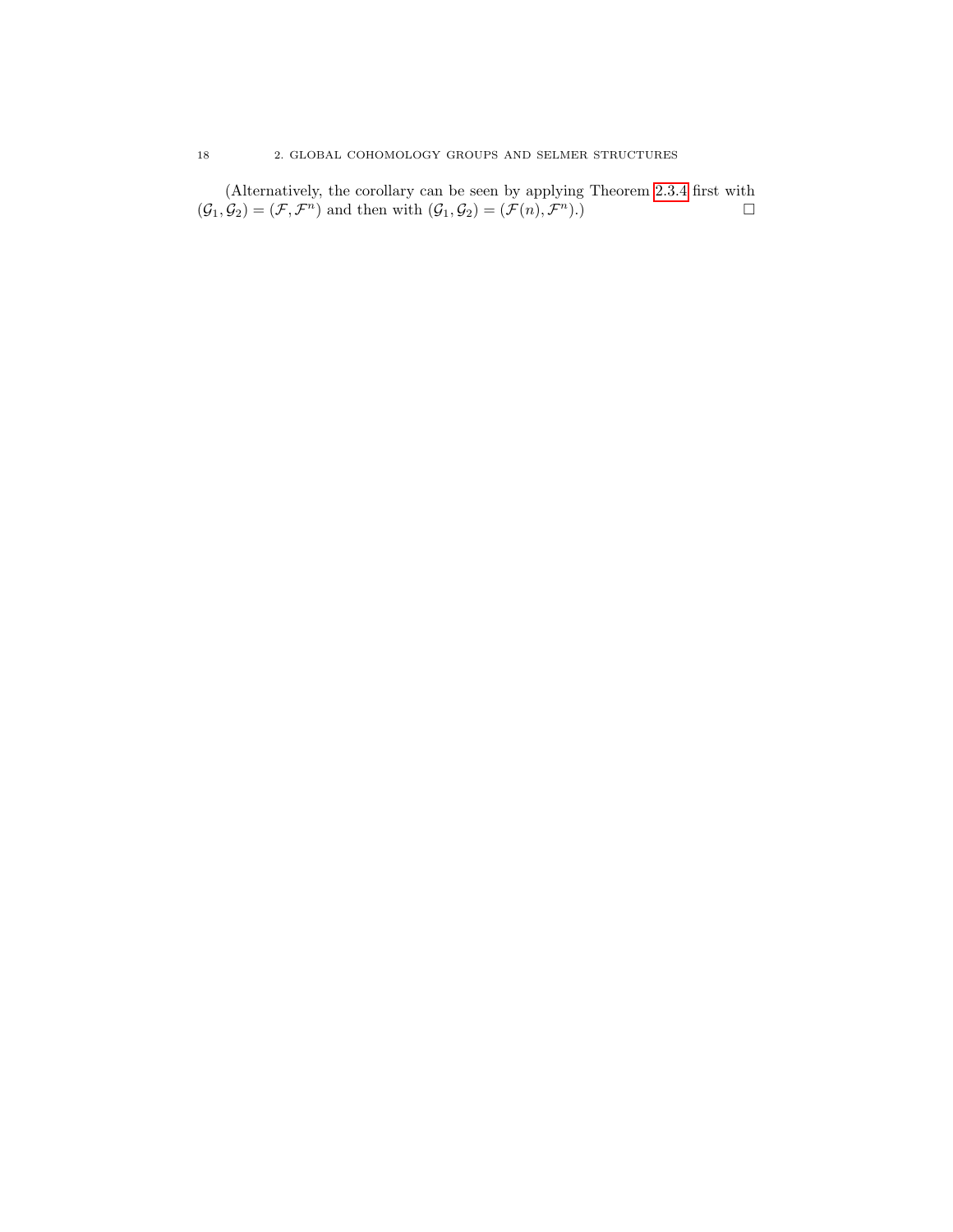(Alternatively, the corollary can be seen by applying Theorem 2.3.4 first with $(\mathcal{G}_1, \mathcal{G}_2) = (\mathcal{F}, \mathcal{F}^n)$ and then with $(\mathcal{G}_1, \mathcal{G}_2) = (\mathcal{F}(n), \mathcal{F}^n)$.) $\square$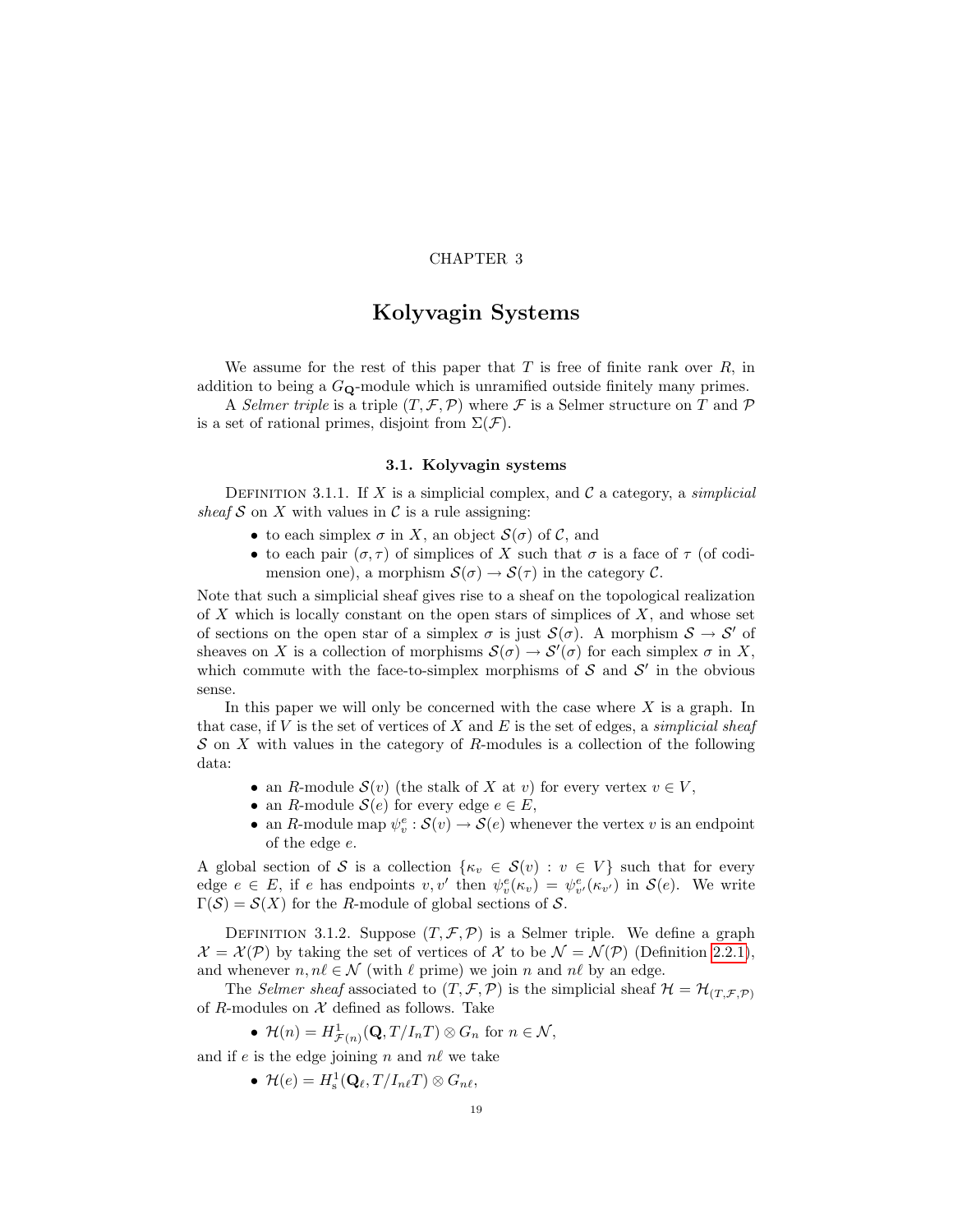CHAPTER 3

# Kolyvagin Systems

We assume for the rest of this paper that $T$ is free of finite rank over $R$, in addition to being a $G_{\mathbf{Q}}$-module which is unramified outside finitely many primes.

A *Selmer triple* is a triple $(T, \mathcal{F}, \mathcal{P})$ where $\mathcal{F}$ is a Selmer structure on $T$ and $\mathcal{P}$ is a set of rational primes, disjoint from $\Sigma(\mathcal{F})$.

## 3.1. Kolyvagin systems

Definition 3.1.1. If $X$ is a simplicial complex, and $\mathcal{C}$ a category, a *simplicial sheaf* $\mathcal{S}$ on $X$ with values in $\mathcal{C}$ is a rule assigning:

- to each simplex $\sigma$ in $X$, an object $\mathcal{S}(\sigma)$ of $\mathcal{C}$, and
- to each pair $(\sigma, \tau)$ of simplices of $X$ such that $\sigma$ is a face of $\tau$ (of codimension one), a morphism $\mathcal{S}(\sigma) \to \mathcal{S}(\tau)$ in the category $\mathcal{C}$.

Note that such a simplicial sheaf gives rise to a sheaf on the topological realization of $X$ which is locally constant on the open stars of simplices of $X$, and whose set of sections on the open star of a simplex $\sigma$ is just $\mathcal{S}(\sigma)$. A morphism $\mathcal{S} \to \mathcal{S}'$ of sheaves on $X$ is a collection of morphisms $\mathcal{S}(\sigma) \to \mathcal{S}'(\sigma)$ for each simplex $\sigma$ in $X$, which commute with the face-to-simplex morphisms of $\mathcal{S}$ and $\mathcal{S}'$ in the obvious sense.

In this paper we will only be concerned with the case where $X$ is a graph. In that case, if $V$ is the set of vertices of $X$ and $E$ is the set of edges, a *simplicial sheaf* $\mathcal{S}$ on $X$ with values in the category of $R$-modules is a collection of the following data:

- an $R$-module $\mathcal{S}(v)$ (the stalk of $X$ at $v$) for every vertex $v \in V$,
- an $R$-module $\mathcal{S}(e)$ for every edge $e \in E$,
- an $R$-module map $\psi_v^e : \mathcal{S}(v) \to \mathcal{S}(e)$ whenever the vertex $v$ is an endpoint of the edge $e$.

A global section of $\mathcal{S}$ is a collection $\{\kappa_v \in \mathcal{S}(v) : v \in V\}$ such that for every edge $e \in E$, if $e$ has endpoints $v, v'$ then $\psi_v^e(\kappa_v) = \psi_{v'}^e(\kappa_{v'})$ in $\mathcal{S}(e)$. We write $\Gamma(\mathcal{S}) = \mathcal{S}(X)$ for the $R$-module of global sections of $\mathcal{S}$.

Definition 3.1.2. Suppose $(T, \mathcal{F}, \mathcal{P})$ is a Selmer triple. We define a graph $\mathcal{X} = \mathcal{X}(\mathcal{P})$ by taking the set of vertices of $\mathcal{X}$ to be $\mathcal{N} = \mathcal{N}(\mathcal{P})$ (Definition 2.2.1), and whenever $n, n\ell \in \mathcal{N}$ (with $\ell$ prime) we join $n$ and $n\ell$ by an edge.

The *Selmer sheaf* associated to $(T, \mathcal{F}, \mathcal{P})$ is the simplicial sheaf $\mathcal{H} = \mathcal{H}_{(T,\mathcal{F},\mathcal{P})}$ of $R$-modules on $\mathcal{X}$ defined as follows. Take

- $\mathcal{H}(n) = H^1_{\mathcal{F}(n)}(\mathbf{Q}, T/I_nT) \otimes G_n$ for $n \in \mathcal{N}$,

and if $e$ is the edge joining $n$ and $n\ell$ we take

- $\mathcal{H}(e) = H^1_{\mathrm{s}}(\mathbf{Q}_\ell, T/I_{n\ell}T) \otimes G_{n\ell}$,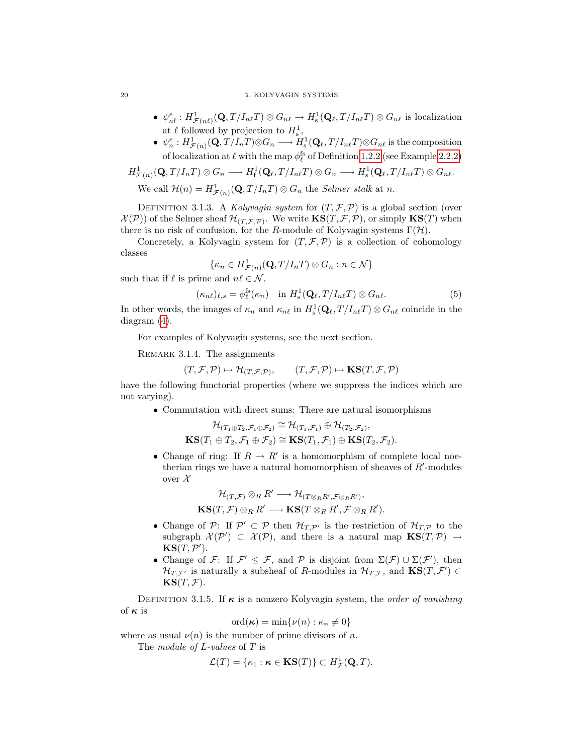- $\psi^e_{nl} : H^1_{\mathcal{F}(n\ell)}(\mathbf{Q}, T/I_{n\ell}T) \otimes G_{n\ell} \to H^1_{\mathrm{s}}(\mathbf{Q}_\ell, T/I_{n\ell}T) \otimes G_{n\ell}$ is localization at $\ell$ followed by projection to $H^1_{\mathrm{s}}$,
- $\psi^e_n : H^1_{\mathcal{F}(n)}(\mathbf{Q}, T/I_nT) \otimes G_n \longrightarrow H^1_{\mathrm{s}}(\mathbf{Q}_\ell, T/I_{n\ell}T) \otimes G_{n\ell}$ is the composition of localization at $\ell$ with the map $\phi^{\mathrm{fs}}_\ell$ of Definition 1.2.2 (see Example 2.2.2)

$$H^1_{\mathcal{F}(n)}(\mathbf{Q}, T/I_nT) \otimes G_n \longrightarrow H^1_{\mathrm{f}}(\mathbf{Q}_\ell, T/I_{n\ell}T) \otimes G_n \longrightarrow H^1_{\mathrm{s}}(\mathbf{Q}_\ell, T/I_{n\ell}T) \otimes G_{n\ell}.$$

We call $\mathcal{H}(n) = H^1_{\mathcal{F}(n)}(\mathbf{Q}, T/I_nT) \otimes G_n$ the *Selmer stalk* at $n$.

Definition 3.1.3. A *Kolyvagin system* for $(T, \mathcal{F}, \mathcal{P})$ is a global section (over $\mathcal{X}(\mathcal{P})$) of the Selmer sheaf $\mathcal{H}_{(T,\mathcal{F},\mathcal{P})}$. We write $\mathbf{KS}(T, \mathcal{F}, \mathcal{P})$, or simply $\mathbf{KS}(T)$ when there is no risk of confusion, for the $R$-module of Kolyvagin systems $\Gamma(\mathcal{H})$.

Concretely, a Kolyvagin system for $(T, \mathcal{F}, \mathcal{P})$ is a collection of cohomology classes

$$\{\kappa_n \in H^1_{\mathcal{F}(n)}(\mathbf{Q}, T/I_nT) \otimes G_n : n \in \mathcal{N}\}$$

such that if $\ell$ is prime and $n\ell \in \mathcal{N}$,

$$(\kappa_{n\ell})_{\ell,s} = \phi^{\mathrm{fs}}_\ell(\kappa_n) \quad \text{in } H^1_{\mathrm{s}}(\mathbf{Q}_\ell, T/I_{n\ell}T) \otimes G_{n\ell}. \tag{5}$$

In other words, the images of $\kappa_n$ and $\kappa_{n\ell}$ in $H^1_{\mathrm{s}}(\mathbf{Q}_\ell, T/I_{n\ell}T) \otimes G_{n\ell}$ coincide in the diagram (4).

For examples of Kolyvagin systems, see the next section.

Remark 3.1.4. The assignments

$$(T, \mathcal{F}, \mathcal{P}) \mapsto \mathcal{H}_{(T,\mathcal{F},\mathcal{P})}, \qquad (T, \mathcal{F}, \mathcal{P}) \mapsto \mathbf{KS}(T, \mathcal{F}, \mathcal{P})$$

have the following functorial properties (where we suppress the indices which are not varying).

- Commutation with direct sums: There are natural isomorphisms
$$\mathcal{H}_{(T_1 \oplus T_2, \mathcal{F}_1 \oplus \mathcal{F}_2)} \cong \mathcal{H}_{(T_1,\mathcal{F}_1)} \oplus \mathcal{H}_{(T_2,\mathcal{F}_2)},$$
$$\mathbf{KS}(T_1 \oplus T_2, \mathcal{F}_1 \oplus \mathcal{F}_2) \cong \mathbf{KS}(T_1, \mathcal{F}_1) \oplus \mathbf{KS}(T_2, \mathcal{F}_2).$$
- Change of ring: If $R \to R'$ is a homomorphism of complete local noetherian rings we have a natural homomorphism of sheaves of $R'$-modules over $\mathcal{X}$
$$\mathcal{H}_{(T,\mathcal{F})} \otimes_R R' \longrightarrow \mathcal{H}_{(T \otimes_R R', \mathcal{F} \otimes_R R')},$$
$$\mathbf{KS}(T, \mathcal{F}) \otimes_R R' \longrightarrow \mathbf{KS}(T \otimes_R R', \mathcal{F} \otimes_R R').$$
- Change of $\mathcal{P}$: If $\mathcal{P}' \subset \mathcal{P}$ then $\mathcal{H}_{T,\mathcal{P}'}$ is the restriction of $\mathcal{H}_{T,\mathcal{P}}$ to the subgraph $\mathcal{X}(\mathcal{P}') \subset \mathcal{X}(\mathcal{P})$, and there is a natural map $\mathbf{KS}(T, \mathcal{P}) \to \mathbf{KS}(T, \mathcal{P}')$.
- Change of $\mathcal{F}$: If $\mathcal{F}' \leq \mathcal{F}$, and $\mathcal{P}$ is disjoint from $\Sigma(\mathcal{F}) \cup \Sigma(\mathcal{F}')$, then $\mathcal{H}_{T,\mathcal{F}'}$ is naturally a subsheaf of $R$-modules in $\mathcal{H}_{T,\mathcal{F}}$, and $\mathbf{KS}(T, \mathcal{F}') \subset \mathbf{KS}(T, \mathcal{F})$.

Definition 3.1.5. If $\boldsymbol{\kappa}$ is a nonzero Kolyvagin system, the *order of vanishing* of $\boldsymbol{\kappa}$ is

$$\mathrm{ord}(\boldsymbol{\kappa}) = \min\{\nu(n) : \kappa_n \neq 0\}$$

where as usual $\nu(n)$ is the number of prime divisors of $n$.

The *module of L-values* of $T$ is

$$\mathcal{L}(T) = \{\kappa_1 : \boldsymbol{\kappa} \in \mathbf{KS}(T)\} \subset H^1_{\mathcal{F}}(\mathbf{Q}, T).$$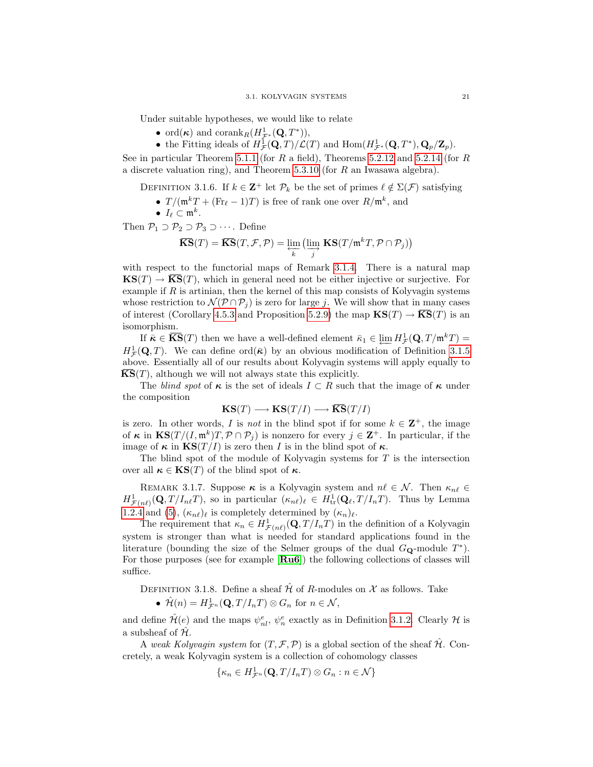Under suitable hypotheses, we would like to relate

- $\mathrm{ord}(\boldsymbol{\kappa})$ and $\mathrm{corank}_R(H^1_{\mathcal{F}^*}(\mathbf{Q}, T^*))$,
- the Fitting ideals of $H^1_{\mathcal{F}}(\mathbf{Q}, T)/\mathcal{L}(T)$ and $\mathrm{Hom}(H^1_{\mathcal{F}^*}(\mathbf{Q}, T^*), \mathbf{Q}_p/\mathbf{Z}_p)$.

See in particular Theorem 5.1.1 (for $R$ a field), Theorems 5.2.12 and 5.2.14 (for $R$ a discrete valuation ring), and Theorem 5.3.10 (for $R$ an Iwasawa algebra).

Definition 3.1.6. If $k \in \mathbf{Z}^+$ let $\mathcal{P}_k$ be the set of primes $\ell \notin \Sigma(\mathcal{F})$ satisfying

- $T/(\mathfrak{m}^k T + (\mathrm{Fr}_\ell - 1)T)$ is free of rank one over $R/\mathfrak{m}^k$, and
- $I_\ell \subset \mathfrak{m}^k$.

Then $\mathcal{P}_1 \supset \mathcal{P}_2 \supset \mathcal{P}_3 \supset \cdots$. Define

$$\overline{\mathbf{KS}}(T) = \overline{\mathbf{KS}}(T, \mathcal{F}, \mathcal{P}) = \varprojlim_k \big(\varinjlim_j \mathbf{KS}(T/\mathfrak{m}^k T, \mathcal{P} \cap \mathcal{P}_j)\big)$$

with respect to the functorial maps of Remark 3.1.4. There is a natural map $\mathbf{KS}(T) \to \overline{\mathbf{KS}}(T)$, which in general need not be either injective or surjective. For example if $R$ is artinian, then the kernel of this map consists of Kolyvagin systems whose restriction to $\mathcal{N}(\mathcal{P} \cap \mathcal{P}_j)$ is zero for large $j$. We will show that in many cases of interest (Corollary 4.5.3 and Proposition 5.2.9) the map $\mathbf{KS}(T) \to \overline{\mathbf{KS}}(T)$ is an isomorphism.

If $\bar{\boldsymbol{\kappa}} \in \overline{\mathbf{KS}}(T)$ then we have a well-defined element $\bar{\kappa}_1 \in \varprojlim H^1_{\mathcal{F}}(\mathbf{Q}, T/\mathfrak{m}^k T) = H^1_{\mathcal{F}}(\mathbf{Q}, T)$. We can define $\mathrm{ord}(\bar{\boldsymbol{\kappa}})$ by an obvious modification of Definition 3.1.5 above. Essentially all of our results about Kolyvagin systems will apply equally to $\overline{\mathbf{KS}}(T)$, although we will not always state this explicitly.

The *blind spot* of $\boldsymbol{\kappa}$ is the set of ideals $I \subset R$ such that the image of $\boldsymbol{\kappa}$ under the composition

$$\mathbf{KS}(T) \longrightarrow \mathbf{KS}(T/I) \longrightarrow \overline{\mathbf{KS}}(T/I)$$

is zero. In other words, $I$ is *not* in the blind spot if for some $k \in \mathbf{Z}^+$, the image of $\boldsymbol{\kappa}$ in $\mathbf{KS}(T/(I, \mathfrak{m}^k)T, \mathcal{P} \cap \mathcal{P}_j)$ is nonzero for every $j \in \mathbf{Z}^+$. In particular, if the image of $\boldsymbol{\kappa}$ in $\mathbf{KS}(T/I)$ is zero then $I$ is in the blind spot of $\boldsymbol{\kappa}$.

The blind spot of the module of Kolyvagin systems for $T$ is the intersection over all $\boldsymbol{\kappa} \in \mathbf{KS}(T)$ of the blind spot of $\boldsymbol{\kappa}$.

Remark 3.1.7. Suppose $\boldsymbol{\kappa}$ is a Kolyvagin system and $n\ell \in \mathcal{N}$. Then $\kappa_{n\ell} \in H^1_{\mathcal{F}(n\ell)}(\mathbf{Q}, T/I_{n\ell}T)$, so in particular $(\kappa_{n\ell})_\ell \in H^1_{\mathrm{tr}}(\mathbf{Q}_\ell, T/I_n T)$. Thus by Lemma 1.2.4 and (5), $(\kappa_{n\ell})_\ell$ is completely determined by $(\kappa_n)_\ell$.

The requirement that $\kappa_n \in H^1_{\mathcal{F}(n\ell)}(\mathbf{Q}, T/I_n T)$ in the definition of a Kolyvagin system is stronger than what is needed for standard applications found in the literature (bounding the size of the Selmer groups of the dual $G_{\mathbf{Q}}$-module $T^*$). For those purposes (see for example [**Ru6**]) the following collections of classes will suffice.

Definition 3.1.8. Define a sheaf $\hat{\mathcal{H}}$ of $R$-modules on $\mathcal{X}$ as follows. Take

- $\hat{\mathcal{H}}(n) = H^1_{\mathcal{F}^n}(\mathbf{Q}, T/I_n T) \otimes G_n$ for $n \in \mathcal{N}$,

and define $\hat{\mathcal{H}}(e)$ and the maps $\psi^e_{nl}$, $\psi^e_n$ exactly as in Definition 3.1.2. Clearly $\mathcal{H}$ is a subsheaf of $\hat{\mathcal{H}}$.

A *weak Kolyvagin system* for $(T, \mathcal{F}, \mathcal{P})$ is a global section of the sheaf $\hat{\mathcal{H}}$. Concretely, a weak Kolyvagin system is a collection of cohomology classes

$$\{\kappa_n \in H^1_{\mathcal{F}^n}(\mathbf{Q}, T/I_n T) \otimes G_n : n \in \mathcal{N}\}$$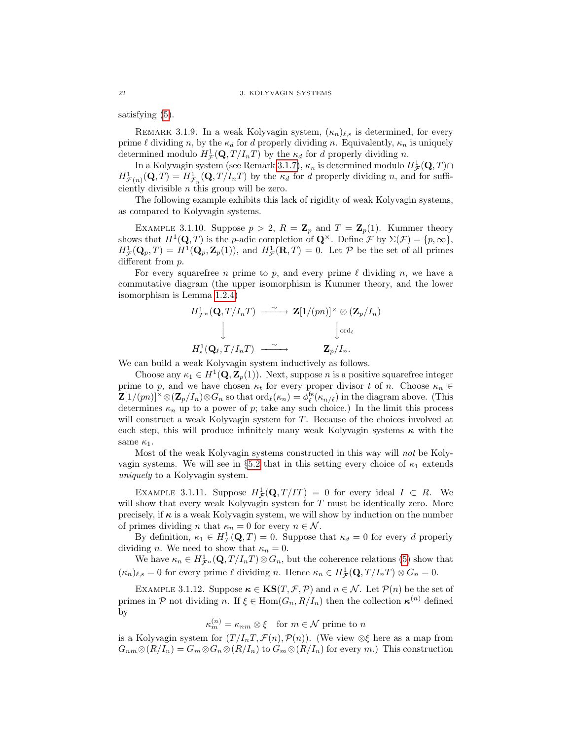satisfying (5).

Remark 3.1.9. In a weak Kolyvagin system, $(\kappa_n)_{\ell,\mathrm{s}}$ is determined, for every prime $\ell$ dividing $n$, by the $\kappa_d$ for $d$ properly dividing $n$. Equivalently, $\kappa_n$ is uniquely determined modulo $H^1_{\mathcal{F}}(\mathbf{Q}, T/I_nT)$ by the $\kappa_d$ for $d$ properly dividing $n$.

In a Kolyvagin system (see Remark 3.1.7), $\kappa_n$ is determined modulo $H^1_{\mathcal{F}}(\mathbf{Q}, T) \cap H^1_{\mathcal{F}(n)}(\mathbf{Q}, T) = H^1_{\mathcal{F}_n}(\mathbf{Q}, T/I_nT)$ by the $\kappa_d$ for $d$ properly dividing $n$, and for sufficiently divisible $n$ this group will be zero.

The following example exhibits this lack of rigidity of weak Kolyvagin systems, as compared to Kolyvagin systems.

Example 3.1.10. Suppose $p > 2$, $R = \mathbf{Z}_p$ and $T = \mathbf{Z}_p(1)$. Kummer theory shows that $H^1(\mathbf{Q}, T)$ is the $p$-adic completion of $\mathbf{Q}^\times$. Define $\mathcal{F}$ by $\Sigma(\mathcal{F}) = \{p, \infty\}$, $H^1_{\mathcal{F}}(\mathbf{Q}_p, T) = H^1(\mathbf{Q}_p, \mathbf{Z}_p(1))$, and $H^1_{\mathcal{F}}(\mathbf{R}, T) = 0$. Let $\mathcal{P}$ be the set of all primes different from $p$.

For every squarefree $n$ prime to $p$, and every prime $\ell$ dividing $n$, we have a commutative diagram (the upper isomorphism is Kummer theory, and the lower isomorphism is Lemma 1.2.4)

$$\begin{array}{ccc} H^1_{\mathcal{F}^n}(\mathbf{Q}, T/I_nT) & \xrightarrow{\sim} & \mathbf{Z}[1/(pn)]^\times \otimes (\mathbf{Z}_p/I_n) \\ \big\downarrow & & \big\downarrow{\scriptstyle \mathrm{ord}_\ell} \\ H^1_{\mathrm{s}}(\mathbf{Q}_\ell, T/I_nT) & \xrightarrow{\sim} & \mathbf{Z}_p/I_n. \end{array}$$

We can build a weak Kolyvagin system inductively as follows.

Choose any $\kappa_1 \in H^1(\mathbf{Q}, \mathbf{Z}_p(1))$. Next, suppose $n$ is a positive squarefree integer prime to $p$, and we have chosen $\kappa_t$ for every proper divisor $t$ of $n$. Choose $\kappa_n \in \mathbf{Z}[1/(pn)]^\times \otimes (\mathbf{Z}_p/I_n) \otimes G_n$ so that $\mathrm{ord}_\ell(\kappa_n) = \phi^{\mathrm{fs}}_\ell(\kappa_{n/\ell})$ in the diagram above. (This determines $\kappa_n$ up to a power of $p$; take any such choice.) In the limit this process will construct a weak Kolyvagin system for $T$. Because of the choices involved at each step, this will produce infinitely many weak Kolyvagin systems $\boldsymbol{\kappa}$ with the same $\kappa_1$.

Most of the weak Kolyvagin systems constructed in this way will *not* be Kolyvagin systems. We will see in §5.2 that in this setting every choice of $\kappa_1$ extends *uniquely* to a Kolyvagin system.

Example 3.1.11. Suppose $H^1_{\mathcal{F}}(\mathbf{Q}, T/IT) = 0$ for every ideal $I \subset R$. We will show that every weak Kolyvagin system for $T$ must be identically zero. More precisely, if $\boldsymbol{\kappa}$ is a weak Kolyvagin system, we will show by induction on the number of primes dividing $n$ that $\kappa_n = 0$ for every $n \in \mathcal{N}$.

By definition, $\kappa_1 \in H^1_{\mathcal{F}}(\mathbf{Q}, T) = 0$. Suppose that $\kappa_d = 0$ for every $d$ properly dividing $n$. We need to show that $\kappa_n = 0$.

We have $\kappa_n \in H^1_{\mathcal{F}^n}(\mathbf{Q}, T/I_nT) \otimes G_n$, but the coherence relations (5) show that $(\kappa_n)_{\ell,\mathrm{s}} = 0$ for every prime $\ell$ dividing $n$. Hence $\kappa_n \in H^1_{\mathcal{F}}(\mathbf{Q}, T/I_nT) \otimes G_n = 0$.

Example 3.1.12. Suppose $\boldsymbol{\kappa} \in \mathbf{KS}(T, \mathcal{F}, \mathcal{P})$ and $n \in \mathcal{N}$. Let $\mathcal{P}(n)$ be the set of primes in $\mathcal{P}$ not dividing $n$. If $\xi \in \mathrm{Hom}(G_n, R/I_n)$ then the collection $\boldsymbol{\kappa}^{(n)}$ defined by

$$\kappa^{(n)}_m = \kappa_{nm} \otimes \xi \quad \text{for } m \in \mathcal{N} \text{ prime to } n$$

is a Kolyvagin system for $(T/I_nT, \mathcal{F}(n), \mathcal{P}(n))$. (We view $\otimes\xi$ here as a map from $G_{nm} \otimes (R/I_n) = G_m \otimes G_n \otimes (R/I_n)$ to $G_m \otimes (R/I_n)$ for every $m$.) This construction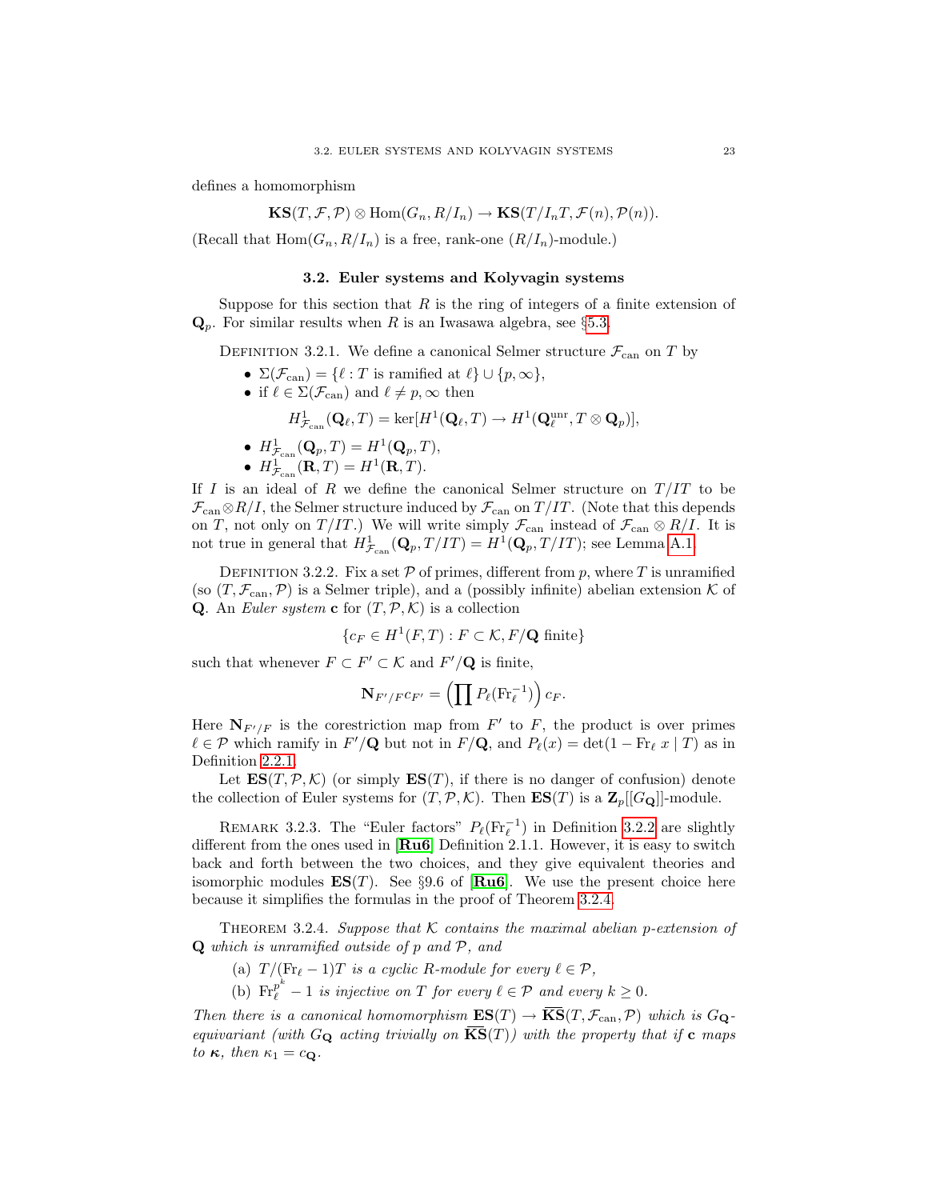defines a homomorphism

$$\mathbf{KS}(T, \mathcal{F}, \mathcal{P}) \otimes \operatorname{Hom}(G_n, R/I_n) \to \mathbf{KS}(T/I_nT, \mathcal{F}(n), \mathcal{P}(n)).$$

(Recall that $\operatorname{Hom}(G_n, R/I_n)$ is a free, rank-one $(R/I_n)$-module.)

## 3.2. Euler systems and Kolyvagin systems

Suppose for this section that $R$ is the ring of integers of a finite extension of $\mathbf{Q}_p$. For similar results when $R$ is an Iwasawa algebra, see §5.3.

Definition 3.2.1. We define a canonical Selmer structure $\mathcal{F}_{\mathrm{can}}$ on $T$ by

- $\Sigma(\mathcal{F}_{\mathrm{can}}) = \{\ell : T \text{ is ramified at } \ell\} \cup \{p, \infty\}$,
- if $\ell \in \Sigma(\mathcal{F}_{\mathrm{can}})$ and $\ell \neq p, \infty$ then
$$H^1_{\mathcal{F}_{\mathrm{can}}}(\mathbf{Q}_\ell, T) = \ker[H^1(\mathbf{Q}_\ell, T) \to H^1(\mathbf{Q}_\ell^{\mathrm{unr}}, T \otimes \mathbf{Q}_p)],$$
- $H^1_{\mathcal{F}_{\mathrm{can}}}(\mathbf{Q}_p, T) = H^1(\mathbf{Q}_p, T)$,
- $H^1_{\mathcal{F}_{\mathrm{can}}}(\mathbf{R}, T) = H^1(\mathbf{R}, T)$.

If $I$ is an ideal of $R$ we define the canonical Selmer structure on $T/IT$ to be $\mathcal{F}_{\mathrm{can}} \otimes R/I$, the Selmer structure induced by $\mathcal{F}_{\mathrm{can}}$ on $T/IT$. (Note that this depends on $T$, not only on $T/IT$.) We will write simply $\mathcal{F}_{\mathrm{can}}$ instead of $\mathcal{F}_{\mathrm{can}} \otimes R/I$. It is not true in general that $H^1_{\mathcal{F}_{\mathrm{can}}}(\mathbf{Q}_p, T/IT) = H^1(\mathbf{Q}_p, T/IT)$; see Lemma A.1.

Definition 3.2.2. Fix a set $\mathcal{P}$ of primes, different from $p$, where $T$ is unramified (so $(T, \mathcal{F}_{\mathrm{can}}, \mathcal{P})$ is a Selmer triple), and a (possibly infinite) abelian extension $\mathcal{K}$ of $\mathbf{Q}$. An *Euler system* $\mathbf{c}$ for $(T, \mathcal{P}, \mathcal{K})$ is a collection

$$\{c_F \in H^1(F, T) : F \subset \mathcal{K}, F/\mathbf{Q} \text{ finite}\}$$

such that whenever $F \subset F' \subset \mathcal{K}$ and $F'/\mathbf{Q}$ is finite,

$$\mathbf{N}_{F'/F} c_{F'} = \Big(\prod P_\ell(\mathrm{Fr}_\ell^{-1})\Big)\, c_F.$$

Here $\mathbf{N}_{F'/F}$ is the corestriction map from $F'$ to $F$, the product is over primes $\ell \in \mathcal{P}$ which ramify in $F'/\mathbf{Q}$ but not in $F/\mathbf{Q}$, and $P_\ell(x) = \det(1 - \mathrm{Fr}_\ell\, x \mid T)$ as in Definition 2.2.1.

Let $\mathbf{ES}(T, \mathcal{P}, \mathcal{K})$ (or simply $\mathbf{ES}(T)$, if there is no danger of confusion) denote the collection of Euler systems for $(T, \mathcal{P}, \mathcal{K})$. Then $\mathbf{ES}(T)$ is a $\mathbf{Z}_p[[G_{\mathbf{Q}}]]$-module.

Remark 3.2.3. The "Euler factors" $P_\ell(\mathrm{Fr}_\ell^{-1})$ in Definition 3.2.2 are slightly different from the ones used in [**Ru6**] Definition 2.1.1. However, it is easy to switch back and forth between the two choices, and they give equivalent theories and isomorphic modules $\mathbf{ES}(T)$. See §9.6 of [**Ru6**]. We use the present choice here because it simplifies the formulas in the proof of Theorem 3.2.4.

Theorem 3.2.4. *Suppose that $\mathcal{K}$ contains the maximal abelian $p$-extension of $\mathbf{Q}$ which is unramified outside of $p$ and $\mathcal{P}$, and*

(a) *$T/(\mathrm{Fr}_\ell - 1)T$ is a cyclic $R$-module for every $\ell \in \mathcal{P}$,*

(b) *$\mathrm{Fr}_\ell^{p^k} - 1$ is injective on $T$ for every $\ell \in \mathcal{P}$ and every $k \geq 0$.*

*Then there is a canonical homomorphism $\mathbf{ES}(T) \to \overline{\mathbf{KS}}(T, \mathcal{F}_{\mathrm{can}}, \mathcal{P})$ which is $G_{\mathbf{Q}}$-equivariant (with $G_{\mathbf{Q}}$ acting trivially on $\overline{\mathbf{KS}}(T)$) with the property that if $\mathbf{c}$ maps to $\boldsymbol{\kappa}$, then $\kappa_1 = c_{\mathbf{Q}}$.*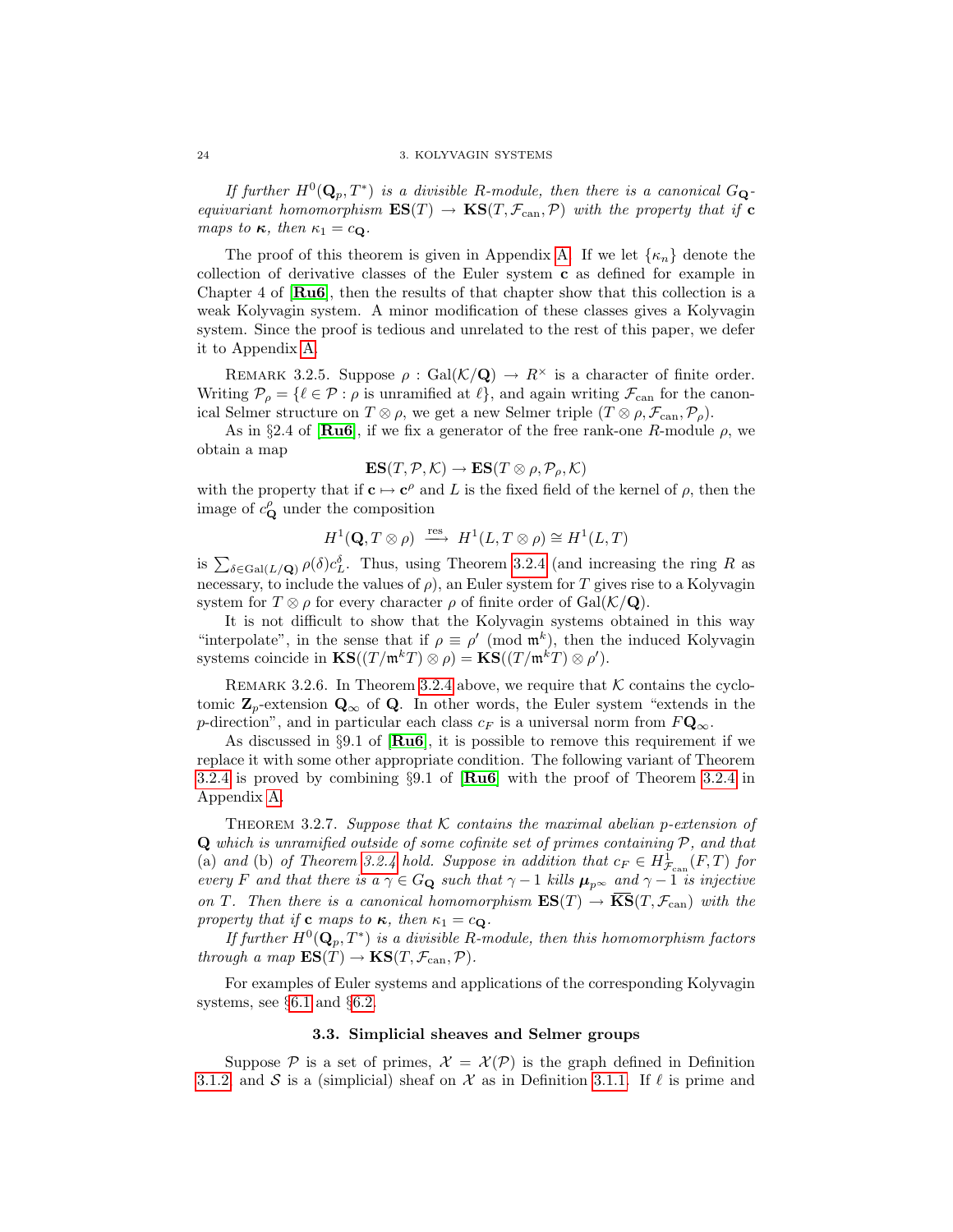*If further $H^0(\mathbf{Q}_p, T^*)$ is a divisible $R$-module, then there is a canonical $G_{\mathbf{Q}}$-equivariant homomorphism $\mathbf{ES}(T) \to \mathbf{KS}(T, \mathcal{F}_{\mathrm{can}}, \mathcal{P})$ with the property that if $\mathbf{c}$ maps to $\boldsymbol{\kappa}$, then $\kappa_1 = c_{\mathbf{Q}}$.*

The proof of this theorem is given in Appendix A. If we let $\{\kappa_n\}$ denote the collection of derivative classes of the Euler system $\mathbf{c}$ as defined for example in Chapter 4 of [**Ru6**], then the results of that chapter show that this collection is a weak Kolyvagin system. A minor modification of these classes gives a Kolyvagin system. Since the proof is tedious and unrelated to the rest of this paper, we defer it to Appendix A.

Remark 3.2.5. Suppose $\rho : \mathrm{Gal}(\mathcal{K}/\mathbf{Q}) \to R^\times$ is a character of finite order. Writing $\mathcal{P}_\rho = \{\ell \in \mathcal{P} : \rho \text{ is unramified at } \ell\}$, and again writing $\mathcal{F}_{\mathrm{can}}$ for the canonical Selmer structure on $T \otimes \rho$, we get a new Selmer triple $(T \otimes \rho, \mathcal{F}_{\mathrm{can}}, \mathcal{P}_\rho)$.

As in §2.4 of [**Ru6**], if we fix a generator of the free rank-one $R$-module $\rho$, we obtain a map

$$\mathbf{ES}(T, \mathcal{P}, \mathcal{K}) \to \mathbf{ES}(T \otimes \rho, \mathcal{P}_\rho, \mathcal{K})$$

with the property that if $\mathbf{c} \mapsto \mathbf{c}^\rho$ and $L$ is the fixed field of the kernel of $\rho$, then the image of $c^\rho_{\mathbf{Q}}$ under the composition

$$H^1(\mathbf{Q}, T \otimes \rho) \xrightarrow{\mathrm{res}} H^1(L, T \otimes \rho) \cong H^1(L, T)$$

is $\sum_{\delta \in \mathrm{Gal}(L/\mathbf{Q})} \rho(\delta) c_L^\delta$. Thus, using Theorem 3.2.4 (and increasing the ring $R$ as necessary, to include the values of $\rho$), an Euler system for $T$ gives rise to a Kolyvagin system for $T \otimes \rho$ for every character $\rho$ of finite order of $\mathrm{Gal}(\mathcal{K}/\mathbf{Q})$.

It is not difficult to show that the Kolyvagin systems obtained in this way "interpolate", in the sense that if $\rho \equiv \rho' \pmod{\mathfrak{m}^k}$, then the induced Kolyvagin systems coincide in $\mathbf{KS}((T/\mathfrak{m}^k T) \otimes \rho) = \mathbf{KS}((T/\mathfrak{m}^k T) \otimes \rho')$.

Remark 3.2.6. In Theorem 3.2.4 above, we require that $\mathcal{K}$ contains the cyclotomic $\mathbf{Z}_p$-extension $\mathbf{Q}_\infty$ of $\mathbf{Q}$. In other words, the Euler system "extends in the $p$-direction", and in particular each class $c_F$ is a universal norm from $F\mathbf{Q}_\infty$.

As discussed in §9.1 of [**Ru6**], it is possible to remove this requirement if we replace it with some other appropriate condition. The following variant of Theorem 3.2.4 is proved by combining §9.1 of [**Ru6**] with the proof of Theorem 3.2.4 in Appendix A.

Theorem 3.2.7. *Suppose that $\mathcal{K}$ contains the maximal abelian $p$-extension of $\mathbf{Q}$ which is unramified outside of some cofinite set of primes containing $\mathcal{P}$, and that* (a) *and* (b) *of Theorem 3.2.4 hold. Suppose in addition that $c_F \in H^1_{\mathcal{F}_{\mathrm{can}}}(F, T)$ for every $F$ and that there is a $\gamma \in G_{\mathbf{Q}}$ such that $\gamma - 1$ kills $\boldsymbol{\mu}_{p^\infty}$ and $\gamma - 1$ is injective on $T$. Then there is a canonical homomorphism $\mathbf{ES}(T) \to \overline{\mathbf{KS}}(T, \mathcal{F}_{\mathrm{can}})$ with the property that if $\mathbf{c}$ maps to $\boldsymbol{\kappa}$, then $\kappa_1 = c_{\mathbf{Q}}$.*

*If further $H^0(\mathbf{Q}_p, T^*)$ is a divisible $R$-module, then this homomorphism factors through a map $\mathbf{ES}(T) \to \mathbf{KS}(T, \mathcal{F}_{\mathrm{can}}, \mathcal{P})$.*

For examples of Euler systems and applications of the corresponding Kolyvagin systems, see §6.1 and §6.2.

## 3.3. Simplicial sheaves and Selmer groups

Suppose $\mathcal{P}$ is a set of primes, $\mathcal{X} = \mathcal{X}(\mathcal{P})$ is the graph defined in Definition 3.1.2, and $\mathcal{S}$ is a (simplicial) sheaf on $\mathcal{X}$ as in Definition 3.1.1. If $\ell$ is prime and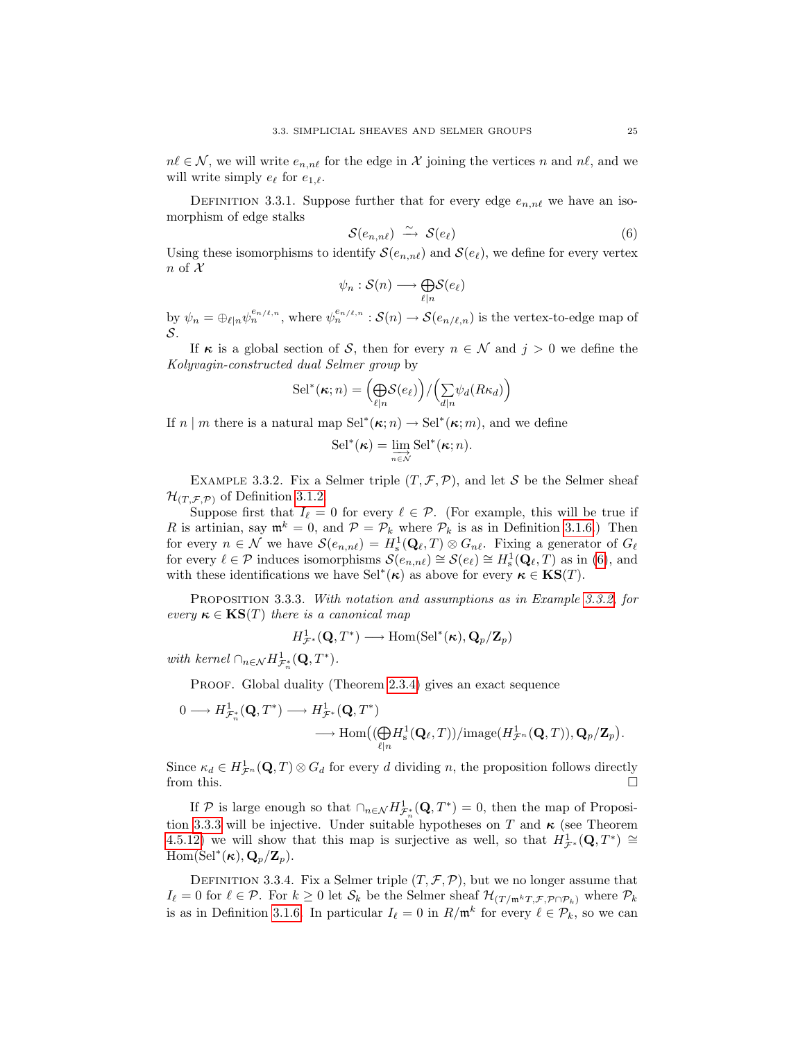$n\ell \in \mathcal{N}$, we will write $e_{n,n\ell}$ for the edge in $\mathcal{X}$ joining the vertices $n$ and $n\ell$, and we will write simply $e_\ell$ for $e_{1,\ell}$.

Definition 3.3.1. Suppose further that for every edge $e_{n,n\ell}$ we have an isomorphism of edge stalks

$$\mathcal{S}(e_{n,n\ell}) \xrightarrow{\sim} \mathcal{S}(e_\ell) \tag{6}$$

Using these isomorphisms to identify $\mathcal{S}(e_{n,n\ell})$ and $\mathcal{S}(e_\ell)$, we define for every vertex $n$ of $\mathcal{X}$

$$\psi_n : \mathcal{S}(n) \longrightarrow \bigoplus_{\ell | n} \mathcal{S}(e_\ell)$$

by $\psi_n = \oplus_{\ell|n} \psi_n^{e_{n/\ell,n}}$, where $\psi_n^{e_{n/\ell,n}} : \mathcal{S}(n) \to \mathcal{S}(e_{n/\ell,n})$ is the vertex-to-edge map of $\mathcal{S}$.

If $\boldsymbol{\kappa}$ is a global section of $\mathcal{S}$, then for every $n \in \mathcal{N}$ and $j > 0$ we define the *Kolyvagin-constructed dual Selmer group* by

$$\mathrm{Sel}^*(\boldsymbol{\kappa}; n) = \Big(\bigoplus_{\ell | n} \mathcal{S}(e_\ell)\Big) \Big/ \Big(\sum_{d|n} \psi_d(R\kappa_d)\Big)$$

If $n \mid m$ there is a natural map $\mathrm{Sel}^*(\boldsymbol{\kappa}; n) \to \mathrm{Sel}^*(\boldsymbol{\kappa}; m)$, and we define

$$\mathrm{Sel}^*(\boldsymbol{\kappa}) = \varinjlim_{n \in \mathcal{N}} \mathrm{Sel}^*(\boldsymbol{\kappa}; n).$$

Example 3.3.2. Fix a Selmer triple $(T, \mathcal{F}, \mathcal{P})$, and let $\mathcal{S}$ be the Selmer sheaf $\mathcal{H}_{(T,\mathcal{F},\mathcal{P})}$ of Definition 3.1.2.

Suppose first that $I_\ell = 0$ for every $\ell \in \mathcal{P}$. (For example, this will be true if $R$ is artinian, say $\mathfrak{m}^k = 0$, and $\mathcal{P} = \mathcal{P}_k$ where $\mathcal{P}_k$ is as in Definition 3.1.6.) Then for every $n \in \mathcal{N}$ we have $\mathcal{S}(e_{n,n\ell}) = H^1_{\mathrm{s}}(\mathbf{Q}_\ell, T) \otimes G_{n\ell}$. Fixing a generator of $G_\ell$ for every $\ell \in \mathcal{P}$ induces isomorphisms $\mathcal{S}(e_{n,n\ell}) \cong \mathcal{S}(e_\ell) \cong H^1_{\mathrm{s}}(\mathbf{Q}_\ell, T)$ as in (6), and with these identifications we have $\mathrm{Sel}^*(\boldsymbol{\kappa})$ as above for every $\boldsymbol{\kappa} \in \mathbf{KS}(T)$.

Proposition 3.3.3. *With notation and assumptions as in Example 3.3.2, for every $\boldsymbol{\kappa} \in \mathbf{KS}(T)$ there is a canonical map*

$$H^1_{\mathcal{F}^*}(\mathbf{Q}, T^*) \longrightarrow \mathrm{Hom}(\mathrm{Sel}^*(\boldsymbol{\kappa}), \mathbf{Q}_p/\mathbf{Z}_p)$$

*with kernel $\cap_{n \in \mathcal{N}} H^1_{\mathcal{F}^*_n}(\mathbf{Q}, T^*)$.*

Proof. Global duality (Theorem 2.3.4) gives an exact sequence

$$0 \longrightarrow H^1_{\mathcal{F}^*_n}(\mathbf{Q}, T^*) \longrightarrow H^1_{\mathcal{F}^*}(\mathbf{Q}, T^*) \longrightarrow \mathrm{Hom}\Big(\big(\bigoplus_{\ell | n} H^1_{\mathrm{s}}(\mathbf{Q}_\ell, T)\big)/\mathrm{image}(H^1_{\mathcal{F}^n}(\mathbf{Q}, T)), \mathbf{Q}_p/\mathbf{Z}_p\Big).$$

Since $\kappa_d \in H^1_{\mathcal{F}^n}(\mathbf{Q}, T) \otimes G_d$ for every $d$ dividing $n$, the proposition follows directly from this. □

If $\mathcal{P}$ is large enough so that $\cap_{n \in \mathcal{N}} H^1_{\mathcal{F}^*_n}(\mathbf{Q}, T^*) = 0$, then the map of Proposition 3.3.3 will be injective. Under suitable hypotheses on $T$ and $\boldsymbol{\kappa}$ (see Theorem 4.5.12) we will show that this map is surjective as well, so that $H^1_{\mathcal{F}^*}(\mathbf{Q}, T^*) \cong \mathrm{Hom}(\mathrm{Sel}^*(\boldsymbol{\kappa}), \mathbf{Q}_p/\mathbf{Z}_p)$.

Definition 3.3.4. Fix a Selmer triple $(T, \mathcal{F}, \mathcal{P})$, but we no longer assume that $I_\ell = 0$ for $\ell \in \mathcal{P}$. For $k \geq 0$ let $\mathcal{S}_k$ be the Selmer sheaf $\mathcal{H}_{(T/\mathfrak{m}^k T, \mathcal{F}, \mathcal{P} \cap \mathcal{P}_k)}$ where $\mathcal{P}_k$ is as in Definition 3.1.6. In particular $I_\ell = 0$ in $R/\mathfrak{m}^k$ for every $\ell \in \mathcal{P}_k$, so we can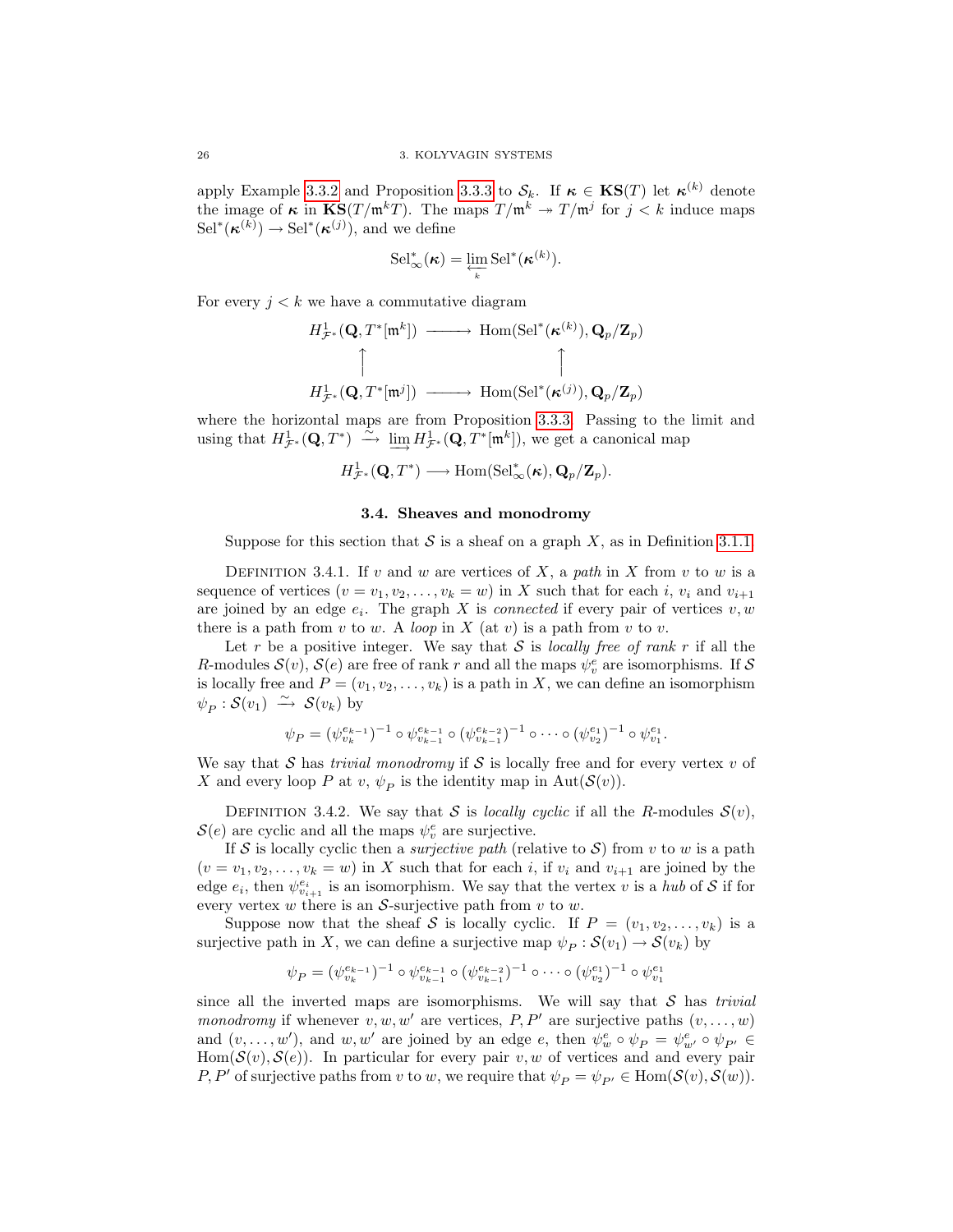apply Example 3.3.2 and Proposition 3.3.3 to $\mathcal{S}_k$. If $\boldsymbol{\kappa} \in \mathbf{KS}(T)$ let $\boldsymbol{\kappa}^{(k)}$ denote the image of $\boldsymbol{\kappa}$ in $\mathbf{KS}(T/\mathfrak{m}^k T)$. The maps $T/\mathfrak{m}^k \twoheadrightarrow T/\mathfrak{m}^j$ for $j < k$ induce maps $\mathrm{Sel}^*(\boldsymbol{\kappa}^{(k)}) \to \mathrm{Sel}^*(\boldsymbol{\kappa}^{(j)})$, and we define

$$\mathrm{Sel}^*_\infty(\boldsymbol{\kappa}) = \varprojlim_k \mathrm{Sel}^*(\boldsymbol{\kappa}^{(k)}).$$

For every $j < k$ we have a commutative diagram

$$\begin{array}{ccc} H^1_{\mathcal{F}^*}(\mathbf{Q}, T^*[\mathfrak{m}^k]) & \longrightarrow & \mathrm{Hom}(\mathrm{Sel}^*(\boldsymbol{\kappa}^{(k)}), \mathbf{Q}_p/\mathbf{Z}_p) \\ \uparrow & & \uparrow \\ H^1_{\mathcal{F}^*}(\mathbf{Q}, T^*[\mathfrak{m}^j]) & \longrightarrow & \mathrm{Hom}(\mathrm{Sel}^*(\boldsymbol{\kappa}^{(j)}), \mathbf{Q}_p/\mathbf{Z}_p) \end{array}$$

where the horizontal maps are from Proposition 3.3.3. Passing to the limit and using that $H^1_{\mathcal{F}^*}(\mathbf{Q}, T^*) \xrightarrow{\sim} \varinjlim H^1_{\mathcal{F}^*}(\mathbf{Q}, T^*[\mathfrak{m}^k])$, we get a canonical map

$$H^1_{\mathcal{F}^*}(\mathbf{Q}, T^*) \longrightarrow \mathrm{Hom}(\mathrm{Sel}^*_\infty(\boldsymbol{\kappa}), \mathbf{Q}_p/\mathbf{Z}_p).$$

## 3.4. Sheaves and monodromy

Suppose for this section that $\mathcal{S}$ is a sheaf on a graph $X$, as in Definition 3.1.1.

Definition 3.4.1. If $v$ and $w$ are vertices of $X$, a *path* in $X$ from $v$ to $w$ is a sequence of vertices $(v = v_1, v_2, \ldots, v_k = w)$ in $X$ such that for each $i$, $v_i$ and $v_{i+1}$ are joined by an edge $e_i$. The graph $X$ is *connected* if every pair of vertices $v, w$ there is a path from $v$ to $w$. A *loop* in $X$ (at $v$) is a path from $v$ to $v$.

Let $r$ be a positive integer. We say that $\mathcal{S}$ is *locally free of rank* $r$ if all the $R$-modules $\mathcal{S}(v)$, $\mathcal{S}(e)$ are free of rank $r$ and all the maps $\psi^e_v$ are isomorphisms. If $\mathcal{S}$ is locally free and $P = (v_1, v_2, \ldots, v_k)$ is a path in $X$, we can define an isomorphism $\psi_P : \mathcal{S}(v_1) \xrightarrow{\sim} \mathcal{S}(v_k)$ by

$$\psi_P = (\psi^{e_{k-1}}_{v_k})^{-1} \circ \psi^{e_{k-1}}_{v_{k-1}} \circ (\psi^{e_{k-2}}_{v_{k-1}})^{-1} \circ \cdots \circ (\psi^{e_1}_{v_2})^{-1} \circ \psi^{e_1}_{v_1}.$$

We say that $\mathcal{S}$ has *trivial monodromy* if $\mathcal{S}$ is locally free and for every vertex $v$ of $X$ and every loop $P$ at $v$, $\psi_P$ is the identity map in $\mathrm{Aut}(\mathcal{S}(v))$.

Definition 3.4.2. We say that $\mathcal{S}$ is *locally cyclic* if all the $R$-modules $\mathcal{S}(v)$, $\mathcal{S}(e)$ are cyclic and all the maps $\psi^e_v$ are surjective.

If $\mathcal{S}$ is locally cyclic then a *surjective path* (relative to $\mathcal{S}$) from $v$ to $w$ is a path $(v = v_1, v_2, \ldots, v_k = w)$ in $X$ such that for each $i$, if $v_i$ and $v_{i+1}$ are joined by the edge $e_i$, then $\psi^{e_i}_{v_{i+1}}$ is an isomorphism. We say that the vertex $v$ is a *hub* of $\mathcal{S}$ if for every vertex $w$ there is an $\mathcal{S}$-surjective path from $v$ to $w$.

Suppose now that the sheaf $\mathcal{S}$ is locally cyclic. If $P = (v_1, v_2, \ldots, v_k)$ is a surjective path in $X$, we can define a surjective map $\psi_P : \mathcal{S}(v_1) \to \mathcal{S}(v_k)$ by

$$\psi_P = (\psi^{e_{k-1}}_{v_k})^{-1} \circ \psi^{e_{k-1}}_{v_{k-1}} \circ (\psi^{e_{k-2}}_{v_{k-1}})^{-1} \circ \cdots \circ (\psi^{e_1}_{v_2})^{-1} \circ \psi^{e_1}_{v_1}$$

since all the inverted maps are isomorphisms. We will say that $\mathcal{S}$ has *trivial monodromy* if whenever $v, w, w'$ are vertices, $P, P'$ are surjective paths $(v, \ldots, w)$ and $(v, \ldots, w')$, and $w, w'$ are joined by an edge $e$, then $\psi^e_w \circ \psi_P = \psi^e_{w'} \circ \psi_{P'} \in \mathrm{Hom}(\mathcal{S}(v), \mathcal{S}(e))$. In particular for every pair $v, w$ of vertices and and every pair $P, P'$ of surjective paths from $v$ to $w$, we require that $\psi_P = \psi_{P'} \in \mathrm{Hom}(\mathcal{S}(v), \mathcal{S}(w))$.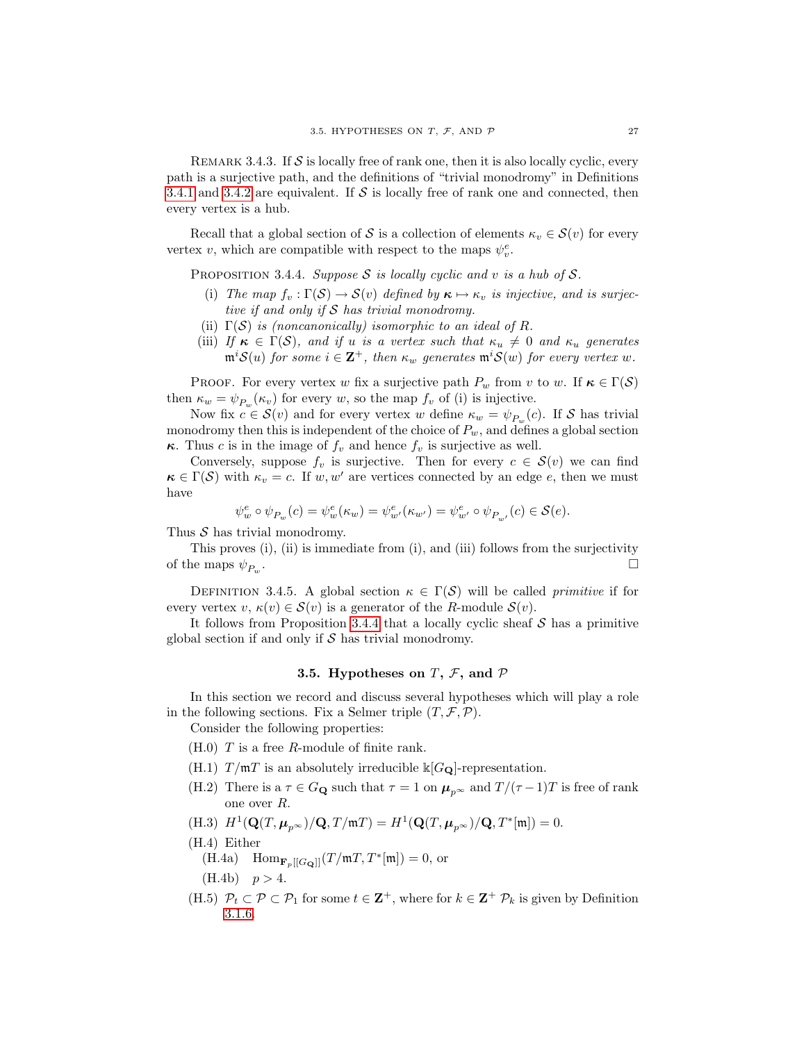REMARK 3.4.3. If $\mathcal{S}$ is locally free of rank one, then it is also locally cyclic, every path is a surjective path, and the definitions of "trivial monodromy" in Definitions 3.4.1 and 3.4.2 are equivalent. If $\mathcal{S}$ is locally free of rank one and connected, then every vertex is a hub.

Recall that a global section of $\mathcal{S}$ is a collection of elements $\kappa_v \in \mathcal{S}(v)$ for every vertex $v$, which are compatible with respect to the maps $\psi_v^e$.

PROPOSITION 3.4.4. *Suppose $\mathcal{S}$ is locally cyclic and $v$ is a hub of $\mathcal{S}$.*

(i) *The map $f_v : \Gamma(\mathcal{S}) \to \mathcal{S}(v)$ defined by $\boldsymbol{\kappa} \mapsto \kappa_v$ is injective, and is surjective if and only if $\mathcal{S}$ has trivial monodromy.*
(ii) *$\Gamma(\mathcal{S})$ is (noncanonically) isomorphic to an ideal of $R$.*
(iii) *If $\boldsymbol{\kappa} \in \Gamma(\mathcal{S})$, and if $u$ is a vertex such that $\kappa_u \neq 0$ and $\kappa_u$ generates $\mathfrak{m}^i\mathcal{S}(u)$ for some $i \in \mathbf{Z}^+$, then $\kappa_w$ generates $\mathfrak{m}^i\mathcal{S}(w)$ for every vertex $w$.*

PROOF. For every vertex $w$ fix a surjective path $P_w$ from $v$ to $w$. If $\boldsymbol{\kappa} \in \Gamma(\mathcal{S})$ then $\kappa_w = \psi_{P_w}(\kappa_v)$ for every $w$, so the map $f_v$ of (i) is injective.

Now fix $c \in \mathcal{S}(v)$ and for every vertex $w$ define $\kappa_w = \psi_{P_w}(c)$. If $\mathcal{S}$ has trivial monodromy then this is independent of the choice of $P_w$, and defines a global section $\boldsymbol{\kappa}$. Thus $c$ is in the image of $f_v$ and hence $f_v$ is surjective as well.

Conversely, suppose $f_v$ is surjective. Then for every $c \in \mathcal{S}(v)$ we can find $\boldsymbol{\kappa} \in \Gamma(\mathcal{S})$ with $\kappa_v = c$. If $w, w'$ are vertices connected by an edge $e$, then we must have

$$\psi_w^e \circ \psi_{P_w}(c) = \psi_w^e(\kappa_w) = \psi_{w'}^e(\kappa_{w'}) = \psi_{w'}^e \circ \psi_{P_{w'}}(c) \in \mathcal{S}(e).$$

Thus $\mathcal{S}$ has trivial monodromy.

This proves (i), (ii) is immediate from (i), and (iii) follows from the surjectivity of the maps $\psi_{P_w}$. □

DEFINITION 3.4.5. A global section $\kappa \in \Gamma(\mathcal{S})$ will be called *primitive* if for every vertex $v$, $\kappa(v) \in \mathcal{S}(v)$ is a generator of the $R$-module $\mathcal{S}(v)$.

It follows from Proposition 3.4.4 that a locally cyclic sheaf $\mathcal{S}$ has a primitive global section if and only if $\mathcal{S}$ has trivial monodromy.

## 3.5. Hypotheses on $T$, $\mathcal{F}$, and $\mathcal{P}$

In this section we record and discuss several hypotheses which will play a role in the following sections. Fix a Selmer triple $(T, \mathcal{F}, \mathcal{P})$.

Consider the following properties:

(H.0) $T$ is a free $R$-module of finite rank.

(H.1) $T/\mathfrak{m}T$ is an absolutely irreducible $\Bbbk[G_{\mathbf{Q}}]$-representation.

(H.2) There is a $\tau \in G_{\mathbf{Q}}$ such that $\tau = 1$ on $\boldsymbol{\mu}_{p^\infty}$ and $T/(\tau-1)T$ is free of rank one over $R$.

(H.3) $H^1(\mathbf{Q}(T, \boldsymbol{\mu}_{p^\infty})/\mathbf{Q}, T/\mathfrak{m}T) = H^1(\mathbf{Q}(T, \boldsymbol{\mu}_{p^\infty})/\mathbf{Q}, T^*[\mathfrak{m}]) = 0.$

(H.4) Either

  (H.4a) $\mathrm{Hom}_{\mathbf{F}_p[[G_{\mathbf{Q}}]]}(T/\mathfrak{m}T, T^*[\mathfrak{m}]) = 0$, or

  (H.4b) $p > 4$.

(H.5) $\mathcal{P}_t \subset \mathcal{P} \subset \mathcal{P}_1$ for some $t \in \mathbf{Z}^+$, where for $k \in \mathbf{Z}^+$ $\mathcal{P}_k$ is given by Definition 3.1.6.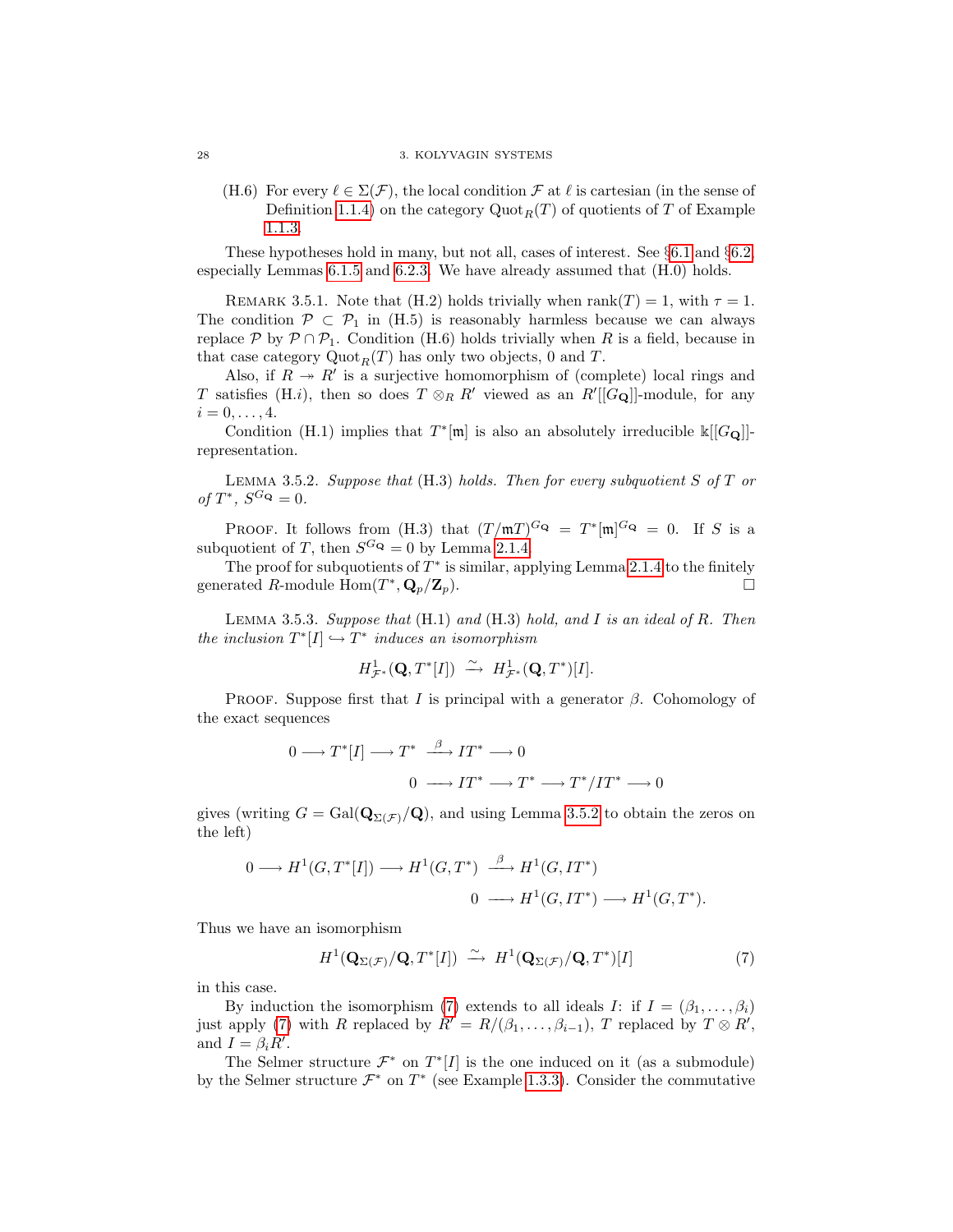(H.6) For every $\ell \in \Sigma(\mathcal{F})$, the local condition $\mathcal{F}$ at $\ell$ is cartesian (in the sense of Definition 1.1.4) on the category $\mathrm{Quot}_R(T)$ of quotients of $T$ of Example 1.1.3.

These hypotheses hold in many, but not all, cases of interest. See §6.1 and §6.2, especially Lemmas 6.1.5 and 6.2.3. We have already assumed that (H.0) holds.

Remark 3.5.1. Note that (H.2) holds trivially when $\mathrm{rank}(T) = 1$, with $\tau = 1$. The condition $\mathcal{P} \subset \mathcal{P}_1$ in (H.5) is reasonably harmless because we can always replace $\mathcal{P}$ by $\mathcal{P} \cap \mathcal{P}_1$. Condition (H.6) holds trivially when $R$ is a field, because in that case category $\mathrm{Quot}_R(T)$ has only two objects, 0 and $T$.

Also, if $R \twoheadrightarrow R'$ is a surjective homomorphism of (complete) local rings and $T$ satisfies (H.$i$), then so does $T \otimes_R R'$ viewed as an $R'[[G_{\mathbf{Q}}]]$-module, for any $i = 0, \ldots, 4$.

Condition (H.1) implies that $T^*[\mathfrak{m}]$ is also an absolutely irreducible $\Bbbk[[G_{\mathbf{Q}}]]$-representation.

Lemma 3.5.2. *Suppose that* (H.3) *holds. Then for every subquotient $S$ of $T$ or of $T^*$, $S^{G_{\mathbf{Q}}} = 0$.*

Proof. It follows from (H.3) that $(T/\mathfrak{m}T)^{G_{\mathbf{Q}}} = T^*[\mathfrak{m}]^{G_{\mathbf{Q}}} = 0$. If $S$ is a subquotient of $T$, then $S^{G_{\mathbf{Q}}} = 0$ by Lemma 2.1.4.

The proof for subquotients of $T^*$ is similar, applying Lemma 2.1.4 to the finitely generated $R$-module $\mathrm{Hom}(T^*, \mathbf{Q}_p/\mathbf{Z}_p)$. $\square$

Lemma 3.5.3. *Suppose that* (H.1) *and* (H.3) *hold, and $I$ is an ideal of $R$. Then the inclusion $T^*[I] \hookrightarrow T^*$ induces an isomorphism*

$$H^1_{\mathcal{F}^*}(\mathbf{Q}, T^*[I]) \xrightarrow{\sim} H^1_{\mathcal{F}^*}(\mathbf{Q}, T^*)[I].$$

Proof. Suppose first that $I$ is principal with a generator $\beta$. Cohomology of the exact sequences

$$0 \longrightarrow T^*[I] \longrightarrow T^* \xrightarrow{\beta} IT^* \longrightarrow 0$$
$$0 \longrightarrow IT^* \longrightarrow T^* \longrightarrow T^*/IT^* \longrightarrow 0$$

gives (writing $G = \mathrm{Gal}(\mathbf{Q}_{\Sigma(\mathcal{F})}/\mathbf{Q})$, and using Lemma 3.5.2 to obtain the zeros on the left)

$$0 \longrightarrow H^1(G, T^*[I]) \longrightarrow H^1(G, T^*) \xrightarrow{\beta} H^1(G, IT^*)$$
$$0 \longrightarrow H^1(G, IT^*) \longrightarrow H^1(G, T^*).$$

Thus we have an isomorphism

$$H^1(\mathbf{Q}_{\Sigma(\mathcal{F})}/\mathbf{Q}, T^*[I]) \xrightarrow{\sim} H^1(\mathbf{Q}_{\Sigma(\mathcal{F})}/\mathbf{Q}, T^*)[I] \tag{7}$$

in this case.

By induction the isomorphism (7) extends to all ideals $I$: if $I = (\beta_1, \ldots, \beta_i)$ just apply (7) with $R$ replaced by $R' = R/(\beta_1, \ldots, \beta_{i-1})$, $T$ replaced by $T \otimes R'$, and $I = \beta_i R'$.

The Selmer structure $\mathcal{F}^*$ on $T^*[I]$ is the one induced on it (as a submodule) by the Selmer structure $\mathcal{F}^*$ on $T^*$ (see Example 1.3.3). Consider the commutative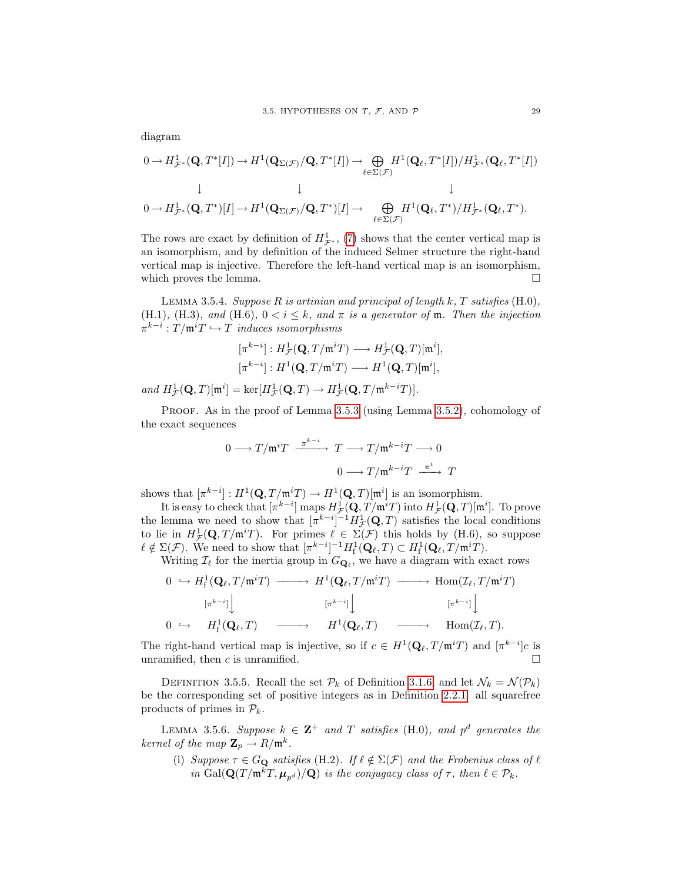diagram

$$
\begin{array}{ccccc}
0 \to H^1_{\mathcal{F}^*}(\mathbf{Q}, T^*[I]) & \to & H^1(\mathbf{Q}_{\Sigma(\mathcal{F})}/\mathbf{Q}, T^*[I]) & \to & \bigoplus_{\ell \in \Sigma(\mathcal{F})} H^1(\mathbf{Q}_\ell, T^*[I])/H^1_{\mathcal{F}^*}(\mathbf{Q}_\ell, T^*[I]) \\
\downarrow & & \downarrow & & \downarrow \\
0 \to H^1_{\mathcal{F}^*}(\mathbf{Q}, T^*)[I] & \to & H^1(\mathbf{Q}_{\Sigma(\mathcal{F})}/\mathbf{Q}, T^*)[I] & \to & \bigoplus_{\ell \in \Sigma(\mathcal{F})} H^1(\mathbf{Q}_\ell, T^*)/H^1_{\mathcal{F}^*}(\mathbf{Q}_\ell, T^*).
\end{array}
$$

The rows are exact by definition of $H^1_{\mathcal{F}^*}$, (7) shows that the center vertical map is an isomorphism, and by definition of the induced Selmer structure the right-hand vertical map is injective. Therefore the left-hand vertical map is an isomorphism, which proves the lemma. □

Lemma 3.5.4. *Suppose $R$ is artinian and principal of length $k$, $T$ satisfies* (H.0), (H.1), (H.3), *and* (H.6), $0 < i \le k$, *and $\pi$ is a generator of $\mathfrak{m}$. Then the injection $\pi^{k-i} : T/\mathfrak{m}^i T \hookrightarrow T$ induces isomorphisms*

$$
[\pi^{k-i}] : H^1_{\mathcal{F}}(\mathbf{Q}, T/\mathfrak{m}^i T) \longrightarrow H^1_{\mathcal{F}}(\mathbf{Q}, T)[\mathfrak{m}^i],
$$
$$
[\pi^{k-i}] : H^1(\mathbf{Q}, T/\mathfrak{m}^i T) \longrightarrow H^1(\mathbf{Q}, T)[\mathfrak{m}^i],
$$

*and $H^1_{\mathcal{F}}(\mathbf{Q}, T)[\mathfrak{m}^i] = \ker[H^1_{\mathcal{F}}(\mathbf{Q}, T) \to H^1_{\mathcal{F}}(\mathbf{Q}, T/\mathfrak{m}^{k-i}T)]$.*

Proof. As in the proof of Lemma 3.5.3 (using Lemma 3.5.2), cohomology of the exact sequences

$$
0 \longrightarrow T/\mathfrak{m}^i T \xrightarrow{\pi^{k-i}} T \longrightarrow T/\mathfrak{m}^{k-i} T \longrightarrow 0
$$
$$
0 \longrightarrow T/\mathfrak{m}^{k-i} T \xrightarrow{\pi^{i}} T
$$

shows that $[\pi^{k-i}] : H^1(\mathbf{Q}, T/\mathfrak{m}^i T) \to H^1(\mathbf{Q}, T)[\mathfrak{m}^i]$ is an isomorphism.

It is easy to check that $[\pi^{k-i}]$ maps $H^1_{\mathcal{F}}(\mathbf{Q}, T/\mathfrak{m}^i T)$ into $H^1_{\mathcal{F}}(\mathbf{Q}, T)[\mathfrak{m}^i]$. To prove the lemma we need to show that $[\pi^{k-i}]^{-1} H^1_{\mathcal{F}}(\mathbf{Q}, T)$ satisfies the local conditions to lie in $H^1_{\mathcal{F}}(\mathbf{Q}, T/\mathfrak{m}^i T)$. For primes $\ell \in \Sigma(\mathcal{F})$ this holds by (H.6), so suppose $\ell \notin \Sigma(\mathcal{F})$. We need to show that $[\pi^{k-i}]^{-1} H^1_{\mathrm{f}}(\mathbf{Q}_\ell, T) \subset H^1_{\mathrm{f}}(\mathbf{Q}_\ell, T/\mathfrak{m}^i T)$.

Writing $\mathcal{I}_\ell$ for the inertia group in $G_{\mathbf{Q}_\ell}$, we have a diagram with exact rows

$$
\begin{array}{ccccc}
0 \hookrightarrow H^1_{\mathrm{f}}(\mathbf{Q}_\ell, T/\mathfrak{m}^i T) & \longrightarrow & H^1(\mathbf{Q}_\ell, T/\mathfrak{m}^i T) & \longrightarrow & \mathrm{Hom}(\mathcal{I}_\ell, T/\mathfrak{m}^i T) \\
\downarrow{\scriptstyle [\pi^{k-i}]} & & \downarrow{\scriptstyle [\pi^{k-i}]} & & \downarrow{\scriptstyle [\pi^{k-i}]} \\
0 \hookrightarrow H^1_{\mathrm{f}}(\mathbf{Q}_\ell, T) & \longrightarrow & H^1(\mathbf{Q}_\ell, T) & \longrightarrow & \mathrm{Hom}(\mathcal{I}_\ell, T).
\end{array}
$$

The right-hand vertical map is injective, so if $c \in H^1(\mathbf{Q}_\ell, T/\mathfrak{m}^i T)$ and $[\pi^{k-i}]c$ is unramified, then $c$ is unramified. □

Definition 3.5.5. Recall the set $\mathcal{P}_k$ of Definition 3.1.6, and let $\mathcal{N}_k = \mathcal{N}(\mathcal{P}_k)$ be the corresponding set of positive integers as in Definition 2.2.1: all squarefree products of primes in $\mathcal{P}_k$.

Lemma 3.5.6. *Suppose $k \in \mathbf{Z}^+$ and $T$ satisfies* (H.0), *and $p^d$ generates the kernel of the map $\mathbf{Z}_p \to R/\mathfrak{m}^k$.*

(i) *Suppose $\tau \in G_{\mathbf{Q}}$ satisfies* (H.2). *If $\ell \notin \Sigma(\mathcal{F})$ and the Frobenius class of $\ell$ in $\mathrm{Gal}(\mathbf{Q}(T/\mathfrak{m}^k T, \boldsymbol{\mu}_{p^d})/\mathbf{Q})$ is the conjugacy class of $\tau$, then $\ell \in \mathcal{P}_k$.*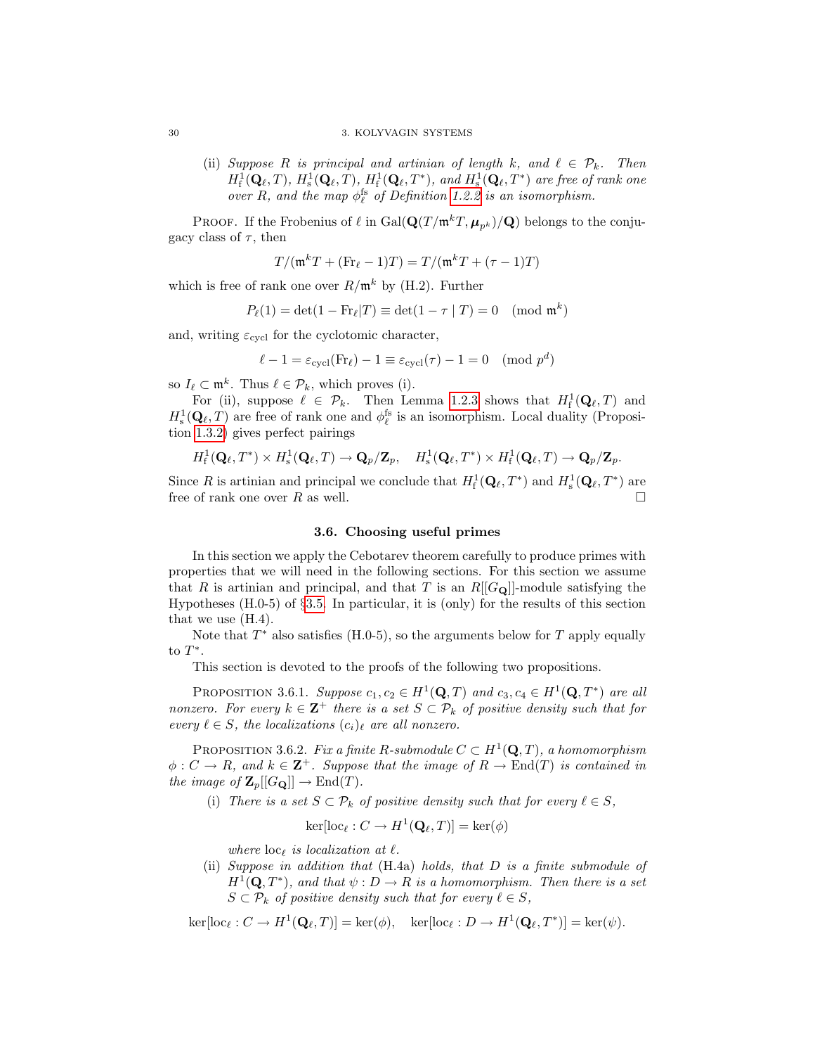(ii) *Suppose $R$ is principal and artinian of length $k$, and $\ell \in \mathcal{P}_k$. Then $H^1_{\mathrm{f}}(\mathbf{Q}_\ell, T)$, $H^1_{\mathrm{s}}(\mathbf{Q}_\ell, T)$, $H^1_{\mathrm{f}}(\mathbf{Q}_\ell, T^*)$, and $H^1_{\mathrm{s}}(\mathbf{Q}_\ell, T^*)$ are free of rank one over $R$, and the map $\phi^{\mathrm{fs}}_\ell$ of Definition 1.2.2 is an isomorphism.*

Proof. If the Frobenius of $\ell$ in $\mathrm{Gal}(\mathbf{Q}(T/\mathfrak{m}^k T, \boldsymbol{\mu}_{p^k})/\mathbf{Q})$ belongs to the conjugacy class of $\tau$, then

$$T/(\mathfrak{m}^k T + (\mathrm{Fr}_\ell - 1)T) = T/(\mathfrak{m}^k T + (\tau - 1)T)$$

which is free of rank one over $R/\mathfrak{m}^k$ by (H.2). Further

$$P_\ell(1) = \det(1 - \mathrm{Fr}_\ell | T) \equiv \det(1 - \tau \mid T) = 0 \pmod{\mathfrak{m}^k}$$

and, writing $\varepsilon_{\mathrm{cycl}}$ for the cyclotomic character,

$$\ell - 1 = \varepsilon_{\mathrm{cycl}}(\mathrm{Fr}_\ell) - 1 \equiv \varepsilon_{\mathrm{cycl}}(\tau) - 1 = 0 \pmod{p^d}$$

so $I_\ell \subset \mathfrak{m}^k$. Thus $\ell \in \mathcal{P}_k$, which proves (i).

For (ii), suppose $\ell \in \mathcal{P}_k$. Then Lemma 1.2.3 shows that $H^1_{\mathrm{f}}(\mathbf{Q}_\ell, T)$ and $H^1_{\mathrm{s}}(\mathbf{Q}_\ell, T)$ are free of rank one and $\phi^{\mathrm{fs}}_\ell$ is an isomorphism. Local duality (Proposition 1.3.2) gives perfect pairings

$$H^1_{\mathrm{f}}(\mathbf{Q}_\ell, T^*) \times H^1_{\mathrm{s}}(\mathbf{Q}_\ell, T) \to \mathbf{Q}_p/\mathbf{Z}_p, \quad H^1_{\mathrm{s}}(\mathbf{Q}_\ell, T^*) \times H^1_{\mathrm{f}}(\mathbf{Q}_\ell, T) \to \mathbf{Q}_p/\mathbf{Z}_p.$$

Since $R$ is artinian and principal we conclude that $H^1_{\mathrm{f}}(\mathbf{Q}_\ell, T^*)$ and $H^1_{\mathrm{s}}(\mathbf{Q}_\ell, T^*)$ are free of rank one over $R$ as well. □

### 3.6. Choosing useful primes

In this section we apply the Cebotarev theorem carefully to produce primes with properties that we will need in the following sections. For this section we assume that $R$ is artinian and principal, and that $T$ is an $R[[G_{\mathbf{Q}}]]$-module satisfying the Hypotheses (H.0-5) of §3.5. In particular, it is (only) for the results of this section that we use (H.4).

Note that $T^*$ also satisfies (H.0-5), so the arguments below for $T$ apply equally to $T^*$.

This section is devoted to the proofs of the following two propositions.

Proposition 3.6.1. *Suppose $c_1, c_2 \in H^1(\mathbf{Q}, T)$ and $c_3, c_4 \in H^1(\mathbf{Q}, T^*)$ are all nonzero. For every $k \in \mathbf{Z}^+$ there is a set $S \subset \mathcal{P}_k$ of positive density such that for every $\ell \in S$, the localizations $(c_i)_\ell$ are all nonzero.*

Proposition 3.6.2. *Fix a finite $R$-submodule $C \subset H^1(\mathbf{Q}, T)$, a homomorphism $\phi : C \to R$, and $k \in \mathbf{Z}^+$. Suppose that the image of $R \to \mathrm{End}(T)$ is contained in the image of $\mathbf{Z}_p[[G_{\mathbf{Q}}]] \to \mathrm{End}(T)$.*

(i) *There is a set $S \subset \mathcal{P}_k$ of positive density such that for every $\ell \in S$,*

$$\ker[\mathrm{loc}_\ell : C \to H^1(\mathbf{Q}_\ell, T)] = \ker(\phi)$$

*where $\mathrm{loc}_\ell$ is localization at $\ell$.*

(ii) *Suppose in addition that (H.4a) holds, that $D$ is a finite submodule of $H^1(\mathbf{Q}, T^*)$, and that $\psi : D \to R$ is a homomorphism. Then there is a set $S \subset \mathcal{P}_k$ of positive density such that for every $\ell \in S$,*

$$\ker[\mathrm{loc}_\ell : C \to H^1(\mathbf{Q}_\ell, T)] = \ker(\phi), \quad \ker[\mathrm{loc}_\ell : D \to H^1(\mathbf{Q}_\ell, T^*)] = \ker(\psi).$$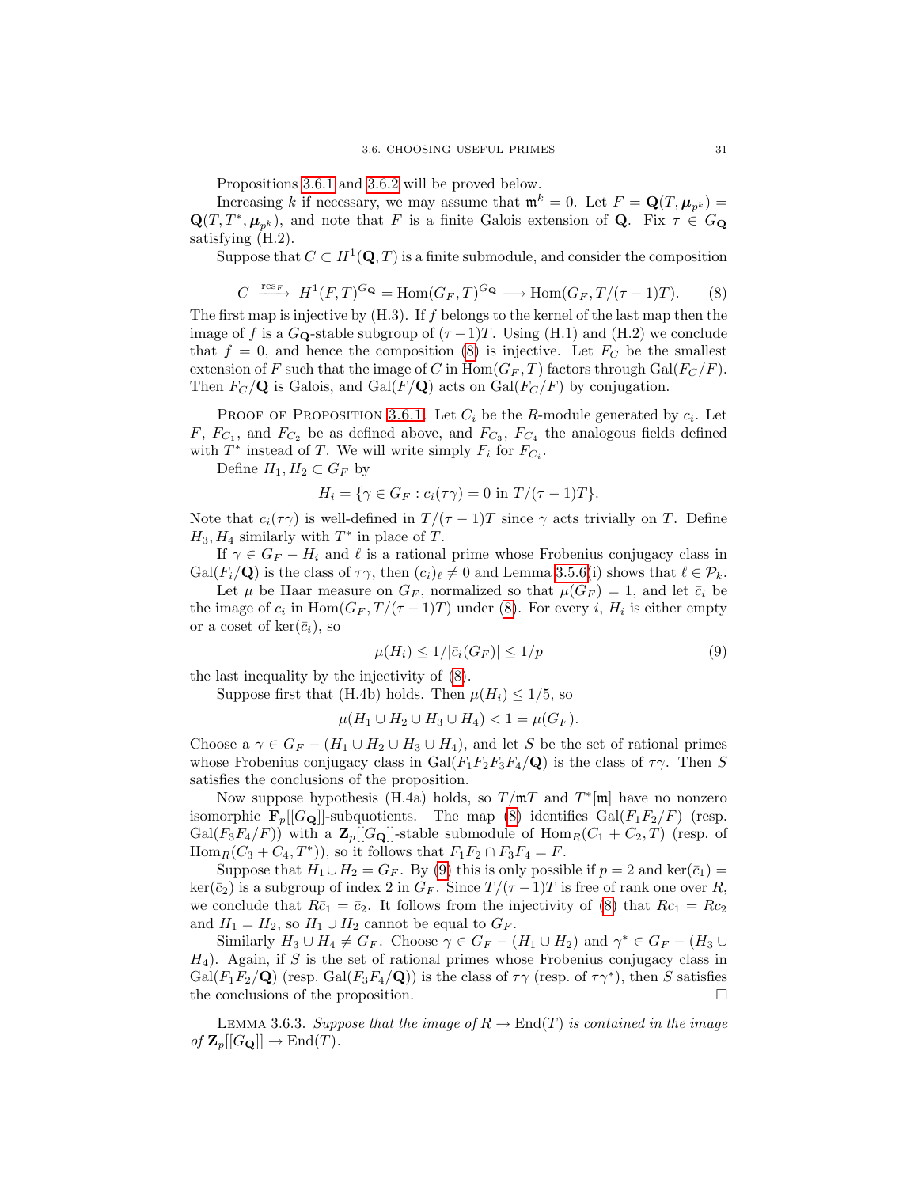Propositions 3.6.1 and 3.6.2 will be proved below.

Increasing $k$ if necessary, we may assume that $\mathfrak{m}^k = 0$. Let $F = \mathbf{Q}(T, \boldsymbol{\mu}_{p^k}) = \mathbf{Q}(T, T^*, \boldsymbol{\mu}_{p^k})$, and note that $F$ is a finite Galois extension of $\mathbf{Q}$. Fix $\tau \in G_{\mathbf{Q}}$ satisfying (H.2).

Suppose that $C \subset H^1(\mathbf{Q}, T)$ is a finite submodule, and consider the composition

$$C \xrightarrow{\text{res}_F} H^1(F,T)^{G_{\mathbf{Q}}} = \text{Hom}(G_F, T)^{G_{\mathbf{Q}}} \longrightarrow \text{Hom}(G_F, T/(\tau - 1)T). \tag{8}$$

The first map is injective by (H.3). If $f$ belongs to the kernel of the last map then the image of $f$ is a $G_{\mathbf{Q}}$-stable subgroup of $(\tau-1)T$. Using (H.1) and (H.2) we conclude that $f = 0$, and hence the composition (8) is injective. Let $F_C$ be the smallest extension of $F$ such that the image of $C$ in $\text{Hom}(G_F, T)$ factors through $\text{Gal}(F_C/F)$. Then $F_C/\mathbf{Q}$ is Galois, and $\text{Gal}(F/\mathbf{Q})$ acts on $\text{Gal}(F_C/F)$ by conjugation.

Proof of Proposition 3.6.1. Let $C_i$ be the $R$-module generated by $c_i$. Let $F$, $F_{C_1}$, and $F_{C_2}$ be as defined above, and $F_{C_3}$, $F_{C_4}$ the analogous fields defined with $T^*$ instead of $T$. We will write simply $F_i$ for $F_{C_i}$.

Define $H_1, H_2 \subset G_F$ by

$$H_i = \{\gamma \in G_F : c_i(\tau\gamma) = 0 \text{ in } T/(\tau-1)T\}.$$

Note that $c_i(\tau\gamma)$ is well-defined in $T/(\tau - 1)T$ since $\gamma$ acts trivially on $T$. Define $H_3, H_4$ similarly with $T^*$ in place of $T$.

If $\gamma \in G_F - H_i$ and $\ell$ is a rational prime whose Frobenius conjugacy class in $\text{Gal}(F_i/\mathbf{Q})$ is the class of $\tau\gamma$, then $(c_i)_\ell \neq 0$ and Lemma 3.5.6(i) shows that $\ell \in \mathcal{P}_k$.

Let $\mu$ be Haar measure on $G_F$, normalized so that $\mu(G_F) = 1$, and let $\bar{c}_i$ be the image of $c_i$ in $\text{Hom}(G_F, T/(\tau - 1)T)$ under (8). For every $i$, $H_i$ is either empty or a coset of $\ker(\bar{c}_i)$, so

$$\mu(H_i) \leq 1/|\bar{c}_i(G_F)| \leq 1/p \tag{9}$$

the last inequality by the injectivity of (8).

Suppose first that (H.4b) holds. Then $\mu(H_i) \leq 1/5$, so

$$\mu(H_1 \cup H_2 \cup H_3 \cup H_4) < 1 = \mu(G_F).$$

Choose a $\gamma \in G_F - (H_1 \cup H_2 \cup H_3 \cup H_4)$, and let $S$ be the set of rational primes whose Frobenius conjugacy class in $\text{Gal}(F_1F_2F_3F_4/\mathbf{Q})$ is the class of $\tau\gamma$. Then $S$ satisfies the conclusions of the proposition.

Now suppose hypothesis (H.4a) holds, so $T/\mathfrak{m}T$ and $T^*[\mathfrak{m}]$ have no nonzero isomorphic $\mathbf{F}_p[[G_{\mathbf{Q}}]]$-subquotients. The map (8) identifies $\text{Gal}(F_1F_2/F)$ (resp. $\text{Gal}(F_3F_4/F)$) with a $\mathbf{Z}_p[[G_{\mathbf{Q}}]]$-stable submodule of $\text{Hom}_R(C_1 + C_2, T)$ (resp. of $\text{Hom}_R(C_3 + C_4, T^*)$), so it follows that $F_1F_2 \cap F_3F_4 = F$.

Suppose that $H_1 \cup H_2 = G_F$. By (9) this is only possible if $p = 2$ and $\ker(\bar{c}_1) = \ker(\bar{c}_2)$ is a subgroup of index 2 in $G_F$. Since $T/(\tau-1)T$ is free of rank one over $R$, we conclude that $R\bar{c}_1 = \bar{c}_2$. It follows from the injectivity of (8) that $Rc_1 = Rc_2$ and $H_1 = H_2$, so $H_1 \cup H_2$ cannot be equal to $G_F$.

Similarly $H_3 \cup H_4 \neq G_F$. Choose $\gamma \in G_F - (H_1 \cup H_2)$ and $\gamma^* \in G_F - (H_3 \cup H_4)$. Again, if $S$ is the set of rational primes whose Frobenius conjugacy class in $\text{Gal}(F_1F_2/\mathbf{Q})$ (resp. $\text{Gal}(F_3F_4/\mathbf{Q})$) is the class of $\tau\gamma$ (resp. of $\tau\gamma^*$), then $S$ satisfies the conclusions of the proposition. $\square$

Lemma 3.6.3. *Suppose that the image of $R \to \text{End}(T)$ is contained in the image of $\mathbf{Z}_p[[G_{\mathbf{Q}}]] \to \text{End}(T)$.*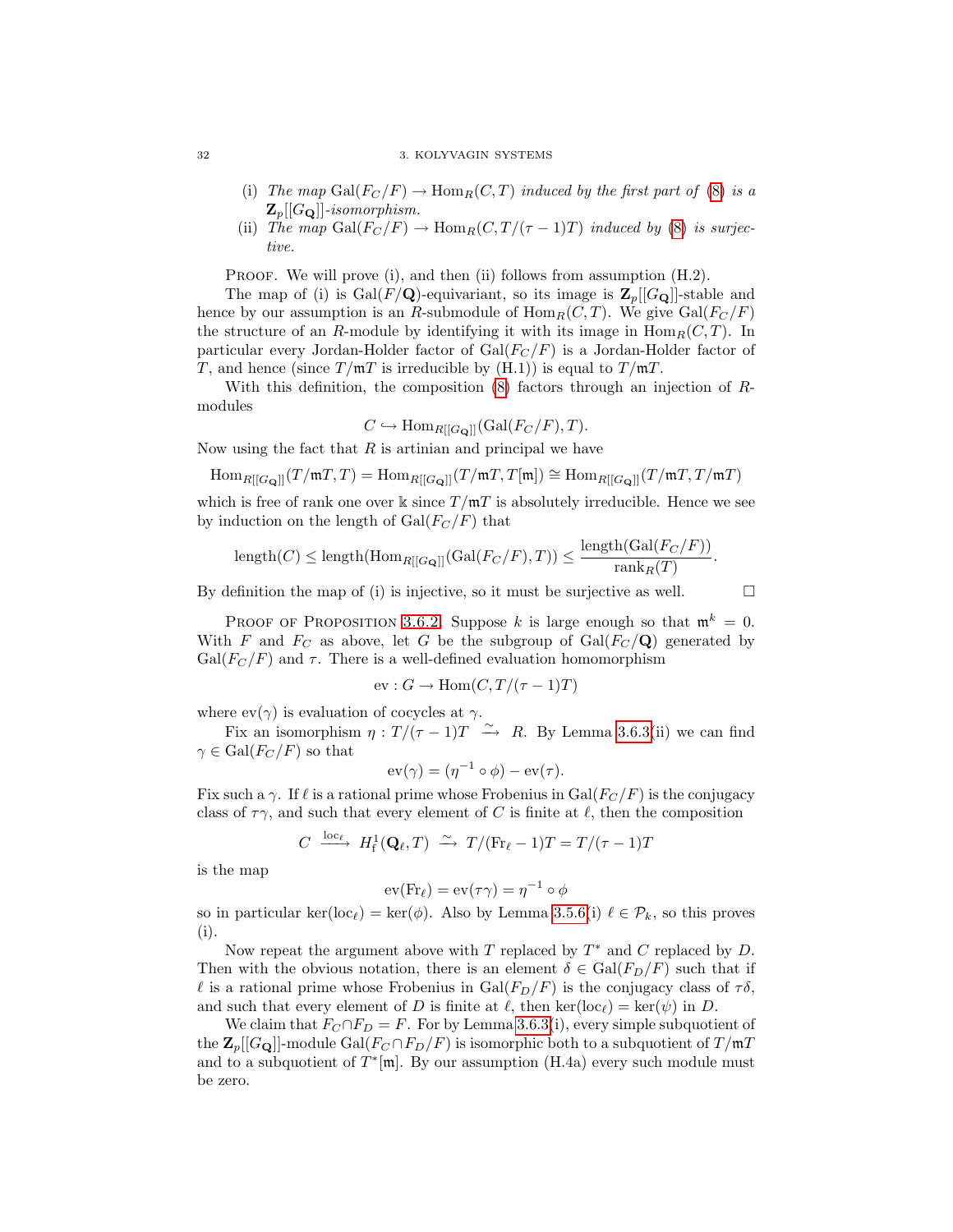(i) *The map* $\mathrm{Gal}(F_C/F) \to \mathrm{Hom}_R(C, T)$ *induced by the first part of* (8) *is a* $\mathbf{Z}_p[[G_{\mathbf{Q}}]]$*-isomorphism.*

(ii) *The map* $\mathrm{Gal}(F_C/F) \to \mathrm{Hom}_R(C, T/(\tau-1)T)$ *induced by* (8) *is surjective.*

Proof. We will prove (i), and then (ii) follows from assumption (H.2).

The map of (i) is $\mathrm{Gal}(F/\mathbf{Q})$-equivariant, so its image is $\mathbf{Z}_p[[G_{\mathbf{Q}}]]$-stable and hence by our assumption is an $R$-submodule of $\mathrm{Hom}_R(C, T)$. We give $\mathrm{Gal}(F_C/F)$ the structure of an $R$-module by identifying it with its image in $\mathrm{Hom}_R(C, T)$. In particular every Jordan-Holder factor of $\mathrm{Gal}(F_C/F)$ is a Jordan-Holder factor of $T$, and hence (since $T/\mathfrak{m}T$ is irreducible by (H.1)) is equal to $T/\mathfrak{m}T$.

With this definition, the composition (8) factors through an injection of $R$-modules

$$C \hookrightarrow \mathrm{Hom}_{R[[G_{\mathbf{Q}}]]}(\mathrm{Gal}(F_C/F), T).$$

Now using the fact that $R$ is artinian and principal we have

$$\mathrm{Hom}_{R[[G_{\mathbf{Q}}]]}(T/\mathfrak{m}T, T) = \mathrm{Hom}_{R[[G_{\mathbf{Q}}]]}(T/\mathfrak{m}T, T[\mathfrak{m}]) \cong \mathrm{Hom}_{R[[G_{\mathbf{Q}}]]}(T/\mathfrak{m}T, T/\mathfrak{m}T)$$

which is free of rank one over $\Bbbk$ since $T/\mathfrak{m}T$ is absolutely irreducible. Hence we see by induction on the length of $\mathrm{Gal}(F_C/F)$ that

$$\mathrm{length}(C) \le \mathrm{length}(\mathrm{Hom}_{R[[G_{\mathbf{Q}}]]}(\mathrm{Gal}(F_C/F), T)) \le \frac{\mathrm{length}(\mathrm{Gal}(F_C/F))}{\mathrm{rank}_R(T)}.$$

By definition the map of (i) is injective, so it must be surjective as well. $\square$

Proof of Proposition 3.6.2. Suppose $k$ is large enough so that $\mathfrak{m}^k = 0$. With $F$ and $F_C$ as above, let $G$ be the subgroup of $\mathrm{Gal}(F_C/\mathbf{Q})$ generated by $\mathrm{Gal}(F_C/F)$ and $\tau$. There is a well-defined evaluation homomorphism

$$\mathrm{ev} : G \to \mathrm{Hom}(C, T/(\tau-1)T)$$

where $\mathrm{ev}(\gamma)$ is evaluation of cocycles at $\gamma$.

Fix an isomorphism $\eta : T/(\tau-1)T \xrightarrow{\sim} R$. By Lemma 3.6.3(ii) we can find $\gamma \in \mathrm{Gal}(F_C/F)$ so that

$$\mathrm{ev}(\gamma) = (\eta^{-1} \circ \phi) - \mathrm{ev}(\tau).$$

Fix such a $\gamma$. If $\ell$ is a rational prime whose Frobenius in $\mathrm{Gal}(F_C/F)$ is the conjugacy class of $\tau\gamma$, and such that every element of $C$ is finite at $\ell$, then the composition

$$C \xrightarrow{\mathrm{loc}_\ell} H^1_{\mathrm{f}}(\mathbf{Q}_\ell, T) \xrightarrow{\sim} T/(\mathrm{Fr}_\ell - 1)T = T/(\tau-1)T$$

is the map

$$\mathrm{ev}(\mathrm{Fr}_\ell) = \mathrm{ev}(\tau\gamma) = \eta^{-1} \circ \phi$$

so in particular $\ker(\mathrm{loc}_\ell) = \ker(\phi)$. Also by Lemma 3.5.6(i) $\ell \in \mathcal{P}_k$, so this proves (i).

Now repeat the argument above with $T$ replaced by $T^*$ and $C$ replaced by $D$. Then with the obvious notation, there is an element $\delta \in \mathrm{Gal}(F_D/F)$ such that if $\ell$ is a rational prime whose Frobenius in $\mathrm{Gal}(F_D/F)$ is the conjugacy class of $\tau\delta$, and such that every element of $D$ is finite at $\ell$, then $\ker(\mathrm{loc}_\ell) = \ker(\psi)$ in $D$.

We claim that $F_C \cap F_D = F$. For by Lemma 3.6.3(i), every simple subquotient of the $\mathbf{Z}_p[[G_{\mathbf{Q}}]]$-module $\mathrm{Gal}(F_C \cap F_D/F)$ is isomorphic both to a subquotient of $T/\mathfrak{m}T$ and to a subquotient of $T^*[\mathfrak{m}]$. By our assumption (H.4a) every such module must be zero.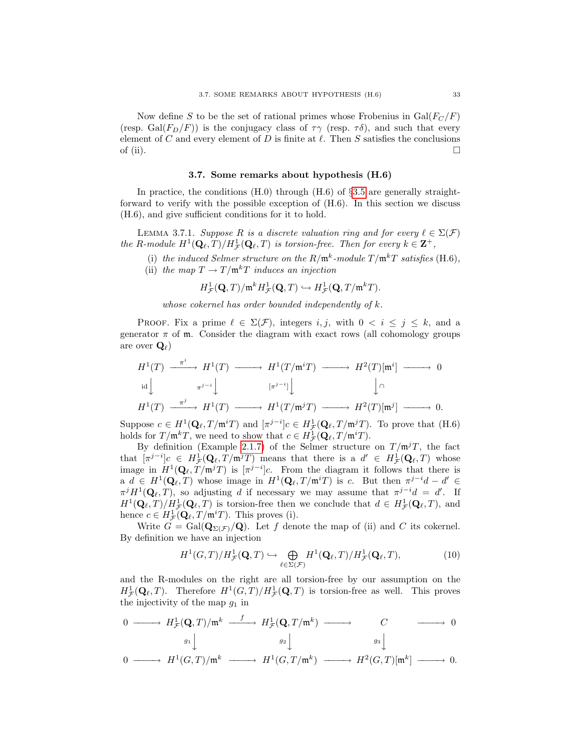Now define $S$ to be the set of rational primes whose Frobenius in $\mathrm{Gal}(F_C/F)$ (resp. $\mathrm{Gal}(F_D/F)$) is the conjugacy class of $\tau\gamma$ (resp. $\tau\delta$), and such that every element of $C$ and every element of $D$ is finite at $\ell$. Then $S$ satisfies the conclusions of (ii). □

### 3.7. Some remarks about hypothesis (H.6)

In practice, the conditions (H.0) through (H.6) of §3.5 are generally straightforward to verify with the possible exception of (H.6). In this section we discuss (H.6), and give sufficient conditions for it to hold.

Lemma 3.7.1. *Suppose $R$ is a discrete valuation ring and for every $\ell \in \Sigma(\mathcal{F})$ the $R$-module $H^1(\mathbf{Q}_\ell, T)/H^1_{\mathcal{F}}(\mathbf{Q}_\ell, T)$ is torsion-free. Then for every $k \in \mathbf{Z}^+$,*

- (i) *the induced Selmer structure on the $R/\mathfrak{m}^k$-module $T/\mathfrak{m}^k T$ satisfies* (H.6),
- (ii) *the map $T \to T/\mathfrak{m}^k T$ induces an injection*
$$H^1_{\mathcal{F}}(\mathbf{Q}, T)/\mathfrak{m}^k H^1_{\mathcal{F}}(\mathbf{Q}, T) \hookrightarrow H^1_{\mathcal{F}}(\mathbf{Q}, T/\mathfrak{m}^k T).$$
*whose cokernel has order bounded independently of $k$.*

Proof. Fix a prime $\ell \in \Sigma(\mathcal{F})$, integers $i, j$, with $0 < i \le j \le k$, and a generator $\pi$ of $\mathfrak{m}$. Consider the diagram with exact rows (all cohomology groups are over $\mathbf{Q}_\ell$)

$$\begin{array}{ccccccccc}
H^1(T) & \xrightarrow{\pi^i} & H^1(T) & \longrightarrow & H^1(T/\mathfrak{m}^i T) & \longrightarrow & H^2(T)[\mathfrak{m}^i] & \longrightarrow & 0 \\
\downarrow{\scriptstyle \mathrm{id}} & & \downarrow{\scriptstyle \pi^{j-i}} & & \downarrow{\scriptstyle [\pi^{j-i}]} & & \downarrow{\scriptstyle \cap} & & \\
H^1(T) & \xrightarrow{\pi^j} & H^1(T) & \longrightarrow & H^1(T/\mathfrak{m}^j T) & \longrightarrow & H^2(T)[\mathfrak{m}^j] & \longrightarrow & 0.
\end{array}$$

Suppose $c \in H^1(\mathbf{Q}_\ell, T/\mathfrak{m}^i T)$ and $[\pi^{j-i}]c \in H^1_{\mathcal{F}}(\mathbf{Q}_\ell, T/\mathfrak{m}^j T)$. To prove that (H.6) holds for $T/\mathfrak{m}^k T$, we need to show that $c \in H^1_{\mathcal{F}}(\mathbf{Q}_\ell, T/\mathfrak{m}^i T)$.

By definition (Example 2.1.7) of the Selmer structure on $T/\mathfrak{m}^j T$, the fact that $[\pi^{j-i}]c \in H^1_{\mathcal{F}}(\mathbf{Q}_\ell, T/\mathfrak{m}^j T)$ means that there is a $d' \in H^1_{\mathcal{F}}(\mathbf{Q}_\ell, T)$ whose image in $H^1(\mathbf{Q}_\ell, T/\mathfrak{m}^j T)$ is $[\pi^{j-i}]c$. From the diagram it follows that there is a $d \in H^1(\mathbf{Q}_\ell, T)$ whose image in $H^1(\mathbf{Q}_\ell, T/\mathfrak{m}^i T)$ is $c$. But then $\pi^{j-i}d - d' \in \pi^j H^1(\mathbf{Q}_\ell, T)$, so adjusting $d$ if necessary we may assume that $\pi^{j-i}d = d'$. If $H^1(\mathbf{Q}_\ell, T)/H^1_{\mathcal{F}}(\mathbf{Q}_\ell, T)$ is torsion-free then we conclude that $d \in H^1_{\mathcal{F}}(\mathbf{Q}_\ell, T)$, and hence $c \in H^1_{\mathcal{F}}(\mathbf{Q}_\ell, T/\mathfrak{m}^i T)$. This proves (i).

Write $G = \mathrm{Gal}(\mathbf{Q}_{\Sigma(\mathcal{F})}/\mathbf{Q})$. Let $f$ denote the map of (ii) and $C$ its cokernel. By definition we have an injection

$$H^1(G, T)/H^1_{\mathcal{F}}(\mathbf{Q}, T) \hookrightarrow \bigoplus_{\ell \in \Sigma(\mathcal{F})} H^1(\mathbf{Q}_\ell, T)/H^1_{\mathcal{F}}(\mathbf{Q}_\ell, T), \tag{10}$$

and the R-modules on the right are all torsion-free by our assumption on the $H^1_{\mathcal{F}}(\mathbf{Q}_\ell, T)$. Therefore $H^1(G, T)/H^1_{\mathcal{F}}(\mathbf{Q}, T)$ is torsion-free as well. This proves the injectivity of the map $g_1$ in

$$\begin{array}{ccccccccc}
0 & \longrightarrow & H^1_{\mathcal{F}}(\mathbf{Q}, T)/\mathfrak{m}^k & \xrightarrow{f} & H^1_{\mathcal{F}}(\mathbf{Q}, T/\mathfrak{m}^k) & \longrightarrow & C & \longrightarrow & 0 \\
& & \downarrow{\scriptstyle g_1} & & \downarrow{\scriptstyle g_2} & & \downarrow{\scriptstyle g_3} & & \\
0 & \longrightarrow & H^1(G, T)/\mathfrak{m}^k & \longrightarrow & H^1(G, T/\mathfrak{m}^k) & \longrightarrow & H^2(G, T)[\mathfrak{m}^k] & \longrightarrow & 0.
\end{array}$$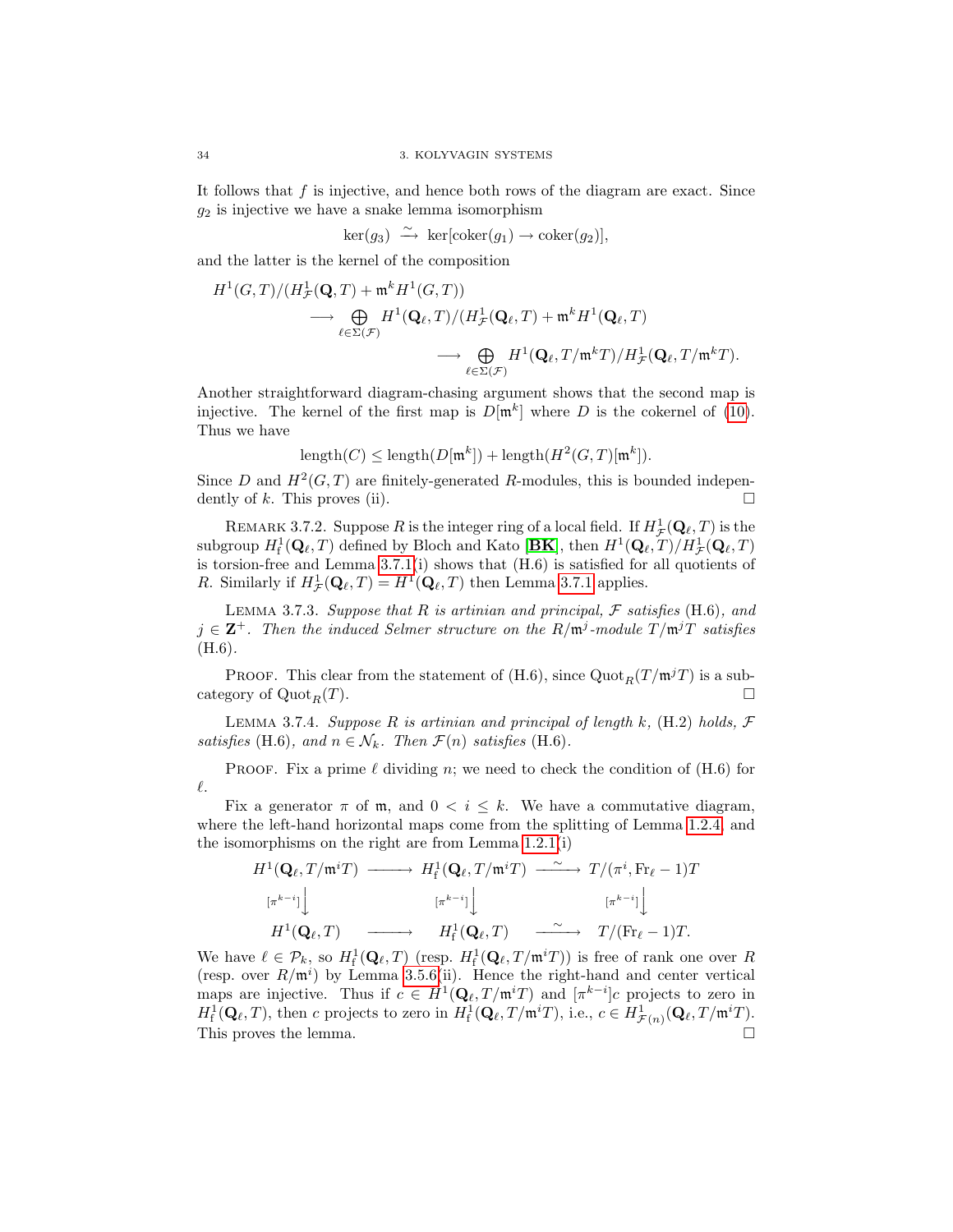It follows that $f$ is injective, and hence both rows of the diagram are exact. Since $g_2$ is injective we have a snake lemma isomorphism

$$\ker(g_3) \xrightarrow{\sim} \ker[\operatorname{coker}(g_1) \to \operatorname{coker}(g_2)],$$

and the latter is the kernel of the composition

$$\begin{aligned}
H^1(G,T)/(H^1_{\mathcal{F}}(\mathbf{Q},T) + \mathfrak{m}^k H^1(G,T)) \\
\longrightarrow \bigoplus_{\ell \in \Sigma(\mathcal{F})} H^1(\mathbf{Q}_\ell,T)/(H^1_{\mathcal{F}}(\mathbf{Q}_\ell,T) + \mathfrak{m}^k H^1(\mathbf{Q}_\ell,T) \\
\longrightarrow \bigoplus_{\ell \in \Sigma(\mathcal{F})} H^1(\mathbf{Q}_\ell,T/\mathfrak{m}^k T)/H^1_{\mathcal{F}}(\mathbf{Q}_\ell,T/\mathfrak{m}^k T).
\end{aligned}$$

Another straightforward diagram-chasing argument shows that the second map is injective. The kernel of the first map is $D[\mathfrak{m}^k]$ where $D$ is the cokernel of (10). Thus we have

$$\operatorname{length}(C) \le \operatorname{length}(D[\mathfrak{m}^k]) + \operatorname{length}(H^2(G,T)[\mathfrak{m}^k]).$$

Since $D$ and $H^2(G,T)$ are finitely-generated $R$-modules, this is bounded independently of $k$. This proves (ii). □

Remark 3.7.2. Suppose $R$ is the integer ring of a local field. If $H^1_{\mathcal{F}}(\mathbf{Q}_\ell,T)$ is the subgroup $H^1_{\mathrm{f}}(\mathbf{Q}_\ell,T)$ defined by Bloch and Kato [**BK**], then $H^1(\mathbf{Q}_\ell,T)/H^1_{\mathcal{F}}(\mathbf{Q}_\ell,T)$ is torsion-free and Lemma 3.7.1(i) shows that (H.6) is satisfied for all quotients of $R$. Similarly if $H^1_{\mathcal{F}}(\mathbf{Q}_\ell,T) = H^1(\mathbf{Q}_\ell,T)$ then Lemma 3.7.1 applies.

Lemma 3.7.3. *Suppose that $R$ is artinian and principal, $\mathcal{F}$ satisfies* (H.6)*, and $j \in \mathbf{Z}^+$. Then the induced Selmer structure on the $R/\mathfrak{m}^j$-module $T/\mathfrak{m}^j T$ satisfies* (H.6)*.*

Proof. This clear from the statement of (H.6), since $\operatorname{Quot}_R(T/\mathfrak{m}^j T)$ is a subcategory of $\operatorname{Quot}_R(T)$. □

Lemma 3.7.4. *Suppose $R$ is artinian and principal of length $k$,* (H.2) *holds, $\mathcal{F}$ satisfies* (H.6)*, and $n \in \mathcal{N}_k$. Then $\mathcal{F}(n)$ satisfies* (H.6)*.*

Proof. Fix a prime $\ell$ dividing $n$; we need to check the condition of (H.6) for $\ell$.

Fix a generator $\pi$ of $\mathfrak{m}$, and $0 < i \le k$. We have a commutative diagram, where the left-hand horizontal maps come from the splitting of Lemma 1.2.4 and the isomorphisms on the right are from Lemma 1.2.1(i)

$$\begin{array}{ccccc}
H^1(\mathbf{Q}_\ell,T/\mathfrak{m}^i T) & \longrightarrow & H^1_{\mathrm{f}}(\mathbf{Q}_\ell,T/\mathfrak{m}^i T) & \xrightarrow{\sim} & T/(\pi^i,\mathrm{Fr}_\ell - 1)T \\
{\scriptstyle [\pi^{k-i}]}\downarrow & & {\scriptstyle [\pi^{k-i}]}\downarrow & & {\scriptstyle [\pi^{k-i}]}\downarrow \\
H^1(\mathbf{Q}_\ell,T) & \longrightarrow & H^1_{\mathrm{f}}(\mathbf{Q}_\ell,T) & \xrightarrow{\sim} & T/(\mathrm{Fr}_\ell - 1)T.
\end{array}$$

We have $\ell \in \mathcal{P}_k$, so $H^1_{\mathrm{f}}(\mathbf{Q}_\ell,T)$ (resp. $H^1_{\mathrm{f}}(\mathbf{Q}_\ell,T/\mathfrak{m}^i T)$) is free of rank one over $R$ (resp. over $R/\mathfrak{m}^i$) by Lemma 3.5.6(ii). Hence the right-hand and center vertical maps are injective. Thus if $c \in H^1(\mathbf{Q}_\ell,T/\mathfrak{m}^i T)$ and $[\pi^{k-i}]c$ projects to zero in $H^1_{\mathrm{f}}(\mathbf{Q}_\ell,T)$, then $c$ projects to zero in $H^1_{\mathrm{f}}(\mathbf{Q}_\ell,T/\mathfrak{m}^i T)$, i.e., $c \in H^1_{\mathcal{F}(n)}(\mathbf{Q}_\ell,T/\mathfrak{m}^i T)$. This proves the lemma. □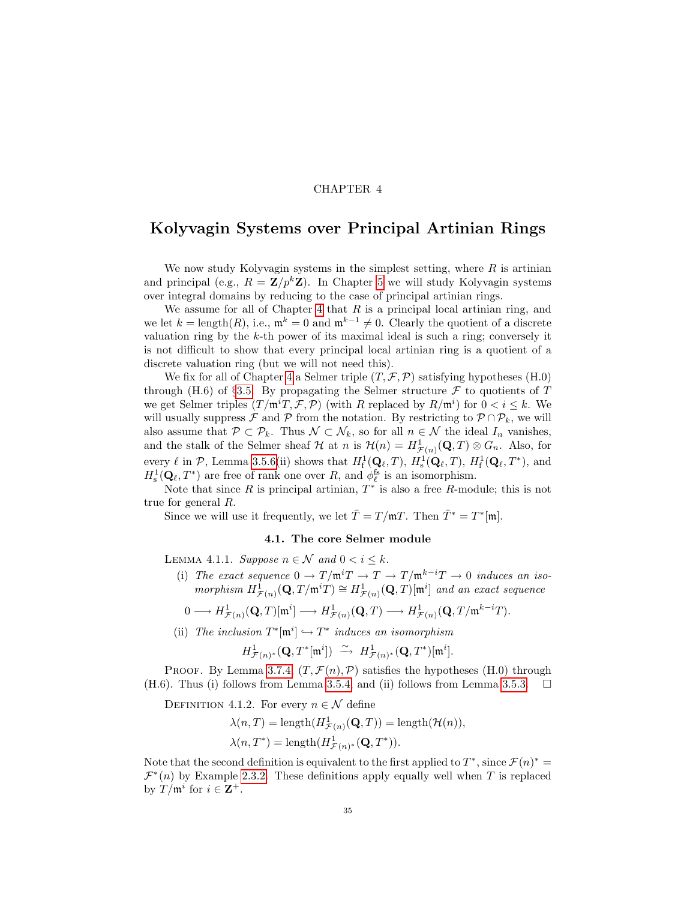CHAPTER 4

# Kolyvagin Systems over Principal Artinian Rings

We now study Kolyvagin systems in the simplest setting, where $R$ is artinian and principal (e.g., $R = \mathbf{Z}/p^k\mathbf{Z}$). In Chapter 5 we will study Kolyvagin systems over integral domains by reducing to the case of principal artinian rings.

We assume for all of Chapter 4 that $R$ is a principal local artinian ring, and we let $k = \text{length}(R)$, i.e., $\mathfrak{m}^k = 0$ and $\mathfrak{m}^{k-1} \neq 0$. Clearly the quotient of a discrete valuation ring by the $k$-th power of its maximal ideal is such a ring; conversely it is not difficult to show that every principal local artinian ring is a quotient of a discrete valuation ring (but we will not need this).

We fix for all of Chapter 4 a Selmer triple $(T, \mathcal{F}, \mathcal{P})$ satisfying hypotheses (H.0) through (H.6) of §3.5. By propagating the Selmer structure $\mathcal{F}$ to quotients of $T$ we get Selmer triples $(T/\mathfrak{m}^i T, \mathcal{F}, \mathcal{P})$ (with $R$ replaced by $R/\mathfrak{m}^i$) for $0 < i \leq k$. We will usually suppress $\mathcal{F}$ and $\mathcal{P}$ from the notation. By restricting to $\mathcal{P} \cap \mathcal{P}_k$, we will also assume that $\mathcal{P} \subset \mathcal{P}_k$. Thus $\mathcal{N} \subset \mathcal{N}_k$, so for all $n \in \mathcal{N}$ the ideal $I_n$ vanishes, and the stalk of the Selmer sheaf $\mathcal{H}$ at $n$ is $\mathcal{H}(n) = H^1_{\mathcal{F}(n)}(\mathbf{Q}, T) \otimes G_n$. Also, for every $\ell$ in $\mathcal{P}$, Lemma 3.5.6(ii) shows that $H^1_{\mathrm{f}}(\mathbf{Q}_\ell, T)$, $H^1_{\mathrm{s}}(\mathbf{Q}_\ell, T)$, $H^1_{\mathrm{f}}(\mathbf{Q}_\ell, T^*)$, and $H^1_{\mathrm{s}}(\mathbf{Q}_\ell, T^*)$ are free of rank one over $R$, and $\phi_\ell^{\mathrm{fs}}$ is an isomorphism.

Note that since $R$ is principal artinian, $T^*$ is also a free $R$-module; this is not true for general $R$.

Since we will use it frequently, we let $\bar{T} = T/\mathfrak{m}T$. Then $\bar{T}^* = T^*[\mathfrak{m}]$.

## 4.1. The core Selmer module

LEMMA 4.1.1. *Suppose $n \in \mathcal{N}$ and $0 < i \leq k$.*

(i) *The exact sequence $0 \to T/\mathfrak{m}^i T \to T \to T/\mathfrak{m}^{k-i} T \to 0$ induces an isomorphism $H^1_{\mathcal{F}(n)}(\mathbf{Q}, T/\mathfrak{m}^i T) \cong H^1_{\mathcal{F}(n)}(\mathbf{Q}, T)[\mathfrak{m}^i]$ and an exact sequence*

$$0 \longrightarrow H^1_{\mathcal{F}(n)}(\mathbf{Q}, T)[\mathfrak{m}^i] \longrightarrow H^1_{\mathcal{F}(n)}(\mathbf{Q}, T) \longrightarrow H^1_{\mathcal{F}(n)}(\mathbf{Q}, T/\mathfrak{m}^{k-i} T).$$

(ii) *The inclusion $T^*[\mathfrak{m}^i] \hookrightarrow T^*$ induces an isomorphism*

$$H^1_{\mathcal{F}(n)^*}(\mathbf{Q}, T^*[\mathfrak{m}^i]) \xrightarrow{\sim} H^1_{\mathcal{F}(n)^*}(\mathbf{Q}, T^*)[\mathfrak{m}^i].$$

PROOF. By Lemma 3.7.4, $(T, \mathcal{F}(n), \mathcal{P})$ satisfies the hypotheses (H.0) through (H.6). Thus (i) follows from Lemma 3.5.4 and (ii) follows from Lemma 3.5.3. $\square$

DEFINITION 4.1.2. For every $n \in \mathcal{N}$ define

$$\lambda(n, T) = \text{length}(H^1_{\mathcal{F}(n)}(\mathbf{Q}, T)) = \text{length}(\mathcal{H}(n)),$$
$$\lambda(n, T^*) = \text{length}(H^1_{\mathcal{F}(n)^*}(\mathbf{Q}, T^*)).$$

Note that the second definition is equivalent to the first applied to $T^*$, since $\mathcal{F}(n)^* = \mathcal{F}^*(n)$ by Example 2.3.2. These definitions apply equally well when $T$ is replaced by $T/\mathfrak{m}^i$ for $i \in \mathbf{Z}^+$.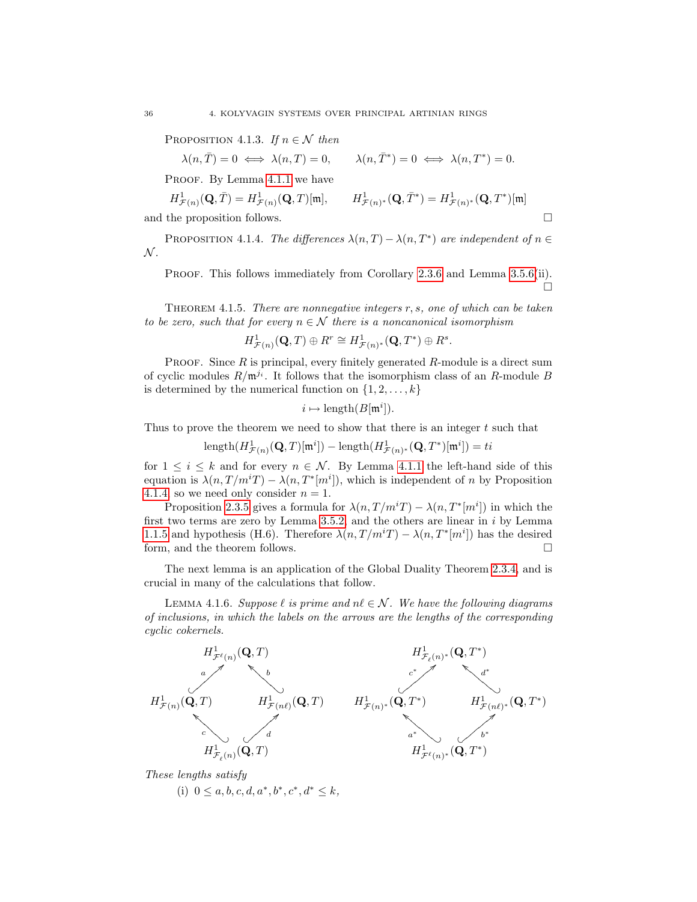Proposition 4.1.3. *If $n \in \mathcal{N}$ then*

$$\lambda(n, \bar{T}) = 0 \iff \lambda(n, T) = 0, \qquad \lambda(n, \bar{T}^*) = 0 \iff \lambda(n, T^*) = 0.$$

Proof. By Lemma 4.1.1 we have

$$H^1_{\mathcal{F}(n)}(\mathbf{Q}, \bar{T}) = H^1_{\mathcal{F}(n)}(\mathbf{Q}, T)[\mathfrak{m}], \qquad H^1_{\mathcal{F}(n)^*}(\mathbf{Q}, \bar{T}^*) = H^1_{\mathcal{F}(n)^*}(\mathbf{Q}, T^*)[\mathfrak{m}]$$

and the proposition follows. □

Proposition 4.1.4. *The differences $\lambda(n, T) - \lambda(n, T^*)$ are independent of $n \in \mathcal{N}$.*

Proof. This follows immediately from Corollary 2.3.6 and Lemma 3.5.6(ii). □

Theorem 4.1.5. *There are nonnegative integers $r, s$, one of which can be taken to be zero, such that for every $n \in \mathcal{N}$ there is a noncanonical isomorphism*

$$H^1_{\mathcal{F}(n)}(\mathbf{Q}, T) \oplus R^r \cong H^1_{\mathcal{F}(n)^*}(\mathbf{Q}, T^*) \oplus R^s.$$

Proof. Since $R$ is principal, every finitely generated $R$-module is a direct sum of cyclic modules $R/\mathfrak{m}^{j_i}$. It follows that the isomorphism class of an $R$-module $B$ is determined by the numerical function on $\{1, 2, \ldots, k\}$

$$i \mapsto \mathrm{length}(B[\mathfrak{m}^i]).$$

Thus to prove the theorem we need to show that there is an integer $t$ such that

$$\mathrm{length}(H^1_{\mathcal{F}(n)}(\mathbf{Q}, T)[\mathfrak{m}^i]) - \mathrm{length}(H^1_{\mathcal{F}(n)^*}(\mathbf{Q}, T^*)[\mathfrak{m}^i]) = ti$$

for $1 \le i \le k$ and for every $n \in \mathcal{N}$. By Lemma 4.1.1 the left-hand side of this equation is $\lambda(n, T/m^iT) - \lambda(n, T^*[m^i])$, which is independent of $n$ by Proposition 4.1.4, so we need only consider $n = 1$.

Proposition 2.3.5 gives a formula for $\lambda(n, T/m^iT) - \lambda(n, T^*[m^i])$ in which the first two terms are zero by Lemma 3.5.2, and the others are linear in $i$ by Lemma 1.1.5 and hypothesis (H.6). Therefore $\lambda(n, T/m^iT) - \lambda(n, T^*[m^i])$ has the desired form, and the theorem follows. □

The next lemma is an application of the Global Duality Theorem 2.3.4, and is crucial in many of the calculations that follow.

Lemma 4.1.6. *Suppose $\ell$ is prime and $n\ell \in \mathcal{N}$. We have the following diagrams of inclusions, in which the labels on the arrows are the lengths of the corresponding cyclic cokernels.*

$$\begin{array}{ccccc} & & H^1_{\mathcal{F}^{\ell}(n)}(\mathbf{Q}, T) & & \\ & \overset{a}{\nearrow} & & \overset{b}{\nwarrow} & \\ H^1_{\mathcal{F}(n)}(\mathbf{Q}, T) & & & & H^1_{\mathcal{F}(n\ell)}(\mathbf{Q}, T) \\ & \underset{c}{\nwarrow} & & \underset{d}{\nearrow} & \\ & & H^1_{\mathcal{F}_{\ell}(n)}(\mathbf{Q}, T) & & \end{array} \qquad \begin{array}{ccccc} & & H^1_{\mathcal{F}_{\ell}(n)^*}(\mathbf{Q}, T^*) & & \\ & \overset{c^*}{\nearrow} & & \overset{d^*}{\nwarrow} & \\ H^1_{\mathcal{F}(n)^*}(\mathbf{Q}, T^*) & & & & H^1_{\mathcal{F}(n\ell)^*}(\mathbf{Q}, T^*) \\ & \underset{a^*}{\nwarrow} & & \underset{b^*}{\nearrow} & \\ & & H^1_{\mathcal{F}^{\ell}(n)^*}(\mathbf{Q}, T^*) & & \end{array}$$

*These lengths satisfy*

(i) $0 \le a, b, c, d, a^*, b^*, c^*, d^* \le k$,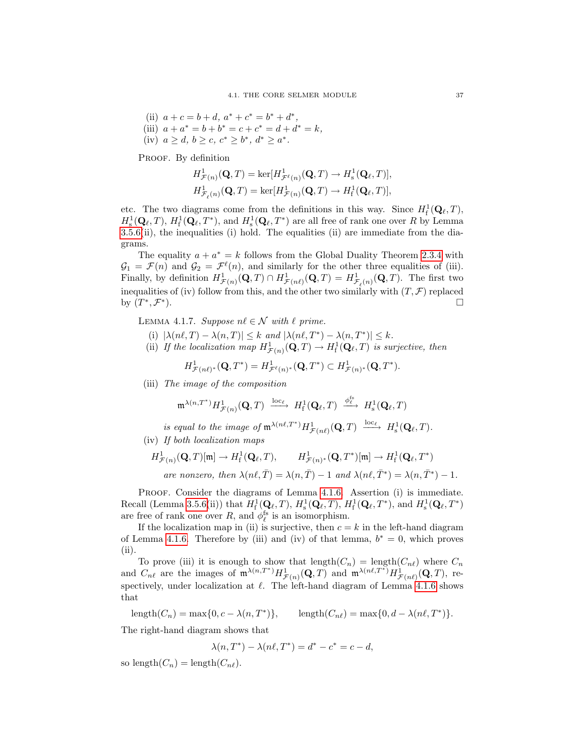(ii) $a + c = b + d$, $a^* + c^* = b^* + d^*$,

(iii) $a + a^* = b + b^* = c + c^* = d + d^* = k$,

(iv) $a \geq d$, $b \geq c$, $c^* \geq b^*$, $d^* \geq a^*$.

Proof. By definition

$$H^1_{\mathcal{F}(n)}(\mathbf{Q}, T) = \ker[H^1_{\mathcal{F}^\ell(n)}(\mathbf{Q}, T) \to H^1_{\mathrm{s}}(\mathbf{Q}_\ell, T)],$$
$$H^1_{\mathcal{F}_\ell(n)}(\mathbf{Q}, T) = \ker[H^1_{\mathcal{F}(n)}(\mathbf{Q}, T) \to H^1_{\mathrm{f}}(\mathbf{Q}_\ell, T)],$$

etc. The two diagrams come from the definitions in this way. Since $H^1_{\mathrm{f}}(\mathbf{Q}_\ell, T)$, $H^1_{\mathrm{s}}(\mathbf{Q}_\ell, T)$, $H^1_{\mathrm{f}}(\mathbf{Q}_\ell, T^*)$, and $H^1_{\mathrm{s}}(\mathbf{Q}_\ell, T^*)$ are all free of rank one over $R$ by Lemma 3.5.6(ii), the inequalities (i) hold. The equalities (ii) are immediate from the diagrams.

The equality $a + a^* = k$ follows from the Global Duality Theorem 2.3.4 with $\mathcal{G}_1 = \mathcal{F}(n)$ and $\mathcal{G}_2 = \mathcal{F}^\ell(n)$, and similarly for the other three equalities of (iii). Finally, by definition $H^1_{\mathcal{F}(n)}(\mathbf{Q}, T) \cap H^1_{\mathcal{F}(n\ell)}(\mathbf{Q}, T) = H^1_{\mathcal{F}_\ell(n)}(\mathbf{Q}, T)$. The first two inequalities of (iv) follow from this, and the other two similarly with $(T, \mathcal{F})$ replaced by $(T^*, \mathcal{F}^*)$. $\square$

Lemma 4.1.7. *Suppose $n\ell \in \mathcal{N}$ with $\ell$ prime.*

(i) $|\lambda(n\ell, T) - \lambda(n, T)| \leq k$ *and* $|\lambda(n\ell, T^*) - \lambda(n, T^*)| \leq k$.

(ii) *If the localization map $H^1_{\mathcal{F}(n)}(\mathbf{Q}, T) \to H^1_{\mathrm{f}}(\mathbf{Q}_\ell, T)$ is surjective, then*

$$H^1_{\mathcal{F}(n\ell)^*}(\mathbf{Q}, T^*) = H^1_{\mathcal{F}^\ell(n)^*}(\mathbf{Q}, T^*) \subset H^1_{\mathcal{F}(n)^*}(\mathbf{Q}, T^*).$$

(iii) *The image of the composition*

$$\mathfrak{m}^{\lambda(n,T^*)} H^1_{\mathcal{F}(n)}(\mathbf{Q}, T) \xrightarrow{\ \mathrm{loc}_\ell\ } H^1_{\mathrm{f}}(\mathbf{Q}_\ell, T) \xrightarrow{\ \phi^{\mathrm{fs}}_\ell\ } H^1_{\mathrm{s}}(\mathbf{Q}_\ell, T)$$

*is equal to the image of* $\mathfrak{m}^{\lambda(n\ell,T^*)} H^1_{\mathcal{F}(n\ell)}(\mathbf{Q}, T) \xrightarrow{\ \mathrm{loc}_\ell\ } H^1_{\mathrm{s}}(\mathbf{Q}_\ell, T)$.

(iv) *If both localization maps*

$$H^1_{\mathcal{F}(n)}(\mathbf{Q}, T)[\mathfrak{m}] \to H^1_{\mathrm{f}}(\mathbf{Q}_\ell, T), \qquad H^1_{\mathcal{F}(n)^*}(\mathbf{Q}, T^*)[\mathfrak{m}] \to H^1_{\mathrm{f}}(\mathbf{Q}_\ell, T^*)$$

*are nonzero, then* $\lambda(n\ell, \bar{T}) = \lambda(n, \bar{T}) - 1$ *and* $\lambda(n\ell, \bar{T}^*) = \lambda(n, \bar{T}^*) - 1$.

Proof. Consider the diagrams of Lemma 4.1.6. Assertion (i) is immediate. Recall (Lemma 3.5.6(ii)) that $H^1_{\mathrm{f}}(\mathbf{Q}_\ell, T)$, $H^1_{\mathrm{s}}(\mathbf{Q}_\ell, T)$, $H^1_{\mathrm{f}}(\mathbf{Q}_\ell, T^*)$, and $H^1_{\mathrm{s}}(\mathbf{Q}_\ell, T^*)$ are free of rank one over $R$, and $\phi^{\mathrm{fs}}_\ell$ is an isomorphism.

If the localization map in (ii) is surjective, then $c = k$ in the left-hand diagram of Lemma 4.1.6. Therefore by (iii) and (iv) of that lemma, $b^* = 0$, which proves (ii).

To prove (iii) it is enough to show that $\mathrm{length}(C_n) = \mathrm{length}(C_{n\ell})$ where $C_n$ and $C_{n\ell}$ are the images of $\mathfrak{m}^{\lambda(n,T^*)} H^1_{\mathcal{F}(n)}(\mathbf{Q}, T)$ and $\mathfrak{m}^{\lambda(n\ell,T^*)} H^1_{\mathcal{F}(n\ell)}(\mathbf{Q}, T)$, respectively, under localization at $\ell$. The left-hand diagram of Lemma 4.1.6 shows that

$$\mathrm{length}(C_n) = \max\{0, c - \lambda(n, T^*)\}, \qquad \mathrm{length}(C_{n\ell}) = \max\{0, d - \lambda(n\ell, T^*)\}.$$

The right-hand diagram shows that

$$\lambda(n, T^*) - \lambda(n\ell, T^*) = d^* - c^* = c - d,$$

so $\mathrm{length}(C_n) = \mathrm{length}(C_{n\ell})$.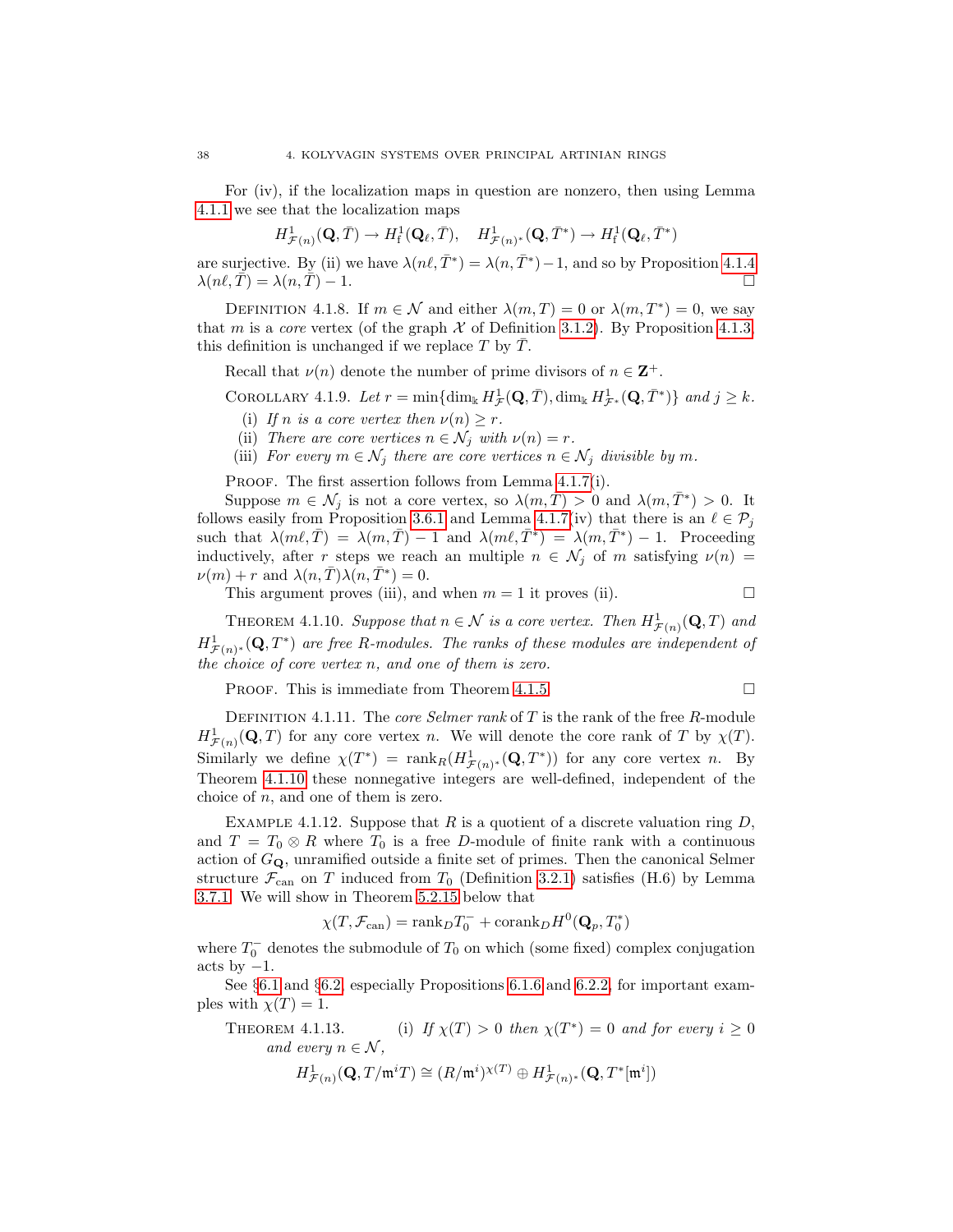For (iv), if the localization maps in question are nonzero, then using Lemma 4.1.1 we see that the localization maps

$$H^1_{\mathcal{F}(n)}(\mathbf{Q}, \bar{T}) \to H^1_{\mathrm{f}}(\mathbf{Q}_\ell, \bar{T}), \quad H^1_{\mathcal{F}(n)^*}(\mathbf{Q}, \bar{T}^*) \to H^1_{\mathrm{f}}(\mathbf{Q}_\ell, \bar{T}^*)$$

are surjective. By (ii) we have $\lambda(n\ell, \bar{T}^*) = \lambda(n, \bar{T}^*) - 1$, and so by Proposition 4.1.4 $\lambda(n\ell, \bar{T}) = \lambda(n, \bar{T}) - 1$. $\square$

Definition 4.1.8. If $m \in \mathcal{N}$ and either $\lambda(m, T) = 0$ or $\lambda(m, T^*) = 0$, we say that $m$ is a *core* vertex (of the graph $\mathcal{X}$ of Definition 3.1.2). By Proposition 4.1.3 this definition is unchanged if we replace $T$ by $\bar{T}$.

Recall that $\nu(n)$ denote the number of prime divisors of $n \in \mathbf{Z}^+$.

Corollary 4.1.9. *Let* $r = \min\{\dim_{\Bbbk} H^1_{\mathcal{F}}(\mathbf{Q}, \bar{T}), \dim_{\Bbbk} H^1_{\mathcal{F}^*}(\mathbf{Q}, \bar{T}^*)\}$ *and* $j \geq k$.

(i) *If $n$ is a core vertex then $\nu(n) \geq r$.*
(ii) *There are core vertices $n \in \mathcal{N}_j$ with $\nu(n) = r$.*
(iii) *For every $m \in \mathcal{N}_j$ there are core vertices $n \in \mathcal{N}_j$ divisible by $m$.*

Proof. The first assertion follows from Lemma 4.1.7(i).

Suppose $m \in \mathcal{N}_j$ is not a core vertex, so $\lambda(m, \bar{T}) > 0$ and $\lambda(m, \bar{T}^*) > 0$. It follows easily from Proposition 3.6.1 and Lemma 4.1.7(iv) that there is an $\ell \in \mathcal{P}_j$ such that $\lambda(m\ell, \bar{T}) = \lambda(m, \bar{T}) - 1$ and $\lambda(m\ell, \bar{T}^*) = \lambda(m, \bar{T}^*) - 1$. Proceeding inductively, after $r$ steps we reach an multiple $n \in \mathcal{N}_j$ of $m$ satisfying $\nu(n) = \nu(m) + r$ and $\lambda(n, \bar{T})\lambda(n, \bar{T}^*) = 0$.

This argument proves (iii), and when $m = 1$ it proves (ii). $\square$

Theorem 4.1.10. *Suppose that $n \in \mathcal{N}$ is a core vertex. Then $H^1_{\mathcal{F}(n)}(\mathbf{Q}, T)$ and $H^1_{\mathcal{F}(n)^*}(\mathbf{Q}, T^*)$ are free $R$-modules. The ranks of these modules are independent of the choice of core vertex $n$, and one of them is zero.*

Proof. This is immediate from Theorem 4.1.5. $\square$

Definition 4.1.11. The *core Selmer rank* of $T$ is the rank of the free $R$-module $H^1_{\mathcal{F}(n)}(\mathbf{Q}, T)$ for any core vertex $n$. We will denote the core rank of $T$ by $\chi(T)$. Similarly we define $\chi(T^*) = \mathrm{rank}_R(H^1_{\mathcal{F}(n)^*}(\mathbf{Q}, T^*))$ for any core vertex $n$. By Theorem 4.1.10 these nonnegative integers are well-defined, independent of the choice of $n$, and one of them is zero.

Example 4.1.12. Suppose that $R$ is a quotient of a discrete valuation ring $D$, and $T = T_0 \otimes R$ where $T_0$ is a free $D$-module of finite rank with a continuous action of $G_{\mathbf{Q}}$, unramified outside a finite set of primes. Then the canonical Selmer structure $\mathcal{F}_{\mathrm{can}}$ on $T$ induced from $T_0$ (Definition 3.2.1) satisfies (H.6) by Lemma 3.7.1. We will show in Theorem 5.2.15 below that

$$\chi(T, \mathcal{F}_{\mathrm{can}}) = \mathrm{rank}_D T_0^- + \mathrm{corank}_D H^0(\mathbf{Q}_p, T_0^*)$$

where $T_0^-$ denotes the submodule of $T_0$ on which (some fixed) complex conjugation acts by $-1$.

See §6.1 and §6.2, especially Propositions 6.1.6 and 6.2.2, for important examples with $\chi(T) = 1$.

Theorem 4.1.13. (i) *If $\chi(T) > 0$ then $\chi(T^*) = 0$ and for every $i \geq 0$ and every $n \in \mathcal{N}$,*

$$H^1_{\mathcal{F}(n)}(\mathbf{Q}, T/\mathfrak{m}^i T) \cong (R/\mathfrak{m}^i)^{\chi(T)} \oplus H^1_{\mathcal{F}(n)^*}(\mathbf{Q}, T^*[\mathfrak{m}^i])$$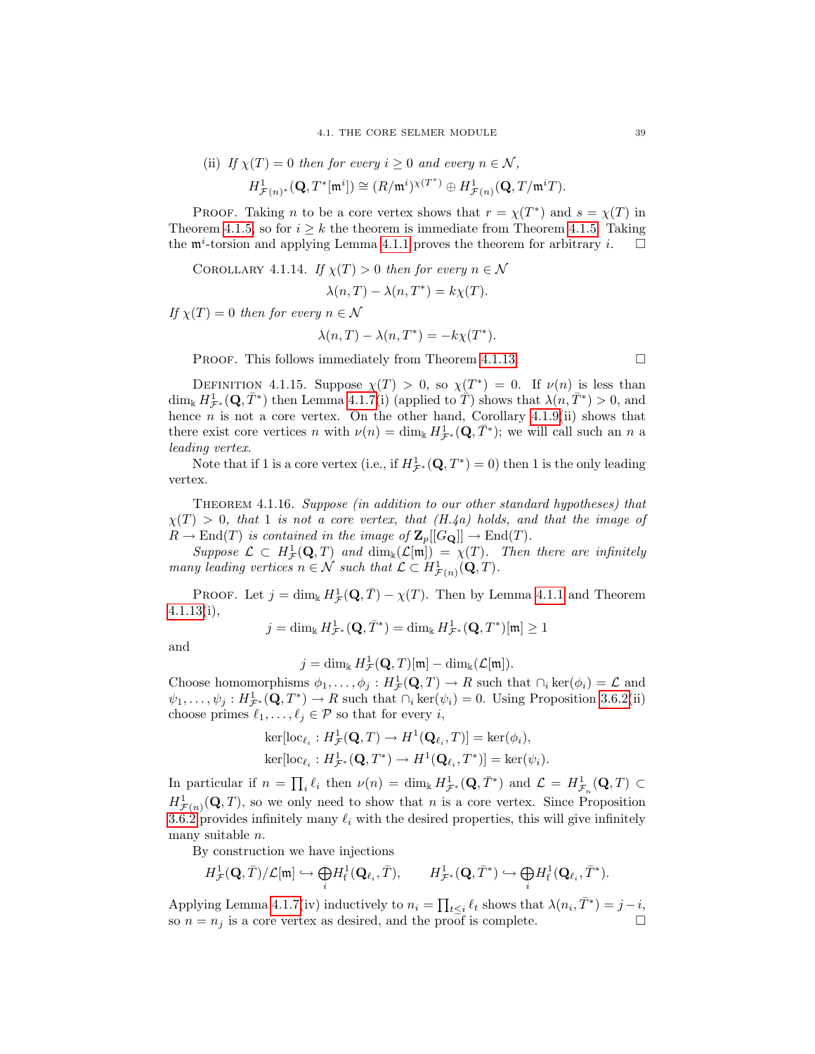(ii) *If $\chi(T) = 0$ then for every $i \geq 0$ and every $n \in \mathcal{N}$,*

$$H^1_{\mathcal{F}(n)^*}(\mathbf{Q}, T^*[\mathfrak{m}^i]) \cong (R/\mathfrak{m}^i)^{\chi(T^*)} \oplus H^1_{\mathcal{F}(n)}(\mathbf{Q}, T/\mathfrak{m}^i T).$$

Proof. Taking $n$ to be a core vertex shows that $r = \chi(T^*)$ and $s = \chi(T)$ in Theorem 4.1.5, so for $i \geq k$ the theorem is immediate from Theorem 4.1.5. Taking the $\mathfrak{m}^i$-torsion and applying Lemma 4.1.1 proves the theorem for arbitrary $i$. $\square$

Corollary 4.1.14. *If $\chi(T) > 0$ then for every $n \in \mathcal{N}$*

$$\lambda(n, T) - \lambda(n, T^*) = k\chi(T).$$

*If $\chi(T) = 0$ then for every $n \in \mathcal{N}$*

$$\lambda(n, T) - \lambda(n, T^*) = -k\chi(T^*).$$

Proof. This follows immediately from Theorem 4.1.13. $\square$

Definition 4.1.15. Suppose $\chi(T) > 0$, so $\chi(T^*) = 0$. If $\nu(n)$ is less than $\dim_{\Bbbk} H^1_{\mathcal{F}^*}(\mathbf{Q}, \bar{T}^*)$ then Lemma 4.1.7(i) (applied to $\bar{T}$) shows that $\lambda(n, \bar{T}^*) > 0$, and hence $n$ is not a core vertex. On the other hand, Corollary 4.1.9(ii) shows that there exist core vertices $n$ with $\nu(n) = \dim_{\Bbbk} H^1_{\mathcal{F}^*}(\mathbf{Q}, \bar{T}^*)$; we will call such an $n$ a *leading vertex*.

Note that if 1 is a core vertex (i.e., if $H^1_{\mathcal{F}^*}(\mathbf{Q}, T^*) = 0$) then 1 is the only leading vertex.

Theorem 4.1.16. *Suppose (in addition to our other standard hypotheses) that $\chi(T) > 0$, that 1 is not a core vertex, that (H.4a) holds, and that the image of $R \to \mathrm{End}(T)$ is contained in the image of $\mathbf{Z}_p[[G_{\mathbf{Q}}]] \to \mathrm{End}(T)$.*

*Suppose $\mathcal{L} \subset H^1_{\mathcal{F}}(\mathbf{Q}, T)$ and $\dim_{\Bbbk}(\mathcal{L}[\mathfrak{m}]) = \chi(T)$. Then there are infinitely many leading vertices $n \in \mathcal{N}$ such that $\mathcal{L} \subset H^1_{\mathcal{F}(n)}(\mathbf{Q}, T)$.*

Proof. Let $j = \dim_{\Bbbk} H^1_{\mathcal{F}}(\mathbf{Q}, \bar{T}) - \chi(T)$. Then by Lemma 4.1.1 and Theorem 4.1.13(i),

$$j = \dim_{\Bbbk} H^1_{\mathcal{F}^*}(\mathbf{Q}, \bar{T}^*) = \dim_{\Bbbk} H^1_{\mathcal{F}^*}(\mathbf{Q}, T^*)[\mathfrak{m}] \geq 1$$

and

$$j = \dim_{\Bbbk} H^1_{\mathcal{F}}(\mathbf{Q}, T)[\mathfrak{m}] - \dim_{\Bbbk}(\mathcal{L}[\mathfrak{m}]).$$

Choose homomorphisms $\phi_1, \ldots, \phi_j : H^1_{\mathcal{F}}(\mathbf{Q}, T) \to R$ such that $\cap_i \ker(\phi_i) = \mathcal{L}$ and $\psi_1, \ldots, \psi_j : H^1_{\mathcal{F}^*}(\mathbf{Q}, T^*) \to R$ such that $\cap_i \ker(\psi_i) = 0$. Using Proposition 3.6.2(ii) choose primes $\ell_1, \ldots, \ell_j \in \mathcal{P}$ so that for every $i$,

$$\ker[\mathrm{loc}_{\ell_i} : H^1_{\mathcal{F}}(\mathbf{Q}, T) \to H^1(\mathbf{Q}_{\ell_i}, T)] = \ker(\phi_i),$$
$$\ker[\mathrm{loc}_{\ell_i} : H^1_{\mathcal{F}^*}(\mathbf{Q}, T^*) \to H^1(\mathbf{Q}_{\ell_i}, T^*)] = \ker(\psi_i).$$

In particular if $n = \prod_i \ell_i$ then $\nu(n) = \dim_{\Bbbk} H^1_{\mathcal{F}^*}(\mathbf{Q}, \bar{T}^*)$ and $\mathcal{L} = H^1_{\mathcal{F}_n}(\mathbf{Q}, T) \subset H^1_{\mathcal{F}(n)}(\mathbf{Q}, T)$, so we only need to show that $n$ is a core vertex. Since Proposition 3.6.2 provides infinitely many $\ell_i$ with the desired properties, this will give infinitely many suitable $n$.

By construction we have injections

$$H^1_{\mathcal{F}}(\mathbf{Q}, \bar{T})/\mathcal{L}[\mathfrak{m}] \hookrightarrow \bigoplus_i H^1_{\mathrm{f}}(\mathbf{Q}_{\ell_i}, \bar{T}), \qquad H^1_{\mathcal{F}^*}(\mathbf{Q}, \bar{T}^*) \hookrightarrow \bigoplus_i H^1_{\mathrm{f}}(\mathbf{Q}_{\ell_i}, \bar{T}^*).$$

Applying Lemma 4.1.7(iv) inductively to $n_i = \prod_{t \leq i} \ell_t$ shows that $\lambda(n_i, \bar{T}^*) = j - i$, so $n = n_j$ is a core vertex as desired, and the proof is complete. $\square$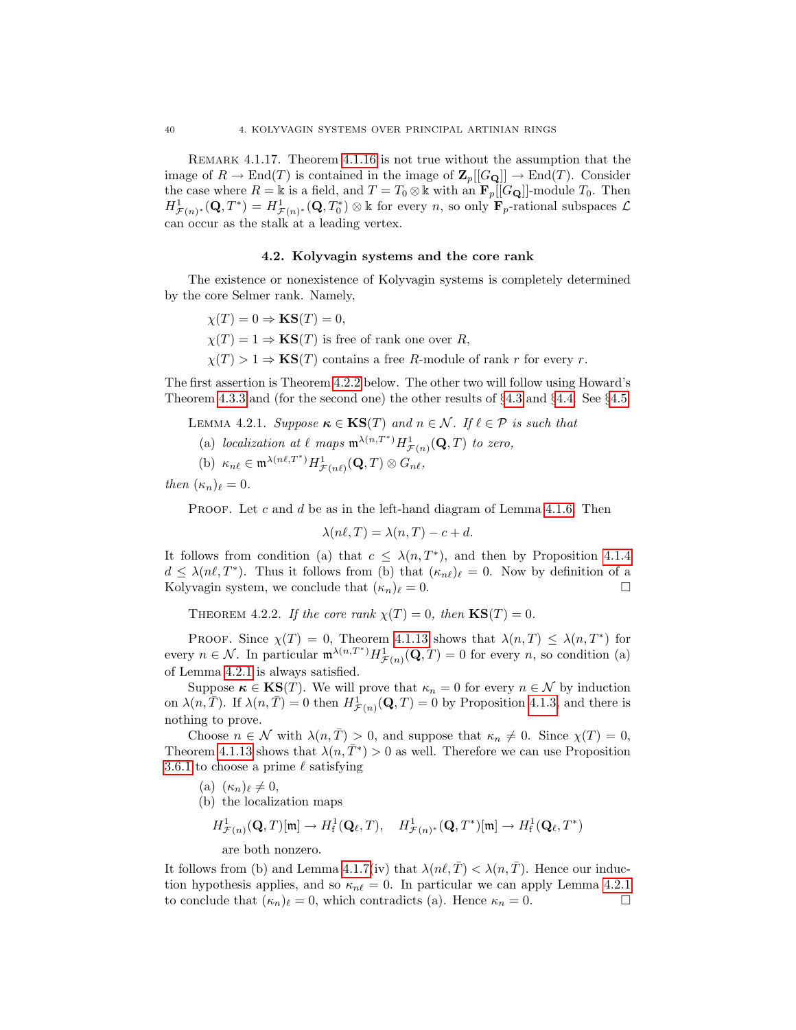Remark 4.1.17. Theorem 4.1.16 is not true without the assumption that the image of $R \to \mathrm{End}(T)$ is contained in the image of $\mathbf{Z}_p[[G_{\mathbf{Q}}]] \to \mathrm{End}(T)$. Consider the case where $R = \Bbbk$ is a field, and $T = T_0 \otimes \Bbbk$ with an $\mathbf{F}_p[[G_{\mathbf{Q}}]]$-module $T_0$. Then $H^1_{\mathcal{F}(n)^*}(\mathbf{Q}, T^*) = H^1_{\mathcal{F}(n)^*}(\mathbf{Q}, T_0^*) \otimes \Bbbk$ for every $n$, so only $\mathbf{F}_p$-rational subspaces $\mathcal{L}$ can occur as the stalk at a leading vertex.

## 4.2. Kolyvagin systems and the core rank

The existence or nonexistence of Kolyvagin systems is completely determined by the core Selmer rank. Namely,

$\chi(T) = 0 \Rightarrow \mathbf{KS}(T) = 0,$

$\chi(T) = 1 \Rightarrow \mathbf{KS}(T)$ is free of rank one over $R$,

$\chi(T) > 1 \Rightarrow \mathbf{KS}(T)$ contains a free $R$-module of rank $r$ for every $r$.

The first assertion is Theorem 4.2.2 below. The other two will follow using Howard's Theorem 4.3.3 and (for the second one) the other results of §4.3 and §4.4. See §4.5.

Lemma 4.2.1. *Suppose $\boldsymbol{\kappa} \in \mathbf{KS}(T)$ and $n \in \mathcal{N}$. If $\ell \in \mathcal{P}$ is such that*

(a) *localization at $\ell$ maps $\mathfrak{m}^{\lambda(n,T^*)} H^1_{\mathcal{F}(n)}(\mathbf{Q}, T)$ to zero,*

(b) *$\kappa_{n\ell} \in \mathfrak{m}^{\lambda(n\ell,T^*)} H^1_{\mathcal{F}(n\ell)}(\mathbf{Q}, T) \otimes G_{n\ell}$,*

*then $(\kappa_n)_\ell = 0$.*

Proof. Let $c$ and $d$ be as in the left-hand diagram of Lemma 4.1.6. Then

$$\lambda(n\ell, T) = \lambda(n, T) - c + d.$$

It follows from condition (a) that $c \le \lambda(n, T^*)$, and then by Proposition 4.1.4 $d \le \lambda(n\ell, T^*)$. Thus it follows from (b) that $(\kappa_{n\ell})_\ell = 0$. Now by definition of a Kolyvagin system, we conclude that $(\kappa_n)_\ell = 0$. $\square$

Theorem 4.2.2. *If the core rank $\chi(T) = 0$, then $\mathbf{KS}(T) = 0$.*

Proof. Since $\chi(T) = 0$, Theorem 4.1.13 shows that $\lambda(n, T) \le \lambda(n, T^*)$ for every $n \in \mathcal{N}$. In particular $\mathfrak{m}^{\lambda(n,T^*)} H^1_{\mathcal{F}(n)}(\mathbf{Q}, T) = 0$ for every $n$, so condition (a) of Lemma 4.2.1 is always satisfied.

Suppose $\boldsymbol{\kappa} \in \mathbf{KS}(T)$. We will prove that $\kappa_n = 0$ for every $n \in \mathcal{N}$ by induction on $\lambda(n, \bar{T})$. If $\lambda(n, \bar{T}) = 0$ then $H^1_{\mathcal{F}(n)}(\mathbf{Q}, T) = 0$ by Proposition 4.1.3, and there is nothing to prove.

Choose $n \in \mathcal{N}$ with $\lambda(n, \bar{T}) > 0$, and suppose that $\kappa_n \ne 0$. Since $\chi(T) = 0$, Theorem 4.1.13 shows that $\lambda(n, \bar{T}^*) > 0$ as well. Therefore we can use Proposition 3.6.1 to choose a prime $\ell$ satisfying

(a) $(\kappa_n)_\ell \ne 0$,

(b) the localization maps

$$H^1_{\mathcal{F}(n)}(\mathbf{Q}, T)[\mathfrak{m}] \to H^1_{\mathrm{f}}(\mathbf{Q}_\ell, T), \quad H^1_{\mathcal{F}(n)^*}(\mathbf{Q}, T^*)[\mathfrak{m}] \to H^1_{\mathrm{f}}(\mathbf{Q}_\ell, T^*)$$

are both nonzero.

It follows from (b) and Lemma 4.1.7(iv) that $\lambda(n\ell, \bar{T}) < \lambda(n, \bar{T})$. Hence our induction hypothesis applies, and so $\kappa_{n\ell} = 0$. In particular we can apply Lemma 4.2.1 to conclude that $(\kappa_n)_\ell = 0$, which contradicts (a). Hence $\kappa_n = 0$. $\square$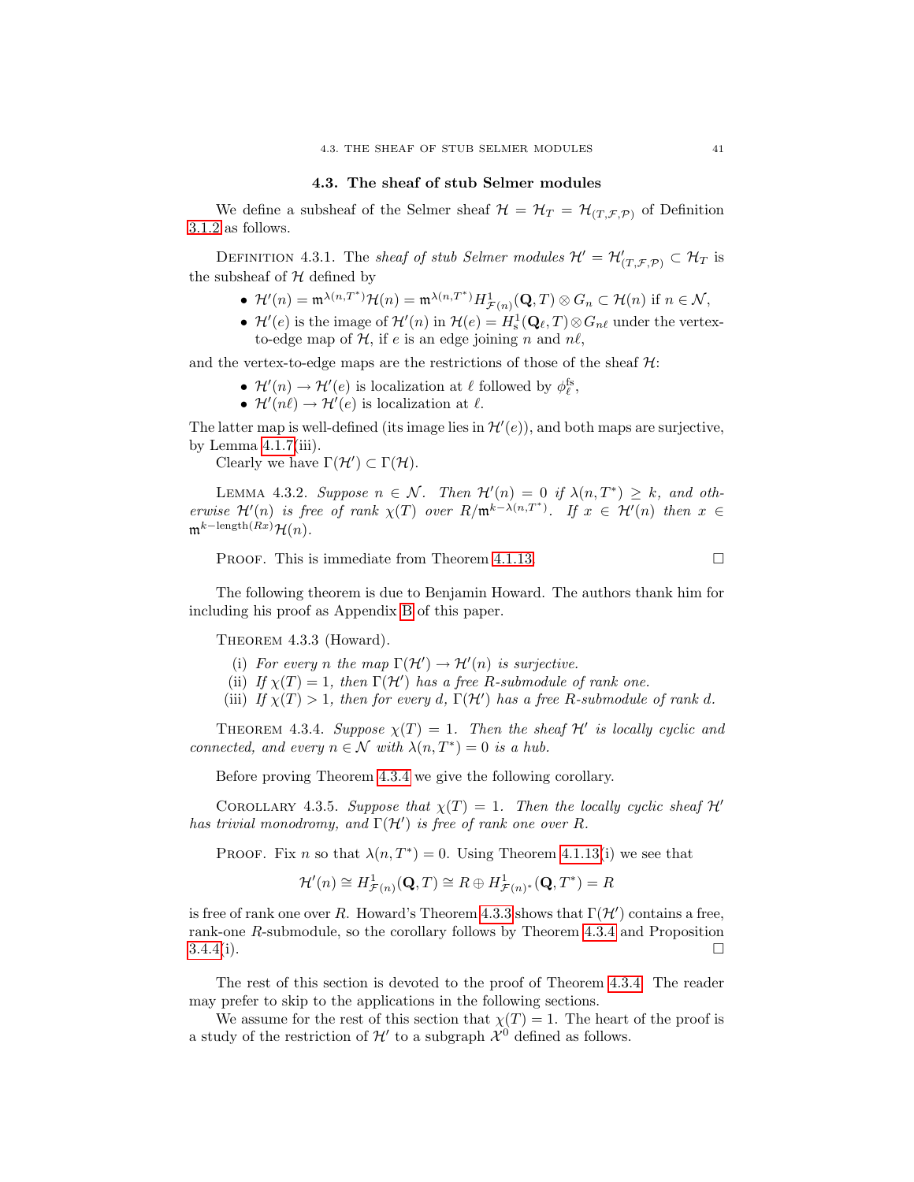### 4.3. The sheaf of stub Selmer modules

We define a subsheaf of the Selmer sheaf $\mathcal{H} = \mathcal{H}_T = \mathcal{H}_{(T,\mathcal{F},\mathcal{P})}$ of Definition 3.1.2 as follows.

Definition 4.3.1. The *sheaf of stub Selmer modules* $\mathcal{H}' = \mathcal{H}'_{(T,\mathcal{F},\mathcal{P})} \subset \mathcal{H}_T$ is the subsheaf of $\mathcal{H}$ defined by

- $\mathcal{H}'(n) = \mathfrak{m}^{\lambda(n,T^*)}\mathcal{H}(n) = \mathfrak{m}^{\lambda(n,T^*)}H^1_{\mathcal{F}(n)}(\mathbf{Q},T) \otimes G_n \subset \mathcal{H}(n)$ if $n \in \mathcal{N}$,
- $\mathcal{H}'(e)$ is the image of $\mathcal{H}'(n)$ in $\mathcal{H}(e) = H^1_{\mathrm{s}}(\mathbf{Q}_\ell, T) \otimes G_{n\ell}$ under the vertex-to-edge map of $\mathcal{H}$, if $e$ is an edge joining $n$ and $n\ell$,

and the vertex-to-edge maps are the restrictions of those of the sheaf $\mathcal{H}$:

- $\mathcal{H}'(n) \to \mathcal{H}'(e)$ is localization at $\ell$ followed by $\phi^{\mathrm{fs}}_\ell$,
- $\mathcal{H}'(n\ell) \to \mathcal{H}'(e)$ is localization at $\ell$.

The latter map is well-defined (its image lies in $\mathcal{H}'(e)$), and both maps are surjective, by Lemma 4.1.7(iii).

Clearly we have $\Gamma(\mathcal{H}') \subset \Gamma(\mathcal{H})$.

Lemma 4.3.2. *Suppose $n \in \mathcal{N}$. Then $\mathcal{H}'(n) = 0$ if $\lambda(n, T^*) \geq k$, and otherwise $\mathcal{H}'(n)$ is free of rank $\chi(T)$ over $R/\mathfrak{m}^{k-\lambda(n,T^*)}$. If $x \in \mathcal{H}'(n)$ then $x \in \mathfrak{m}^{k-\mathrm{length}(Rx)}\mathcal{H}(n)$.*

Proof. This is immediate from Theorem 4.1.13. □

The following theorem is due to Benjamin Howard. The authors thank him for including his proof as Appendix B of this paper.

Theorem 4.3.3 (Howard).

(i) *For every $n$ the map $\Gamma(\mathcal{H}') \to \mathcal{H}'(n)$ is surjective.*
(ii) *If $\chi(T) = 1$, then $\Gamma(\mathcal{H}')$ has a free $R$-submodule of rank one.*
(iii) *If $\chi(T) > 1$, then for every $d$, $\Gamma(\mathcal{H}')$ has a free $R$-submodule of rank $d$.*

Theorem 4.3.4. *Suppose $\chi(T) = 1$. Then the sheaf $\mathcal{H}'$ is locally cyclic and connected, and every $n \in \mathcal{N}$ with $\lambda(n, T^*) = 0$ is a hub.*

Before proving Theorem 4.3.4 we give the following corollary.

Corollary 4.3.5. *Suppose that $\chi(T) = 1$. Then the locally cyclic sheaf $\mathcal{H}'$ has trivial monodromy, and $\Gamma(\mathcal{H}')$ is free of rank one over $R$.*

Proof. Fix $n$ so that $\lambda(n, T^*) = 0$. Using Theorem 4.1.13(i) we see that

$$\mathcal{H}'(n) \cong H^1_{\mathcal{F}(n)}(\mathbf{Q}, T) \cong R \oplus H^1_{\mathcal{F}(n)^*}(\mathbf{Q}, T^*) = R$$

is free of rank one over $R$. Howard's Theorem 4.3.3 shows that $\Gamma(\mathcal{H}')$ contains a free, rank-one $R$-submodule, so the corollary follows by Theorem 4.3.4 and Proposition 3.4.4(i). □

The rest of this section is devoted to the proof of Theorem 4.3.4. The reader may prefer to skip to the applications in the following sections.

We assume for the rest of this section that $\chi(T) = 1$. The heart of the proof is a study of the restriction of $\mathcal{H}'$ to a subgraph $\mathcal{X}^0$ defined as follows.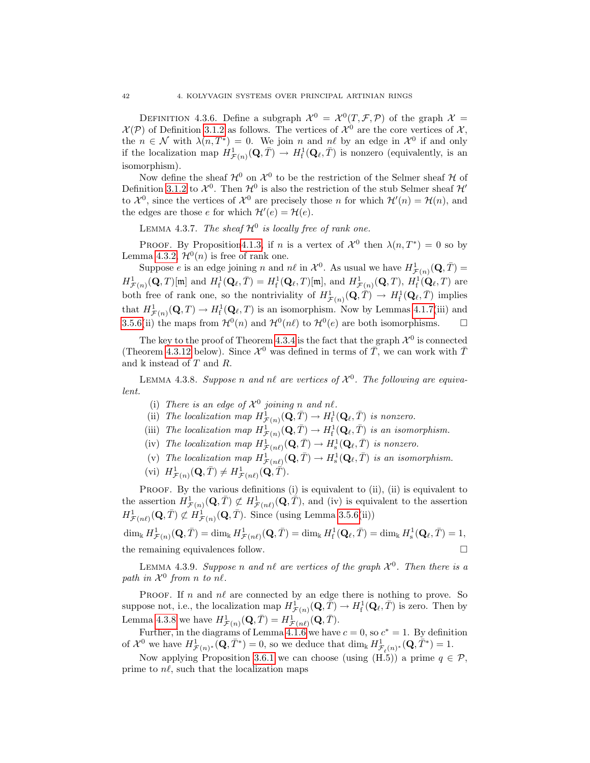DEFINITION 4.3.6. Define a subgraph $\mathcal{X}^0 = \mathcal{X}^0(T, \mathcal{F}, \mathcal{P})$ of the graph $\mathcal{X} = \mathcal{X}(\mathcal{P})$ of Definition 3.1.2 as follows. The vertices of $\mathcal{X}^0$ are the core vertices of $\mathcal{X}$, the $n \in \mathcal{N}$ with $\lambda(n, T^*) = 0$. We join $n$ and $n\ell$ by an edge in $\mathcal{X}^0$ if and only if the localization map $H^1_{\mathcal{F}(n)}(\mathbf{Q}, \bar{T}) \to H^1_{\mathrm{f}}(\mathbf{Q}_\ell, \bar{T})$ is nonzero (equivalently, is an isomorphism).

Now define the sheaf $\mathcal{H}^0$ on $\mathcal{X}^0$ to be the restriction of the Selmer sheaf $\mathcal{H}$ of Definition 3.1.2 to $\mathcal{X}^0$. Then $\mathcal{H}^0$ is also the restriction of the stub Selmer sheaf $\mathcal{H}'$ to $\mathcal{X}^0$, since the vertices of $\mathcal{X}^0$ are precisely those $n$ for which $\mathcal{H}'(n) = \mathcal{H}(n)$, and the edges are those $e$ for which $\mathcal{H}'(e) = \mathcal{H}(e)$.

LEMMA 4.3.7. *The sheaf $\mathcal{H}^0$ is locally free of rank one.*

PROOF. By Proposition 4.1.3, if $n$ is a vertex of $\mathcal{X}^0$ then $\lambda(n, T^*) = 0$ so by Lemma 4.3.2, $\mathcal{H}^0(n)$ is free of rank one.

Suppose $e$ is an edge joining $n$ and $n\ell$ in $\mathcal{X}^0$. As usual we have $H^1_{\mathcal{F}(n)}(\mathbf{Q}, \bar{T}) = H^1_{\mathcal{F}(n)}(\mathbf{Q}, T)[\mathfrak{m}]$ and $H^1_{\mathrm{f}}(\mathbf{Q}_\ell, \bar{T}) = H^1_{\mathrm{f}}(\mathbf{Q}_\ell, T)[\mathfrak{m}]$, and $H^1_{\mathcal{F}(n)}(\mathbf{Q}, T)$, $H^1_{\mathrm{f}}(\mathbf{Q}_\ell, T)$ are both free of rank one, so the nontriviality of $H^1_{\mathcal{F}(n)}(\mathbf{Q}, \bar{T}) \to H^1_{\mathrm{f}}(\mathbf{Q}_\ell, \bar{T})$ implies that $H^1_{\mathcal{F}(n)}(\mathbf{Q}, T) \to H^1_{\mathrm{f}}(\mathbf{Q}_\ell, T)$ is an isomorphism. Now by Lemmas 4.1.7(iii) and 3.5.6(ii) the maps from $\mathcal{H}^0(n)$ and $\mathcal{H}^0(n\ell)$ to $\mathcal{H}^0(e)$ are both isomorphisms. $\square$

The key to the proof of Theorem 4.3.4 is the fact that the graph $\mathcal{X}^0$ is connected (Theorem 4.3.12 below). Since $\mathcal{X}^0$ was defined in terms of $\bar{T}$, we can work with $\bar{T}$ and $\Bbbk$ instead of $T$ and $R$.

LEMMA 4.3.8. *Suppose $n$ and $n\ell$ are vertices of $\mathcal{X}^0$. The following are equivalent.*

(i) *There is an edge of $\mathcal{X}^0$ joining $n$ and $n\ell$.*
(ii) *The localization map $H^1_{\mathcal{F}(n)}(\mathbf{Q}, \bar{T}) \to H^1_{\mathrm{f}}(\mathbf{Q}_\ell, \bar{T})$ is nonzero.*
(iii) *The localization map $H^1_{\mathcal{F}(n)}(\mathbf{Q}, \bar{T}) \to H^1_{\mathrm{f}}(\mathbf{Q}_\ell, \bar{T})$ is an isomorphism.*
(iv) *The localization map $H^1_{\mathcal{F}(n\ell)}(\mathbf{Q}, \bar{T}) \to H^1_{\mathrm{s}}(\mathbf{Q}_\ell, \bar{T})$ is nonzero.*
(v) *The localization map $H^1_{\mathcal{F}(n\ell)}(\mathbf{Q}, \bar{T}) \to H^1_{\mathrm{s}}(\mathbf{Q}_\ell, \bar{T})$ is an isomorphism.*
(vi) *$H^1_{\mathcal{F}(n)}(\mathbf{Q}, \bar{T}) \neq H^1_{\mathcal{F}(n\ell)}(\mathbf{Q}, \bar{T})$.*

PROOF. By the various definitions (i) is equivalent to (ii), (ii) is equivalent to the assertion $H^1_{\mathcal{F}(n)}(\mathbf{Q}, \bar{T}) \not\subset H^1_{\mathcal{F}(n\ell)}(\mathbf{Q}, \bar{T})$, and (iv) is equivalent to the assertion $H^1_{\mathcal{F}(n\ell)}(\mathbf{Q}, \bar{T}) \not\subset H^1_{\mathcal{F}(n)}(\mathbf{Q}, \bar{T})$. Since (using Lemma 3.5.6(ii))

$$\dim_\Bbbk H^1_{\mathcal{F}(n)}(\mathbf{Q}, \bar{T}) = \dim_\Bbbk H^1_{\mathcal{F}(n\ell)}(\mathbf{Q}, \bar{T}) = \dim_\Bbbk H^1_{\mathrm{f}}(\mathbf{Q}_\ell, \bar{T}) = \dim_\Bbbk H^1_{\mathrm{s}}(\mathbf{Q}_\ell, \bar{T}) = 1,$$

the remaining equivalences follow. $\square$

LEMMA 4.3.9. *Suppose $n$ and $n\ell$ are vertices of the graph $\mathcal{X}^0$. Then there is a path in $\mathcal{X}^0$ from $n$ to $n\ell$.*

PROOF. If $n$ and $n\ell$ are connected by an edge there is nothing to prove. So suppose not, i.e., the localization map $H^1_{\mathcal{F}(n)}(\mathbf{Q}, \bar{T}) \to H^1_{\mathrm{f}}(\mathbf{Q}_\ell, \bar{T})$ is zero. Then by Lemma 4.3.8 we have $H^1_{\mathcal{F}(n)}(\mathbf{Q}, \bar{T}) = H^1_{\mathcal{F}(n\ell)}(\mathbf{Q}, \bar{T})$.

Further, in the diagrams of Lemma 4.1.6 we have $c = 0$, so $c^* = 1$. By definition of $\mathcal{X}^0$ we have $H^1_{\mathcal{F}(n)^*}(\mathbf{Q}, \bar{T}^*) = 0$, so we deduce that $\dim_\Bbbk H^1_{\mathcal{F}_\ell(n)^*}(\mathbf{Q}, \bar{T}^*) = 1$.

Now applying Proposition 3.6.1 we can choose (using (H.5)) a prime $q \in \mathcal{P}$, prime to $n\ell$, such that the localization maps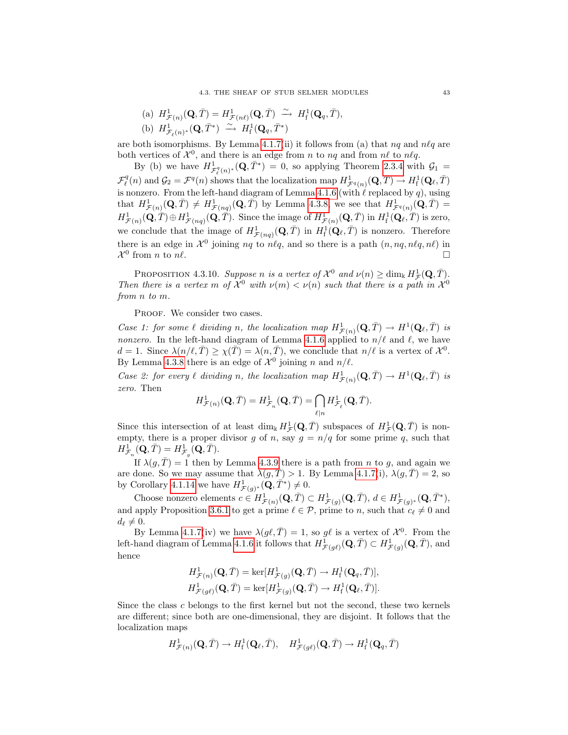(a) $H^1_{\mathcal{F}(n)}(\mathbf{Q}, \bar{T}) = H^1_{\mathcal{F}(n\ell)}(\mathbf{Q}, \bar{T}) \xrightarrow{\sim} H^1_{\mathrm{f}}(\mathbf{Q}_q, \bar{T})$,

(b) $H^1_{\mathcal{F}_\ell(n)^*}(\mathbf{Q}, \bar{T}^*) \xrightarrow{\sim} H^1_{\mathrm{f}}(\mathbf{Q}_q, \bar{T}^*)$

are both isomorphisms. By Lemma 4.1.7(ii) it follows from (a) that $nq$ and $n\ell q$ are both vertices of $\mathcal{X}^0$, and there is an edge from $n$ to $nq$ and from $n\ell$ to $n\ell q$.

By (b) we have $H^1_{\mathcal{F}^q_\ell(n)^*}(\mathbf{Q}, \bar{T}^*) = 0$, so applying Theorem 2.3.4 with $\mathcal{G}_1 = \mathcal{F}^q_\ell(n)$ and $\mathcal{G}_2 = \mathcal{F}^q(n)$ shows that the localization map $H^1_{\mathcal{F}^q(n)}(\mathbf{Q}, \bar{T}) \to H^1_{\mathrm{f}}(\mathbf{Q}_\ell, \bar{T})$ is nonzero. From the left-hand diagram of Lemma 4.1.6 (with $\ell$ replaced by $q$), using that $H^1_{\mathcal{F}(n)}(\mathbf{Q}, \bar{T}) \neq H^1_{\mathcal{F}(nq)}(\mathbf{Q}, \bar{T})$ by Lemma 4.3.8, we see that $H^1_{\mathcal{F}^q(n)}(\mathbf{Q}, \bar{T}) = H^1_{\mathcal{F}(n)}(\mathbf{Q}, \bar{T}) \oplus H^1_{\mathcal{F}(nq)}(\mathbf{Q}, \bar{T})$. Since the image of $H^1_{\mathcal{F}(n)}(\mathbf{Q}, \bar{T})$ in $H^1_{\mathrm{f}}(\mathbf{Q}_\ell, \bar{T})$ is zero, we conclude that the image of $H^1_{\mathcal{F}(nq)}(\mathbf{Q}, \bar{T})$ in $H^1_{\mathrm{f}}(\mathbf{Q}_\ell, \bar{T})$ is nonzero. Therefore there is an edge in $\mathcal{X}^0$ joining $nq$ to $n\ell q$, and so there is a path $(n, nq, n\ell q, n\ell)$ in $\mathcal{X}^0$ from $n$ to $n\ell$. $\square$

Proposition 4.3.10. *Suppose $n$ is a vertex of $\mathcal{X}^0$ and $\nu(n) \geq \dim_{\Bbbk} H^1_{\mathcal{F}}(\mathbf{Q}, \bar{T})$. Then there is a vertex $m$ of $\mathcal{X}^0$ with $\nu(m) < \nu(n)$ such that there is a path in $\mathcal{X}^0$ from $n$ to $m$.*

Proof. We consider two cases.

*Case 1: for some $\ell$ dividing $n$, the localization map $H^1_{\mathcal{F}(n)}(\mathbf{Q}, \bar{T}) \to H^1(\mathbf{Q}_\ell, \bar{T})$ is nonzero.* In the left-hand diagram of Lemma 4.1.6 applied to $n/\ell$ and $\ell$, we have $d = 1$. Since $\lambda(n/\ell, \bar{T}) \geq \chi(\bar{T}) = \lambda(n, \bar{T})$, we conclude that $n/\ell$ is a vertex of $\mathcal{X}^0$. By Lemma 4.3.8 there is an edge of $\mathcal{X}^0$ joining $n$ and $n/\ell$.

*Case 2: for every $\ell$ dividing $n$, the localization map $H^1_{\mathcal{F}(n)}(\mathbf{Q}, \bar{T}) \to H^1(\mathbf{Q}_\ell, \bar{T})$ is zero.* Then

$$H^1_{\mathcal{F}(n)}(\mathbf{Q}, \bar{T}) = H^1_{\mathcal{F}_n}(\mathbf{Q}, \bar{T}) = \bigcap_{\ell \mid n} H^1_{\mathcal{F}_\ell}(\mathbf{Q}, \bar{T}).$$

Since this intersection of at least $\dim_{\Bbbk} H^1_{\mathcal{F}}(\mathbf{Q}, \bar{T})$ subspaces of $H^1_{\mathcal{F}}(\mathbf{Q}, \bar{T})$ is nonempty, there is a proper divisor $g$ of $n$, say $g = n/q$ for some prime $q$, such that $H^1_{\mathcal{F}_n}(\mathbf{Q}, \bar{T}) = H^1_{\mathcal{F}_g}(\mathbf{Q}, \bar{T})$.

If $\lambda(g, \bar{T}) = 1$ then by Lemma 4.3.9 there is a path from $n$ to $g$, and again we are done. So we may assume that $\lambda(g, \bar{T}) > 1$. By Lemma 4.1.7(i), $\lambda(g, \bar{T}) = 2$, so by Corollary 4.1.14 we have $H^1_{\mathcal{F}(g)^*}(\mathbf{Q}, \bar{T}^*) \neq 0$.

Choose nonzero elements $c \in H^1_{\mathcal{F}(n)}(\mathbf{Q}, \bar{T}) \subset H^1_{\mathcal{F}(g)}(\mathbf{Q}, \bar{T})$, $d \in H^1_{\mathcal{F}(g)^*}(\mathbf{Q}, \bar{T}^*)$, and apply Proposition 3.6.1 to get a prime $\ell \in \mathcal{P}$, prime to $n$, such that $c_\ell \neq 0$ and $d_\ell \neq 0$.

By Lemma 4.1.7(iv) we have $\lambda(g\ell, \bar{T}) = 1$, so $g\ell$ is a vertex of $\mathcal{X}^0$. From the left-hand diagram of Lemma 4.1.6 it follows that $H^1_{\mathcal{F}(g\ell)}(\mathbf{Q}, \bar{T}) \subset H^1_{\mathcal{F}(g)}(\mathbf{Q}, \bar{T})$, and hence

$$H^1_{\mathcal{F}(n)}(\mathbf{Q}, \bar{T}) = \ker[H^1_{\mathcal{F}(g)}(\mathbf{Q}, \bar{T}) \to H^1_{\mathrm{f}}(\mathbf{Q}_q, \bar{T})],$$
$$H^1_{\mathcal{F}(g\ell)}(\mathbf{Q}, \bar{T}) = \ker[H^1_{\mathcal{F}(g)}(\mathbf{Q}, \bar{T}) \to H^1_{\mathrm{f}}(\mathbf{Q}_\ell, \bar{T})].$$

Since the class $c$ belongs to the first kernel but not the second, these two kernels are different; since both are one-dimensional, they are disjoint. It follows that the localization maps

$$H^1_{\mathcal{F}(n)}(\mathbf{Q}, \bar{T}) \to H^1_{\mathrm{f}}(\mathbf{Q}_\ell, \bar{T}), \quad H^1_{\mathcal{F}(g\ell)}(\mathbf{Q}, \bar{T}) \to H^1_{\mathrm{f}}(\mathbf{Q}_q, \bar{T})$$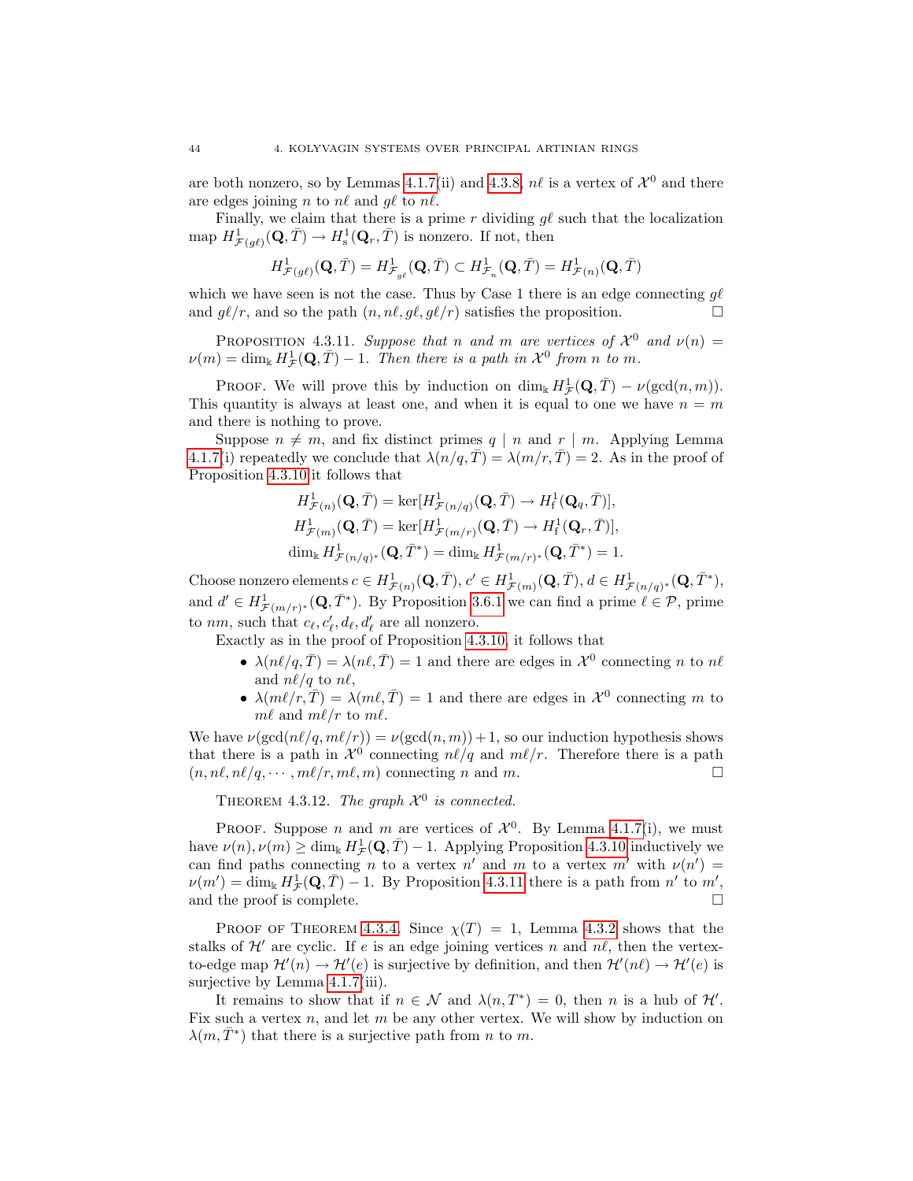are both nonzero, so by Lemmas 4.1.7(ii) and 4.3.8, $n\ell$ is a vertex of $\mathcal{X}^0$ and there are edges joining $n$ to $n\ell$ and $g\ell$ to $n\ell$.

Finally, we claim that there is a prime $r$ dividing $g\ell$ such that the localization map $H^1_{\mathcal{F}(g\ell)}(\mathbf{Q},\bar{T}) \to H^1_{\mathrm{s}}(\mathbf{Q}_r,\bar{T})$ is nonzero. If not, then

$$H^1_{\mathcal{F}(g\ell)}(\mathbf{Q},\bar{T}) = H^1_{\mathcal{F}_{g\ell}}(\mathbf{Q},\bar{T}) \subset H^1_{\mathcal{F}_n}(\mathbf{Q},\bar{T}) = H^1_{\mathcal{F}(n)}(\mathbf{Q},\bar{T})$$

which we have seen is not the case. Thus by Case 1 there is an edge connecting $g\ell$ and $g\ell/r$, and so the path $(n, n\ell, g\ell, g\ell/r)$ satisfies the proposition. □

Proposition 4.3.11. *Suppose that $n$ and $m$ are vertices of $\mathcal{X}^0$ and $\nu(n) = \nu(m) = \dim_{\Bbbk} H^1_{\mathcal{F}}(\mathbf{Q},\bar{T}) - 1$. Then there is a path in $\mathcal{X}^0$ from $n$ to $m$.*

Proof. We will prove this by induction on $\dim_{\Bbbk} H^1_{\mathcal{F}}(\mathbf{Q},\bar{T}) - \nu(\gcd(n,m))$. This quantity is always at least one, and when it is equal to one we have $n = m$ and there is nothing to prove.

Suppose $n \neq m$, and fix distinct primes $q \mid n$ and $r \mid m$. Applying Lemma 4.1.7(i) repeatedly we conclude that $\lambda(n/q,\bar{T}) = \lambda(m/r,\bar{T}) = 2$. As in the proof of Proposition 4.3.10 it follows that

$$H^1_{\mathcal{F}(n)}(\mathbf{Q},\bar{T}) = \ker[H^1_{\mathcal{F}(n/q)}(\mathbf{Q},\bar{T}) \to H^1_{\mathrm{f}}(\mathbf{Q}_q,\bar{T})],$$
$$H^1_{\mathcal{F}(m)}(\mathbf{Q},\bar{T}) = \ker[H^1_{\mathcal{F}(m/r)}(\mathbf{Q},\bar{T}) \to H^1_{\mathrm{f}}(\mathbf{Q}_r,\bar{T})],$$
$$\dim_{\Bbbk} H^1_{\mathcal{F}(n/q)^*}(\mathbf{Q},\bar{T}^*) = \dim_{\Bbbk} H^1_{\mathcal{F}(m/r)^*}(\mathbf{Q},\bar{T}^*) = 1.$$

Choose nonzero elements $c \in H^1_{\mathcal{F}(n)}(\mathbf{Q},\bar{T})$, $c' \in H^1_{\mathcal{F}(m)}(\mathbf{Q},\bar{T})$, $d \in H^1_{\mathcal{F}(n/q)^*}(\mathbf{Q},\bar{T}^*)$, and $d' \in H^1_{\mathcal{F}(m/r)^*}(\mathbf{Q},\bar{T}^*)$. By Proposition 3.6.1 we can find a prime $\ell \in \mathcal{P}$, prime to $nm$, such that $c_\ell, c'_\ell, d_\ell, d'_\ell$ are all nonzero.

Exactly as in the proof of Proposition 4.3.10, it follows that

- $\lambda(n\ell/q,\bar{T}) = \lambda(n\ell,\bar{T}) = 1$ and there are edges in $\mathcal{X}^0$ connecting $n$ to $n\ell$ and $n\ell/q$ to $n\ell$,
- $\lambda(m\ell/r,\bar{T}) = \lambda(m\ell,\bar{T}) = 1$ and there are edges in $\mathcal{X}^0$ connecting $m$ to $m\ell$ and $m\ell/r$ to $m\ell$.

We have $\nu(\gcd(n\ell/q, m\ell/r)) = \nu(\gcd(n,m)) + 1$, so our induction hypothesis shows that there is a path in $\mathcal{X}^0$ connecting $n\ell/q$ and $m\ell/r$. Therefore there is a path $(n, n\ell, n\ell/q, \cdots, m\ell/r, m\ell, m)$ connecting $n$ and $m$. □

Theorem 4.3.12. *The graph $\mathcal{X}^0$ is connected.*

Proof. Suppose $n$ and $m$ are vertices of $\mathcal{X}^0$. By Lemma 4.1.7(i), we must have $\nu(n), \nu(m) \geq \dim_{\Bbbk} H^1_{\mathcal{F}}(\mathbf{Q},\bar{T}) - 1$. Applying Proposition 4.3.10 inductively we can find paths connecting $n$ to a vertex $n'$ and $m$ to a vertex $m'$ with $\nu(n') = \nu(m') = \dim_{\Bbbk} H^1_{\mathcal{F}}(\mathbf{Q},\bar{T}) - 1$. By Proposition 4.3.11 there is a path from $n'$ to $m'$, and the proof is complete. □

Proof of Theorem 4.3.4. Since $\chi(T) = 1$, Lemma 4.3.2 shows that the stalks of $\mathcal{H}'$ are cyclic. If $e$ is an edge joining vertices $n$ and $n\ell$, then the vertex-to-edge map $\mathcal{H}'(n) \to \mathcal{H}'(e)$ is surjective by definition, and then $\mathcal{H}'(n\ell) \to \mathcal{H}'(e)$ is surjective by Lemma 4.1.7(iii).

It remains to show that if $n \in \mathcal{N}$ and $\lambda(n, T^*) = 0$, then $n$ is a hub of $\mathcal{H}'$. Fix such a vertex $n$, and let $m$ be any other vertex. We will show by induction on $\lambda(m, \bar{T}^*)$ that there is a surjective path from $n$ to $m$.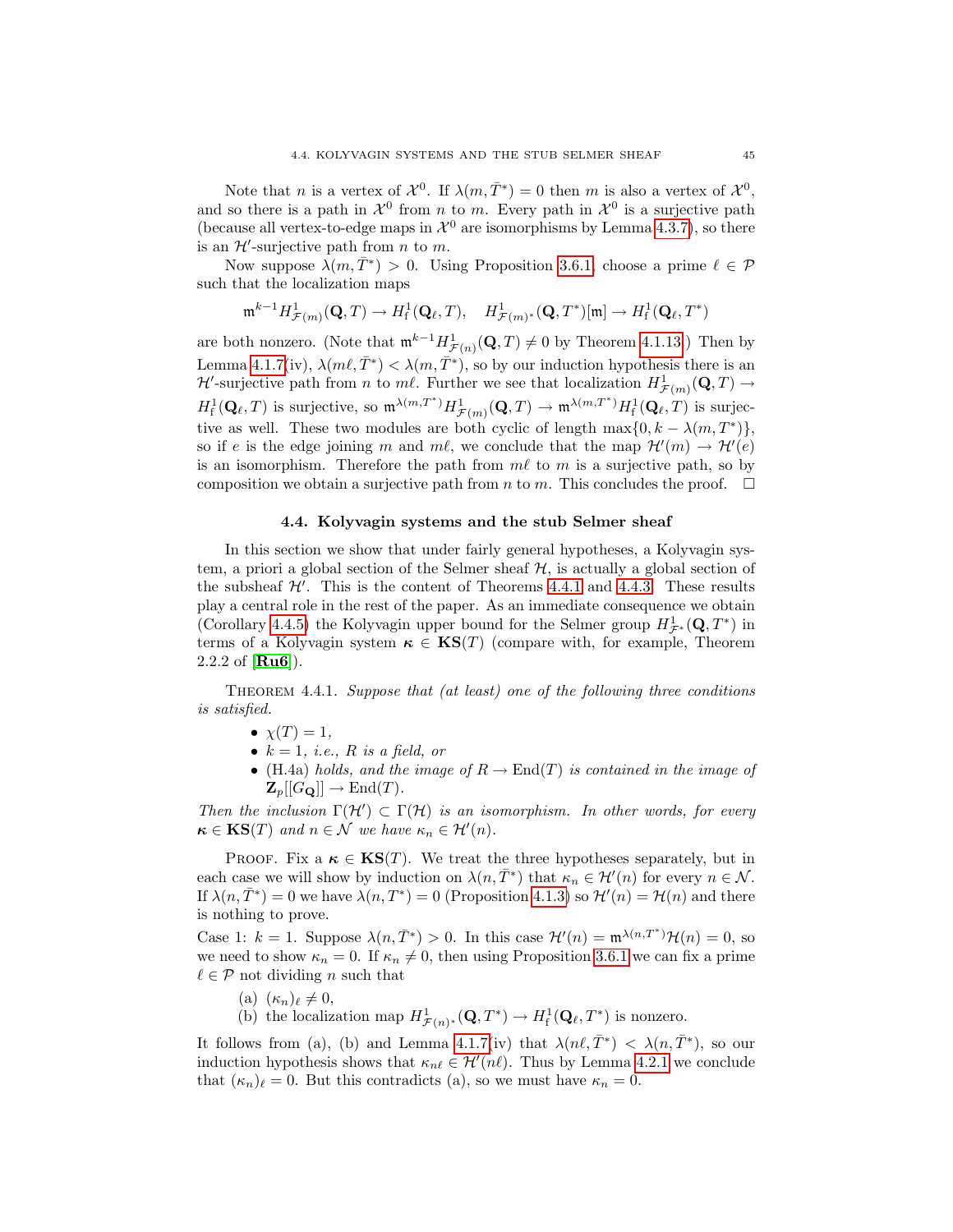Note that $n$ is a vertex of $\mathcal{X}^0$. If $\lambda(m, \bar{T}^*) = 0$ then $m$ is also a vertex of $\mathcal{X}^0$, and so there is a path in $\mathcal{X}^0$ from $n$ to $m$. Every path in $\mathcal{X}^0$ is a surjective path (because all vertex-to-edge maps in $\mathcal{X}^0$ are isomorphisms by Lemma 4.3.7), so there is an $\mathcal{H}'$-surjective path from $n$ to $m$.

Now suppose $\lambda(m, \bar{T}^*) > 0$. Using Proposition 3.6.1, choose a prime $\ell \in \mathcal{P}$ such that the localization maps

$$\mathfrak{m}^{k-1} H^1_{\mathcal{F}(m)}(\mathbf{Q}, T) \to H^1_{\mathrm{f}}(\mathbf{Q}_\ell, T), \quad H^1_{\mathcal{F}(m)^*}(\mathbf{Q}, T^*)[\mathfrak{m}] \to H^1_{\mathrm{f}}(\mathbf{Q}_\ell, T^*)$$

are both nonzero. (Note that $\mathfrak{m}^{k-1} H^1_{\mathcal{F}(n)}(\mathbf{Q}, T) \neq 0$ by Theorem 4.1.13.) Then by Lemma 4.1.7(iv), $\lambda(m\ell, \bar{T}^*) < \lambda(m, \bar{T}^*)$, so by our induction hypothesis there is an $\mathcal{H}'$-surjective path from $n$ to $m\ell$. Further we see that localization $H^1_{\mathcal{F}(m)}(\mathbf{Q}, T) \to H^1_{\mathrm{f}}(\mathbf{Q}_\ell, T)$ is surjective, so $\mathfrak{m}^{\lambda(m,T^*)} H^1_{\mathcal{F}(m)}(\mathbf{Q}, T) \to \mathfrak{m}^{\lambda(m,T^*)} H^1_{\mathrm{f}}(\mathbf{Q}_\ell, T)$ is surjective as well. These two modules are both cyclic of length $\max\{0, k - \lambda(m, T^*)\}$, so if $e$ is the edge joining $m$ and $m\ell$, we conclude that the map $\mathcal{H}'(m) \to \mathcal{H}'(e)$ is an isomorphism. Therefore the path from $m\ell$ to $m$ is a surjective path, so by composition we obtain a surjective path from $n$ to $m$. This concludes the proof. $\square$

## 4.4. Kolyvagin systems and the stub Selmer sheaf

In this section we show that under fairly general hypotheses, a Kolyvagin system, a priori a global section of the Selmer sheaf $\mathcal{H}$, is actually a global section of the subsheaf $\mathcal{H}'$. This is the content of Theorems 4.4.1 and 4.4.3. These results play a central role in the rest of the paper. As an immediate consequence we obtain (Corollary 4.4.5) the Kolyvagin upper bound for the Selmer group $H^1_{\mathcal{F}^*}(\mathbf{Q}, T^*)$ in terms of a Kolyvagin system $\boldsymbol{\kappa} \in \mathbf{KS}(T)$ (compare with, for example, Theorem 2.2.2 of [**Ru6**]).

Theorem 4.4.1. *Suppose that (at least) one of the following three conditions is satisfied.*

- $\chi(T) = 1$,
- $k = 1$*, i.e., $R$ is a field, or*
- (H.4a) *holds, and the image of $R \to \mathrm{End}(T)$ is contained in the image of $\mathbf{Z}_p[[G_{\mathbf{Q}}]] \to \mathrm{End}(T)$.*

*Then the inclusion $\Gamma(\mathcal{H}') \subset \Gamma(\mathcal{H})$ is an isomorphism. In other words, for every $\boldsymbol{\kappa} \in \mathbf{KS}(T)$ and $n \in \mathcal{N}$ we have $\kappa_n \in \mathcal{H}'(n)$.*

Proof. Fix a $\boldsymbol{\kappa} \in \mathbf{KS}(T)$. We treat the three hypotheses separately, but in each case we will show by induction on $\lambda(n, \bar{T}^*)$ that $\kappa_n \in \mathcal{H}'(n)$ for every $n \in \mathcal{N}$. If $\lambda(n, \bar{T}^*) = 0$ we have $\lambda(n, T^*) = 0$ (Proposition 4.1.3) so $\mathcal{H}'(n) = \mathcal{H}(n)$ and there is nothing to prove.

Case 1: $k = 1$. Suppose $\lambda(n, \bar{T}^*) > 0$. In this case $\mathcal{H}'(n) = \mathfrak{m}^{\lambda(n,T^*)} \mathcal{H}(n) = 0$, so we need to show $\kappa_n = 0$. If $\kappa_n \neq 0$, then using Proposition 3.6.1 we can fix a prime $\ell \in \mathcal{P}$ not dividing $n$ such that

(a) $(\kappa_n)_\ell \neq 0$,
(b) the localization map $H^1_{\mathcal{F}(n)^*}(\mathbf{Q}, T^*) \to H^1_{\mathrm{f}}(\mathbf{Q}_\ell, T^*)$ is nonzero.

It follows from (a), (b) and Lemma 4.1.7(iv) that $\lambda(n\ell, \bar{T}^*) < \lambda(n, \bar{T}^*)$, so our induction hypothesis shows that $\kappa_{n\ell} \in \mathcal{H}'(n\ell)$. Thus by Lemma 4.2.1 we conclude that $(\kappa_n)_\ell = 0$. But this contradicts (a), so we must have $\kappa_n = 0$.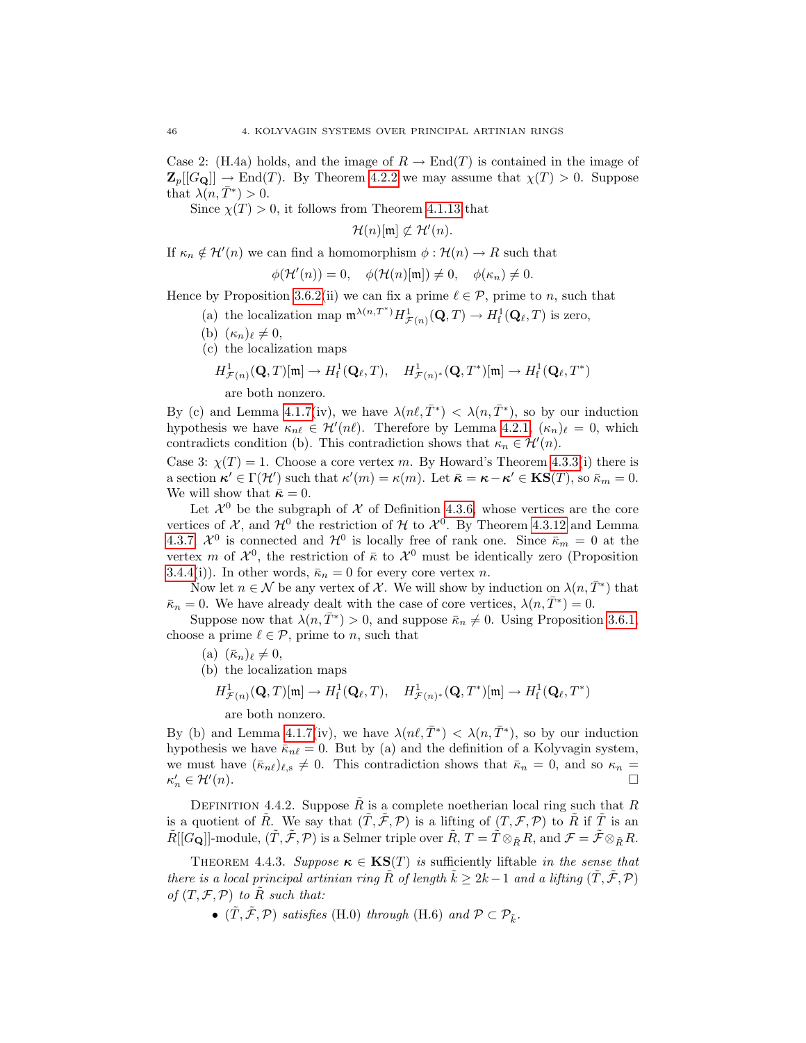Case 2: (H.4a) holds, and the image of $R \to \mathrm{End}(T)$ is contained in the image of $\mathbf{Z}_p[[G_{\mathbf{Q}}]] \to \mathrm{End}(T)$. By Theorem 4.2.2 we may assume that $\chi(T) > 0$. Suppose that $\lambda(n, \bar{T}^*) > 0$.

Since $\chi(T) > 0$, it follows from Theorem 4.1.13 that

$$\mathcal{H}(n)[\mathfrak{m}] \not\subset \mathcal{H}'(n).$$

If $\kappa_n \notin \mathcal{H}'(n)$ we can find a homomorphism $\phi : \mathcal{H}(n) \to R$ such that

$$\phi(\mathcal{H}'(n)) = 0, \quad \phi(\mathcal{H}(n)[\mathfrak{m}]) \neq 0, \quad \phi(\kappa_n) \neq 0.$$

Hence by Proposition 3.6.2(ii) we can fix a prime $\ell \in \mathcal{P}$, prime to $n$, such that

(a) the localization map $\mathfrak{m}^{\lambda(n,\bar{T}^*)} H^1_{\mathcal{F}(n)}(\mathbf{Q}, T) \to H^1_{\mathrm{f}}(\mathbf{Q}_\ell, T)$ is zero,

(b) $(\kappa_n)_\ell \neq 0$,

(c) the localization maps

$$H^1_{\mathcal{F}(n)}(\mathbf{Q}, T)[\mathfrak{m}] \to H^1_{\mathrm{f}}(\mathbf{Q}_\ell, T), \quad H^1_{\mathcal{F}(n)^*}(\mathbf{Q}, T^*)[\mathfrak{m}] \to H^1_{\mathrm{f}}(\mathbf{Q}_\ell, T^*)$$

are both nonzero.

By (c) and Lemma 4.1.7(iv), we have $\lambda(n\ell, \bar{T}^*) < \lambda(n, \bar{T}^*)$, so by our induction hypothesis we have $\kappa_{n\ell} \in \mathcal{H}'(n\ell)$. Therefore by Lemma 4.2.1, $(\kappa_n)_\ell = 0$, which contradicts condition (b). This contradiction shows that $\kappa_n \in \mathcal{H}'(n)$.

Case 3: $\chi(T) = 1$. Choose a core vertex $m$. By Howard's Theorem 4.3.3(i) there is a section $\boldsymbol{\kappa}' \in \Gamma(\mathcal{H}')$ such that $\kappa'(m) = \kappa(m)$. Let $\bar{\boldsymbol{\kappa}} = \boldsymbol{\kappa} - \boldsymbol{\kappa}' \in \mathbf{KS}(T)$, so $\bar{\kappa}_m = 0$. We will show that $\bar{\boldsymbol{\kappa}} = 0$.

Let $\mathcal{X}^0$ be the subgraph of $\mathcal{X}$ of Definition 4.3.6, whose vertices are the core vertices of $\mathcal{X}$, and $\mathcal{H}^0$ the restriction of $\mathcal{H}$ to $\mathcal{X}^0$. By Theorem 4.3.12 and Lemma 4.3.7, $\mathcal{X}^0$ is connected and $\mathcal{H}^0$ is locally free of rank one. Since $\bar{\kappa}_m = 0$ at the vertex $m$ of $\mathcal{X}^0$, the restriction of $\bar{\kappa}$ to $\mathcal{X}^0$ must be identically zero (Proposition 3.4.4(i)). In other words, $\bar{\kappa}_n = 0$ for every core vertex $n$.

Now let $n \in \mathcal{N}$ be any vertex of $\mathcal{X}$. We will show by induction on $\lambda(n, \bar{T}^*)$ that $\bar{\kappa}_n = 0$. We have already dealt with the case of core vertices, $\lambda(n, \bar{T}^*) = 0$.

Suppose now that $\lambda(n, \bar{T}^*) > 0$, and suppose $\bar{\kappa}_n \neq 0$. Using Proposition 3.6.1, choose a prime $\ell \in \mathcal{P}$, prime to $n$, such that

(a) $(\bar{\kappa}_n)_\ell \neq 0$,

(b) the localization maps

$$H^1_{\mathcal{F}(n)}(\mathbf{Q}, T)[\mathfrak{m}] \to H^1_{\mathrm{f}}(\mathbf{Q}_\ell, T), \quad H^1_{\mathcal{F}(n)^*}(\mathbf{Q}, T^*)[\mathfrak{m}] \to H^1_{\mathrm{f}}(\mathbf{Q}_\ell, T^*)$$

are both nonzero.

By (b) and Lemma 4.1.7(iv), we have $\lambda(n\ell, \bar{T}^*) < \lambda(n, \bar{T}^*)$, so by our induction hypothesis we have $\bar{\kappa}_{n\ell} = 0$. But by (a) and the definition of a Kolyvagin system, we must have $(\bar{\kappa}_{n\ell})_{\ell,\mathrm{s}} \neq 0$. This contradiction shows that $\bar{\kappa}_n = 0$, and so $\kappa_n = \kappa'_n \in \mathcal{H}'(n)$. $\square$

Definition 4.4.2. Suppose $\tilde{R}$ is a complete noetherian local ring such that $R$ is a quotient of $\tilde{R}$. We say that $(\tilde{T}, \tilde{\mathcal{F}}, \mathcal{P})$ is a lifting of $(T, \mathcal{F}, \mathcal{P})$ to $\tilde{R}$ if $\tilde{T}$ is an $\tilde{R}[[G_{\mathbf{Q}}]]$-module, $(\tilde{T}, \tilde{\mathcal{F}}, \mathcal{P})$ is a Selmer triple over $\tilde{R}$, $T = \tilde{T} \otimes_{\tilde{R}} R$, and $\mathcal{F} = \tilde{\mathcal{F}} \otimes_{\tilde{R}} R$.

Theorem 4.4.3. *Suppose $\boldsymbol{\kappa} \in \mathbf{KS}(T)$ is* sufficiently liftable *in the sense that there is a local principal artinian ring $\tilde{R}$ of length $\tilde{k} \geq 2k - 1$ and a lifting $(\tilde{T}, \tilde{\mathcal{F}}, \mathcal{P})$ of $(T, \mathcal{F}, \mathcal{P})$ to $\tilde{R}$ such that:*

- *$(\tilde{T}, \tilde{\mathcal{F}}, \mathcal{P})$ satisfies* (H.0) *through* (H.6) *and $\mathcal{P} \subset \mathcal{P}_{\tilde{k}}$.*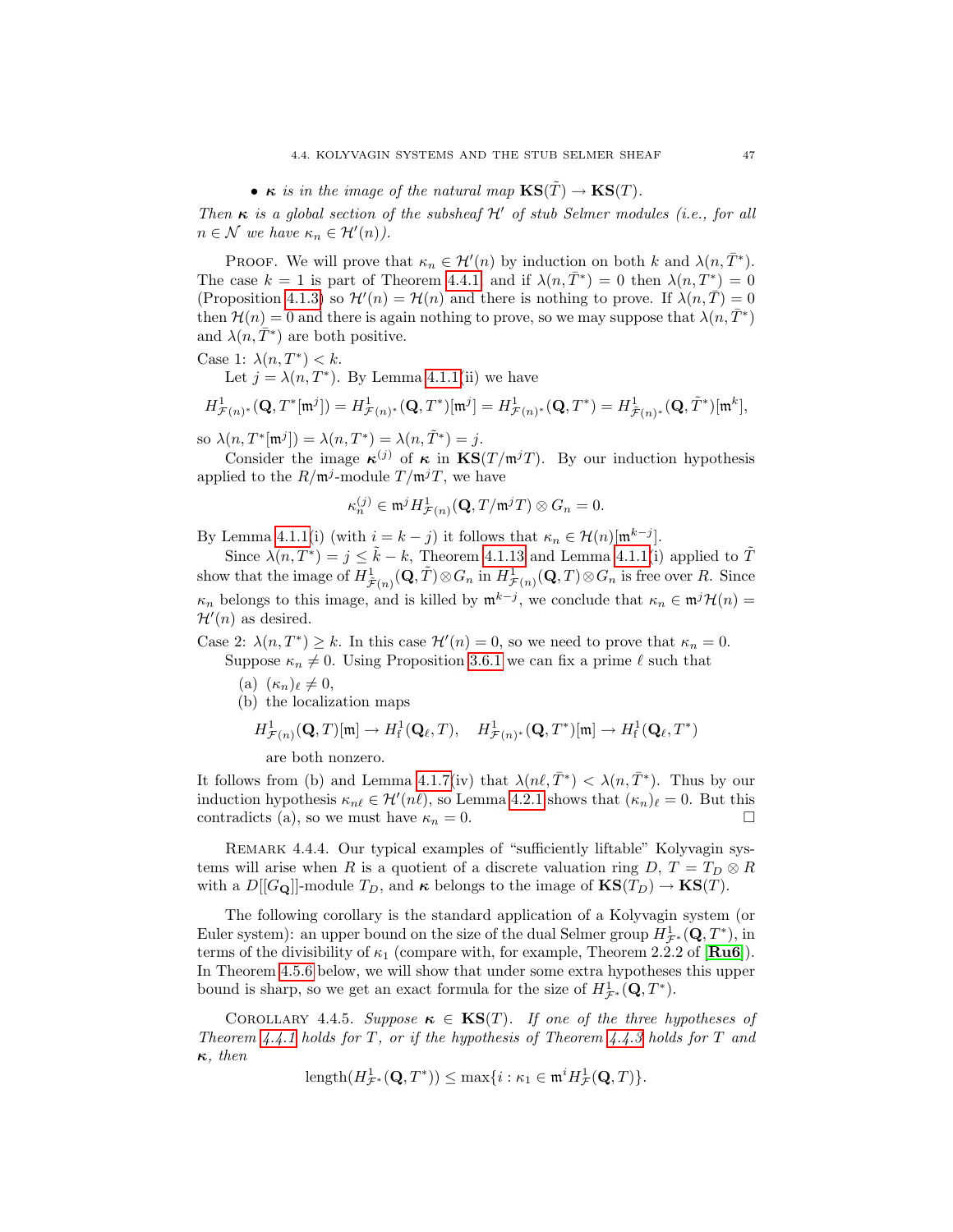- $\boldsymbol{\kappa}$ *is in the image of the natural map* $\mathbf{KS}(\tilde{T}) \to \mathbf{KS}(T)$.

*Then* $\boldsymbol{\kappa}$ *is a global section of the subsheaf* $\mathcal{H}'$ *of stub Selmer modules (i.e., for all* $n \in \mathcal{N}$ *we have* $\kappa_n \in \mathcal{H}'(n)$*).*

Proof. We will prove that $\kappa_n \in \mathcal{H}'(n)$ by induction on both $k$ and $\lambda(n, \bar{T}^*)$. The case $k = 1$ is part of Theorem 4.4.1, and if $\lambda(n, \bar{T}^*) = 0$ then $\lambda(n, T^*) = 0$ (Proposition 4.1.3) so $\mathcal{H}'(n) = \mathcal{H}(n)$ and there is nothing to prove. If $\lambda(n, \bar{T}) = 0$ then $\mathcal{H}(n) = 0$ and there is again nothing to prove, so we may suppose that $\lambda(n, \bar{T}^*)$ and $\lambda(n, \bar{T}^*)$ are both positive.

Case 1: $\lambda(n, T^*) < k$.

Let $j = \lambda(n, T^*)$. By Lemma 4.1.1(ii) we have

$$H^1_{\mathcal{F}(n)^*}(\mathbf{Q}, T^*[\mathfrak{m}^j]) = H^1_{\mathcal{F}(n)^*}(\mathbf{Q}, T^*)[\mathfrak{m}^j] = H^1_{\mathcal{F}(n)^*}(\mathbf{Q}, T^*) = H^1_{\tilde{\mathcal{F}}(n)^*}(\mathbf{Q}, \tilde{T}^*)[\mathfrak{m}^k],$$

so $\lambda(n, T^*[\mathfrak{m}^j]) = \lambda(n, T^*) = \lambda(n, \tilde{T}^*) = j$.

Consider the image $\boldsymbol{\kappa}^{(j)}$ of $\boldsymbol{\kappa}$ in $\mathbf{KS}(T/\mathfrak{m}^j T)$. By our induction hypothesis applied to the $R/\mathfrak{m}^j$-module $T/\mathfrak{m}^j T$, we have

$$\kappa_n^{(j)} \in \mathfrak{m}^j H^1_{\mathcal{F}(n)}(\mathbf{Q}, T/\mathfrak{m}^j T) \otimes G_n = 0.$$

By Lemma 4.1.1(i) (with $i = k - j$) it follows that $\kappa_n \in \mathcal{H}(n)[\mathfrak{m}^{k-j}]$.

Since $\lambda(n, T^*) = j \leq \tilde{k} - k$, Theorem 4.1.13 and Lemma 4.1.1(i) applied to $\tilde{T}$ show that the image of $H^1_{\tilde{\mathcal{F}}(n)}(\mathbf{Q}, \tilde{T}) \otimes G_n$ in $H^1_{\mathcal{F}(n)}(\mathbf{Q}, T) \otimes G_n$ is free over $R$. Since $\kappa_n$ belongs to this image, and is killed by $\mathfrak{m}^{k-j}$, we conclude that $\kappa_n \in \mathfrak{m}^j \mathcal{H}(n) = \mathcal{H}'(n)$ as desired.

Case 2: $\lambda(n, T^*) \geq k$. In this case $\mathcal{H}'(n) = 0$, so we need to prove that $\kappa_n = 0$.

Suppose $\kappa_n \neq 0$. Using Proposition 3.6.1 we can fix a prime $\ell$ such that

(a) $(\kappa_n)_\ell \neq 0$,

(b) the localization maps

$$H^1_{\mathcal{F}(n)}(\mathbf{Q}, T)[\mathfrak{m}] \to H^1_{\mathrm{f}}(\mathbf{Q}_\ell, T), \quad H^1_{\mathcal{F}(n)^*}(\mathbf{Q}, T^*)[\mathfrak{m}] \to H^1_{\mathrm{f}}(\mathbf{Q}_\ell, T^*)$$

are both nonzero.

It follows from (b) and Lemma 4.1.7(iv) that $\lambda(n\ell, \bar{T}^*) < \lambda(n, \bar{T}^*)$. Thus by our induction hypothesis $\kappa_{n\ell} \in \mathcal{H}'(n\ell)$, so Lemma 4.2.1 shows that $(\kappa_n)_\ell = 0$. But this contradicts (a), so we must have $\kappa_n = 0$. □

Remark 4.4.4. Our typical examples of "sufficiently liftable" Kolyvagin systems will arise when $R$ is a quotient of a discrete valuation ring $D$, $T = T_D \otimes R$ with a $D[[G_\mathbf{Q}]]$-module $T_D$, and $\boldsymbol{\kappa}$ belongs to the image of $\mathbf{KS}(T_D) \to \mathbf{KS}(T)$.

The following corollary is the standard application of a Kolyvagin system (or Euler system): an upper bound on the size of the dual Selmer group $H^1_{\mathcal{F}^*}(\mathbf{Q}, T^*)$, in terms of the divisibility of $\kappa_1$ (compare with, for example, Theorem 2.2.2 of [**Ru6**]). In Theorem 4.5.6 below, we will show that under some extra hypotheses this upper bound is sharp, so we get an exact formula for the size of $H^1_{\mathcal{F}^*}(\mathbf{Q}, T^*)$.

Corollary 4.4.5. *Suppose* $\boldsymbol{\kappa} \in \mathbf{KS}(T)$*. If one of the three hypotheses of Theorem 4.4.1 holds for* $T$*, or if the hypothesis of Theorem 4.4.3 holds for* $T$ *and* $\boldsymbol{\kappa}$*, then*

$$\mathrm{length}(H^1_{\mathcal{F}^*}(\mathbf{Q}, T^*)) \leq \max\{i : \kappa_1 \in \mathfrak{m}^i H^1_{\mathcal{F}}(\mathbf{Q}, T)\}.$$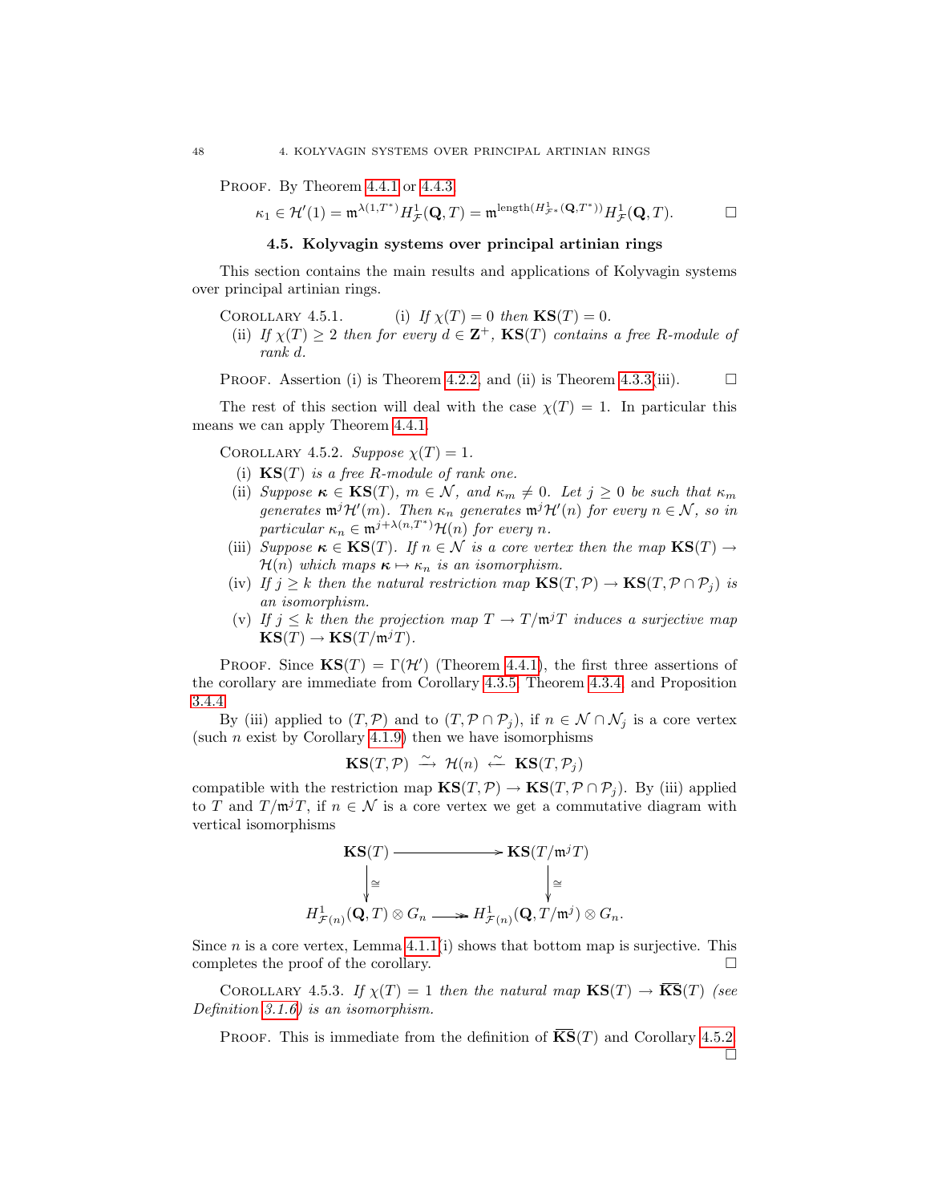Proof. By Theorem 4.4.1 or 4.4.3

$$\kappa_1 \in \mathcal{H}'(1) = \mathfrak{m}^{\lambda(1,T^*)} H^1_{\mathcal{F}}(\mathbf{Q}, T) = \mathfrak{m}^{\mathrm{length}(H^1_{\mathcal{F}^*}(\mathbf{Q},T^*))} H^1_{\mathcal{F}}(\mathbf{Q}, T).$$

□

### 4.5. Kolyvagin systems over principal artinian rings

This section contains the main results and applications of Kolyvagin systems over principal artinian rings.

Corollary 4.5.1. (i) *If $\chi(T) = 0$ then $\mathbf{KS}(T) = 0$.*

(ii) *If $\chi(T) \geq 2$ then for every $d \in \mathbf{Z}^+$, $\mathbf{KS}(T)$ contains a free $R$-module of rank $d$.*

Proof. Assertion (i) is Theorem 4.2.2, and (ii) is Theorem 4.3.3(iii). □

The rest of this section will deal with the case $\chi(T) = 1$. In particular this means we can apply Theorem 4.4.1.

Corollary 4.5.2. *Suppose $\chi(T) = 1$.*

(i) *$\mathbf{KS}(T)$ is a free $R$-module of rank one.*

(ii) *Suppose $\boldsymbol{\kappa} \in \mathbf{KS}(T)$, $m \in \mathcal{N}$, and $\kappa_m \neq 0$. Let $j \geq 0$ be such that $\kappa_m$ generates $\mathfrak{m}^j \mathcal{H}'(m)$. Then $\kappa_n$ generates $\mathfrak{m}^j \mathcal{H}'(n)$ for every $n \in \mathcal{N}$, so in particular $\kappa_n \in \mathfrak{m}^{j+\lambda(n,T^*)} \mathcal{H}(n)$ for every $n$.*

(iii) *Suppose $\boldsymbol{\kappa} \in \mathbf{KS}(T)$. If $n \in \mathcal{N}$ is a core vertex then the map $\mathbf{KS}(T) \to \mathcal{H}(n)$ which maps $\boldsymbol{\kappa} \mapsto \kappa_n$ is an isomorphism.*

(iv) *If $j \geq k$ then the natural restriction map $\mathbf{KS}(T, \mathcal{P}) \to \mathbf{KS}(T, \mathcal{P} \cap \mathcal{P}_j)$ is an isomorphism.*

(v) *If $j \leq k$ then the projection map $T \to T/\mathfrak{m}^j T$ induces a surjective map $\mathbf{KS}(T) \to \mathbf{KS}(T/\mathfrak{m}^j T)$.*

Proof. Since $\mathbf{KS}(T) = \Gamma(\mathcal{H}')$ (Theorem 4.4.1), the first three assertions of the corollary are immediate from Corollary 4.3.5, Theorem 4.3.4, and Proposition 3.4.4.

By (iii) applied to $(T, \mathcal{P})$ and to $(T, \mathcal{P} \cap \mathcal{P}_j)$, if $n \in \mathcal{N} \cap \mathcal{N}_j$ is a core vertex (such $n$ exist by Corollary 4.1.9) then we have isomorphisms

$$\mathbf{KS}(T, \mathcal{P}) \xrightarrow{\sim} \mathcal{H}(n) \xleftarrow{\sim} \mathbf{KS}(T, \mathcal{P}_j)$$

compatible with the restriction map $\mathbf{KS}(T, \mathcal{P}) \to \mathbf{KS}(T, \mathcal{P} \cap \mathcal{P}_j)$. By (iii) applied to $T$ and $T/\mathfrak{m}^j T$, if $n \in \mathcal{N}$ is a core vertex we get a commutative diagram with vertical isomorphisms

$$\begin{array}{ccc}
\mathbf{KS}(T) & \longrightarrow & \mathbf{KS}(T/\mathfrak{m}^j T) \\
\downarrow \cong & & \downarrow \cong \\
H^1_{\mathcal{F}(n)}(\mathbf{Q}, T) \otimes G_n & \twoheadrightarrow & H^1_{\mathcal{F}(n)}(\mathbf{Q}, T/\mathfrak{m}^j) \otimes G_n.
\end{array}$$

Since $n$ is a core vertex, Lemma 4.1.1(i) shows that bottom map is surjective. This completes the proof of the corollary. □

Corollary 4.5.3. *If $\chi(T) = 1$ then the natural map $\mathbf{KS}(T) \to \overline{\mathbf{KS}}(T)$ (see Definition 3.1.6) is an isomorphism.*

Proof. This is immediate from the definition of $\overline{\mathbf{KS}}(T)$ and Corollary 4.5.2. □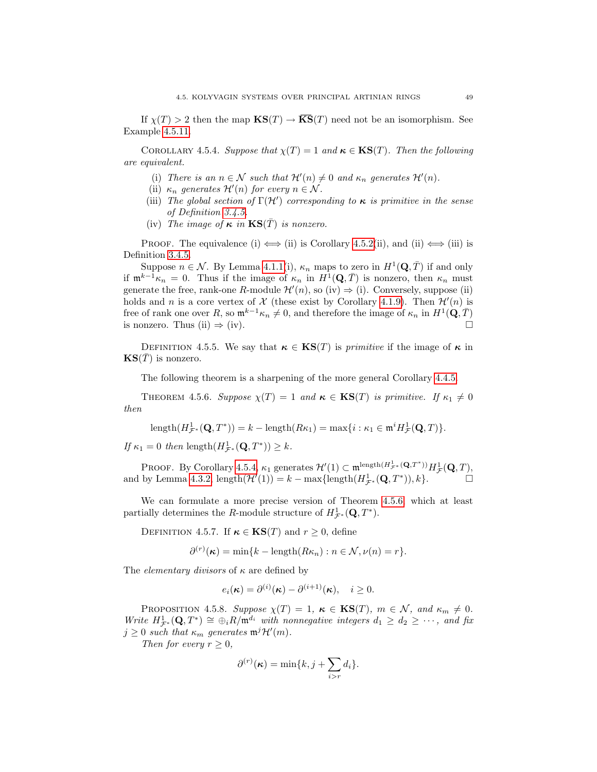If $\chi(T) > 2$ then the map $\mathbf{KS}(T) \to \overline{\mathbf{KS}}(T)$ need not be an isomorphism. See Example 4.5.11.

Corollary 4.5.4. *Suppose that $\chi(T) = 1$ and $\boldsymbol{\kappa} \in \mathbf{KS}(T)$. Then the following are equivalent.*

- (i) *There is an $n \in \mathcal{N}$ such that $\mathcal{H}'(n) \neq 0$ and $\kappa_n$ generates $\mathcal{H}'(n)$.*
- (ii) *$\kappa_n$ generates $\mathcal{H}'(n)$ for every $n \in \mathcal{N}$.*
- (iii) *The global section of $\Gamma(\mathcal{H}')$ corresponding to $\boldsymbol{\kappa}$ is primitive in the sense of Definition 3.4.5.*
- (iv) *The image of $\boldsymbol{\kappa}$ in $\mathbf{KS}(\bar{T})$ is nonzero.*

Proof. The equivalence (i) $\Longleftrightarrow$ (ii) is Corollary 4.5.2(ii), and (ii) $\Longleftrightarrow$ (iii) is Definition 3.4.5.

Suppose $n \in \mathcal{N}$. By Lemma 4.1.1(i), $\kappa_n$ maps to zero in $H^1(\mathbf{Q}, \bar{T})$ if and only if $\mathfrak{m}^{k-1}\kappa_n = 0$. Thus if the image of $\kappa_n$ in $H^1(\mathbf{Q}, \bar{T})$ is nonzero, then $\kappa_n$ must generate the free, rank-one $R$-module $\mathcal{H}'(n)$, so (iv) $\Rightarrow$ (i). Conversely, suppose (ii) holds and $n$ is a core vertex of $\mathcal{X}$ (these exist by Corollary 4.1.9). Then $\mathcal{H}'(n)$ is free of rank one over $R$, so $\mathfrak{m}^{k-1}\kappa_n \neq 0$, and therefore the image of $\kappa_n$ in $H^1(\mathbf{Q}, \bar{T})$ is nonzero. Thus (ii) $\Rightarrow$ (iv). $\square$

Definition 4.5.5. We say that $\boldsymbol{\kappa} \in \mathbf{KS}(T)$ is *primitive* if the image of $\boldsymbol{\kappa}$ in $\mathbf{KS}(\bar{T})$ is nonzero.

The following theorem is a sharpening of the more general Corollary 4.4.5.

Theorem 4.5.6. *Suppose $\chi(T) = 1$ and $\boldsymbol{\kappa} \in \mathbf{KS}(T)$ is primitive. If $\kappa_1 \neq 0$ then*

$$\mathrm{length}(H^1_{\mathcal{F}^*}(\mathbf{Q}, T^*)) = k - \mathrm{length}(R\kappa_1) = \max\{i : \kappa_1 \in \mathfrak{m}^i H^1_{\mathcal{F}}(\mathbf{Q}, T)\}.$$

*If $\kappa_1 = 0$ then $\mathrm{length}(H^1_{\mathcal{F}^*}(\mathbf{Q}, T^*)) \geq k$.*

Proof. By Corollary 4.5.4, $\kappa_1$ generates $\mathcal{H}'(1) \subset \mathfrak{m}^{\mathrm{length}(H^1_{\mathcal{F}^*}(\mathbf{Q},T^*))} H^1_{\mathcal{F}}(\mathbf{Q}, T)$, and by Lemma 4.3.2, $\mathrm{length}(\mathcal{H}'(1)) = k - \max\{\mathrm{length}(H^1_{\mathcal{F}^*}(\mathbf{Q}, T^*)), k\}$. $\square$

We can formulate a more precise version of Theorem 4.5.6, which at least partially determines the $R$-module structure of $H^1_{\mathcal{F}^*}(\mathbf{Q}, T^*)$.

Definition 4.5.7. If $\boldsymbol{\kappa} \in \mathbf{KS}(T)$ and $r \geq 0$, define

$$\partial^{(r)}(\boldsymbol{\kappa}) = \min\{k - \mathrm{length}(R\kappa_n) : n \in \mathcal{N}, \nu(n) = r\}.$$

The *elementary divisors* of $\kappa$ are defined by

$$e_i(\boldsymbol{\kappa}) = \partial^{(i)}(\boldsymbol{\kappa}) - \partial^{(i+1)}(\boldsymbol{\kappa}), \quad i \geq 0.$$

Proposition 4.5.8. *Suppose $\chi(T) = 1$, $\boldsymbol{\kappa} \in \mathbf{KS}(T)$, $m \in \mathcal{N}$, and $\kappa_m \neq 0$. Write $H^1_{\mathcal{F}^*}(\mathbf{Q}, T^*) \cong \oplus_i R/\mathfrak{m}^{d_i}$ with nonnegative integers $d_1 \geq d_2 \geq \cdots$, and fix $j \geq 0$ such that $\kappa_m$ generates $\mathfrak{m}^j \mathcal{H}'(m)$.*

*Then for every $r \geq 0$,*

$$\partial^{(r)}(\boldsymbol{\kappa}) = \min\{k, j + \sum_{i > r} d_i\}.$$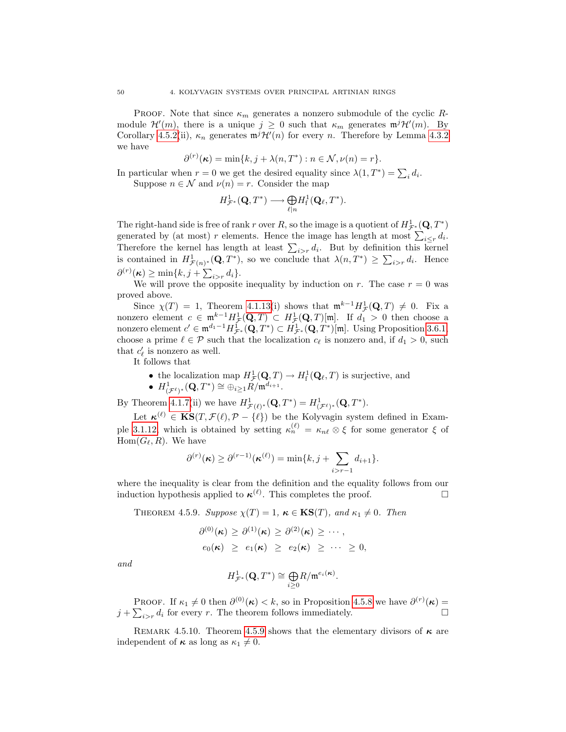Proof. Note that since $\kappa_m$ generates a nonzero submodule of the cyclic $R$-module $\mathcal{H}'(m)$, there is a unique $j \geq 0$ such that $\kappa_m$ generates $\mathfrak{m}^j\mathcal{H}'(m)$. By Corollary 4.5.2(ii), $\kappa_n$ generates $\mathfrak{m}^j\mathcal{H}'(n)$ for every $n$. Therefore by Lemma 4.3.2 we have

$$\partial^{(r)}(\boldsymbol{\kappa}) = \min\{k, j + \lambda(n, T^*) : n \in \mathcal{N}, \nu(n) = r\}.$$

In particular when $r = 0$ we get the desired equality since $\lambda(1, T^*) = \sum_i d_i$.

Suppose $n \in \mathcal{N}$ and $\nu(n) = r$. Consider the map

$$H^1_{\mathcal{F}^*}(\mathbf{Q}, T^*) \longrightarrow \bigoplus_{\ell | n} H^1_{\mathrm{f}}(\mathbf{Q}_\ell, T^*).$$

The right-hand side is free of rank $r$ over $R$, so the image is a quotient of $H^1_{\mathcal{F}^*}(\mathbf{Q}, T^*)$ generated by (at most) $r$ elements. Hence the image has length at most $\sum_{i \leq r} d_i$. Therefore the kernel has length at least $\sum_{i>r} d_i$. But by definition this kernel is contained in $H^1_{\mathcal{F}(n)^*}(\mathbf{Q}, T^*)$, so we conclude that $\lambda(n, T^*) \geq \sum_{i>r} d_i$. Hence $\partial^{(r)}(\boldsymbol{\kappa}) \geq \min\{k, j + \sum_{i>r} d_i\}$.

We will prove the opposite inequality by induction on $r$. The case $r = 0$ was proved above.

Since $\chi(T) = 1$, Theorem 4.1.13(i) shows that $\mathfrak{m}^{k-1}H^1_{\mathcal{F}}(\mathbf{Q}, T) \neq 0$. Fix a nonzero element $c \in \mathfrak{m}^{k-1}H^1_{\mathcal{F}}(\mathbf{Q}, T) \subset H^1_{\mathcal{F}}(\mathbf{Q}, T)[\mathfrak{m}]$. If $d_1 > 0$ then choose a nonzero element $c' \in \mathfrak{m}^{d_1 - 1}H^1_{\mathcal{F}^*}(\mathbf{Q}, T^*) \subset H^1_{\mathcal{F}^*}(\mathbf{Q}, T^*)[\mathfrak{m}]$. Using Proposition 3.6.1, choose a prime $\ell \in \mathcal{P}$ such that the localization $c_\ell$ is nonzero and, if $d_1 > 0$, such that $c'_\ell$ is nonzero as well.

It follows that

- the localization map $H^1_{\mathcal{F}}(\mathbf{Q}, T) \to H^1_{\mathrm{f}}(\mathbf{Q}_\ell, T)$ is surjective, and
- $H^1_{(\mathcal{F}^\ell)^*}(\mathbf{Q}, T^*) \cong \oplus_{i \geq 1} R/\mathfrak{m}^{d_{i+1}}$.

By Theorem 4.1.7(ii) we have $H^1_{\mathcal{F}(\ell)^*}(\mathbf{Q}, T^*) = H^1_{(\mathcal{F}^\ell)^*}(\mathbf{Q}, T^*)$.

Let $\boldsymbol{\kappa}^{(\ell)} \in \mathbf{KS}(T, \mathcal{F}(\ell), \mathcal{P} - \{\ell\})$ be the Kolyvagin system defined in Example 3.1.12, which is obtained by setting $\kappa^{(\ell)}_n = \kappa_{n\ell} \otimes \xi$ for some generator $\xi$ of $\mathrm{Hom}(G_\ell, R)$. We have

$$\partial^{(r)}(\boldsymbol{\kappa}) \geq \partial^{(r-1)}(\boldsymbol{\kappa}^{(\ell)}) = \min\{k, j + \sum_{i > r-1} d_{i+1}\}.$$

where the inequality is clear from the definition and the equality follows from our induction hypothesis applied to $\boldsymbol{\kappa}^{(\ell)}$. This completes the proof. $\square$

Theorem 4.5.9. *Suppose $\chi(T) = 1$, $\boldsymbol{\kappa} \in \mathbf{KS}(T)$, and $\kappa_1 \neq 0$. Then*

$$\partial^{(0)}(\boldsymbol{\kappa}) \geq \partial^{(1)}(\boldsymbol{\kappa}) \geq \partial^{(2)}(\boldsymbol{\kappa}) \geq \cdots,$$
$$e_0(\boldsymbol{\kappa}) \geq e_1(\boldsymbol{\kappa}) \geq e_2(\boldsymbol{\kappa}) \geq \cdots \geq 0,$$

*and*

$$H^1_{\mathcal{F}^*}(\mathbf{Q}, T^*) \cong \bigoplus_{i \geq 0} R/\mathfrak{m}^{e_i(\boldsymbol{\kappa})}.$$

Proof. If $\kappa_1 \neq 0$ then $\partial^{(0)}(\boldsymbol{\kappa}) < k$, so in Proposition 4.5.8 we have $\partial^{(r)}(\boldsymbol{\kappa}) = j + \sum_{i>r} d_i$ for every $r$. The theorem follows immediately. $\square$

Remark 4.5.10. Theorem 4.5.9 shows that the elementary divisors of $\boldsymbol{\kappa}$ are independent of $\boldsymbol{\kappa}$ as long as $\kappa_1 \neq 0$.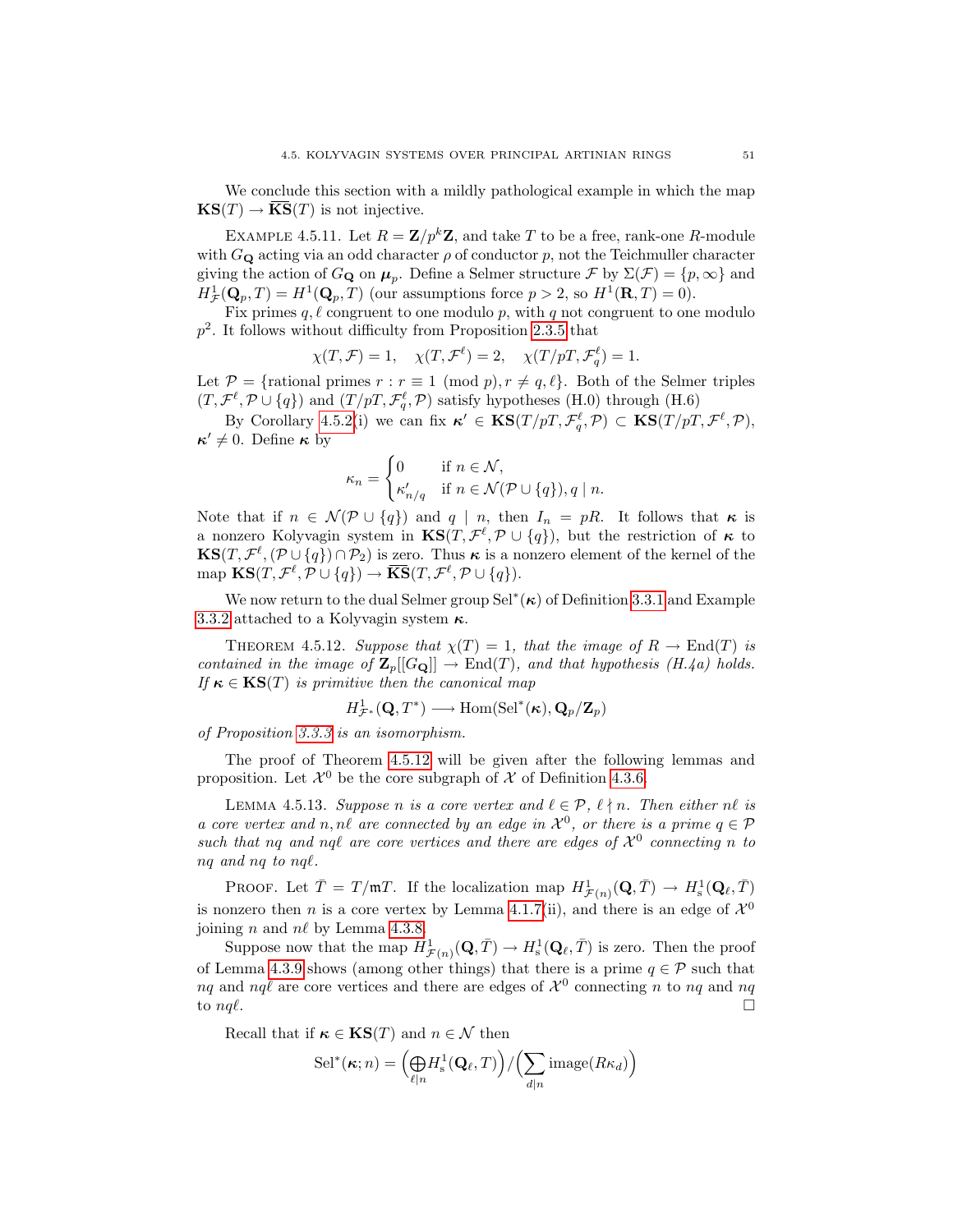We conclude this section with a mildly pathological example in which the map $\mathbf{KS}(T) \to \overline{\mathbf{KS}}(T)$ is not injective.

EXAMPLE 4.5.11. Let $R = \mathbf{Z}/p^k\mathbf{Z}$, and take $T$ to be a free, rank-one $R$-module with $G_{\mathbf{Q}}$ acting via an odd character $\rho$ of conductor $p$, not the Teichmuller character giving the action of $G_{\mathbf{Q}}$ on $\boldsymbol{\mu}_p$. Define a Selmer structure $\mathcal{F}$ by $\Sigma(\mathcal{F}) = \{p, \infty\}$ and $H^1_{\mathcal{F}}(\mathbf{Q}_p, T) = H^1(\mathbf{Q}_p, T)$ (our assumptions force $p > 2$, so $H^1(\mathbf{R}, T) = 0$).

Fix primes $q, \ell$ congruent to one modulo $p$, with $q$ not congruent to one modulo $p^2$. It follows without difficulty from Proposition 2.3.5 that

$$\chi(T, \mathcal{F}) = 1, \quad \chi(T, \mathcal{F}^\ell) = 2, \quad \chi(T/pT, \mathcal{F}^\ell_q) = 1.$$

Let $\mathcal{P} = \{\text{rational primes } r : r \equiv 1 \pmod{p}, r \neq q, \ell\}$. Both of the Selmer triples $(T, \mathcal{F}^\ell, \mathcal{P} \cup \{q\})$ and $(T/pT, \mathcal{F}^\ell_q, \mathcal{P})$ satisfy hypotheses (H.0) through (H.6)

By Corollary 4.5.2(i) we can fix $\boldsymbol{\kappa}' \in \mathbf{KS}(T/pT, \mathcal{F}^\ell_q, \mathcal{P}) \subset \mathbf{KS}(T/pT, \mathcal{F}^\ell, \mathcal{P})$, $\boldsymbol{\kappa}' \neq 0$. Define $\boldsymbol{\kappa}$ by

$$\kappa_n = \begin{cases} 0 & \text{if } n \in \mathcal{N}, \\ \kappa'_{n/q} & \text{if } n \in \mathcal{N}(\mathcal{P} \cup \{q\}), q \mid n. \end{cases}$$

Note that if $n \in \mathcal{N}(\mathcal{P} \cup \{q\})$ and $q \mid n$, then $I_n = pR$. It follows that $\boldsymbol{\kappa}$ is a nonzero Kolyvagin system in $\mathbf{KS}(T, \mathcal{F}^\ell, \mathcal{P} \cup \{q\})$, but the restriction of $\boldsymbol{\kappa}$ to $\mathbf{KS}(T, \mathcal{F}^\ell, (\mathcal{P} \cup \{q\}) \cap \mathcal{P}_2)$ is zero. Thus $\boldsymbol{\kappa}$ is a nonzero element of the kernel of the map $\mathbf{KS}(T, \mathcal{F}^\ell, \mathcal{P} \cup \{q\}) \to \overline{\mathbf{KS}}(T, \mathcal{F}^\ell, \mathcal{P} \cup \{q\})$.

We now return to the dual Selmer group $\mathrm{Sel}^*(\boldsymbol{\kappa})$ of Definition 3.3.1 and Example 3.3.2 attached to a Kolyvagin system $\boldsymbol{\kappa}$.

THEOREM 4.5.12. *Suppose that $\chi(T) = 1$, that the image of $R \to \mathrm{End}(T)$ is contained in the image of $\mathbf{Z}_p[[G_{\mathbf{Q}}]] \to \mathrm{End}(T)$, and that hypothesis (H.4a) holds. If $\boldsymbol{\kappa} \in \mathbf{KS}(T)$ is primitive then the canonical map*

$$H^1_{\mathcal{F}^*}(\mathbf{Q}, T^*) \longrightarrow \mathrm{Hom}(\mathrm{Sel}^*(\boldsymbol{\kappa}), \mathbf{Q}_p/\mathbf{Z}_p)$$

*of Proposition 3.3.3 is an isomorphism.*

The proof of Theorem 4.5.12 will be given after the following lemmas and proposition. Let $\mathcal{X}^0$ be the core subgraph of $\mathcal{X}$ of Definition 4.3.6.

LEMMA 4.5.13. *Suppose $n$ is a core vertex and $\ell \in \mathcal{P}$, $\ell \nmid n$. Then either $n\ell$ is a core vertex and $n, n\ell$ are connected by an edge in $\mathcal{X}^0$, or there is a prime $q \in \mathcal{P}$ such that $nq$ and $nq\ell$ are core vertices and there are edges of $\mathcal{X}^0$ connecting $n$ to $nq$ and $nq$ to $nq\ell$.*

PROOF. Let $\bar{T} = T/\mathfrak{m}T$. If the localization map $H^1_{\mathcal{F}(n)}(\mathbf{Q}, \bar{T}) \to H^1_{\mathrm{s}}(\mathbf{Q}_\ell, \bar{T})$ is nonzero then $n$ is a core vertex by Lemma 4.1.7(ii), and there is an edge of $\mathcal{X}^0$ joining $n$ and $n\ell$ by Lemma 4.3.8.

Suppose now that the map $H^1_{\mathcal{F}(n)}(\mathbf{Q}, \bar{T}) \to H^1_{\mathrm{s}}(\mathbf{Q}_\ell, \bar{T})$ is zero. Then the proof of Lemma 4.3.9 shows (among other things) that there is a prime $q \in \mathcal{P}$ such that $nq$ and $nq\ell$ are core vertices and there are edges of $\mathcal{X}^0$ connecting $n$ to $nq$ and $nq$ to $nq\ell$. $\square$

Recall that if $\boldsymbol{\kappa} \in \mathbf{KS}(T)$ and $n \in \mathcal{N}$ then

$$\mathrm{Sel}^*(\boldsymbol{\kappa}; n) = \Big(\bigoplus_{\ell \mid n} H^1_{\mathrm{s}}(\mathbf{Q}_\ell, T)\Big) / \Big(\sum_{d \mid n} \mathrm{image}(R\kappa_d)\Big)$$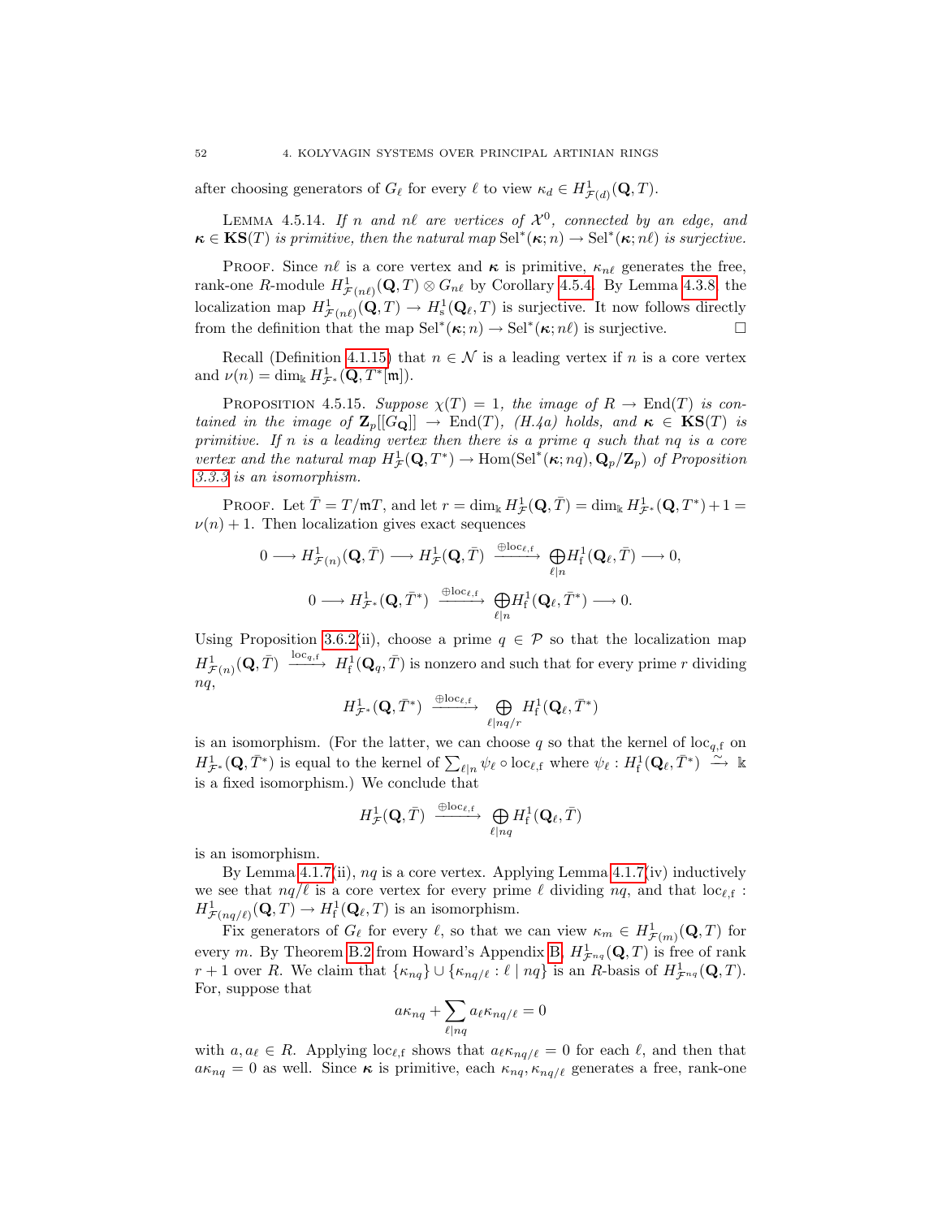after choosing generators of $G_\ell$ for every $\ell$ to view $\kappa_d \in H^1_{\mathcal{F}(d)}(\mathbf{Q}, T)$.

Lemma 4.5.14. *If $n$ and $n\ell$ are vertices of $\mathcal{X}^0$, connected by an edge, and $\boldsymbol{\kappa} \in \mathbf{KS}(T)$ is primitive, then the natural map $\mathrm{Sel}^*(\boldsymbol{\kappa}; n) \to \mathrm{Sel}^*(\boldsymbol{\kappa}; n\ell)$ is surjective.*

Proof. Since $n\ell$ is a core vertex and $\boldsymbol{\kappa}$ is primitive, $\kappa_{n\ell}$ generates the free, rank-one $R$-module $H^1_{\mathcal{F}(n\ell)}(\mathbf{Q}, T) \otimes G_{n\ell}$ by Corollary 4.5.4. By Lemma 4.3.8 the localization map $H^1_{\mathcal{F}(n\ell)}(\mathbf{Q}, T) \to H^1_{\mathrm{s}}(\mathbf{Q}_\ell, T)$ is surjective. It now follows directly from the definition that the map $\mathrm{Sel}^*(\boldsymbol{\kappa}; n) \to \mathrm{Sel}^*(\boldsymbol{\kappa}; n\ell)$ is surjective. $\square$

Recall (Definition 4.1.15) that $n \in \mathcal{N}$ is a leading vertex if $n$ is a core vertex and $\nu(n) = \dim_{\Bbbk} H^1_{\mathcal{F}^*}(\mathbf{Q}, T^*[\mathfrak{m}])$.

Proposition 4.5.15. *Suppose $\chi(T) = 1$, the image of $R \to \mathrm{End}(T)$ is contained in the image of $\mathbf{Z}_p[[G_{\mathbf{Q}}]] \to \mathrm{End}(T)$, (H.4a) holds, and $\boldsymbol{\kappa} \in \mathbf{KS}(T)$ is primitive. If $n$ is a leading vertex then there is a prime $q$ such that $nq$ is a core vertex and the natural map $H^1_{\mathcal{F}}(\mathbf{Q}, T^*) \to \mathrm{Hom}(\mathrm{Sel}^*(\boldsymbol{\kappa}; nq), \mathbf{Q}_p/\mathbf{Z}_p)$ of Proposition 3.3.3 is an isomorphism.*

Proof. Let $\bar{T} = T/\mathfrak{m}T$, and let $r = \dim_{\Bbbk} H^1_{\mathcal{F}}(\mathbf{Q}, \bar{T}) = \dim_{\Bbbk} H^1_{\mathcal{F}^*}(\mathbf{Q}, T^*) + 1 = \nu(n) + 1$. Then localization gives exact sequences

$$0 \longrightarrow H^1_{\mathcal{F}(n)}(\mathbf{Q}, \bar{T}) \longrightarrow H^1_{\mathcal{F}}(\mathbf{Q}, \bar{T}) \xrightarrow{\oplus \mathrm{loc}_{\ell,\mathrm{f}}} \bigoplus_{\ell \mid n} H^1_{\mathrm{f}}(\mathbf{Q}_\ell, \bar{T}) \longrightarrow 0,$$

$$0 \longrightarrow H^1_{\mathcal{F}^*}(\mathbf{Q}, \bar{T}^*) \xrightarrow{\oplus \mathrm{loc}_{\ell,\mathrm{f}}} \bigoplus_{\ell \mid n} H^1_{\mathrm{f}}(\mathbf{Q}_\ell, \bar{T}^*) \longrightarrow 0.$$

Using Proposition 3.6.2(ii), choose a prime $q \in \mathcal{P}$ so that the localization map $H^1_{\mathcal{F}(n)}(\mathbf{Q}, \bar{T}) \xrightarrow{\mathrm{loc}_{q,\mathrm{f}}} H^1_{\mathrm{f}}(\mathbf{Q}_q, \bar{T})$ is nonzero and such that for every prime $r$ dividing $nq$,

$$H^1_{\mathcal{F}^*}(\mathbf{Q}, \bar{T}^*) \xrightarrow{\oplus \mathrm{loc}_{\ell,\mathrm{f}}} \bigoplus_{\ell \mid nq/r} H^1_{\mathrm{f}}(\mathbf{Q}_\ell, \bar{T}^*)$$

is an isomorphism. (For the latter, we can choose $q$ so that the kernel of $\mathrm{loc}_{q,\mathrm{f}}$ on $H^1_{\mathcal{F}^*}(\mathbf{Q}, \bar{T}^*)$ is equal to the kernel of $\sum_{\ell \mid n} \psi_\ell \circ \mathrm{loc}_{\ell,\mathrm{f}}$ where $\psi_\ell : H^1_{\mathrm{f}}(\mathbf{Q}_\ell, \bar{T}^*) \xrightarrow{\sim} \Bbbk$ is a fixed isomorphism.) We conclude that

$$H^1_{\mathcal{F}}(\mathbf{Q}, \bar{T}) \xrightarrow{\oplus \mathrm{loc}_{\ell,\mathrm{f}}} \bigoplus_{\ell \mid nq} H^1_{\mathrm{f}}(\mathbf{Q}_\ell, \bar{T})$$

is an isomorphism.

By Lemma 4.1.7(ii), $nq$ is a core vertex. Applying Lemma 4.1.7(iv) inductively we see that $nq/\ell$ is a core vertex for every prime $\ell$ dividing $nq$, and that $\mathrm{loc}_{\ell,\mathrm{f}} : H^1_{\mathcal{F}(nq/\ell)}(\mathbf{Q}, T) \to H^1_{\mathrm{f}}(\mathbf{Q}_\ell, T)$ is an isomorphism.

Fix generators of $G_\ell$ for every $\ell$, so that we can view $\kappa_m \in H^1_{\mathcal{F}(m)}(\mathbf{Q}, T)$ for every $m$. By Theorem B.2 from Howard's Appendix B, $H^1_{\mathcal{F}_{nq}}(\mathbf{Q}, T)$ is free of rank $r + 1$ over $R$. We claim that $\{\kappa_{nq}\} \cup \{\kappa_{nq/\ell} : \ell \mid nq\}$ is an $R$-basis of $H^1_{\mathcal{F}_{nq}}(\mathbf{Q}, T)$. For, suppose that

$$a\kappa_{nq} + \sum_{\ell \mid nq} a_\ell \kappa_{nq/\ell} = 0$$

with $a, a_\ell \in R$. Applying $\mathrm{loc}_{\ell,\mathrm{f}}$ shows that $a_\ell \kappa_{nq/\ell} = 0$ for each $\ell$, and then that $a\kappa_{nq} = 0$ as well. Since $\boldsymbol{\kappa}$ is primitive, each $\kappa_{nq}, \kappa_{nq/\ell}$ generates a free, rank-one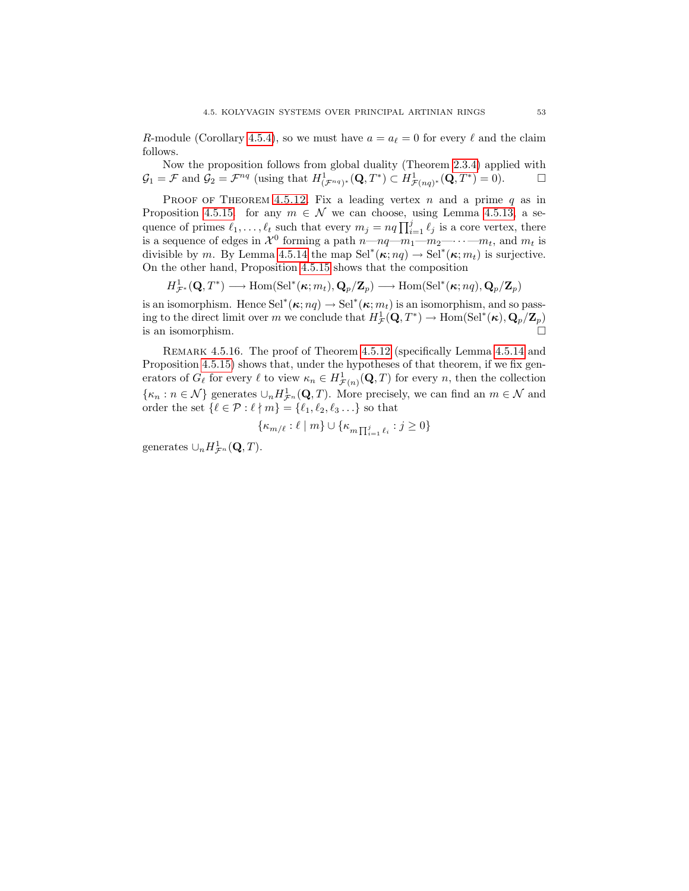$R$-module (Corollary 4.5.4), so we must have $a = a_\ell = 0$ for every $\ell$ and the claim follows.

Now the proposition follows from global duality (Theorem 2.3.4) applied with $\mathcal{G}_1 = \mathcal{F}$ and $\mathcal{G}_2 = \mathcal{F}^{nq}$ (using that $H^1_{(\mathcal{F}^{nq})^*}(\mathbf{Q}, T^*) \subset H^1_{\mathcal{F}(nq)^*}(\mathbf{Q}, T^*) = 0$). $\square$

Proof of Theorem 4.5.12. Fix a leading vertex $n$ and a prime $q$ as in Proposition 4.5.15. for any $m \in \mathcal{N}$ we can choose, using Lemma 4.5.13, a sequence of primes $\ell_1, \ldots, \ell_t$ such that every $m_j = nq \prod_{i=1}^{j} \ell_j$ is a core vertex, there is a sequence of edges in $\mathcal{X}^0$ forming a path $n$—$nq$—$m_1$—$m_2$—$\cdots$—$m_t$, and $m_t$ is divisible by $m$. By Lemma 4.5.14 the map $\mathrm{Sel}^*(\boldsymbol{\kappa}; nq) \to \mathrm{Sel}^*(\boldsymbol{\kappa}; m_t)$ is surjective. On the other hand, Proposition 4.5.15 shows that the composition

$$H^1_{\mathcal{F}^*}(\mathbf{Q}, T^*) \longrightarrow \mathrm{Hom}(\mathrm{Sel}^*(\boldsymbol{\kappa}; m_t), \mathbf{Q}_p/\mathbf{Z}_p) \longrightarrow \mathrm{Hom}(\mathrm{Sel}^*(\boldsymbol{\kappa}; nq), \mathbf{Q}_p/\mathbf{Z}_p)$$

is an isomorphism. Hence $\mathrm{Sel}^*(\boldsymbol{\kappa}; nq) \to \mathrm{Sel}^*(\boldsymbol{\kappa}; m_t)$ is an isomorphism, and so passing to the direct limit over $m$ we conclude that $H^1_{\mathcal{F}}(\mathbf{Q}, T^*) \to \mathrm{Hom}(\mathrm{Sel}^*(\boldsymbol{\kappa}), \mathbf{Q}_p/\mathbf{Z}_p)$ is an isomorphism. $\square$

Remark 4.5.16. The proof of Theorem 4.5.12 (specifically Lemma 4.5.14 and Proposition 4.5.15) shows that, under the hypotheses of that theorem, if we fix generators of $G_\ell$ for every $\ell$ to view $\kappa_n \in H^1_{\mathcal{F}(n)}(\mathbf{Q}, T)$ for every $n$, then the collection $\{\kappa_n : n \in \mathcal{N}\}$ generates $\cup_n H^1_{\mathcal{F}^n}(\mathbf{Q}, T)$. More precisely, we can find an $m \in \mathcal{N}$ and order the set $\{\ell \in \mathcal{P} : \ell \nmid m\} = \{\ell_1, \ell_2, \ell_3 \ldots\}$ so that

$$\{\kappa_{m/\ell} : \ell \mid m\} \cup \{\kappa_{m \prod_{i=1}^{j} \ell_i} : j \geq 0\}$$

generates $\cup_n H^1_{\mathcal{F}^n}(\mathbf{Q}, T)$.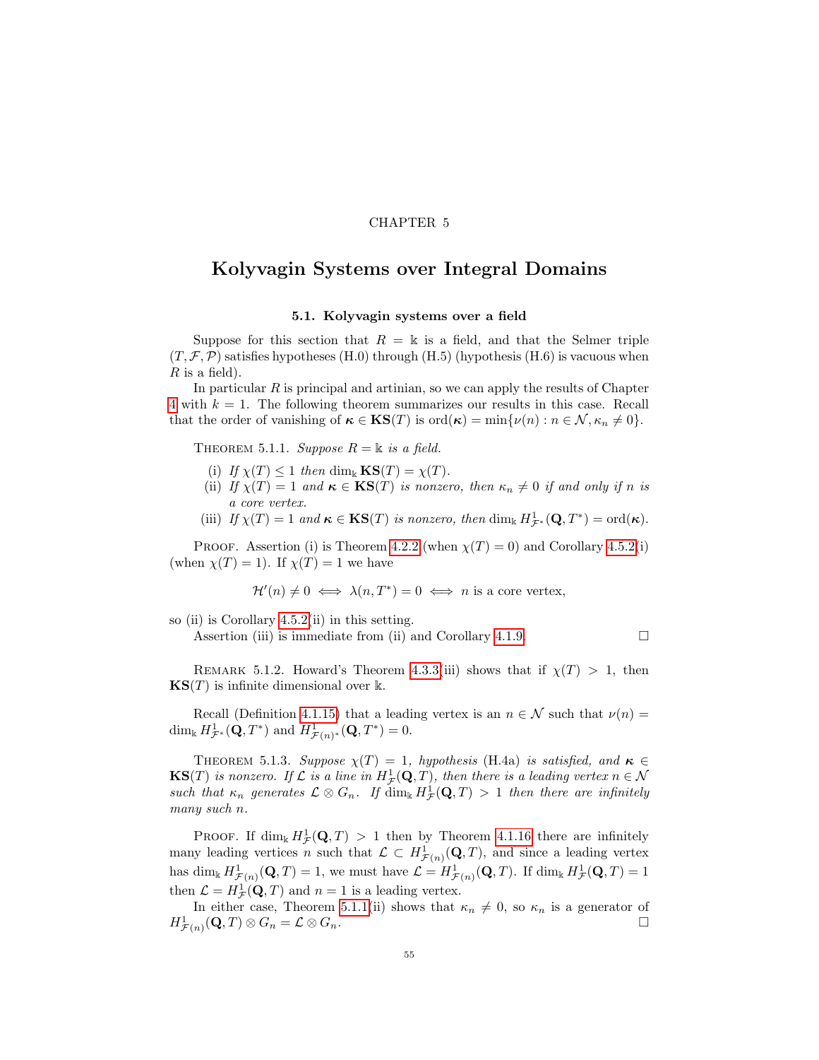CHAPTER 5

# Kolyvagin Systems over Integral Domains

## 5.1. Kolyvagin systems over a field

Suppose for this section that $R = \Bbbk$ is a field, and that the Selmer triple $(T, \mathcal{F}, \mathcal{P})$ satisfies hypotheses (H.0) through (H.5) (hypothesis (H.6) is vacuous when $R$ is a field).

In particular $R$ is principal and artinian, so we can apply the results of Chapter 4 with $k = 1$. The following theorem summarizes our results in this case. Recall that the order of vanishing of $\boldsymbol{\kappa} \in \mathbf{KS}(T)$ is $\mathrm{ord}(\boldsymbol{\kappa}) = \min\{\nu(n) : n \in \mathcal{N}, \kappa_n \neq 0\}$.

Theorem 5.1.1. *Suppose $R = \Bbbk$ is a field.*

(i) *If $\chi(T) \leq 1$ then $\dim_{\Bbbk} \mathbf{KS}(T) = \chi(T)$.*
(ii) *If $\chi(T) = 1$ and $\boldsymbol{\kappa} \in \mathbf{KS}(T)$ is nonzero, then $\kappa_n \neq 0$ if and only if $n$ is a core vertex.*
(iii) *If $\chi(T) = 1$ and $\boldsymbol{\kappa} \in \mathbf{KS}(T)$ is nonzero, then $\dim_{\Bbbk} H^1_{\mathcal{F}^*}(\mathbf{Q}, T^*) = \mathrm{ord}(\boldsymbol{\kappa})$.*

Proof. Assertion (i) is Theorem 4.2.2 (when $\chi(T) = 0$) and Corollary 4.5.2(i) (when $\chi(T) = 1$). If $\chi(T) = 1$ we have

$$\mathcal{H}'(n) \neq 0 \iff \lambda(n, T^*) = 0 \iff n \text{ is a core vertex},$$

so (ii) is Corollary 4.5.2(ii) in this setting.

Assertion (iii) is immediate from (ii) and Corollary 4.1.9. □

Remark 5.1.2. Howard's Theorem 4.3.3(iii) shows that if $\chi(T) > 1$, then $\mathbf{KS}(T)$ is infinite dimensional over $\Bbbk$.

Recall (Definition 4.1.15) that a leading vertex is an $n \in \mathcal{N}$ such that $\nu(n) = \dim_{\Bbbk} H^1_{\mathcal{F}^*}(\mathbf{Q}, T^*)$ and $H^1_{\mathcal{F}(n)^*}(\mathbf{Q}, T^*) = 0$.

Theorem 5.1.3. *Suppose $\chi(T) = 1$, hypothesis (H.4a) is satisfied, and $\boldsymbol{\kappa} \in \mathbf{KS}(T)$ is nonzero. If $\mathcal{L}$ is a line in $H^1_{\mathcal{F}}(\mathbf{Q}, T)$, then there is a leading vertex $n \in \mathcal{N}$ such that $\kappa_n$ generates $\mathcal{L} \otimes G_n$. If $\dim_{\Bbbk} H^1_{\mathcal{F}}(\mathbf{Q}, T) > 1$ then there are infinitely many such $n$.*

Proof. If $\dim_{\Bbbk} H^1_{\mathcal{F}}(\mathbf{Q}, T) > 1$ then by Theorem 4.1.16 there are infinitely many leading vertices $n$ such that $\mathcal{L} \subset H^1_{\mathcal{F}(n)}(\mathbf{Q}, T)$, and since a leading vertex has $\dim_{\Bbbk} H^1_{\mathcal{F}(n)}(\mathbf{Q}, T) = 1$, we must have $\mathcal{L} = H^1_{\mathcal{F}(n)}(\mathbf{Q}, T)$. If $\dim_{\Bbbk} H^1_{\mathcal{F}}(\mathbf{Q}, T) = 1$ then $\mathcal{L} = H^1_{\mathcal{F}}(\mathbf{Q}, T)$ and $n = 1$ is a leading vertex.

In either case, Theorem 5.1.1(ii) shows that $\kappa_n \neq 0$, so $\kappa_n$ is a generator of $H^1_{\mathcal{F}(n)}(\mathbf{Q}, T) \otimes G_n = \mathcal{L} \otimes G_n$. □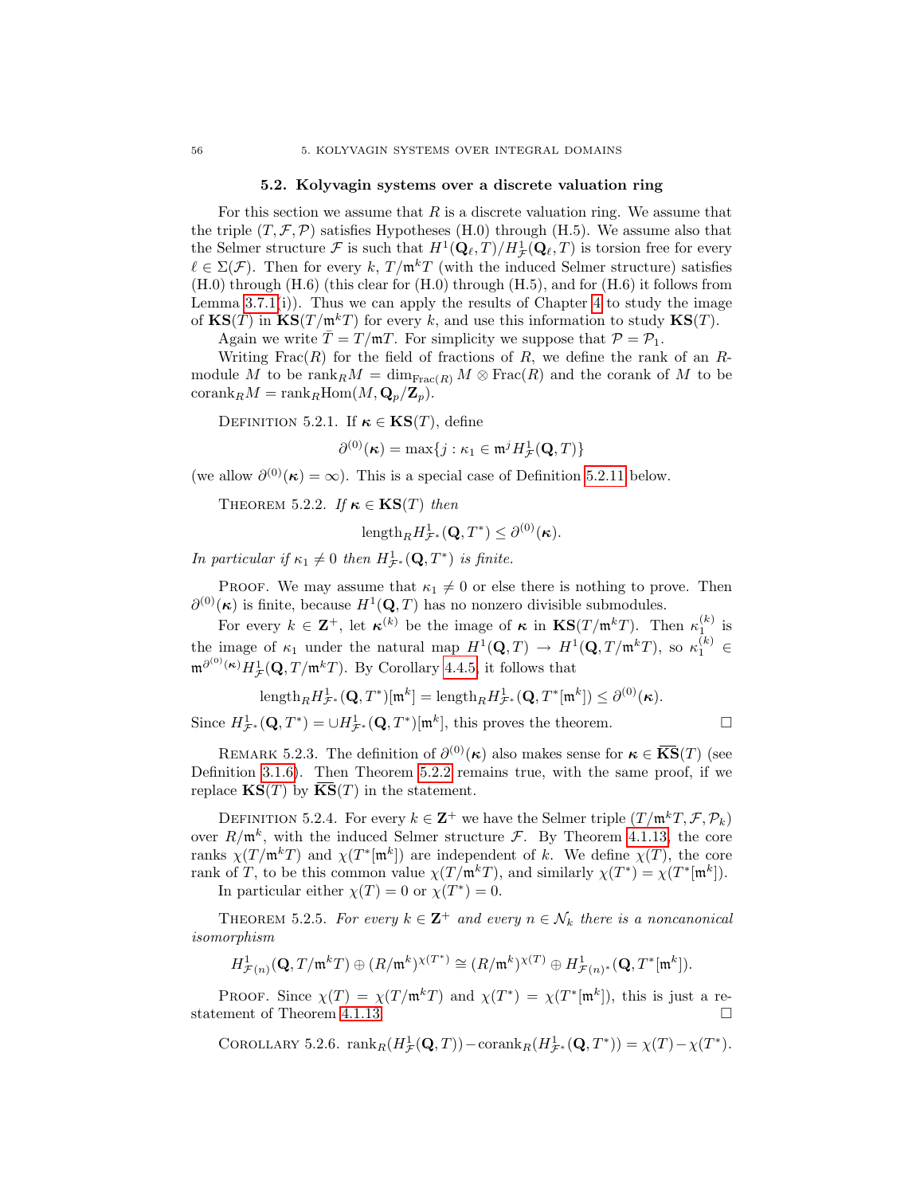## 5.2. Kolyvagin systems over a discrete valuation ring

For this section we assume that $R$ is a discrete valuation ring. We assume that the triple $(T, \mathcal{F}, \mathcal{P})$ satisfies Hypotheses (H.0) through (H.5). We assume also that the Selmer structure $\mathcal{F}$ is such that $H^1(\mathbf{Q}_\ell, T)/H^1_{\mathcal{F}}(\mathbf{Q}_\ell, T)$ is torsion free for every $\ell \in \Sigma(\mathcal{F})$. Then for every $k$, $T/\mathfrak{m}^k T$ (with the induced Selmer structure) satisfies (H.0) through (H.6) (this clear for (H.0) through (H.5), and for (H.6) it follows from Lemma 3.7.1(i)). Thus we can apply the results of Chapter 4 to study the image of $\mathbf{KS}(T)$ in $\mathbf{KS}(T/\mathfrak{m}^k T)$ for every $k$, and use this information to study $\mathbf{KS}(T)$.

Again we write $\bar{T} = T/\mathfrak{m}T$. For simplicity we suppose that $\mathcal{P} = \mathcal{P}_1$.

Writing $\mathrm{Frac}(R)$ for the field of fractions of $R$, we define the rank of an $R$-module $M$ to be $\mathrm{rank}_R M = \dim_{\mathrm{Frac}(R)} M \otimes \mathrm{Frac}(R)$ and the corank of $M$ to be $\mathrm{corank}_R M = \mathrm{rank}_R \mathrm{Hom}(M, \mathbf{Q}_p/\mathbf{Z}_p)$.

Definition 5.2.1. If $\boldsymbol{\kappa} \in \mathbf{KS}(T)$, define

$$\partial^{(0)}(\boldsymbol{\kappa}) = \max\{j : \kappa_1 \in \mathfrak{m}^j H^1_{\mathcal{F}}(\mathbf{Q}, T)\}$$

(we allow $\partial^{(0)}(\boldsymbol{\kappa}) = \infty$). This is a special case of Definition 5.2.11 below.

Theorem 5.2.2. *If $\boldsymbol{\kappa} \in \mathbf{KS}(T)$ then*

$$\mathrm{length}_R H^1_{\mathcal{F}^*}(\mathbf{Q}, T^*) \le \partial^{(0)}(\boldsymbol{\kappa}).$$

*In particular if $\kappa_1 \neq 0$ then $H^1_{\mathcal{F}^*}(\mathbf{Q}, T^*)$ is finite.*

Proof. We may assume that $\kappa_1 \neq 0$ or else there is nothing to prove. Then $\partial^{(0)}(\boldsymbol{\kappa})$ is finite, because $H^1(\mathbf{Q}, T)$ has no nonzero divisible submodules.

For every $k \in \mathbf{Z}^+$, let $\boldsymbol{\kappa}^{(k)}$ be the image of $\boldsymbol{\kappa}$ in $\mathbf{KS}(T/\mathfrak{m}^k T)$. Then $\kappa_1^{(k)}$ is the image of $\kappa_1$ under the natural map $H^1(\mathbf{Q}, T) \to H^1(\mathbf{Q}, T/\mathfrak{m}^k T)$, so $\kappa_1^{(k)} \in \mathfrak{m}^{\partial^{(0)}(\boldsymbol{\kappa})} H^1_{\mathcal{F}}(\mathbf{Q}, T/\mathfrak{m}^k T)$. By Corollary 4.4.5, it follows that

$$\mathrm{length}_R H^1_{\mathcal{F}^*}(\mathbf{Q}, T^*)[\mathfrak{m}^k] = \mathrm{length}_R H^1_{\mathcal{F}^*}(\mathbf{Q}, T^*[\mathfrak{m}^k]) \le \partial^{(0)}(\boldsymbol{\kappa}).$$

Since $H^1_{\mathcal{F}^*}(\mathbf{Q}, T^*) = \cup H^1_{\mathcal{F}^*}(\mathbf{Q}, T^*)[\mathfrak{m}^k]$, this proves the theorem. □

Remark 5.2.3. The definition of $\partial^{(0)}(\boldsymbol{\kappa})$ also makes sense for $\boldsymbol{\kappa} \in \overline{\mathbf{KS}}(T)$ (see Definition 3.1.6). Then Theorem 5.2.2 remains true, with the same proof, if we replace $\mathbf{KS}(T)$ by $\overline{\mathbf{KS}}(T)$ in the statement.

Definition 5.2.4. For every $k \in \mathbf{Z}^+$ we have the Selmer triple $(T/\mathfrak{m}^k T, \mathcal{F}, \mathcal{P}_k)$ over $R/\mathfrak{m}^k$, with the induced Selmer structure $\mathcal{F}$. By Theorem 4.1.13, the core ranks $\chi(T/\mathfrak{m}^k T)$ and $\chi(T^*[\mathfrak{m}^k])$ are independent of $k$. We define $\chi(T)$, the core rank of $T$, to be this common value $\chi(T/\mathfrak{m}^k T)$, and similarly $\chi(T^*) = \chi(T^*[\mathfrak{m}^k])$.

In particular either $\chi(T) = 0$ or $\chi(T^*) = 0$.

Theorem 5.2.5. *For every $k \in \mathbf{Z}^+$ and every $n \in \mathcal{N}_k$ there is a noncanonical isomorphism*

$$H^1_{\mathcal{F}(n)}(\mathbf{Q}, T/\mathfrak{m}^k T) \oplus (R/\mathfrak{m}^k)^{\chi(T^*)} \cong (R/\mathfrak{m}^k)^{\chi(T)} \oplus H^1_{\mathcal{F}(n)^*}(\mathbf{Q}, T^*[\mathfrak{m}^k]).$$

Proof. Since $\chi(T) = \chi(T/\mathfrak{m}^k T)$ and $\chi(T^*) = \chi(T^*[\mathfrak{m}^k])$, this is just a restatement of Theorem 4.1.13. □

Corollary 5.2.6. $\mathrm{rank}_R(H^1_{\mathcal{F}}(\mathbf{Q}, T)) - \mathrm{corank}_R(H^1_{\mathcal{F}^*}(\mathbf{Q}, T^*)) = \chi(T) - \chi(T^*).$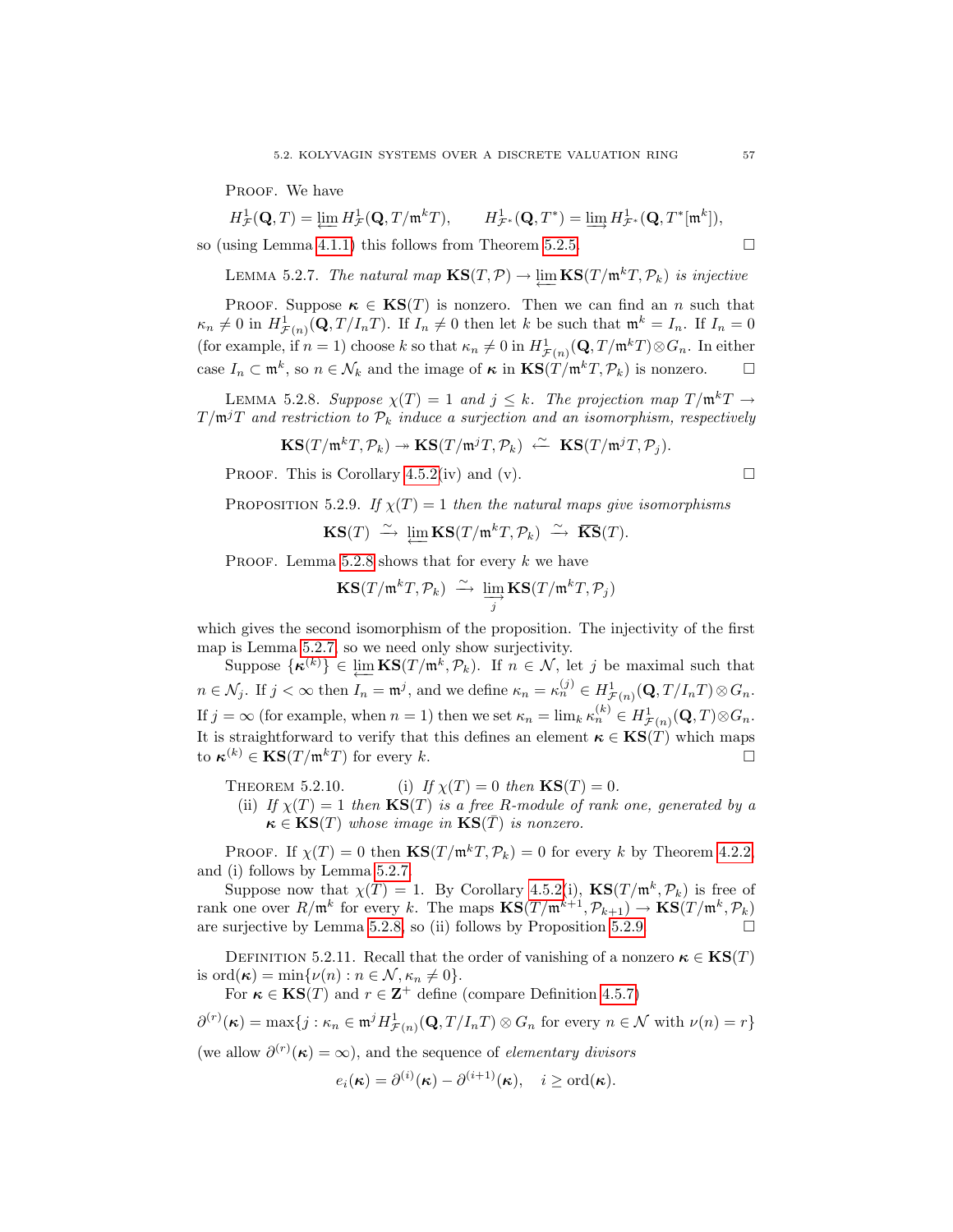Proof. We have

$$H^1_{\mathcal{F}}(\mathbf{Q}, T) = \varprojlim H^1_{\mathcal{F}}(\mathbf{Q}, T/\mathfrak{m}^k T), \qquad H^1_{\mathcal{F}^*}(\mathbf{Q}, T^*) = \varinjlim H^1_{\mathcal{F}^*}(\mathbf{Q}, T^*[\mathfrak{m}^k]),$$

so (using Lemma 4.1.1) this follows from Theorem 5.2.5. $\square$

Lemma 5.2.7. *The natural map $\mathbf{KS}(T, \mathcal{P}) \to \varprojlim \mathbf{KS}(T/\mathfrak{m}^k T, \mathcal{P}_k)$ is injective*

Proof. Suppose $\boldsymbol{\kappa} \in \mathbf{KS}(T)$ is nonzero. Then we can find an $n$ such that $\kappa_n \neq 0$ in $H^1_{\mathcal{F}(n)}(\mathbf{Q}, T/I_n T)$. If $I_n \neq 0$ then let $k$ be such that $\mathfrak{m}^k = I_n$. If $I_n = 0$ (for example, if $n = 1$) choose $k$ so that $\kappa_n \neq 0$ in $H^1_{\mathcal{F}(n)}(\mathbf{Q}, T/\mathfrak{m}^k T) \otimes G_n$. In either case $I_n \subset \mathfrak{m}^k$, so $n \in \mathcal{N}_k$ and the image of $\boldsymbol{\kappa}$ in $\mathbf{KS}(T/\mathfrak{m}^k T, \mathcal{P}_k)$ is nonzero. $\square$

Lemma 5.2.8. *Suppose $\chi(T) = 1$ and $j \leq k$. The projection map $T/\mathfrak{m}^k T \to T/\mathfrak{m}^j T$ and restriction to $\mathcal{P}_k$ induce a surjection and an isomorphism, respectively*

$$\mathbf{KS}(T/\mathfrak{m}^k T, \mathcal{P}_k) \twoheadrightarrow \mathbf{KS}(T/\mathfrak{m}^j T, \mathcal{P}_k) \xleftarrow{\ \sim\ } \mathbf{KS}(T/\mathfrak{m}^j T, \mathcal{P}_j).$$

Proof. This is Corollary 4.5.2(iv) and (v). $\square$

Proposition 5.2.9. *If $\chi(T) = 1$ then the natural maps give isomorphisms*

$$\mathbf{KS}(T) \xrightarrow{\ \sim\ } \varprojlim \mathbf{KS}(T/\mathfrak{m}^k T, \mathcal{P}_k) \xrightarrow{\ \sim\ } \overline{\mathbf{KS}}(T).$$

Proof. Lemma 5.2.8 shows that for every $k$ we have

$$\mathbf{KS}(T/\mathfrak{m}^k T, \mathcal{P}_k) \xrightarrow{\ \sim\ } \varinjlim_j \mathbf{KS}(T/\mathfrak{m}^k T, \mathcal{P}_j)$$

which gives the second isomorphism of the proposition. The injectivity of the first map is Lemma 5.2.7, so we need only show surjectivity.

Suppose $\{\boldsymbol{\kappa}^{(k)}\} \in \varprojlim \mathbf{KS}(T/\mathfrak{m}^k, \mathcal{P}_k)$. If $n \in \mathcal{N}$, let $j$ be maximal such that $n \in \mathcal{N}_j$. If $j < \infty$ then $I_n = \mathfrak{m}^j$, and we define $\kappa_n = \kappa_n^{(j)} \in H^1_{\mathcal{F}(n)}(\mathbf{Q}, T/I_n T) \otimes G_n$. If $j = \infty$ (for example, when $n = 1$) then we set $\kappa_n = \lim_k \kappa_n^{(k)} \in H^1_{\mathcal{F}(n)}(\mathbf{Q}, T) \otimes G_n$. It is straightforward to verify that this defines an element $\boldsymbol{\kappa} \in \mathbf{KS}(T)$ which maps to $\boldsymbol{\kappa}^{(k)} \in \mathbf{KS}(T/\mathfrak{m}^k T)$ for every $k$. $\square$

Theorem 5.2.10.
 (i) *If $\chi(T) = 0$ then $\mathbf{KS}(T) = 0$.*
 (ii) *If $\chi(T) = 1$ then $\mathbf{KS}(T)$ is a free $R$-module of rank one, generated by a $\boldsymbol{\kappa} \in \mathbf{KS}(T)$ whose image in $\mathbf{KS}(\bar{T})$ is nonzero.*

Proof. If $\chi(T) = 0$ then $\mathbf{KS}(T/\mathfrak{m}^k T, \mathcal{P}_k) = 0$ for every $k$ by Theorem 4.2.2, and (i) follows by Lemma 5.2.7.

Suppose now that $\chi(T) = 1$. By Corollary 4.5.2(i), $\mathbf{KS}(T/\mathfrak{m}^k, \mathcal{P}_k)$ is free of rank one over $R/\mathfrak{m}^k$ for every $k$. The maps $\mathbf{KS}(T/\mathfrak{m}^{k+1}, \mathcal{P}_{k+1}) \to \mathbf{KS}(T/\mathfrak{m}^k, \mathcal{P}_k)$ are surjective by Lemma 5.2.8, so (ii) follows by Proposition 5.2.9. $\square$

Definition 5.2.11. Recall that the order of vanishing of a nonzero $\boldsymbol{\kappa} \in \mathbf{KS}(T)$ is $\mathrm{ord}(\boldsymbol{\kappa}) = \min\{\nu(n) : n \in \mathcal{N}, \kappa_n \neq 0\}$.

For $\boldsymbol{\kappa} \in \mathbf{KS}(T)$ and $r \in \mathbf{Z}^+$ define (compare Definition 4.5.7)

$$\partial^{(r)}(\boldsymbol{\kappa}) = \max\{j : \kappa_n \in \mathfrak{m}^j H^1_{\mathcal{F}(n)}(\mathbf{Q}, T/I_n T) \otimes G_n \text{ for every } n \in \mathcal{N} \text{ with } \nu(n) = r\}$$

(we allow $\partial^{(r)}(\boldsymbol{\kappa}) = \infty$), and the sequence of *elementary divisors*

$$e_i(\boldsymbol{\kappa}) = \partial^{(i)}(\boldsymbol{\kappa}) - \partial^{(i+1)}(\boldsymbol{\kappa}), \quad i \geq \mathrm{ord}(\boldsymbol{\kappa}).$$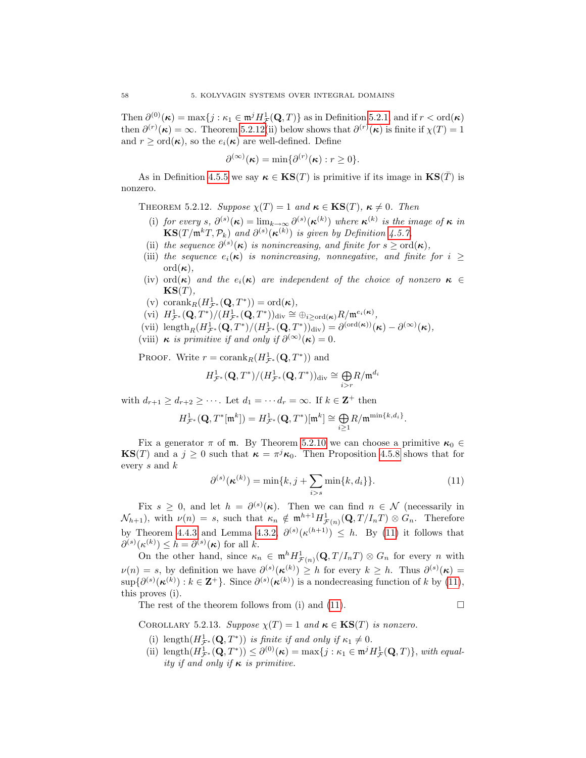Then $\partial^{(0)}(\boldsymbol{\kappa}) = \max\{j : \kappa_1 \in \mathfrak{m}^j H^1_{\mathcal{F}}(\mathbf{Q}, T)\}$ as in Definition 5.2.1, and if $r < \mathrm{ord}(\boldsymbol{\kappa})$ then $\partial^{(r)}(\boldsymbol{\kappa}) = \infty$. Theorem 5.2.12(ii) below shows that $\partial^{(r)}(\boldsymbol{\kappa})$ is finite if $\chi(T) = 1$ and $r \geq \mathrm{ord}(\boldsymbol{\kappa})$, so the $e_i(\boldsymbol{\kappa})$ are well-defined. Define

$$\partial^{(\infty)}(\boldsymbol{\kappa}) = \min\{\partial^{(r)}(\boldsymbol{\kappa}) : r \geq 0\}.$$

As in Definition 4.5.5 we say $\boldsymbol{\kappa} \in \mathbf{KS}(T)$ is primitive if its image in $\mathbf{KS}(\bar{T})$ is nonzero.

THEOREM 5.2.12. *Suppose $\chi(T) = 1$ and $\boldsymbol{\kappa} \in \mathbf{KS}(T)$, $\boldsymbol{\kappa} \neq 0$. Then*

(i) *for every $s$, $\partial^{(s)}(\boldsymbol{\kappa}) = \lim_{k\to\infty} \partial^{(s)}(\boldsymbol{\kappa}^{(k)})$ where $\boldsymbol{\kappa}^{(k)}$ is the image of $\boldsymbol{\kappa}$ in $\mathbf{KS}(T/\mathfrak{m}^k T, \mathcal{P}_k)$ and $\partial^{(s)}(\boldsymbol{\kappa}^{(k)})$ is given by Definition 4.5.7,*

(ii) *the sequence $\partial^{(s)}(\boldsymbol{\kappa})$ is nonincreasing, and finite for $s \geq \mathrm{ord}(\boldsymbol{\kappa})$,*

(iii) *the sequence $e_i(\boldsymbol{\kappa})$ is nonincreasing, nonnegative, and finite for $i \geq \mathrm{ord}(\boldsymbol{\kappa})$,*

(iv) *$\mathrm{ord}(\boldsymbol{\kappa})$ and the $e_i(\boldsymbol{\kappa})$ are independent of the choice of nonzero $\boldsymbol{\kappa} \in \mathbf{KS}(T)$,*

(v) *$\mathrm{corank}_R(H^1_{\mathcal{F}^*}(\mathbf{Q}, T^*)) = \mathrm{ord}(\boldsymbol{\kappa})$,*

(vi) *$H^1_{\mathcal{F}^*}(\mathbf{Q}, T^*)/(H^1_{\mathcal{F}^*}(\mathbf{Q}, T^*))_{\mathrm{div}} \cong \oplus_{i \geq \mathrm{ord}(\boldsymbol{\kappa})} R/\mathfrak{m}^{e_i(\boldsymbol{\kappa})}$,*

(vii) *$\mathrm{length}_R(H^1_{\mathcal{F}^*}(\mathbf{Q}, T^*)/(H^1_{\mathcal{F}^*}(\mathbf{Q}, T^*))_{\mathrm{div}}) = \partial^{(\mathrm{ord}(\boldsymbol{\kappa}))}(\boldsymbol{\kappa}) - \partial^{(\infty)}(\boldsymbol{\kappa})$,*

(viii) *$\boldsymbol{\kappa}$ is primitive if and only if $\partial^{(\infty)}(\boldsymbol{\kappa}) = 0$.*

PROOF. Write $r = \mathrm{corank}_R(H^1_{\mathcal{F}^*}(\mathbf{Q}, T^*))$ and

$$H^1_{\mathcal{F}^*}(\mathbf{Q}, T^*)/(H^1_{\mathcal{F}^*}(\mathbf{Q}, T^*))_{\mathrm{div}} \cong \bigoplus_{i>r} R/\mathfrak{m}^{d_i}$$

with $d_{r+1} \geq d_{r+2} \geq \cdots$. Let $d_1 = \cdots d_r = \infty$. If $k \in \mathbf{Z}^+$ then

$$H^1_{\mathcal{F}^*}(\mathbf{Q}, T^*[\mathfrak{m}^k]) = H^1_{\mathcal{F}^*}(\mathbf{Q}, T^*)[\mathfrak{m}^k] \cong \bigoplus_{i\geq 1} R/\mathfrak{m}^{\min\{k, d_i\}}.$$

Fix a generator $\pi$ of $\mathfrak{m}$. By Theorem 5.2.10 we can choose a primitive $\boldsymbol{\kappa}_0 \in \mathbf{KS}(T)$ and a $j \geq 0$ such that $\boldsymbol{\kappa} = \pi^j \boldsymbol{\kappa}_0$. Then Proposition 4.5.8 shows that for every $s$ and $k$

$$\partial^{(s)}(\boldsymbol{\kappa}^{(k)}) = \min\{k, j + \sum_{i>s} \min\{k, d_i\}\}. \tag{11}$$

Fix $s \geq 0$, and let $h = \partial^{(s)}(\boldsymbol{\kappa})$. Then we can find $n \in \mathcal{N}$ (necessarily in $\mathcal{N}_{h+1}$), with $\nu(n) = s$, such that $\kappa_n \notin \mathfrak{m}^{h+1} H^1_{\mathcal{F}(n)}(\mathbf{Q}, T/I_n T) \otimes G_n$. Therefore by Theorem 4.4.3 and Lemma 4.3.2, $\partial^{(s)}(\kappa^{(h+1)}) \leq h$. By (11) it follows that $\partial^{(s)}(\kappa^{(k)}) \leq h = \partial^{(s)}(\boldsymbol{\kappa})$ for all $k$.

On the other hand, since $\kappa_n \in \mathfrak{m}^h H^1_{\mathcal{F}(n)}(\mathbf{Q}, T/I_n T) \otimes G_n$ for every $n$ with $\nu(n) = s$, by definition we have $\partial^{(s)}(\boldsymbol{\kappa}^{(k)}) \geq h$ for every $k \geq h$. Thus $\partial^{(s)}(\boldsymbol{\kappa}) = \sup\{\partial^{(s)}(\boldsymbol{\kappa}^{(k)}) : k \in \mathbf{Z}^+\}$. Since $\partial^{(s)}(\boldsymbol{\kappa}^{(k)})$ is a nondecreasing function of $k$ by (11), this proves (i).

The rest of the theorem follows from (i) and (11). $\square$

COROLLARY 5.2.13. *Suppose $\chi(T) = 1$ and $\boldsymbol{\kappa} \in \mathbf{KS}(T)$ is nonzero.*

(i) *$\mathrm{length}(H^1_{\mathcal{F}^*}(\mathbf{Q}, T^*))$ is finite if and only if $\kappa_1 \neq 0$.*

(ii) *$\mathrm{length}(H^1_{\mathcal{F}^*}(\mathbf{Q}, T^*)) \leq \partial^{(0)}(\boldsymbol{\kappa}) = \max\{j : \kappa_1 \in \mathfrak{m}^j H^1_{\mathcal{F}}(\mathbf{Q}, T)\}$, with equality if and only if $\boldsymbol{\kappa}$ is primitive.*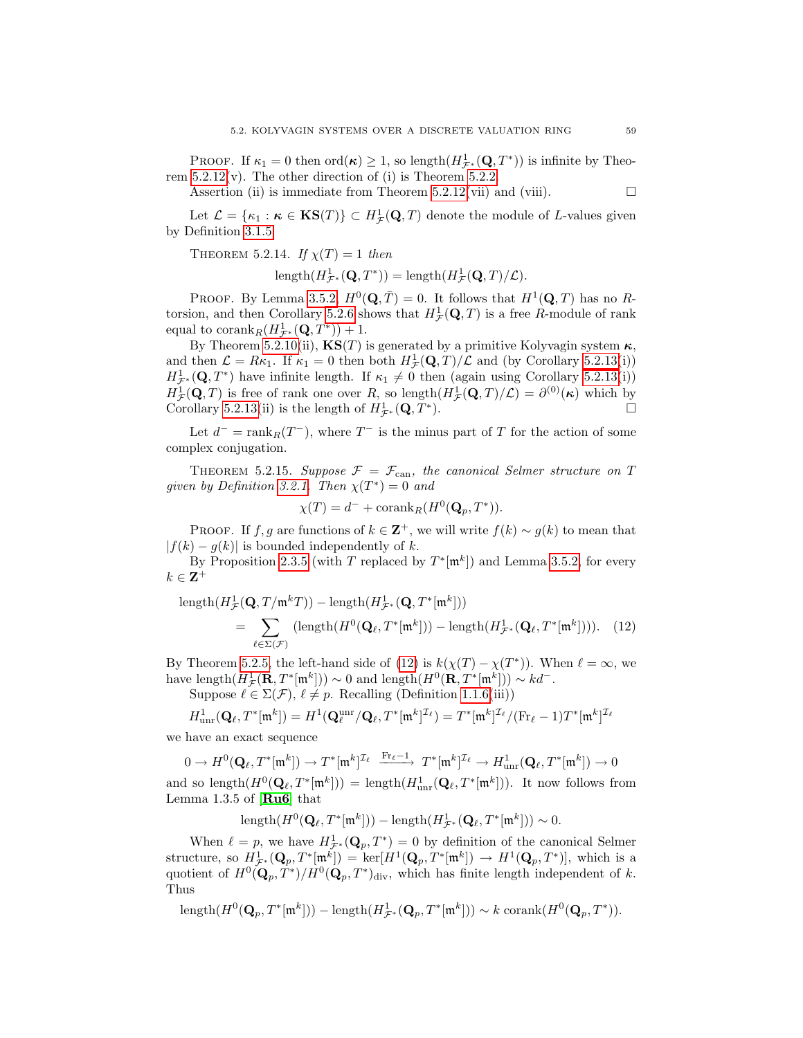Proof. If $\kappa_1 = 0$ then $\mathrm{ord}(\boldsymbol{\kappa}) \geq 1$, so $\mathrm{length}(H^1_{\mathcal{F}^*}(\mathbf{Q}, T^*))$ is infinite by Theorem 5.2.12(v). The other direction of (i) is Theorem 5.2.2.

Assertion (ii) is immediate from Theorem 5.2.12(vii) and (viii). □

Let $\mathcal{L} = \{\kappa_1 : \boldsymbol{\kappa} \in \mathbf{KS}(T)\} \subset H^1_{\mathcal{F}}(\mathbf{Q}, T)$ denote the module of $L$-values given by Definition 3.1.5.

Theorem 5.2.14. *If $\chi(T) = 1$ then*

$$\mathrm{length}(H^1_{\mathcal{F}^*}(\mathbf{Q}, T^*)) = \mathrm{length}(H^1_{\mathcal{F}}(\mathbf{Q}, T)/\mathcal{L}).$$

Proof. By Lemma 3.5.2, $H^0(\mathbf{Q}, \bar{T}) = 0$. It follows that $H^1(\mathbf{Q}, T)$ has no $R$-torsion, and then Corollary 5.2.6 shows that $H^1_{\mathcal{F}}(\mathbf{Q}, T)$ is a free $R$-module of rank equal to $\mathrm{corank}_R(H^1_{\mathcal{F}^*}(\mathbf{Q}, T^*)) + 1$.

By Theorem 5.2.10(ii), $\mathbf{KS}(T)$ is generated by a primitive Kolyvagin system $\boldsymbol{\kappa}$, and then $\mathcal{L} = R\kappa_1$. If $\kappa_1 = 0$ then both $H^1_{\mathcal{F}}(\mathbf{Q}, T)/\mathcal{L}$ and (by Corollary 5.2.13(i)) $H^1_{\mathcal{F}^*}(\mathbf{Q}, T^*)$ have infinite length. If $\kappa_1 \neq 0$ then (again using Corollary 5.2.13(i)) $H^1_{\mathcal{F}}(\mathbf{Q}, T)$ is free of rank one over $R$, so $\mathrm{length}(H^1_{\mathcal{F}}(\mathbf{Q}, T)/\mathcal{L}) = \partial^{(0)}(\boldsymbol{\kappa})$ which by Corollary 5.2.13(ii) is the length of $H^1_{\mathcal{F}^*}(\mathbf{Q}, T^*)$. □

Let $d^- = \mathrm{rank}_R(T^-)$, where $T^-$ is the minus part of $T$ for the action of some complex conjugation.

Theorem 5.2.15. *Suppose $\mathcal{F} = \mathcal{F}_{\mathrm{can}}$, the canonical Selmer structure on $T$ given by Definition 3.2.1. Then $\chi(T^*) = 0$ and*

$$\chi(T) = d^- + \mathrm{corank}_R(H^0(\mathbf{Q}_p, T^*)).$$

Proof. If $f, g$ are functions of $k \in \mathbf{Z}^+$, we will write $f(k) \sim g(k)$ to mean that $|f(k) - g(k)|$ is bounded independently of $k$.

By Proposition 2.3.5 (with $T$ replaced by $T^*[\mathfrak{m}^k]$) and Lemma 3.5.2, for every $k \in \mathbf{Z}^+$

$$\begin{aligned}
&\mathrm{length}(H^1_{\mathcal{F}}(\mathbf{Q}, T/\mathfrak{m}^k T)) - \mathrm{length}(H^1_{\mathcal{F}^*}(\mathbf{Q}, T^*[\mathfrak{m}^k])) \\
&\qquad = \sum_{\ell \in \Sigma(\mathcal{F})} (\mathrm{length}(H^0(\mathbf{Q}_\ell, T^*[\mathfrak{m}^k])) - \mathrm{length}(H^1_{\mathcal{F}^*}(\mathbf{Q}_\ell, T^*[\mathfrak{m}^k]))). \quad (12)
\end{aligned}$$

By Theorem 5.2.5, the left-hand side of (12) is $k(\chi(T) - \chi(T^*))$. When $\ell = \infty$, we have $\mathrm{length}(H^1_{\mathcal{F}}(\mathbf{R}, T^*[\mathfrak{m}^k])) \sim 0$ and $\mathrm{length}(H^0(\mathbf{R}, T^*[\mathfrak{m}^k])) \sim kd^-$.

Suppose $\ell \in \Sigma(\mathcal{F})$, $\ell \neq p$. Recalling (Definition 1.1.6(iii))

$$H^1_{\mathrm{unr}}(\mathbf{Q}_\ell, T^*[\mathfrak{m}^k]) = H^1(\mathbf{Q}_\ell^{\mathrm{unr}}/\mathbf{Q}_\ell, T^*[\mathfrak{m}^k]^{\mathcal{I}_\ell}) = T^*[\mathfrak{m}^k]^{\mathcal{I}_\ell}/(\mathrm{Fr}_\ell - 1)T^*[\mathfrak{m}^k]^{\mathcal{I}_\ell}$$

we have an exact sequence

$$0 \to H^0(\mathbf{Q}_\ell, T^*[\mathfrak{m}^k]) \to T^*[\mathfrak{m}^k]^{\mathcal{I}_\ell} \xrightarrow{\mathrm{Fr}_\ell - 1} T^*[\mathfrak{m}^k]^{\mathcal{I}_\ell} \to H^1_{\mathrm{unr}}(\mathbf{Q}_\ell, T^*[\mathfrak{m}^k]) \to 0$$

and so $\mathrm{length}(H^0(\mathbf{Q}_\ell, T^*[\mathfrak{m}^k])) = \mathrm{length}(H^1_{\mathrm{unr}}(\mathbf{Q}_\ell, T^*[\mathfrak{m}^k]))$. It now follows from Lemma 1.3.5 of [**Ru6**] that

$$\mathrm{length}(H^0(\mathbf{Q}_\ell, T^*[\mathfrak{m}^k])) - \mathrm{length}(H^1_{\mathcal{F}^*}(\mathbf{Q}_\ell, T^*[\mathfrak{m}^k])) \sim 0.$$

When $\ell = p$, we have $H^1_{\mathcal{F}^*}(\mathbf{Q}_p, T^*) = 0$ by definition of the canonical Selmer structure, so $H^1_{\mathcal{F}^*}(\mathbf{Q}_p, T^*[\mathfrak{m}^k]) = \ker[H^1(\mathbf{Q}_p, T^*[\mathfrak{m}^k]) \to H^1(\mathbf{Q}_p, T^*)]$, which is a quotient of $H^0(\mathbf{Q}_p, T^*)/H^0(\mathbf{Q}_p, T^*)_{\mathrm{div}}$, which has finite length independent of $k$. Thus

$$\mathrm{length}(H^0(\mathbf{Q}_p, T^*[\mathfrak{m}^k])) - \mathrm{length}(H^1_{\mathcal{F}^*}(\mathbf{Q}_p, T^*[\mathfrak{m}^k])) \sim k\,\mathrm{corank}(H^0(\mathbf{Q}_p, T^*)).$$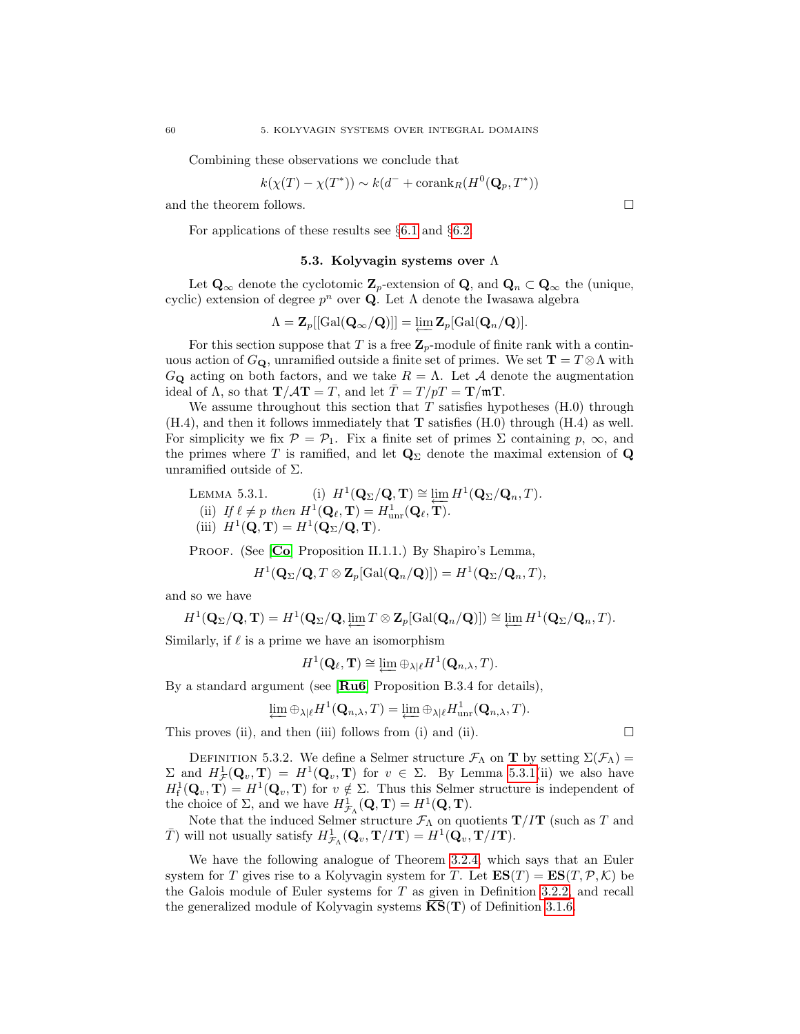Combining these observations we conclude that

$$k(\chi(T) - \chi(T^*)) \sim k(d^- + \mathrm{corank}_R(H^0(\mathbf{Q}_p, T^*))$$

and the theorem follows. $\square$

For applications of these results see §6.1 and §6.2.

## 5.3. Kolyvagin systems over $\Lambda$

Let $\mathbf{Q}_\infty$ denote the cyclotomic $\mathbf{Z}_p$-extension of $\mathbf{Q}$, and $\mathbf{Q}_n \subset \mathbf{Q}_\infty$ the (unique, cyclic) extension of degree $p^n$ over $\mathbf{Q}$. Let $\Lambda$ denote the Iwasawa algebra

$$\Lambda = \mathbf{Z}_p[[\mathrm{Gal}(\mathbf{Q}_\infty/\mathbf{Q})]] = \varprojlim \mathbf{Z}_p[\mathrm{Gal}(\mathbf{Q}_n/\mathbf{Q})].$$

For this section suppose that $T$ is a free $\mathbf{Z}_p$-module of finite rank with a continuous action of $G_\mathbf{Q}$, unramified outside a finite set of primes. We set $\mathbf{T} = T \otimes \Lambda$ with $G_\mathbf{Q}$ acting on both factors, and we take $R = \Lambda$. Let $\mathcal{A}$ denote the augmentation ideal of $\Lambda$, so that $\mathbf{T}/\mathcal{A}\mathbf{T} = T$, and let $\bar{T} = T/pT = \mathbf{T}/\mathfrak{m}\mathbf{T}$.

We assume throughout this section that $T$ satisfies hypotheses (H.0) through (H.4), and then it follows immediately that $\mathbf{T}$ satisfies (H.0) through (H.4) as well. For simplicity we fix $\mathcal{P} = \mathcal{P}_1$. Fix a finite set of primes $\Sigma$ containing $p$, $\infty$, and the primes where $T$ is ramified, and let $\mathbf{Q}_\Sigma$ denote the maximal extension of $\mathbf{Q}$ unramified outside of $\Sigma$.

Lemma 5.3.1. (i) $H^1(\mathbf{Q}_\Sigma/\mathbf{Q}, \mathbf{T}) \cong \varprojlim H^1(\mathbf{Q}_\Sigma/\mathbf{Q}_n, T)$.
(ii) *If $\ell \neq p$ then $H^1(\mathbf{Q}_\ell, \mathbf{T}) = H^1_{\mathrm{unr}}(\mathbf{Q}_\ell, \mathbf{T})$.*
(iii) $H^1(\mathbf{Q}, \mathbf{T}) = H^1(\mathbf{Q}_\Sigma/\mathbf{Q}, \mathbf{T})$.

Proof. (See [**Co**] Proposition II.1.1.) By Shapiro's Lemma,

$$H^1(\mathbf{Q}_\Sigma/\mathbf{Q}, T \otimes \mathbf{Z}_p[\mathrm{Gal}(\mathbf{Q}_n/\mathbf{Q})]) = H^1(\mathbf{Q}_\Sigma/\mathbf{Q}_n, T),$$

and so we have

$$H^1(\mathbf{Q}_\Sigma/\mathbf{Q}, \mathbf{T}) = H^1(\mathbf{Q}_\Sigma/\mathbf{Q}, \varprojlim T \otimes \mathbf{Z}_p[\mathrm{Gal}(\mathbf{Q}_n/\mathbf{Q})]) \cong \varprojlim H^1(\mathbf{Q}_\Sigma/\mathbf{Q}_n, T).$$

Similarly, if $\ell$ is a prime we have an isomorphism

$$H^1(\mathbf{Q}_\ell, \mathbf{T}) \cong \varprojlim \oplus_{\lambda|\ell} H^1(\mathbf{Q}_{n,\lambda}, T).$$

By a standard argument (see [**Ru6**] Proposition B.3.4 for details),

$$\varprojlim \oplus_{\lambda|\ell} H^1(\mathbf{Q}_{n,\lambda}, T) = \varprojlim \oplus_{\lambda|\ell} H^1_{\mathrm{unr}}(\mathbf{Q}_{n,\lambda}, T).$$

This proves (ii), and then (iii) follows from (i) and (ii). $\square$

Definition 5.3.2. We define a Selmer structure $\mathcal{F}_\Lambda$ on $\mathbf{T}$ by setting $\Sigma(\mathcal{F}_\Lambda) = \Sigma$ and $H^1_\mathcal{F}(\mathbf{Q}_v, \mathbf{T}) = H^1(\mathbf{Q}_v, \mathbf{T})$ for $v \in \Sigma$. By Lemma 5.3.1(ii) we also have $H^1_\mathrm{f}(\mathbf{Q}_v, \mathbf{T}) = H^1(\mathbf{Q}_v, \mathbf{T})$ for $v \notin \Sigma$. Thus this Selmer structure is independent of the choice of $\Sigma$, and we have $H^1_{\mathcal{F}_\Lambda}(\mathbf{Q}, \mathbf{T}) = H^1(\mathbf{Q}, \mathbf{T})$.

Note that the induced Selmer structure $\mathcal{F}_\Lambda$ on quotients $\mathbf{T}/I\mathbf{T}$ (such as $T$ and $\bar{T}$) will not usually satisfy $H^1_{\mathcal{F}_\Lambda}(\mathbf{Q}_v, \mathbf{T}/I\mathbf{T}) = H^1(\mathbf{Q}_v, \mathbf{T}/I\mathbf{T})$.

We have the following analogue of Theorem 3.2.4, which says that an Euler system for $T$ gives rise to a Kolyvagin system for $T$. Let $\mathbf{ES}(T) = \mathbf{ES}(T, \mathcal{P}, \mathcal{K})$ be the Galois module of Euler systems for $T$ as given in Definition 3.2.2, and recall the generalized module of Kolyvagin systems $\overline{\mathbf{KS}}(\mathbf{T})$ of Definition 3.1.6.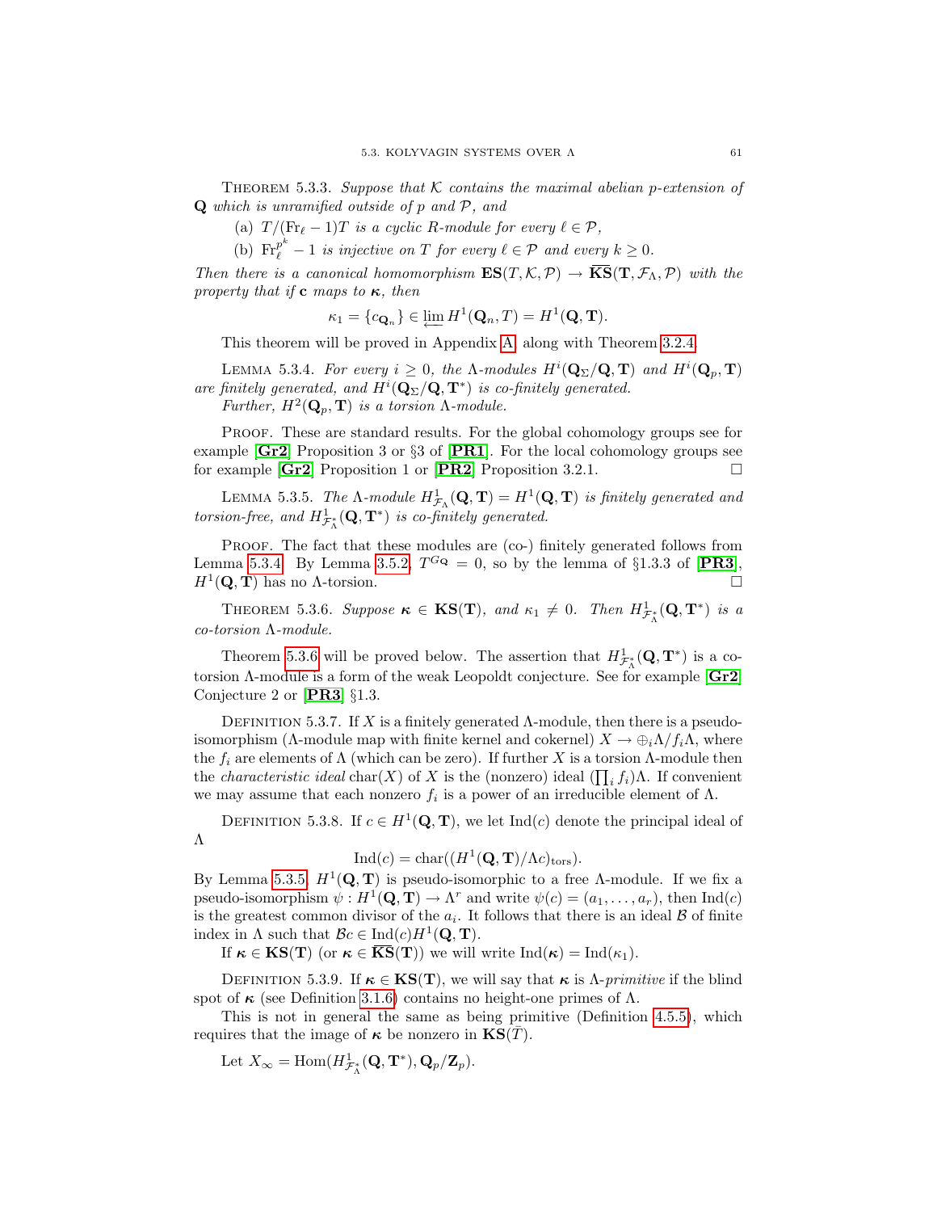Theorem 5.3.3. *Suppose that $\mathcal{K}$ contains the maximal abelian $p$-extension of* $\mathbf{Q}$ *which is unramified outside of $p$ and $\mathcal{P}$, and*

(a) *$T/(\mathrm{Fr}_\ell - 1)T$ is a cyclic $R$-module for every $\ell \in \mathcal{P}$,*

(b) *$\mathrm{Fr}_\ell^{p^k} - 1$ is injective on $T$ for every $\ell \in \mathcal{P}$ and every $k \geq 0$.*

*Then there is a canonical homomorphism $\mathbf{ES}(T, \mathcal{K}, \mathcal{P}) \to \overline{\mathbf{KS}}(\mathbf{T}, \mathcal{F}_\Lambda, \mathcal{P})$ with the property that if $\mathbf{c}$ maps to $\boldsymbol{\kappa}$, then*

$$\kappa_1 = \{c_{\mathbf{Q}_n}\} \in \varprojlim H^1(\mathbf{Q}_n, T) = H^1(\mathbf{Q}, \mathbf{T}).$$

This theorem will be proved in Appendix A, along with Theorem 3.2.4.

Lemma 5.3.4. *For every $i \geq 0$, the $\Lambda$-modules $H^i(\mathbf{Q}_\Sigma/\mathbf{Q}, \mathbf{T})$ and $H^i(\mathbf{Q}_p, \mathbf{T})$ are finitely generated, and $H^i(\mathbf{Q}_\Sigma/\mathbf{Q}, \mathbf{T}^*)$ is co-finitely generated.*
*Further, $H^2(\mathbf{Q}_p, \mathbf{T})$ is a torsion $\Lambda$-module.*

Proof. These are standard results. For the global cohomology groups see for example [**Gr2**] Proposition 3 or §3 of [**PR1**]. For the local cohomology groups see for example [**Gr2**] Proposition 1 or [**PR2**] Proposition 3.2.1. □

Lemma 5.3.5. *The $\Lambda$-module $H^1_{\mathcal{F}_\Lambda}(\mathbf{Q}, \mathbf{T}) = H^1(\mathbf{Q}, \mathbf{T})$ is finitely generated and torsion-free, and $H^1_{\mathcal{F}^*_\Lambda}(\mathbf{Q}, \mathbf{T}^*)$ is co-finitely generated.*

Proof. The fact that these modules are (co-) finitely generated follows from Lemma 5.3.4. By Lemma 3.5.2, $T^{G_\mathbf{Q}} = 0$, so by the lemma of §1.3.3 of [**PR3**], $H^1(\mathbf{Q}, \mathbf{T})$ has no $\Lambda$-torsion. □

Theorem 5.3.6. *Suppose $\boldsymbol{\kappa} \in \mathbf{KS}(\mathbf{T})$, and $\kappa_1 \neq 0$. Then $H^1_{\mathcal{F}^*_\Lambda}(\mathbf{Q}, \mathbf{T}^*)$ is a co-torsion $\Lambda$-module.*

Theorem 5.3.6 will be proved below. The assertion that $H^1_{\mathcal{F}^*_\Lambda}(\mathbf{Q}, \mathbf{T}^*)$ is a co-torsion $\Lambda$-module is a form of the weak Leopoldt conjecture. See for example [**Gr2**] Conjecture 2 or [**PR3**] §1.3.

Definition 5.3.7. If $X$ is a finitely generated $\Lambda$-module, then there is a pseudo-isomorphism ($\Lambda$-module map with finite kernel and cokernel) $X \to \oplus_i \Lambda/f_i\Lambda$, where the $f_i$ are elements of $\Lambda$ (which can be zero). If further $X$ is a torsion $\Lambda$-module then the *characteristic ideal* $\mathrm{char}(X)$ of $X$ is the (nonzero) ideal $(\prod_i f_i)\Lambda$. If convenient we may assume that each nonzero $f_i$ is a power of an irreducible element of $\Lambda$.

Definition 5.3.8. If $c \in H^1(\mathbf{Q}, \mathbf{T})$, we let $\mathrm{Ind}(c)$ denote the principal ideal of $\Lambda$

$$\mathrm{Ind}(c) = \mathrm{char}((H^1(\mathbf{Q}, \mathbf{T})/\Lambda c)_{\mathrm{tors}}).$$

By Lemma 5.3.5, $H^1(\mathbf{Q}, \mathbf{T})$ is pseudo-isomorphic to a free $\Lambda$-module. If we fix a pseudo-isomorphism $\psi : H^1(\mathbf{Q}, \mathbf{T}) \to \Lambda^r$ and write $\psi(c) = (a_1, \ldots, a_r)$, then $\mathrm{Ind}(c)$ is the greatest common divisor of the $a_i$. It follows that there is an ideal $\mathcal{B}$ of finite index in $\Lambda$ such that $\mathcal{B}c \in \mathrm{Ind}(c)H^1(\mathbf{Q}, \mathbf{T})$.

If $\boldsymbol{\kappa} \in \mathbf{KS}(\mathbf{T})$ (or $\boldsymbol{\kappa} \in \overline{\mathbf{KS}}(\mathbf{T})$) we will write $\mathrm{Ind}(\boldsymbol{\kappa}) = \mathrm{Ind}(\kappa_1)$.

Definition 5.3.9. If $\boldsymbol{\kappa} \in \mathbf{KS}(\mathbf{T})$, we will say that $\boldsymbol{\kappa}$ is *$\Lambda$-primitive* if the blind spot of $\boldsymbol{\kappa}$ (see Definition 3.1.6) contains no height-one primes of $\Lambda$.

This is not in general the same as being primitive (Definition 4.5.5), which requires that the image of $\boldsymbol{\kappa}$ be nonzero in $\mathbf{KS}(\bar{T})$.

Let $X_\infty = \mathrm{Hom}(H^1_{\mathcal{F}^*_\Lambda}(\mathbf{Q}, \mathbf{T}^*), \mathbf{Q}_p/\mathbf{Z}_p)$.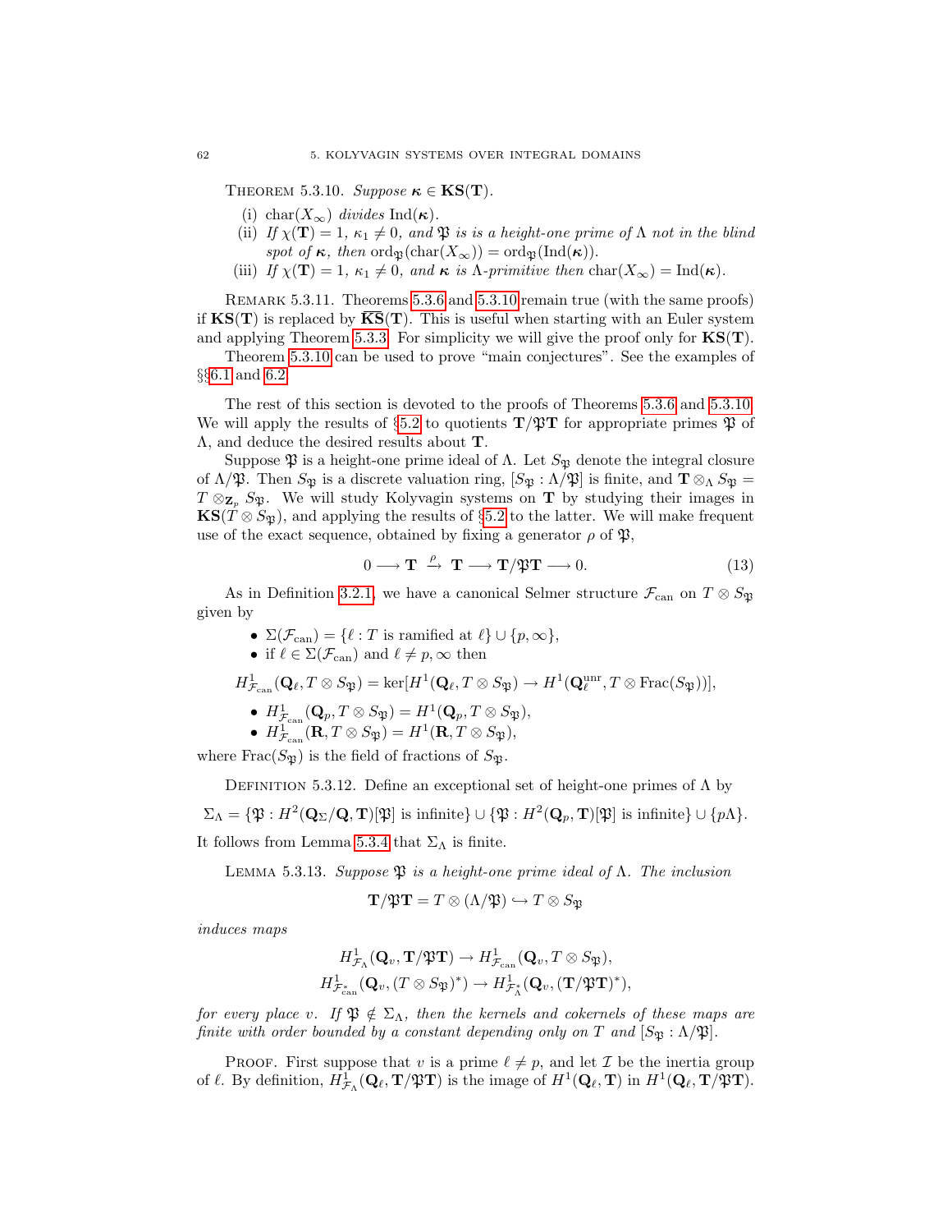Theorem 5.3.10. *Suppose $\boldsymbol{\kappa} \in \mathbf{KS}(\mathbf{T})$.*

(i) $\mathrm{char}(X_\infty)$ *divides* $\mathrm{Ind}(\boldsymbol{\kappa})$.

(ii) *If $\chi(\mathbf{T}) = 1$, $\kappa_1 \neq 0$, and $\mathfrak{P}$ is is a height-one prime of $\Lambda$ not in the blind spot of $\boldsymbol{\kappa}$, then* $\mathrm{ord}_{\mathfrak{P}}(\mathrm{char}(X_\infty)) = \mathrm{ord}_{\mathfrak{P}}(\mathrm{Ind}(\boldsymbol{\kappa}))$.

(iii) *If $\chi(\mathbf{T}) = 1$, $\kappa_1 \neq 0$, and $\boldsymbol{\kappa}$ is $\Lambda$-primitive then* $\mathrm{char}(X_\infty) = \mathrm{Ind}(\boldsymbol{\kappa})$.

Remark 5.3.11. Theorems 5.3.6 and 5.3.10 remain true (with the same proofs) if $\mathbf{KS}(\mathbf{T})$ is replaced by $\overline{\mathbf{KS}}(\mathbf{T})$. This is useful when starting with an Euler system and applying Theorem 5.3.3. For simplicity we will give the proof only for $\mathbf{KS}(\mathbf{T})$.

Theorem 5.3.10 can be used to prove "main conjectures". See the examples of §§6.1 and 6.2.

The rest of this section is devoted to the proofs of Theorems 5.3.6 and 5.3.10. We will apply the results of §5.2 to quotients $\mathbf{T}/\mathfrak{P}\mathbf{T}$ for appropriate primes $\mathfrak{P}$ of $\Lambda$, and deduce the desired results about $\mathbf{T}$.

Suppose $\mathfrak{P}$ is a height-one prime ideal of $\Lambda$. Let $S_{\mathfrak{P}}$ denote the integral closure of $\Lambda/\mathfrak{P}$. Then $S_{\mathfrak{P}}$ is a discrete valuation ring, $[S_{\mathfrak{P}} : \Lambda/\mathfrak{P}]$ is finite, and $\mathbf{T} \otimes_\Lambda S_{\mathfrak{P}} = T \otimes_{\mathbf{Z}_p} S_{\mathfrak{P}}$. We will study Kolyvagin systems on $\mathbf{T}$ by studying their images in $\mathbf{KS}(T \otimes S_{\mathfrak{P}})$, and applying the results of §5.2 to the latter. We will make frequent use of the exact sequence, obtained by fixing a generator $\rho$ of $\mathfrak{P}$,

$$0 \longrightarrow \mathbf{T} \xrightarrow{\ \rho\ } \mathbf{T} \longrightarrow \mathbf{T}/\mathfrak{P}\mathbf{T} \longrightarrow 0. \tag{13}$$

As in Definition 3.2.1, we have a canonical Selmer structure $\mathcal{F}_{\mathrm{can}}$ on $T \otimes S_{\mathfrak{P}}$ given by

- $\Sigma(\mathcal{F}_{\mathrm{can}}) = \{\ell : T \text{ is ramified at } \ell\} \cup \{p, \infty\}$,
- if $\ell \in \Sigma(\mathcal{F}_{\mathrm{can}})$ and $\ell \neq p, \infty$ then

$$H^1_{\mathcal{F}_{\mathrm{can}}}(\mathbf{Q}_\ell, T \otimes S_{\mathfrak{P}}) = \ker[H^1(\mathbf{Q}_\ell, T \otimes S_{\mathfrak{P}}) \to H^1(\mathbf{Q}_\ell^{\mathrm{unr}}, T \otimes \mathrm{Frac}(S_{\mathfrak{P}}))],$$

- $H^1_{\mathcal{F}_{\mathrm{can}}}(\mathbf{Q}_p, T \otimes S_{\mathfrak{P}}) = H^1(\mathbf{Q}_p, T \otimes S_{\mathfrak{P}})$,
- $H^1_{\mathcal{F}_{\mathrm{can}}}(\mathbf{R}, T \otimes S_{\mathfrak{P}}) = H^1(\mathbf{R}, T \otimes S_{\mathfrak{P}})$,

where $\mathrm{Frac}(S_{\mathfrak{P}})$ is the field of fractions of $S_{\mathfrak{P}}$.

Definition 5.3.12. Define an exceptional set of height-one primes of $\Lambda$ by

$$\Sigma_\Lambda = \{\mathfrak{P} : H^2(\mathbf{Q}_\Sigma/\mathbf{Q}, \mathbf{T})[\mathfrak{P}] \text{ is infinite}\} \cup \{\mathfrak{P} : H^2(\mathbf{Q}_p, \mathbf{T})[\mathfrak{P}] \text{ is infinite}\} \cup \{p\Lambda\}.$$

It follows from Lemma 5.3.4 that $\Sigma_\Lambda$ is finite.

Lemma 5.3.13. *Suppose $\mathfrak{P}$ is a height-one prime ideal of $\Lambda$. The inclusion*

$$\mathbf{T}/\mathfrak{P}\mathbf{T} = T \otimes (\Lambda/\mathfrak{P}) \hookrightarrow T \otimes S_{\mathfrak{P}}$$

*induces maps*

$$H^1_{\mathcal{F}_\Lambda}(\mathbf{Q}_v, \mathbf{T}/\mathfrak{P}\mathbf{T}) \to H^1_{\mathcal{F}_{\mathrm{can}}}(\mathbf{Q}_v, T \otimes S_{\mathfrak{P}}),$$
$$H^1_{\mathcal{F}^*_{\mathrm{can}}}(\mathbf{Q}_v, (T \otimes S_{\mathfrak{P}})^*) \to H^1_{\mathcal{F}^*_\Lambda}(\mathbf{Q}_v, (\mathbf{T}/\mathfrak{P}\mathbf{T})^*),$$

*for every place $v$. If $\mathfrak{P} \notin \Sigma_\Lambda$, then the kernels and cokernels of these maps are finite with order bounded by a constant depending only on $T$ and $[S_{\mathfrak{P}} : \Lambda/\mathfrak{P}]$.*

Proof. First suppose that $v$ is a prime $\ell \neq p$, and let $\mathcal{I}$ be the inertia group of $\ell$. By definition, $H^1_{\mathcal{F}_\Lambda}(\mathbf{Q}_\ell, \mathbf{T}/\mathfrak{P}\mathbf{T})$ is the image of $H^1(\mathbf{Q}_\ell, \mathbf{T})$ in $H^1(\mathbf{Q}_\ell, \mathbf{T}/\mathfrak{P}\mathbf{T})$.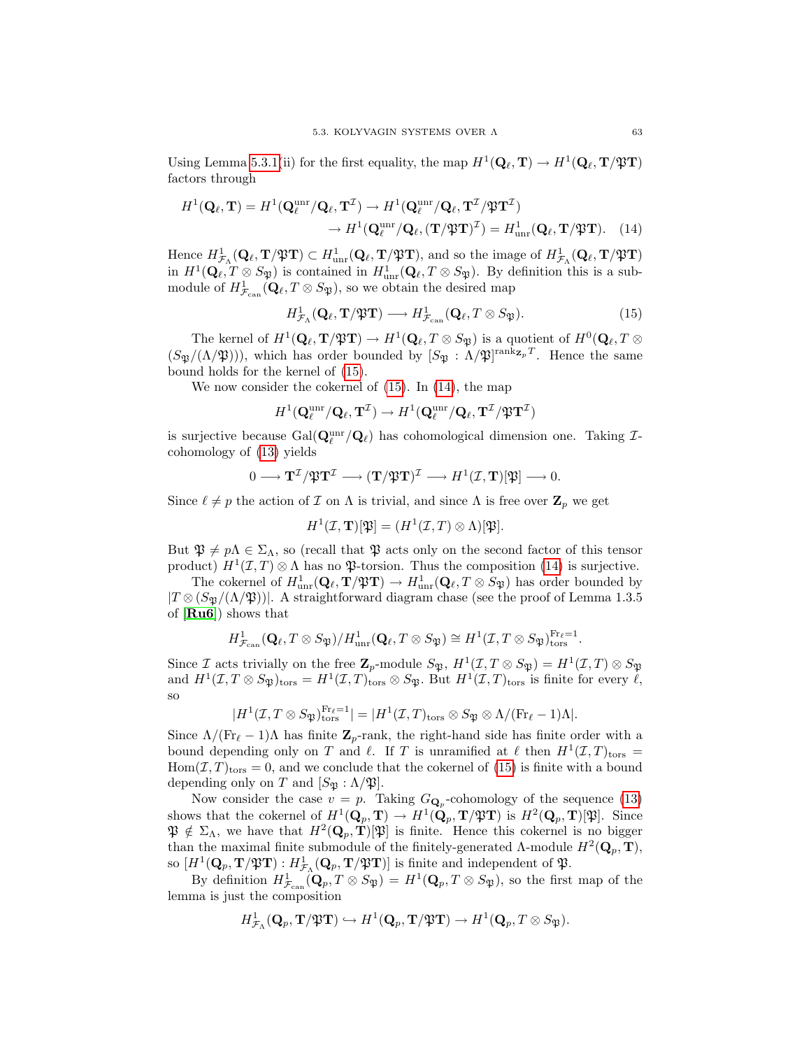Using Lemma 5.3.1(ii) for the first equality, the map $H^1(\mathbf{Q}_\ell, \mathbf{T}) \to H^1(\mathbf{Q}_\ell, \mathbf{T}/\mathfrak{P}\mathbf{T})$ factors through

$$H^1(\mathbf{Q}_\ell, \mathbf{T}) = H^1(\mathbf{Q}_\ell^{\mathrm{unr}}/\mathbf{Q}_\ell, \mathbf{T}^{\mathcal{I}}) \to H^1(\mathbf{Q}_\ell^{\mathrm{unr}}/\mathbf{Q}_\ell, \mathbf{T}^{\mathcal{I}}/\mathfrak{P}\mathbf{T}^{\mathcal{I}}) \\ \to H^1(\mathbf{Q}_\ell^{\mathrm{unr}}/\mathbf{Q}_\ell, (\mathbf{T}/\mathfrak{P}\mathbf{T})^{\mathcal{I}}) = H^1_{\mathrm{unr}}(\mathbf{Q}_\ell, \mathbf{T}/\mathfrak{P}\mathbf{T}). \quad (14)$$

Hence $H^1_{\mathcal{F}_\Lambda}(\mathbf{Q}_\ell, \mathbf{T}/\mathfrak{P}\mathbf{T}) \subset H^1_{\mathrm{unr}}(\mathbf{Q}_\ell, \mathbf{T}/\mathfrak{P}\mathbf{T})$, and so the image of $H^1_{\mathcal{F}_\Lambda}(\mathbf{Q}_\ell, \mathbf{T}/\mathfrak{P}\mathbf{T})$ in $H^1(\mathbf{Q}_\ell, T \otimes S_{\mathfrak{P}})$ is contained in $H^1_{\mathrm{unr}}(\mathbf{Q}_\ell, T \otimes S_{\mathfrak{P}})$. By definition this is a submodule of $H^1_{\mathcal{F}_{\mathrm{can}}}(\mathbf{Q}_\ell, T \otimes S_{\mathfrak{P}})$, so we obtain the desired map

$$H^1_{\mathcal{F}_\Lambda}(\mathbf{Q}_\ell, \mathbf{T}/\mathfrak{P}\mathbf{T}) \longrightarrow H^1_{\mathcal{F}_{\mathrm{can}}}(\mathbf{Q}_\ell, T \otimes S_{\mathfrak{P}}). \quad (15)$$

The kernel of $H^1(\mathbf{Q}_\ell, \mathbf{T}/\mathfrak{P}\mathbf{T}) \to H^1(\mathbf{Q}_\ell, T \otimes S_{\mathfrak{P}})$ is a quotient of $H^0(\mathbf{Q}_\ell, T \otimes (S_{\mathfrak{P}}/(\Lambda/\mathfrak{P})))$, which has order bounded by $[S_{\mathfrak{P}} : \Lambda/\mathfrak{P}]^{\mathrm{rank}_{\mathbf{Z}_p} T}$. Hence the same bound holds for the kernel of (15).

We now consider the cokernel of (15). In (14), the map

$$H^1(\mathbf{Q}_\ell^{\mathrm{unr}}/\mathbf{Q}_\ell, \mathbf{T}^{\mathcal{I}}) \to H^1(\mathbf{Q}_\ell^{\mathrm{unr}}/\mathbf{Q}_\ell, \mathbf{T}^{\mathcal{I}}/\mathfrak{P}\mathbf{T}^{\mathcal{I}})$$

is surjective because $\mathrm{Gal}(\mathbf{Q}_\ell^{\mathrm{unr}}/\mathbf{Q}_\ell)$ has cohomological dimension one. Taking $\mathcal{I}$-cohomology of (13) yields

$$0 \longrightarrow \mathbf{T}^{\mathcal{I}}/\mathfrak{P}\mathbf{T}^{\mathcal{I}} \longrightarrow (\mathbf{T}/\mathfrak{P}\mathbf{T})^{\mathcal{I}} \longrightarrow H^1(\mathcal{I}, \mathbf{T})[\mathfrak{P}] \longrightarrow 0.$$

Since $\ell \neq p$ the action of $\mathcal{I}$ on $\Lambda$ is trivial, and since $\Lambda$ is free over $\mathbf{Z}_p$ we get

$$H^1(\mathcal{I}, \mathbf{T})[\mathfrak{P}] = (H^1(\mathcal{I}, T) \otimes \Lambda)[\mathfrak{P}].$$

But $\mathfrak{P} \neq p\Lambda \in \Sigma_\Lambda$, so (recall that $\mathfrak{P}$ acts only on the second factor of this tensor product) $H^1(\mathcal{I}, T) \otimes \Lambda$ has no $\mathfrak{P}$-torsion. Thus the composition (14) is surjective.

The cokernel of $H^1_{\mathrm{unr}}(\mathbf{Q}_\ell, \mathbf{T}/\mathfrak{P}\mathbf{T}) \to H^1_{\mathrm{unr}}(\mathbf{Q}_\ell, T \otimes S_{\mathfrak{P}})$ has order bounded by $|T \otimes (S_{\mathfrak{P}}/(\Lambda/\mathfrak{P}))|$. A straightforward diagram chase (see the proof of Lemma 1.3.5 of [**Ru6**]) shows that

$$H^1_{\mathcal{F}_{\mathrm{can}}}(\mathbf{Q}_\ell, T \otimes S_{\mathfrak{P}})/H^1_{\mathrm{unr}}(\mathbf{Q}_\ell, T \otimes S_{\mathfrak{P}}) \cong H^1(\mathcal{I}, T \otimes S_{\mathfrak{P}})_{\mathrm{tors}}^{\mathrm{Fr}_\ell = 1}.$$

Since $\mathcal{I}$ acts trivially on the free $\mathbf{Z}_p$-module $S_{\mathfrak{P}}$, $H^1(\mathcal{I}, T \otimes S_{\mathfrak{P}}) = H^1(\mathcal{I}, T) \otimes S_{\mathfrak{P}}$ and $H^1(\mathcal{I}, T \otimes S_{\mathfrak{P}})_{\mathrm{tors}} = H^1(\mathcal{I}, T)_{\mathrm{tors}} \otimes S_{\mathfrak{P}}$. But $H^1(\mathcal{I}, T)_{\mathrm{tors}}$ is finite for every $\ell$, so

$$|H^1(\mathcal{I}, T \otimes S_{\mathfrak{P}})_{\mathrm{tors}}^{\mathrm{Fr}_\ell = 1}| = |H^1(\mathcal{I}, T)_{\mathrm{tors}} \otimes S_{\mathfrak{P}} \otimes \Lambda/(\mathrm{Fr}_\ell - 1)\Lambda|.$$

Since $\Lambda/(\mathrm{Fr}_\ell - 1)\Lambda$ has finite $\mathbf{Z}_p$-rank, the right-hand side has finite order with a bound depending only on $T$ and $\ell$. If $T$ is unramified at $\ell$ then $H^1(\mathcal{I}, T)_{\mathrm{tors}} = \mathrm{Hom}(\mathcal{I}, T)_{\mathrm{tors}} = 0$, and we conclude that the cokernel of (15) is finite with a bound depending only on $T$ and $[S_{\mathfrak{P}} : \Lambda/\mathfrak{P}]$.

Now consider the case $v = p$. Taking $G_{\mathbf{Q}_p}$-cohomology of the sequence (13) shows that the cokernel of $H^1(\mathbf{Q}_p, \mathbf{T}) \to H^1(\mathbf{Q}_p, \mathbf{T}/\mathfrak{P}\mathbf{T})$ is $H^2(\mathbf{Q}_p, \mathbf{T})[\mathfrak{P}]$. Since $\mathfrak{P} \notin \Sigma_\Lambda$, we have that $H^2(\mathbf{Q}_p, \mathbf{T})[\mathfrak{P}]$ is finite. Hence this cokernel is no bigger than the maximal finite submodule of the finitely-generated $\Lambda$-module $H^2(\mathbf{Q}_p, \mathbf{T})$, so $[H^1(\mathbf{Q}_p, \mathbf{T}/\mathfrak{P}\mathbf{T}) : H^1_{\mathcal{F}_\Lambda}(\mathbf{Q}_p, \mathbf{T}/\mathfrak{P}\mathbf{T})]$ is finite and independent of $\mathfrak{P}$.

By definition $H^1_{\mathcal{F}_{\mathrm{can}}}(\mathbf{Q}_p, T \otimes S_{\mathfrak{P}}) = H^1(\mathbf{Q}_p, T \otimes S_{\mathfrak{P}})$, so the first map of the lemma is just the composition

$$H^1_{\mathcal{F}_\Lambda}(\mathbf{Q}_p, \mathbf{T}/\mathfrak{P}\mathbf{T}) \hookrightarrow H^1(\mathbf{Q}_p, \mathbf{T}/\mathfrak{P}\mathbf{T}) \to H^1(\mathbf{Q}_p, T \otimes S_{\mathfrak{P}}).$$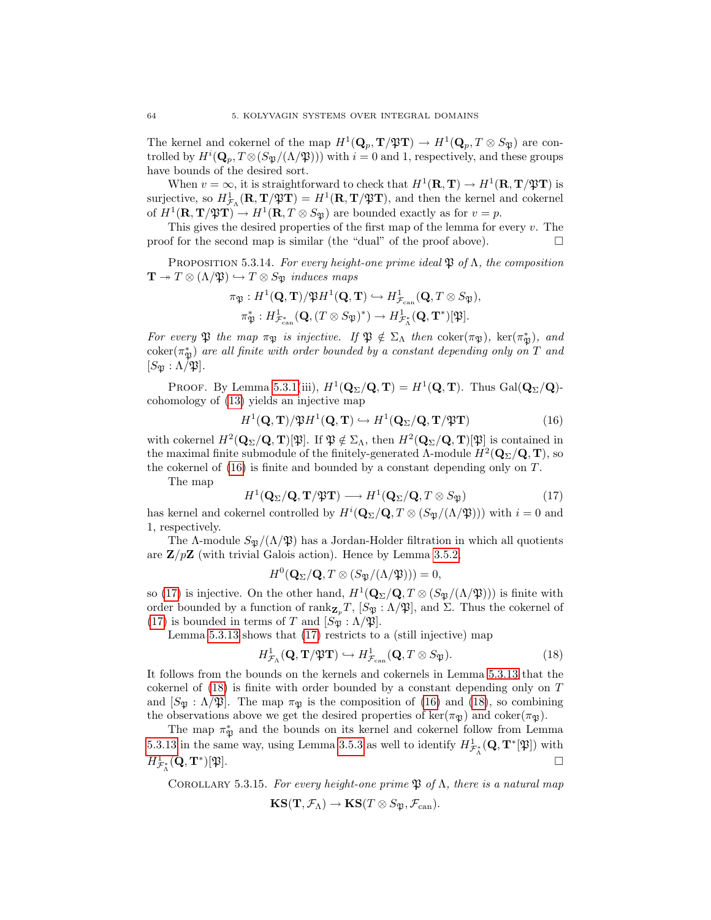The kernel and cokernel of the map $H^1(\mathbf{Q}_p, \mathbf{T}/\mathfrak{P}\mathbf{T}) \to H^1(\mathbf{Q}_p, T \otimes S_\mathfrak{P})$ are controlled by $H^i(\mathbf{Q}_p, T \otimes (S_\mathfrak{P}/(\Lambda/\mathfrak{P})))$ with $i = 0$ and 1, respectively, and these groups have bounds of the desired sort.

When $v = \infty$, it is straightforward to check that $H^1(\mathbf{R}, \mathbf{T}) \to H^1(\mathbf{R}, \mathbf{T}/\mathfrak{P}\mathbf{T})$ is surjective, so $H^1_{\mathcal{F}_\Lambda}(\mathbf{R}, \mathbf{T}/\mathfrak{P}\mathbf{T}) = H^1(\mathbf{R}, \mathbf{T}/\mathfrak{P}\mathbf{T})$, and then the kernel and cokernel of $H^1(\mathbf{R}, \mathbf{T}/\mathfrak{P}\mathbf{T}) \to H^1(\mathbf{R}, T \otimes S_\mathfrak{P})$ are bounded exactly as for $v = p$.

This gives the desired properties of the first map of the lemma for every $v$. The proof for the second map is similar (the "dual" of the proof above). □

Proposition 5.3.14. *For every height-one prime ideal $\mathfrak{P}$ of $\Lambda$, the composition $\mathbf{T} \twoheadrightarrow T \otimes (\Lambda/\mathfrak{P}) \hookrightarrow T \otimes S_\mathfrak{P}$ induces maps*

$$\pi_\mathfrak{P} : H^1(\mathbf{Q}, \mathbf{T})/\mathfrak{P}H^1(\mathbf{Q}, \mathbf{T}) \hookrightarrow H^1_{\mathcal{F}_{\mathrm{can}}}(\mathbf{Q}, T \otimes S_\mathfrak{P}),$$
$$\pi^*_\mathfrak{P} : H^1_{\mathcal{F}^*_{\mathrm{can}}}(\mathbf{Q}, (T \otimes S_\mathfrak{P})^*) \to H^1_{\mathcal{F}^*_\Lambda}(\mathbf{Q}, \mathbf{T}^*)[\mathfrak{P}].$$

*For every $\mathfrak{P}$ the map $\pi_\mathfrak{P}$ is injective. If $\mathfrak{P} \notin \Sigma_\Lambda$ then $\mathrm{coker}(\pi_\mathfrak{P})$, $\ker(\pi^*_\mathfrak{P})$, and $\mathrm{coker}(\pi^*_\mathfrak{P})$ are all finite with order bounded by a constant depending only on $T$ and $[S_\mathfrak{P} : \Lambda/\mathfrak{P}]$.*

Proof. By Lemma 5.3.1(iii), $H^1(\mathbf{Q}_\Sigma/\mathbf{Q}, \mathbf{T}) = H^1(\mathbf{Q}, \mathbf{T})$. Thus $\mathrm{Gal}(\mathbf{Q}_\Sigma/\mathbf{Q})$-cohomology of (13) yields an injective map

$$H^1(\mathbf{Q}, \mathbf{T})/\mathfrak{P}H^1(\mathbf{Q}, \mathbf{T}) \hookrightarrow H^1(\mathbf{Q}_\Sigma/\mathbf{Q}, \mathbf{T}/\mathfrak{P}\mathbf{T}) \tag{16}$$

with cokernel $H^2(\mathbf{Q}_\Sigma/\mathbf{Q}, \mathbf{T})[\mathfrak{P}]$. If $\mathfrak{P} \notin \Sigma_\Lambda$, then $H^2(\mathbf{Q}_\Sigma/\mathbf{Q}, \mathbf{T})[\mathfrak{P}]$ is contained in the maximal finite submodule of the finitely-generated $\Lambda$-module $H^2(\mathbf{Q}_\Sigma/\mathbf{Q}, \mathbf{T})$, so the cokernel of (16) is finite and bounded by a constant depending only on $T$.

The map

$$H^1(\mathbf{Q}_\Sigma/\mathbf{Q}, \mathbf{T}/\mathfrak{P}\mathbf{T}) \longrightarrow H^1(\mathbf{Q}_\Sigma/\mathbf{Q}, T \otimes S_\mathfrak{P}) \tag{17}$$

has kernel and cokernel controlled by $H^i(\mathbf{Q}_\Sigma/\mathbf{Q}, T \otimes (S_\mathfrak{P}/(\Lambda/\mathfrak{P})))$ with $i = 0$ and 1, respectively.

The $\Lambda$-module $S_\mathfrak{P}/(\Lambda/\mathfrak{P})$ has a Jordan-Holder filtration in which all quotients are $\mathbf{Z}/p\mathbf{Z}$ (with trivial Galois action). Hence by Lemma 3.5.2

$$H^0(\mathbf{Q}_\Sigma/\mathbf{Q}, T \otimes (S_\mathfrak{P}/(\Lambda/\mathfrak{P}))) = 0,$$

so (17) is injective. On the other hand, $H^1(\mathbf{Q}_\Sigma/\mathbf{Q}, T \otimes (S_\mathfrak{P}/(\Lambda/\mathfrak{P})))$ is finite with order bounded by a function of $\mathrm{rank}_{\mathbf{Z}_p} T$, $[S_\mathfrak{P} : \Lambda/\mathfrak{P}]$, and $\Sigma$. Thus the cokernel of (17) is bounded in terms of $T$ and $[S_\mathfrak{P} : \Lambda/\mathfrak{P}]$.

Lemma 5.3.13 shows that (17) restricts to a (still injective) map

$$H^1_{\mathcal{F}_\Lambda}(\mathbf{Q}, \mathbf{T}/\mathfrak{P}\mathbf{T}) \hookrightarrow H^1_{\mathcal{F}_{\mathrm{can}}}(\mathbf{Q}, T \otimes S_\mathfrak{P}). \tag{18}$$

It follows from the bounds on the kernels and cokernels in Lemma 5.3.13 that the cokernel of (18) is finite with order bounded by a constant depending only on $T$ and $[S_\mathfrak{P} : \Lambda/\mathfrak{P}]$. The map $\pi_\mathfrak{P}$ is the composition of (16) and (18), so combining the observations above we get the desired properties of $\ker(\pi_\mathfrak{P})$ and $\mathrm{coker}(\pi_\mathfrak{P})$.

The map $\pi^*_\mathfrak{P}$ and the bounds on its kernel and cokernel follow from Lemma 5.3.13 in the same way, using Lemma 3.5.3 as well to identify $H^1_{\mathcal{F}^*_\Lambda}(\mathbf{Q}, \mathbf{T}^*[\mathfrak{P}])$ with $H^1_{\mathcal{F}^*_\Lambda}(\mathbf{Q}, \mathbf{T}^*)[\mathfrak{P}]$. □

Corollary 5.3.15. *For every height-one prime $\mathfrak{P}$ of $\Lambda$, there is a natural map*

$$\mathbf{KS}(\mathbf{T}, \mathcal{F}_\Lambda) \to \mathbf{KS}(T \otimes S_\mathfrak{P}, \mathcal{F}_{\mathrm{can}}).$$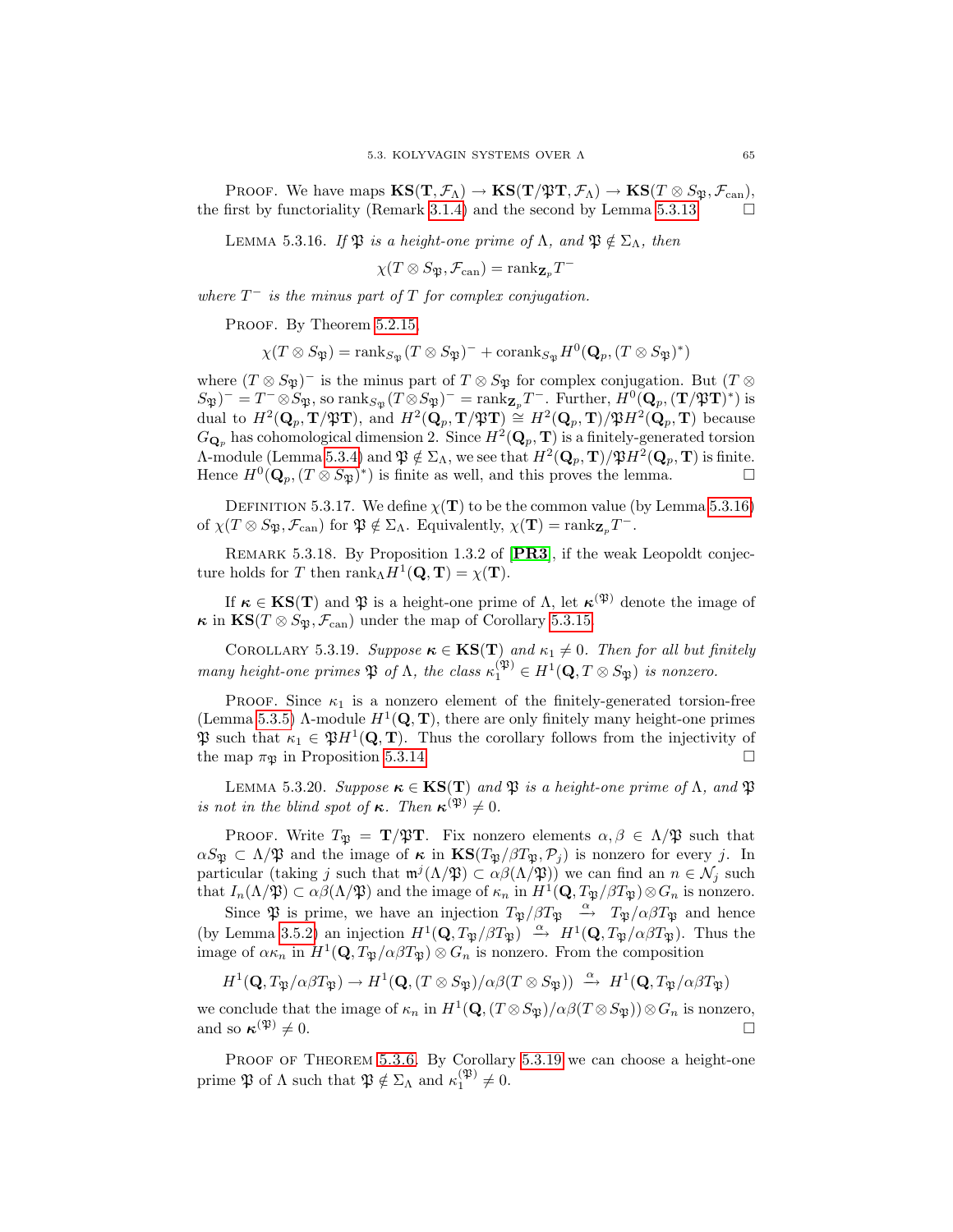Proof. We have maps $\mathbf{KS}(\mathbf{T}, \mathcal{F}_\Lambda) \to \mathbf{KS}(\mathbf{T}/\mathfrak{P}\mathbf{T}, \mathcal{F}_\Lambda) \to \mathbf{KS}(T \otimes S_\mathfrak{P}, \mathcal{F}_{\mathrm{can}})$, the first by functoriality (Remark 3.1.4) and the second by Lemma 5.3.13. $\square$

Lemma 5.3.16. *If $\mathfrak{P}$ is a height-one prime of $\Lambda$, and $\mathfrak{P} \notin \Sigma_\Lambda$, then*

$$\chi(T \otimes S_\mathfrak{P}, \mathcal{F}_{\mathrm{can}}) = \mathrm{rank}_{\mathbf{Z}_p} T^-$$

*where $T^-$ is the minus part of $T$ for complex conjugation.*

Proof. By Theorem 5.2.15,

$$\chi(T \otimes S_\mathfrak{P}) = \mathrm{rank}_{S_\mathfrak{P}} (T \otimes S_\mathfrak{P})^- + \mathrm{corank}_{S_\mathfrak{P}} H^0(\mathbf{Q}_p, (T \otimes S_\mathfrak{P})^*)$$

where $(T \otimes S_\mathfrak{P})^-$ is the minus part of $T \otimes S_\mathfrak{P}$ for complex conjugation. But $(T \otimes S_\mathfrak{P})^- = T^- \otimes S_\mathfrak{P}$, so $\mathrm{rank}_{S_\mathfrak{P}} (T \otimes S_\mathfrak{P})^- = \mathrm{rank}_{\mathbf{Z}_p} T^-$. Further, $H^0(\mathbf{Q}_p, (\mathbf{T}/\mathfrak{P}\mathbf{T})^*)$ is dual to $H^2(\mathbf{Q}_p, \mathbf{T}/\mathfrak{P}\mathbf{T})$, and $H^2(\mathbf{Q}_p, \mathbf{T}/\mathfrak{P}\mathbf{T}) \cong H^2(\mathbf{Q}_p, \mathbf{T})/\mathfrak{P}H^2(\mathbf{Q}_p, \mathbf{T})$ because $G_{\mathbf{Q}_p}$ has cohomological dimension 2. Since $H^2(\mathbf{Q}_p, \mathbf{T})$ is a finitely-generated torsion $\Lambda$-module (Lemma 5.3.4) and $\mathfrak{P} \notin \Sigma_\Lambda$, we see that $H^2(\mathbf{Q}_p, \mathbf{T})/\mathfrak{P}H^2(\mathbf{Q}_p, \mathbf{T})$ is finite. Hence $H^0(\mathbf{Q}_p, (T \otimes S_\mathfrak{P})^*)$ is finite as well, and this proves the lemma. $\square$

Definition 5.3.17. We define $\chi(\mathbf{T})$ to be the common value (by Lemma 5.3.16) of $\chi(T \otimes S_\mathfrak{P}, \mathcal{F}_{\mathrm{can}})$ for $\mathfrak{P} \notin \Sigma_\Lambda$. Equivalently, $\chi(\mathbf{T}) = \mathrm{rank}_{\mathbf{Z}_p} T^-$.

Remark 5.3.18. By Proposition 1.3.2 of **[PR3]**, if the weak Leopoldt conjecture holds for $T$ then $\mathrm{rank}_\Lambda H^1(\mathbf{Q}, \mathbf{T}) = \chi(\mathbf{T})$.

If $\boldsymbol{\kappa} \in \mathbf{KS}(\mathbf{T})$ and $\mathfrak{P}$ is a height-one prime of $\Lambda$, let $\boldsymbol{\kappa}^{(\mathfrak{P})}$ denote the image of $\boldsymbol{\kappa}$ in $\mathbf{KS}(T \otimes S_\mathfrak{P}, \mathcal{F}_{\mathrm{can}})$ under the map of Corollary 5.3.15.

Corollary 5.3.19. *Suppose $\boldsymbol{\kappa} \in \mathbf{KS}(\mathbf{T})$ and $\kappa_1 \neq 0$. Then for all but finitely many height-one primes $\mathfrak{P}$ of $\Lambda$, the class $\kappa_1^{(\mathfrak{P})} \in H^1(\mathbf{Q}, T \otimes S_\mathfrak{P})$ is nonzero.*

Proof. Since $\kappa_1$ is a nonzero element of the finitely-generated torsion-free (Lemma 5.3.5) $\Lambda$-module $H^1(\mathbf{Q}, \mathbf{T})$, there are only finitely many height-one primes $\mathfrak{P}$ such that $\kappa_1 \in \mathfrak{P}H^1(\mathbf{Q}, \mathbf{T})$. Thus the corollary follows from the injectivity of the map $\pi_\mathfrak{P}$ in Proposition 5.3.14. $\square$

Lemma 5.3.20. *Suppose $\boldsymbol{\kappa} \in \mathbf{KS}(\mathbf{T})$ and $\mathfrak{P}$ is a height-one prime of $\Lambda$, and $\mathfrak{P}$ is not in the blind spot of $\boldsymbol{\kappa}$. Then $\boldsymbol{\kappa}^{(\mathfrak{P})} \neq 0$.*

Proof. Write $T_\mathfrak{P} = \mathbf{T}/\mathfrak{P}\mathbf{T}$. Fix nonzero elements $\alpha, \beta \in \Lambda/\mathfrak{P}$ such that $\alpha S_\mathfrak{P} \subset \Lambda/\mathfrak{P}$ and the image of $\boldsymbol{\kappa}$ in $\mathbf{KS}(T_\mathfrak{P}/\beta T_\mathfrak{P}, \mathcal{P}_j)$ is nonzero for every $j$. In particular (taking $j$ such that $\mathfrak{m}^j(\Lambda/\mathfrak{P}) \subset \alpha\beta(\Lambda/\mathfrak{P})$) we can find an $n \in \mathcal{N}_j$ such that $I_n(\Lambda/\mathfrak{P}) \subset \alpha\beta(\Lambda/\mathfrak{P})$ and the image of $\kappa_n$ in $H^1(\mathbf{Q}, T_\mathfrak{P}/\beta T_\mathfrak{P}) \otimes G_n$ is nonzero.

Since $\mathfrak{P}$ is prime, we have an injection $T_\mathfrak{P}/\beta T_\mathfrak{P} \xrightarrow{\alpha} T_\mathfrak{P}/\alpha\beta T_\mathfrak{P}$ and hence (by Lemma 3.5.2) an injection $H^1(\mathbf{Q}, T_\mathfrak{P}/\beta T_\mathfrak{P}) \xrightarrow{\alpha} H^1(\mathbf{Q}, T_\mathfrak{P}/\alpha\beta T_\mathfrak{P})$. Thus the image of $\alpha\kappa_n$ in $H^1(\mathbf{Q}, T_\mathfrak{P}/\alpha\beta T_\mathfrak{P}) \otimes G_n$ is nonzero. From the composition

$$H^1(\mathbf{Q}, T_\mathfrak{P}/\alpha\beta T_\mathfrak{P}) \to H^1(\mathbf{Q}, (T \otimes S_\mathfrak{P})/\alpha\beta(T \otimes S_\mathfrak{P})) \xrightarrow{\alpha} H^1(\mathbf{Q}, T_\mathfrak{P}/\alpha\beta T_\mathfrak{P})$$

we conclude that the image of $\kappa_n$ in $H^1(\mathbf{Q}, (T \otimes S_\mathfrak{P})/\alpha\beta(T \otimes S_\mathfrak{P})) \otimes G_n$ is nonzero, and so $\boldsymbol{\kappa}^{(\mathfrak{P})} \neq 0$. $\square$

Proof of Theorem 5.3.6. By Corollary 5.3.19 we can choose a height-one prime $\mathfrak{P}$ of $\Lambda$ such that $\mathfrak{P} \notin \Sigma_\Lambda$ and $\kappa_1^{(\mathfrak{P})} \neq 0$.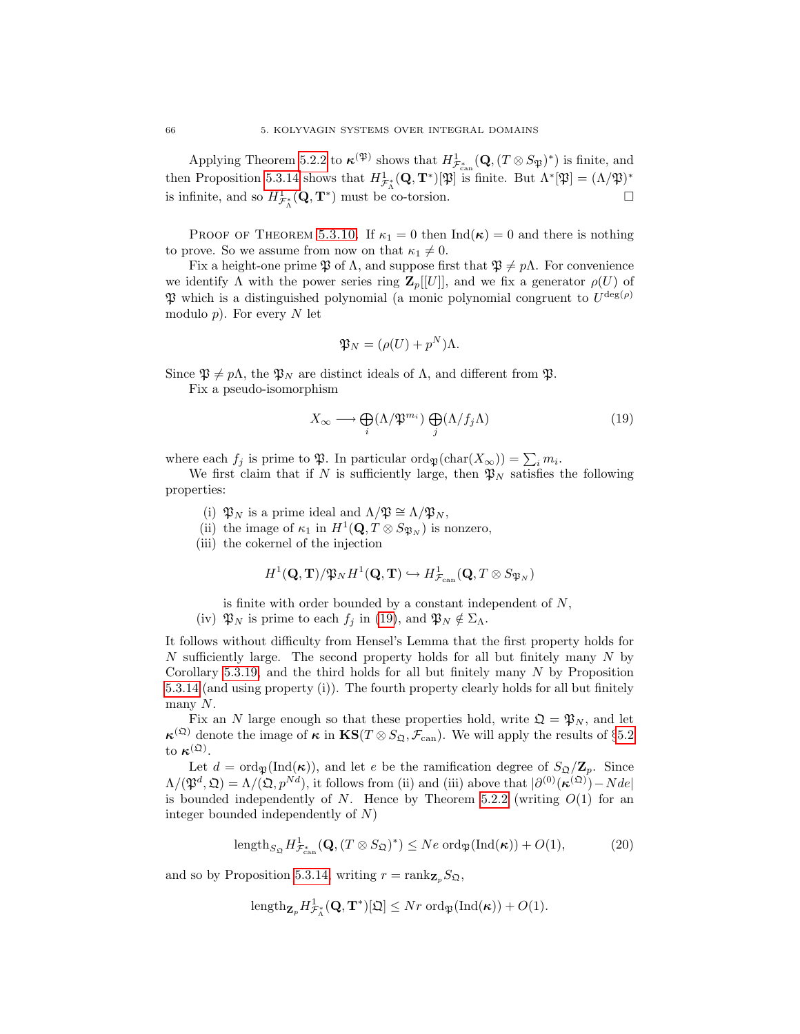Applying Theorem 5.2.2 to $\boldsymbol{\kappa}^{(\mathfrak{P})}$ shows that $H^1_{\mathcal{F}^*_{\mathrm{can}}}(\mathbf{Q}, (T \otimes S_{\mathfrak{P}})^*)$ is finite, and then Proposition 5.3.14 shows that $H^1_{\mathcal{F}^*_{\Lambda}}(\mathbf{Q}, \mathbf{T}^*)[\mathfrak{P}]$ is finite. But $\Lambda^*[\mathfrak{P}] = (\Lambda/\mathfrak{P})^*$ is infinite, and so $H^1_{\mathcal{F}^*_{\Lambda}}(\mathbf{Q}, \mathbf{T}^*)$ must be co-torsion. $\square$

Proof of Theorem 5.3.10. If $\kappa_1 = 0$ then $\mathrm{Ind}(\boldsymbol{\kappa}) = 0$ and there is nothing to prove. So we assume from now on that $\kappa_1 \neq 0$.

Fix a height-one prime $\mathfrak{P}$ of $\Lambda$, and suppose first that $\mathfrak{P} \neq p\Lambda$. For convenience we identify $\Lambda$ with the power series ring $\mathbf{Z}_p[[U]]$, and we fix a generator $\rho(U)$ of $\mathfrak{P}$ which is a distinguished polynomial (a monic polynomial congruent to $U^{\deg(\rho)}$ modulo $p$). For every $N$ let

$$\mathfrak{P}_N = (\rho(U) + p^N)\Lambda.$$

Since $\mathfrak{P} \neq p\Lambda$, the $\mathfrak{P}_N$ are distinct ideals of $\Lambda$, and different from $\mathfrak{P}$.

Fix a pseudo-isomorphism

$$X_\infty \longrightarrow \bigoplus_i (\Lambda/\mathfrak{P}^{m_i}) \bigoplus_j (\Lambda/f_j\Lambda) \tag{19}$$

where each $f_j$ is prime to $\mathfrak{P}$. In particular $\mathrm{ord}_{\mathfrak{P}}(\mathrm{char}(X_\infty)) = \sum_i m_i$.

We first claim that if $N$ is sufficiently large, then $\mathfrak{P}_N$ satisfies the following properties:

(i) $\mathfrak{P}_N$ is a prime ideal and $\Lambda/\mathfrak{P} \cong \Lambda/\mathfrak{P}_N$,

(ii) the image of $\kappa_1$ in $H^1(\mathbf{Q}, T \otimes S_{\mathfrak{P}_N})$ is nonzero,

(iii) the cokernel of the injection

$$H^1(\mathbf{Q}, \mathbf{T})/\mathfrak{P}_N H^1(\mathbf{Q}, \mathbf{T}) \hookrightarrow H^1_{\mathcal{F}_{\mathrm{can}}}(\mathbf{Q}, T \otimes S_{\mathfrak{P}_N})$$

is finite with order bounded by a constant independent of $N$,

(iv) $\mathfrak{P}_N$ is prime to each $f_j$ in (19), and $\mathfrak{P}_N \notin \Sigma_\Lambda$.

It follows without difficulty from Hensel's Lemma that the first property holds for $N$ sufficiently large. The second property holds for all but finitely many $N$ by Corollary 5.3.19, and the third holds for all but finitely many $N$ by Proposition 5.3.14 (and using property (i)). The fourth property clearly holds for all but finitely many $N$.

Fix an $N$ large enough so that these properties hold, write $\mathfrak{Q} = \mathfrak{P}_N$, and let $\boldsymbol{\kappa}^{(\mathfrak{Q})}$ denote the image of $\boldsymbol{\kappa}$ in $\mathbf{KS}(T \otimes S_{\mathfrak{Q}}, \mathcal{F}_{\mathrm{can}})$. We will apply the results of §5.2 to $\boldsymbol{\kappa}^{(\mathfrak{Q})}$.

Let $d = \mathrm{ord}_{\mathfrak{P}}(\mathrm{Ind}(\boldsymbol{\kappa}))$, and let $e$ be the ramification degree of $S_{\mathfrak{Q}}/\mathbf{Z}_p$. Since $\Lambda/(\mathfrak{P}^d, \mathfrak{Q}) = \Lambda/(\mathfrak{Q}, p^{Nd})$, it follows from (ii) and (iii) above that $|\partial^{(0)}(\boldsymbol{\kappa}^{(\mathfrak{Q})}) - Nde|$ is bounded independently of $N$. Hence by Theorem 5.2.2 (writing $O(1)$ for an integer bounded independently of $N$)

$$\mathrm{length}_{S_{\mathfrak{Q}}} H^1_{\mathcal{F}^*_{\mathrm{can}}}(\mathbf{Q}, (T \otimes S_{\mathfrak{Q}})^*) \leq Ne\, \mathrm{ord}_{\mathfrak{P}}(\mathrm{Ind}(\boldsymbol{\kappa})) + O(1), \tag{20}$$

and so by Proposition 5.3.14, writing $r = \mathrm{rank}_{\mathbf{Z}_p} S_{\mathfrak{Q}}$,

$$\mathrm{length}_{\mathbf{Z}_p} H^1_{\mathcal{F}^*_{\Lambda}}(\mathbf{Q}, \mathbf{T}^*)[\mathfrak{Q}] \leq Nr\, \mathrm{ord}_{\mathfrak{P}}(\mathrm{Ind}(\boldsymbol{\kappa})) + O(1).$$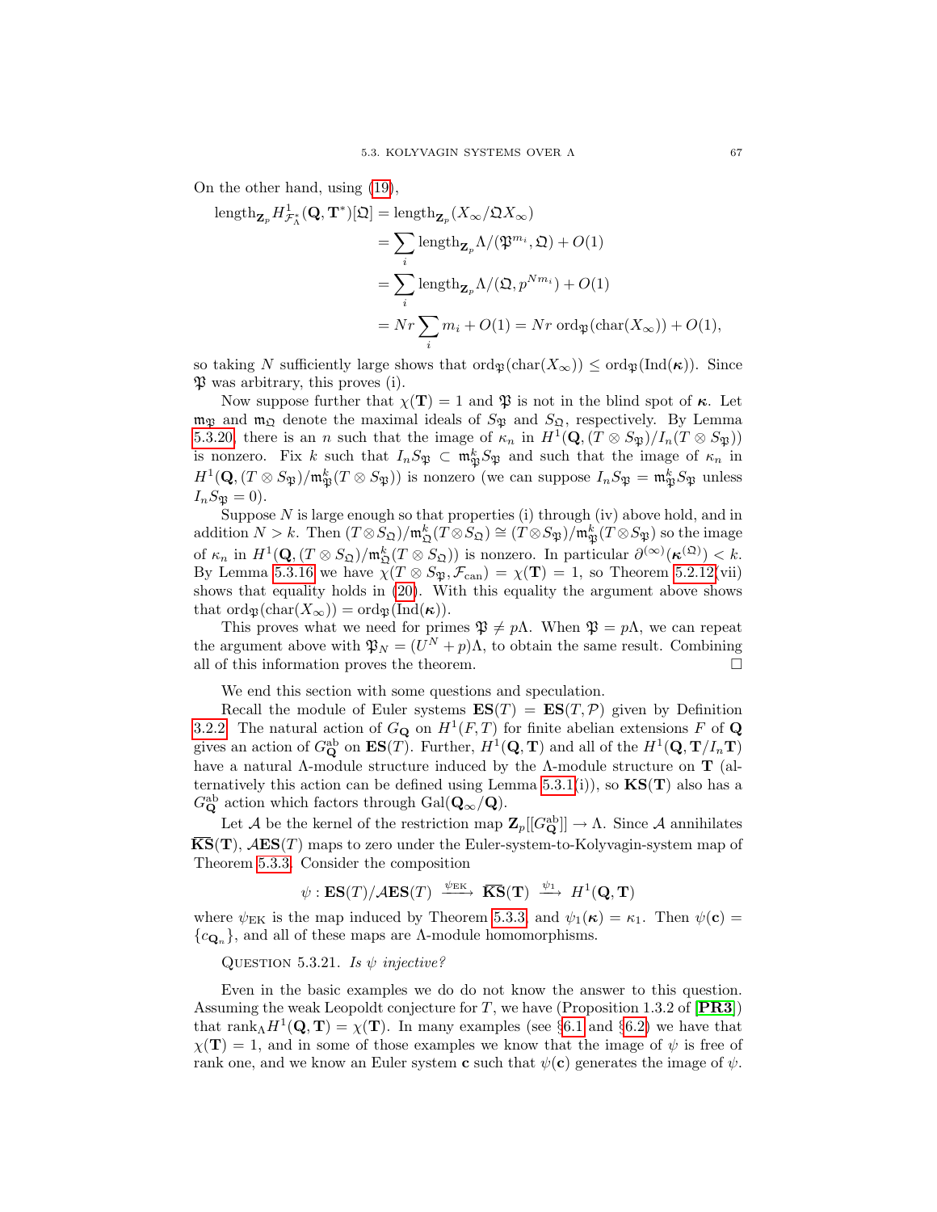On the other hand, using (19),

$$
\begin{aligned}
\mathrm{length}_{\mathbf{Z}_p} H^1_{\mathcal{F}^*_\Lambda}(\mathbf{Q}, \mathbf{T}^*)[\mathfrak{Q}] &= \mathrm{length}_{\mathbf{Z}_p}(X_\infty/\mathfrak{Q}X_\infty) \\
&= \sum_i \mathrm{length}_{\mathbf{Z}_p} \Lambda/(\mathfrak{P}^{m_i}, \mathfrak{Q}) + O(1) \\
&= \sum_i \mathrm{length}_{\mathbf{Z}_p} \Lambda/(\mathfrak{Q}, p^{Nm_i}) + O(1) \\
&= Nr\sum_i m_i + O(1) = Nr\, \mathrm{ord}_{\mathfrak{P}}(\mathrm{char}(X_\infty)) + O(1),
\end{aligned}
$$

so taking $N$ sufficiently large shows that $\mathrm{ord}_{\mathfrak{P}}(\mathrm{char}(X_\infty)) \le \mathrm{ord}_{\mathfrak{P}}(\mathrm{Ind}(\boldsymbol{\kappa}))$. Since $\mathfrak{P}$ was arbitrary, this proves (i).

Now suppose further that $\chi(\mathbf{T}) = 1$ and $\mathfrak{P}$ is not in the blind spot of $\boldsymbol{\kappa}$. Let $\mathfrak{m}_{\mathfrak{P}}$ and $\mathfrak{m}_{\mathfrak{Q}}$ denote the maximal ideals of $S_{\mathfrak{P}}$ and $S_{\mathfrak{Q}}$, respectively. By Lemma 5.3.20 there is an $n$ such that the image of $\kappa_n$ in $H^1(\mathbf{Q}, (T \otimes S_{\mathfrak{P}})/I_n(T \otimes S_{\mathfrak{P}}))$ is nonzero. Fix $k$ such that $I_n S_{\mathfrak{P}} \subset \mathfrak{m}_{\mathfrak{P}}^k S_{\mathfrak{P}}$ and such that the image of $\kappa_n$ in $H^1(\mathbf{Q}, (T \otimes S_{\mathfrak{P}})/\mathfrak{m}_{\mathfrak{P}}^k(T \otimes S_{\mathfrak{P}}))$ is nonzero (we can suppose $I_n S_{\mathfrak{P}} = \mathfrak{m}_{\mathfrak{P}}^k S_{\mathfrak{P}}$ unless $I_n S_{\mathfrak{P}} = 0$).

Suppose $N$ is large enough so that properties (i) through (iv) above hold, and in addition $N > k$. Then $(T \otimes S_{\mathfrak{Q}})/\mathfrak{m}_{\mathfrak{Q}}^k(T \otimes S_{\mathfrak{Q}}) \cong (T \otimes S_{\mathfrak{P}})/\mathfrak{m}_{\mathfrak{P}}^k(T \otimes S_{\mathfrak{P}})$ so the image of $\kappa_n$ in $H^1(\mathbf{Q}, (T \otimes S_{\mathfrak{Q}})/\mathfrak{m}_{\mathfrak{Q}}^k(T \otimes S_{\mathfrak{Q}}))$ is nonzero. In particular $\partial^{(\infty)}(\boldsymbol{\kappa}^{(\mathfrak{Q})}) < k$. By Lemma 5.3.16 we have $\chi(T \otimes S_{\mathfrak{P}}, \mathcal{F}_{\mathrm{can}}) = \chi(\mathbf{T}) = 1$, so Theorem 5.2.12(vii) shows that equality holds in (20). With this equality the argument above shows that $\mathrm{ord}_{\mathfrak{P}}(\mathrm{char}(X_\infty)) = \mathrm{ord}_{\mathfrak{P}}(\mathrm{Ind}(\boldsymbol{\kappa}))$.

This proves what we need for primes $\mathfrak{P} \ne p\Lambda$. When $\mathfrak{P} = p\Lambda$, we can repeat the argument above with $\mathfrak{P}_N = (U^N + p)\Lambda$, to obtain the same result. Combining all of this information proves the theorem. □

We end this section with some questions and speculation.

Recall the module of Euler systems $\mathbf{ES}(T) = \mathbf{ES}(T, \mathcal{P})$ given by Definition 3.2.2. The natural action of $G_{\mathbf{Q}}$ on $H^1(F, T)$ for finite abelian extensions $F$ of $\mathbf{Q}$ gives an action of $G_{\mathbf{Q}}^{\mathrm{ab}}$ on $\mathbf{ES}(T)$. Further, $H^1(\mathbf{Q}, \mathbf{T})$ and all of the $H^1(\mathbf{Q}, \mathbf{T}/I_n\mathbf{T})$ have a natural $\Lambda$-module structure induced by the $\Lambda$-module structure on $\mathbf{T}$ (alternatively this action can be defined using Lemma 5.3.1(i)), so $\mathbf{KS}(\mathbf{T})$ also has a $G_{\mathbf{Q}}^{\mathrm{ab}}$ action which factors through $\mathrm{Gal}(\mathbf{Q}_\infty/\mathbf{Q})$.

Let $\mathcal{A}$ be the kernel of the restriction map $\mathbf{Z}_p[[G_{\mathbf{Q}}^{\mathrm{ab}}]] \to \Lambda$. Since $\mathcal{A}$ annihilates $\overline{\mathbf{KS}}(\mathbf{T})$, $\mathcal{A}\mathbf{ES}(T)$ maps to zero under the Euler-system-to-Kolyvagin-system map of Theorem 5.3.3. Consider the composition

$$
\psi : \mathbf{ES}(T)/\mathcal{A}\mathbf{ES}(T) \xrightarrow{\ \psi_{\mathrm{EK}}\ } \overline{\mathbf{KS}}(\mathbf{T}) \xrightarrow{\ \psi_1\ } H^1(\mathbf{Q}, \mathbf{T})
$$

where $\psi_{\mathrm{EK}}$ is the map induced by Theorem 5.3.3, and $\psi_1(\boldsymbol{\kappa}) = \kappa_1$. Then $\psi(\mathbf{c}) = \{c_{\mathbf{Q}_n}\}$, and all of these maps are $\Lambda$-module homomorphisms.

Question 5.3.21. *Is $\psi$ injective?*

Even in the basic examples we do do not know the answer to this question. Assuming the weak Leopoldt conjecture for $T$, we have (Proposition 1.3.2 of [**PR3**]) that $\mathrm{rank}_\Lambda H^1(\mathbf{Q}, \mathbf{T}) = \chi(\mathbf{T})$. In many examples (see §6.1 and §6.2) we have that $\chi(\mathbf{T}) = 1$, and in some of those examples we know that the image of $\psi$ is free of rank one, and we know an Euler system $\mathbf{c}$ such that $\psi(\mathbf{c})$ generates the image of $\psi$.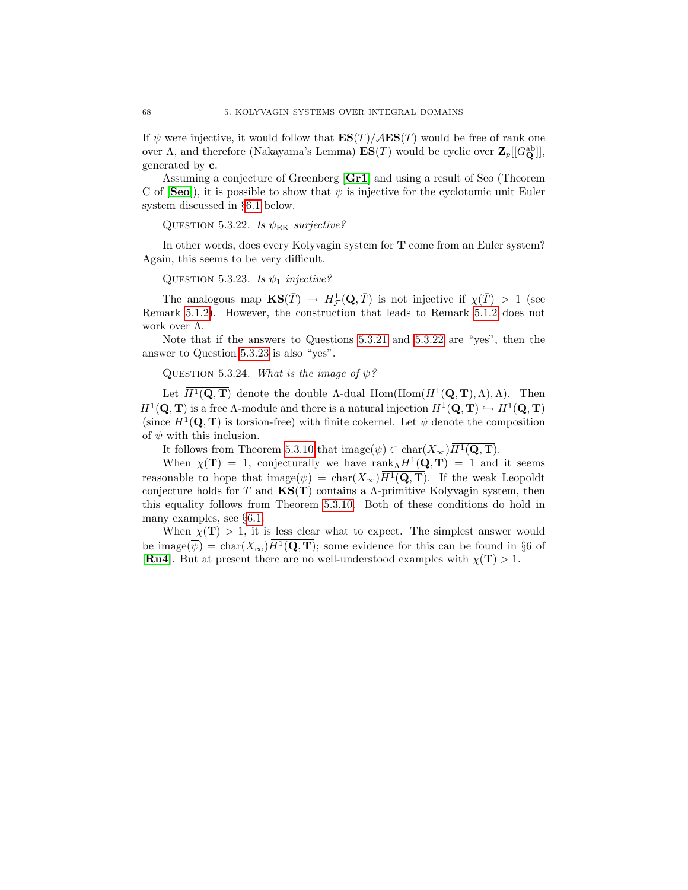If $\psi$ were injective, it would follow that $\mathbf{ES}(T)/\mathcal{A}\mathbf{ES}(T)$ would be free of rank one over $\Lambda$, and therefore (Nakayama's Lemma) $\mathbf{ES}(T)$ would be cyclic over $\mathbf{Z}_p[[G_{\mathbf{Q}}^{\mathrm{ab}}]]$, generated by $\mathbf{c}$.

Assuming a conjecture of Greenberg [**Gr1**] and using a result of Seo (Theorem C of [**Seo**]), it is possible to show that $\psi$ is injective for the cyclotomic unit Euler system discussed in §6.1 below.

Question 5.3.22. *Is $\psi_{\mathrm{EK}}$ surjective?*

In other words, does every Kolyvagin system for $\mathbf{T}$ come from an Euler system? Again, this seems to be very difficult.

Question 5.3.23. *Is $\psi_1$ injective?*

The analogous map $\mathbf{KS}(\bar{T}) \to H^1_{\mathcal{F}}(\mathbf{Q}, \bar{T})$ is not injective if $\chi(\bar{T}) > 1$ (see Remark 5.1.2). However, the construction that leads to Remark 5.1.2 does not work over $\Lambda$.

Note that if the answers to Questions 5.3.21 and 5.3.22 are "yes", then the answer to Question 5.3.23 is also "yes".

Question 5.3.24. *What is the image of $\psi$?*

Let $\overline{H^1(\mathbf{Q}, \mathbf{T})}$ denote the double $\Lambda$-dual $\mathrm{Hom}(\mathrm{Hom}(H^1(\mathbf{Q}, \mathbf{T}), \Lambda), \Lambda)$. Then $\overline{H^1(\mathbf{Q}, \mathbf{T})}$ is a free $\Lambda$-module and there is a natural injection $H^1(\mathbf{Q}, \mathbf{T}) \hookrightarrow \overline{H^1(\mathbf{Q}, \mathbf{T})}$ (since $H^1(\mathbf{Q}, \mathbf{T})$ is torsion-free) with finite cokernel. Let $\overline{\psi}$ denote the composition of $\psi$ with this inclusion.

It follows from Theorem 5.3.10 that $\mathrm{image}(\overline{\psi}) \subset \mathrm{char}(X_\infty)\overline{H^1(\mathbf{Q}, \mathbf{T})}$.

When $\chi(\mathbf{T}) = 1$, conjecturally we have $\mathrm{rank}_\Lambda H^1(\mathbf{Q}, \mathbf{T}) = 1$ and it seems reasonable to hope that $\mathrm{image}(\overline{\psi}) = \mathrm{char}(X_\infty)\overline{H^1(\mathbf{Q}, \mathbf{T})}$. If the weak Leopoldt conjecture holds for $T$ and $\mathbf{KS}(\mathbf{T})$ contains a $\Lambda$-primitive Kolyvagin system, then this equality follows from Theorem 5.3.10. Both of these conditions do hold in many examples, see §6.1.

When $\chi(\mathbf{T}) > 1$, it is less clear what to expect. The simplest answer would be $\mathrm{image}(\overline{\psi}) = \mathrm{char}(X_\infty)\overline{H^1(\mathbf{Q}, \mathbf{T})}$; some evidence for this can be found in §6 of [**Ru4**]. But at present there are no well-understood examples with $\chi(\mathbf{T}) > 1$.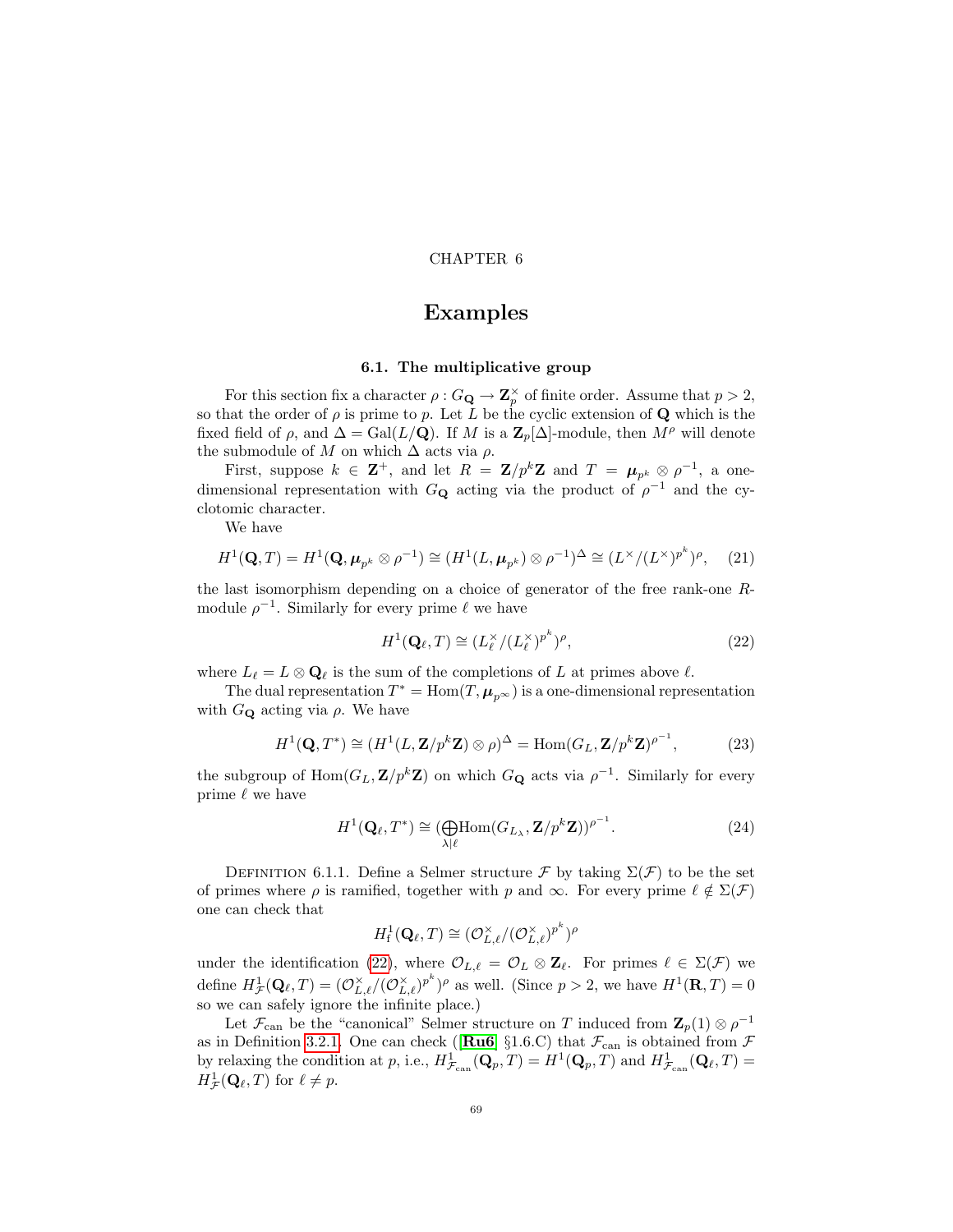# CHAPTER 6

# Examples

## 6.1. The multiplicative group

For this section fix a character $\rho : G_{\mathbf{Q}} \to \mathbf{Z}_p^\times$ of finite order. Assume that $p > 2$, so that the order of $\rho$ is prime to $p$. Let $L$ be the cyclic extension of $\mathbf{Q}$ which is the fixed field of $\rho$, and $\Delta = \mathrm{Gal}(L/\mathbf{Q})$. If $M$ is a $\mathbf{Z}_p[\Delta]$-module, then $M^\rho$ will denote the submodule of $M$ on which $\Delta$ acts via $\rho$.

First, suppose $k \in \mathbf{Z}^+$, and let $R = \mathbf{Z}/p^k\mathbf{Z}$ and $T = \boldsymbol{\mu}_{p^k} \otimes \rho^{-1}$, a one-dimensional representation with $G_{\mathbf{Q}}$ acting via the product of $\rho^{-1}$ and the cyclotomic character.

We have

$$H^1(\mathbf{Q}, T) = H^1(\mathbf{Q}, \boldsymbol{\mu}_{p^k} \otimes \rho^{-1}) \cong (H^1(L, \boldsymbol{\mu}_{p^k}) \otimes \rho^{-1})^\Delta \cong (L^\times/(L^\times)^{p^k})^\rho, \tag{21}$$

the last isomorphism depending on a choice of generator of the free rank-one $R$-module $\rho^{-1}$. Similarly for every prime $\ell$ we have

$$H^1(\mathbf{Q}_\ell, T) \cong (L_\ell^\times/(L_\ell^\times)^{p^k})^\rho, \tag{22}$$

where $L_\ell = L \otimes \mathbf{Q}_\ell$ is the sum of the completions of $L$ at primes above $\ell$.

The dual representation $T^* = \mathrm{Hom}(T, \boldsymbol{\mu}_{p^\infty})$ is a one-dimensional representation with $G_{\mathbf{Q}}$ acting via $\rho$. We have

$$H^1(\mathbf{Q}, T^*) \cong (H^1(L, \mathbf{Z}/p^k\mathbf{Z}) \otimes \rho)^\Delta = \mathrm{Hom}(G_L, \mathbf{Z}/p^k\mathbf{Z})^{\rho^{-1}}, \tag{23}$$

the subgroup of $\mathrm{Hom}(G_L, \mathbf{Z}/p^k\mathbf{Z})$ on which $G_{\mathbf{Q}}$ acts via $\rho^{-1}$. Similarly for every prime $\ell$ we have

$$H^1(\mathbf{Q}_\ell, T^*) \cong (\bigoplus_{\lambda \mid \ell} \mathrm{Hom}(G_{L_\lambda}, \mathbf{Z}/p^k\mathbf{Z}))^{\rho^{-1}}. \tag{24}$$

Definition 6.1.1. Define a Selmer structure $\mathcal{F}$ by taking $\Sigma(\mathcal{F})$ to be the set of primes where $\rho$ is ramified, together with $p$ and $\infty$. For every prime $\ell \notin \Sigma(\mathcal{F})$ one can check that

$$H^1_{\mathrm{f}}(\mathbf{Q}_\ell, T) \cong (\mathcal{O}_{L,\ell}^\times/(\mathcal{O}_{L,\ell}^\times)^{p^k})^\rho$$

under the identification (22), where $\mathcal{O}_{L,\ell} = \mathcal{O}_L \otimes \mathbf{Z}_\ell$. For primes $\ell \in \Sigma(\mathcal{F})$ we define $H^1_{\mathcal{F}}(\mathbf{Q}_\ell, T) = (\mathcal{O}_{L,\ell}^\times/(\mathcal{O}_{L,\ell}^\times)^{p^k})^\rho$ as well. (Since $p > 2$, we have $H^1(\mathbf{R}, T) = 0$ so we can safely ignore the infinite place.)

Let $\mathcal{F}_{\mathrm{can}}$ be the "canonical" Selmer structure on $T$ induced from $\mathbf{Z}_p(1) \otimes \rho^{-1}$ as in Definition 3.2.1. One can check ([**Ru6**] §1.6.C) that $\mathcal{F}_{\mathrm{can}}$ is obtained from $\mathcal{F}$ by relaxing the condition at $p$, i.e., $H^1_{\mathcal{F}_{\mathrm{can}}}(\mathbf{Q}_p, T) = H^1(\mathbf{Q}_p, T)$ and $H^1_{\mathcal{F}_{\mathrm{can}}}(\mathbf{Q}_\ell, T) = H^1_{\mathcal{F}}(\mathbf{Q}_\ell, T)$ for $\ell \neq p$.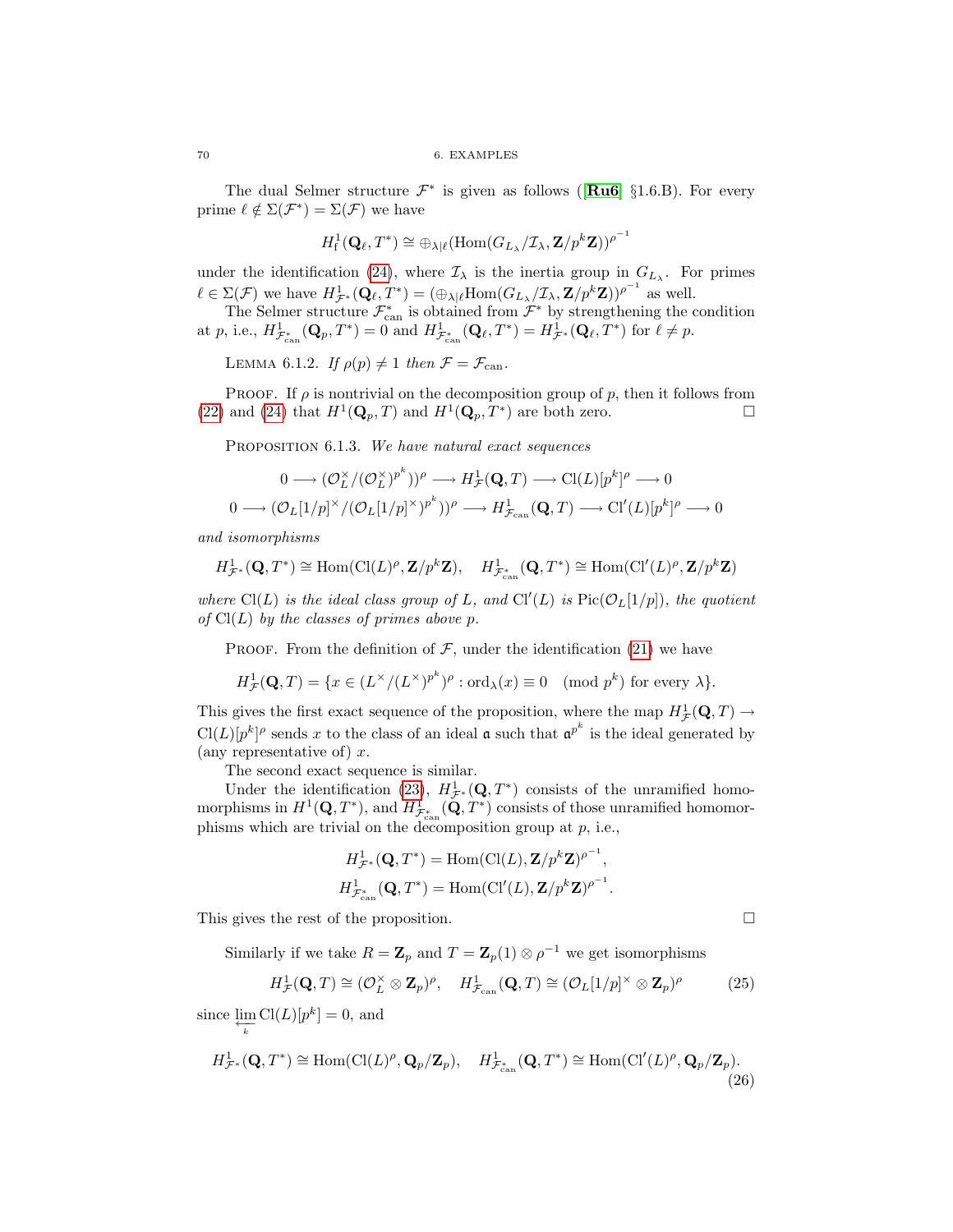The dual Selmer structure $\mathcal{F}^*$ is given as follows ([**Ru6**] §1.6.B). For every prime $\ell \notin \Sigma(\mathcal{F}^*) = \Sigma(\mathcal{F})$ we have

$$H^1_{\mathrm{f}}(\mathbf{Q}_\ell, T^*) \cong \oplus_{\lambda|\ell}(\mathrm{Hom}(G_{L_\lambda}/\mathcal{I}_\lambda, \mathbf{Z}/p^k\mathbf{Z}))^{\rho^{-1}}$$

under the identification (24), where $\mathcal{I}_\lambda$ is the inertia group in $G_{L_\lambda}$. For primes $\ell \in \Sigma(\mathcal{F})$ we have $H^1_{\mathcal{F}^*}(\mathbf{Q}_\ell, T^*) = (\oplus_{\lambda|\ell}\mathrm{Hom}(G_{L_\lambda}/\mathcal{I}_\lambda, \mathbf{Z}/p^k\mathbf{Z}))^{\rho^{-1}}$ as well.

The Selmer structure $\mathcal{F}^*_{\mathrm{can}}$ is obtained from $\mathcal{F}^*$ by strengthening the condition at $p$, i.e., $H^1_{\mathcal{F}^*_{\mathrm{can}}}(\mathbf{Q}_p, T^*) = 0$ and $H^1_{\mathcal{F}^*_{\mathrm{can}}}(\mathbf{Q}_\ell, T^*) = H^1_{\mathcal{F}^*}(\mathbf{Q}_\ell, T^*)$ for $\ell \neq p$.

Lemma 6.1.2. *If $\rho(p) \neq 1$ then $\mathcal{F} = \mathcal{F}_{\mathrm{can}}$.*

Proof. If $\rho$ is nontrivial on the decomposition group of $p$, then it follows from (22) and (24) that $H^1(\mathbf{Q}_p, T)$ and $H^1(\mathbf{Q}_p, T^*)$ are both zero. □

Proposition 6.1.3. *We have natural exact sequences*

$$0 \longrightarrow (\mathcal{O}_L^\times/(\mathcal{O}_L^\times)^{p^k}))^\rho \longrightarrow H^1_{\mathcal{F}}(\mathbf{Q}, T) \longrightarrow \mathrm{Cl}(L)[p^k]^\rho \longrightarrow 0$$

$$0 \longrightarrow (\mathcal{O}_L[1/p]^\times/(\mathcal{O}_L[1/p]^\times)^{p^k}))^\rho \longrightarrow H^1_{\mathcal{F}_{\mathrm{can}}}(\mathbf{Q}, T) \longrightarrow \mathrm{Cl}'(L)[p^k]^\rho \longrightarrow 0$$

*and isomorphisms*

$$H^1_{\mathcal{F}^*}(\mathbf{Q}, T^*) \cong \mathrm{Hom}(\mathrm{Cl}(L)^\rho, \mathbf{Z}/p^k\mathbf{Z}), \quad H^1_{\mathcal{F}^*_{\mathrm{can}}}(\mathbf{Q}, T^*) \cong \mathrm{Hom}(\mathrm{Cl}'(L)^\rho, \mathbf{Z}/p^k\mathbf{Z})$$

*where $\mathrm{Cl}(L)$ is the ideal class group of $L$, and $\mathrm{Cl}'(L)$ is $\mathrm{Pic}(\mathcal{O}_L[1/p])$, the quotient of $\mathrm{Cl}(L)$ by the classes of primes above $p$.*

Proof. From the definition of $\mathcal{F}$, under the identification (21) we have

$$H^1_{\mathcal{F}}(\mathbf{Q}, T) = \{x \in (L^\times/(L^\times)^{p^k})^\rho : \mathrm{ord}_\lambda(x) \equiv 0 \pmod{p^k} \text{ for every } \lambda\}.$$

This gives the first exact sequence of the proposition, where the map $H^1_{\mathcal{F}}(\mathbf{Q}, T) \to \mathrm{Cl}(L)[p^k]^\rho$ sends $x$ to the class of an ideal $\mathfrak{a}$ such that $\mathfrak{a}^{p^k}$ is the ideal generated by (any representative of) $x$.

The second exact sequence is similar.

Under the identification (23), $H^1_{\mathcal{F}^*}(\mathbf{Q}, T^*)$ consists of the unramified homomorphisms in $H^1(\mathbf{Q}, T^*)$, and $H^1_{\mathcal{F}^*_{\mathrm{can}}}(\mathbf{Q}, T^*)$ consists of those unramified homomorphisms which are trivial on the decomposition group at $p$, i.e.,

$$H^1_{\mathcal{F}^*}(\mathbf{Q}, T^*) = \mathrm{Hom}(\mathrm{Cl}(L), \mathbf{Z}/p^k\mathbf{Z})^{\rho^{-1}},$$
$$H^1_{\mathcal{F}^*_{\mathrm{can}}}(\mathbf{Q}, T^*) = \mathrm{Hom}(\mathrm{Cl}'(L), \mathbf{Z}/p^k\mathbf{Z})^{\rho^{-1}}.$$

This gives the rest of the proposition. □

Similarly if we take $R = \mathbf{Z}_p$ and $T = \mathbf{Z}_p(1) \otimes \rho^{-1}$ we get isomorphisms

$$H^1_{\mathcal{F}}(\mathbf{Q}, T) \cong (\mathcal{O}_L^\times \otimes \mathbf{Z}_p)^\rho, \quad H^1_{\mathcal{F}_{\mathrm{can}}}(\mathbf{Q}, T) \cong (\mathcal{O}_L[1/p]^\times \otimes \mathbf{Z}_p)^\rho \tag{25}$$

since $\varprojlim_k \mathrm{Cl}(L)[p^k] = 0$, and

$$H^1_{\mathcal{F}^*}(\mathbf{Q}, T^*) \cong \mathrm{Hom}(\mathrm{Cl}(L)^\rho, \mathbf{Q}_p/\mathbf{Z}_p), \quad H^1_{\mathcal{F}^*_{\mathrm{can}}}(\mathbf{Q}, T^*) \cong \mathrm{Hom}(\mathrm{Cl}'(L)^\rho, \mathbf{Q}_p/\mathbf{Z}_p). \tag{26}$$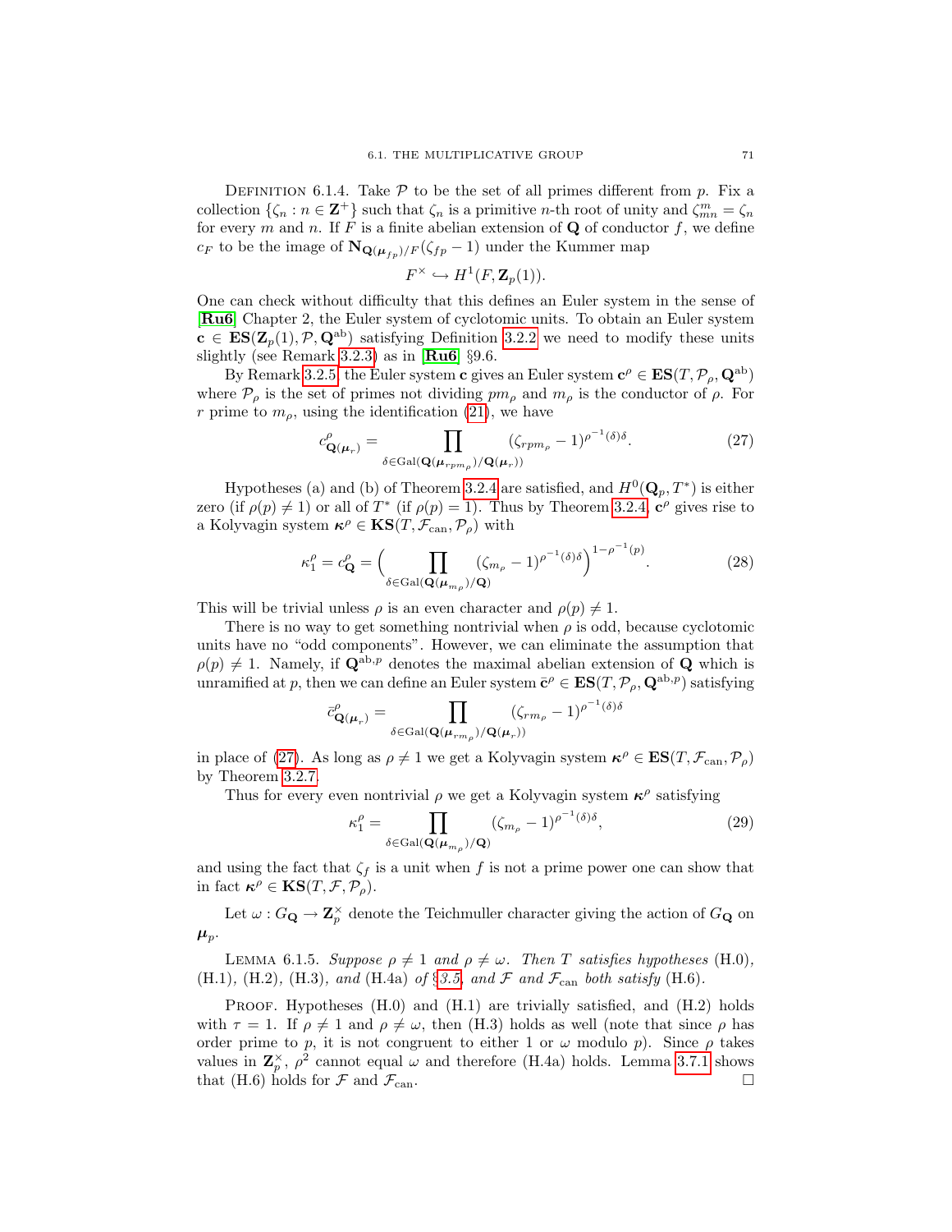Definition 6.1.4. Take $\mathcal{P}$ to be the set of all primes different from $p$. Fix a collection $\{\zeta_n : n \in \mathbf{Z}^+\}$ such that $\zeta_n$ is a primitive $n$-th root of unity and $\zeta_{mn}^m = \zeta_n$ for every $m$ and $n$. If $F$ is a finite abelian extension of $\mathbf{Q}$ of conductor $f$, we define $c_F$ to be the image of $\mathbf{N}_{\mathbf{Q}(\boldsymbol{\mu}_{fp})/F}(\zeta_{fp} - 1)$ under the Kummer map

$$F^\times \hookrightarrow H^1(F, \mathbf{Z}_p(1)).$$

One can check without difficulty that this defines an Euler system in the sense of [**Ru6**] Chapter 2, the Euler system of cyclotomic units. To obtain an Euler system $\mathbf{c} \in \mathbf{ES}(\mathbf{Z}_p(1), \mathcal{P}, \mathbf{Q}^{\mathrm{ab}})$ satisfying Definition 3.2.2 we need to modify these units slightly (see Remark 3.2.3) as in [**Ru6**] §9.6.

By Remark 3.2.5, the Euler system $\mathbf{c}$ gives an Euler system $\mathbf{c}^\rho \in \mathbf{ES}(T, \mathcal{P}_\rho, \mathbf{Q}^{\mathrm{ab}})$ where $\mathcal{P}_\rho$ is the set of primes not dividing $pm_\rho$ and $m_\rho$ is the conductor of $\rho$. For $r$ prime to $m_\rho$, using the identification (21), we have

$$c^\rho_{\mathbf{Q}(\boldsymbol{\mu}_r)} = \prod_{\delta \in \mathrm{Gal}(\mathbf{Q}(\boldsymbol{\mu}_{rpm_\rho})/\mathbf{Q}(\boldsymbol{\mu}_r))} (\zeta_{rpm_\rho} - 1)^{\rho^{-1}(\delta)\delta}. \tag{27}$$

Hypotheses (a) and (b) of Theorem 3.2.4 are satisfied, and $H^0(\mathbf{Q}_p, T^*)$ is either zero (if $\rho(p) \neq 1$) or all of $T^*$ (if $\rho(p) = 1$). Thus by Theorem 3.2.4, $\mathbf{c}^\rho$ gives rise to a Kolyvagin system $\boldsymbol{\kappa}^\rho \in \mathbf{KS}(T, \mathcal{F}_{\mathrm{can}}, \mathcal{P}_\rho)$ with

$$\kappa_1^\rho = c^\rho_{\mathbf{Q}} = \Big( \prod_{\delta \in \mathrm{Gal}(\mathbf{Q}(\boldsymbol{\mu}_{m_\rho})/\mathbf{Q})} (\zeta_{m_\rho} - 1)^{\rho^{-1}(\delta)\delta} \Big)^{1 - \rho^{-1}(p)}. \tag{28}$$

This will be trivial unless $\rho$ is an even character and $\rho(p) \neq 1$.

There is no way to get something nontrivial when $\rho$ is odd, because cyclotomic units have no "odd components". However, we can eliminate the assumption that $\rho(p) \neq 1$. Namely, if $\mathbf{Q}^{\mathrm{ab},p}$ denotes the maximal abelian extension of $\mathbf{Q}$ which is unramified at $p$, then we can define an Euler system $\bar{\mathbf{c}}^\rho \in \mathbf{ES}(T, \mathcal{P}_\rho, \mathbf{Q}^{\mathrm{ab},p})$ satisfying

$$\bar{c}^\rho_{\mathbf{Q}(\boldsymbol{\mu}_r)} = \prod_{\delta \in \mathrm{Gal}(\mathbf{Q}(\boldsymbol{\mu}_{rm_\rho})/\mathbf{Q}(\boldsymbol{\mu}_r))} (\zeta_{rm_\rho} - 1)^{\rho^{-1}(\delta)\delta}$$

in place of (27). As long as $\rho \neq 1$ we get a Kolyvagin system $\boldsymbol{\kappa}^\rho \in \mathbf{ES}(T, \mathcal{F}_{\mathrm{can}}, \mathcal{P}_\rho)$ by Theorem 3.2.7.

Thus for every even nontrivial $\rho$ we get a Kolyvagin system $\boldsymbol{\kappa}^\rho$ satisfying

$$\kappa_1^\rho = \prod_{\delta \in \mathrm{Gal}(\mathbf{Q}(\boldsymbol{\mu}_{m_\rho})/\mathbf{Q})} (\zeta_{m_\rho} - 1)^{\rho^{-1}(\delta)\delta}, \tag{29}$$

and using the fact that $\zeta_f$ is a unit when $f$ is not a prime power one can show that in fact $\boldsymbol{\kappa}^\rho \in \mathbf{KS}(T, \mathcal{F}, \mathcal{P}_\rho)$.

Let $\omega : G_{\mathbf{Q}} \to \mathbf{Z}_p^\times$ denote the Teichmuller character giving the action of $G_{\mathbf{Q}}$ on $\boldsymbol{\mu}_p$.

Lemma 6.1.5. *Suppose $\rho \neq 1$ and $\rho \neq \omega$. Then $T$ satisfies hypotheses* (H.0), (H.1), (H.2), (H.3), *and* (H.4a) *of* §3.5, *and $\mathcal{F}$ and $\mathcal{F}_{\mathrm{can}}$ both satisfy* (H.6).

Proof. Hypotheses (H.0) and (H.1) are trivially satisfied, and (H.2) holds with $\tau = 1$. If $\rho \neq 1$ and $\rho \neq \omega$, then (H.3) holds as well (note that since $\rho$ has order prime to $p$, it is not congruent to either 1 or $\omega$ modulo $p$). Since $\rho$ takes values in $\mathbf{Z}_p^\times$, $\rho^2$ cannot equal $\omega$ and therefore (H.4a) holds. Lemma 3.7.1 shows that (H.6) holds for $\mathcal{F}$ and $\mathcal{F}_{\mathrm{can}}$. □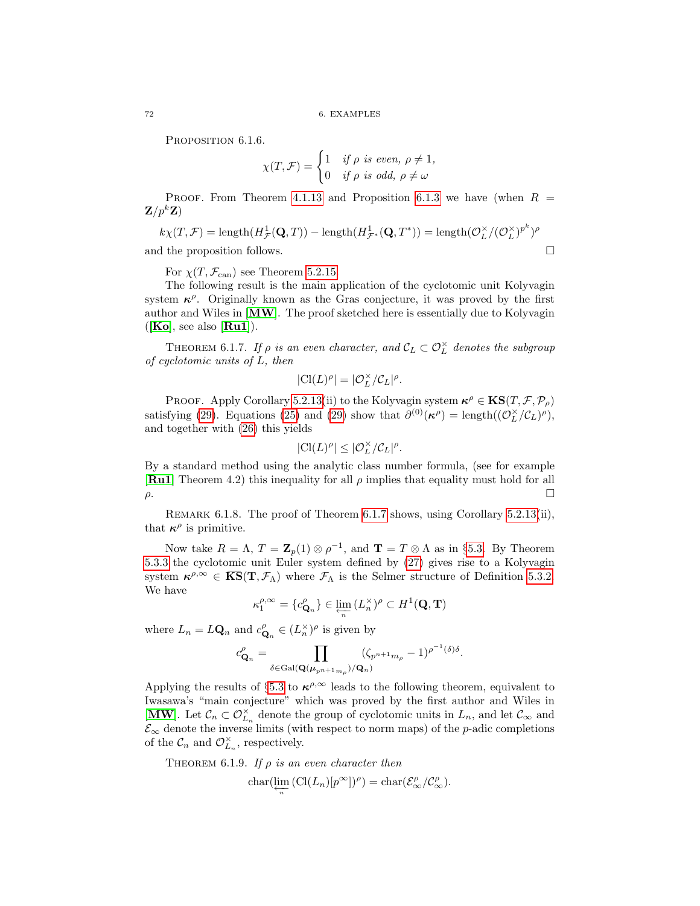Proposition 6.1.6.

$$\chi(T,\mathcal{F}) = \begin{cases} 1 & \text{if } \rho \text{ is even, } \rho \neq 1, \\ 0 & \text{if } \rho \text{ is odd, } \rho \neq \omega \end{cases}$$

Proof. From Theorem 4.1.13 and Proposition 6.1.3 we have (when $R = \mathbf{Z}/p^k\mathbf{Z}$)

$$k\chi(T,\mathcal{F}) = \mathrm{length}(H^1_{\mathcal{F}}(\mathbf{Q},T)) - \mathrm{length}(H^1_{\mathcal{F}^*}(\mathbf{Q},T^*)) = \mathrm{length}(\mathcal{O}_L^\times/(\mathcal{O}_L^\times)^{p^k})^\rho$$

and the proposition follows. □

For $\chi(T,\mathcal{F}_{\mathrm{can}})$ see Theorem 5.2.15.

The following result is the main application of the cyclotomic unit Kolyvagin system $\boldsymbol{\kappa}^\rho$. Originally known as the Gras conjecture, it was proved by the first author and Wiles in [**MW**]. The proof sketched here is essentially due to Kolyvagin ([**Ko**], see also [**Ru1**]).

Theorem 6.1.7. *If $\rho$ is an even character, and $\mathcal{C}_L \subset \mathcal{O}_L^\times$ denotes the subgroup of cyclotomic units of $L$, then*

$$|\mathrm{Cl}(L)^\rho| = |\mathcal{O}_L^\times/\mathcal{C}_L|^\rho.$$

Proof. Apply Corollary 5.2.13(ii) to the Kolyvagin system $\boldsymbol{\kappa}^\rho \in \mathbf{KS}(T,\mathcal{F},\mathcal{P}_\rho)$ satisfying (29). Equations (25) and (29) show that $\partial^{(0)}(\boldsymbol{\kappa}^\rho) = \mathrm{length}((\mathcal{O}_L^\times/\mathcal{C}_L)^\rho)$, and together with (26) this yields

$$|\mathrm{Cl}(L)^\rho| \leq |\mathcal{O}_L^\times/\mathcal{C}_L|^\rho.$$

By a standard method using the analytic class number formula, (see for example [**Ru1**] Theorem 4.2) this inequality for all $\rho$ implies that equality must hold for all $\rho$. □

Remark 6.1.8. The proof of Theorem 6.1.7 shows, using Corollary 5.2.13(ii), that $\boldsymbol{\kappa}^\rho$ is primitive.

Now take $R = \Lambda$, $T = \mathbf{Z}_p(1) \otimes \rho^{-1}$, and $\mathbf{T} = T \otimes \Lambda$ as in §5.3. By Theorem 5.3.3 the cyclotomic unit Euler system defined by (27) gives rise to a Kolyvagin system $\boldsymbol{\kappa}^{\rho,\infty} \in \overline{\mathbf{KS}}(\mathbf{T},\mathcal{F}_\Lambda)$ where $\mathcal{F}_\Lambda$ is the Selmer structure of Definition 5.3.2. We have

$$\kappa_1^{\rho,\infty} = \{c^\rho_{\mathbf{Q}_n}\} \in \varprojlim_n (L_n^\times)^\rho \subset H^1(\mathbf{Q},\mathbf{T})$$

where $L_n = L\mathbf{Q}_n$ and $c^\rho_{\mathbf{Q}_n} \in (L_n^\times)^\rho$ is given by

$$c^\rho_{\mathbf{Q}_n} = \prod_{\delta \in \mathrm{Gal}(\mathbf{Q}(\boldsymbol{\mu}_{p^{n+1}m_\rho})/\mathbf{Q}_n)} (\zeta_{p^{n+1}m_\rho} - 1)^{\rho^{-1}(\delta)\delta}.$$

Applying the results of §5.3 to $\boldsymbol{\kappa}^{\rho,\infty}$ leads to the following theorem, equivalent to Iwasawa's "main conjecture" which was proved by the first author and Wiles in [**MW**]. Let $\mathcal{C}_n \subset \mathcal{O}_{L_n}^\times$ denote the group of cyclotomic units in $L_n$, and let $\mathcal{C}_\infty$ and $\mathcal{E}_\infty$ denote the inverse limits (with respect to norm maps) of the $p$-adic completions of the $\mathcal{C}_n$ and $\mathcal{O}_{L_n}^\times$, respectively.

Theorem 6.1.9. *If $\rho$ is an even character then*

$$\mathrm{char}(\varprojlim_n (\mathrm{Cl}(L_n)[p^\infty])^\rho) = \mathrm{char}(\mathcal{E}_\infty^\rho/\mathcal{C}_\infty^\rho).$$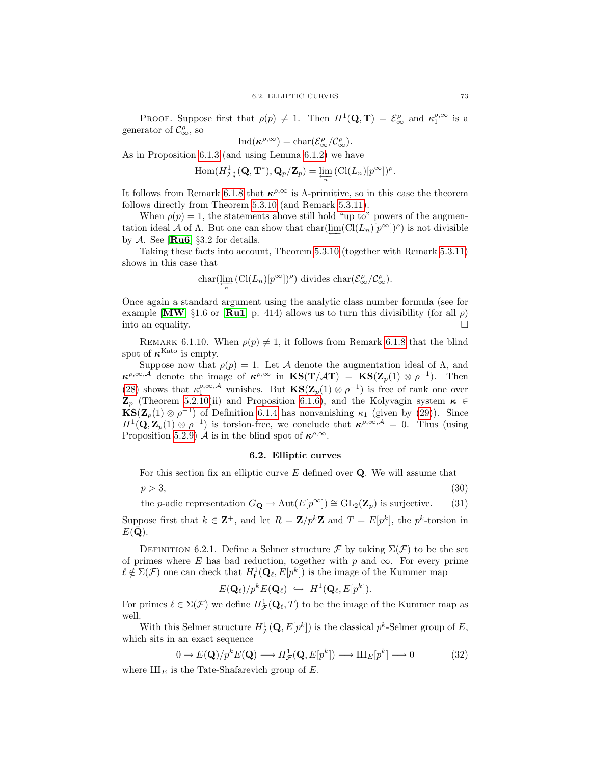Proof. Suppose first that $\rho(p) \neq 1$. Then $H^1(\mathbf{Q}, \mathbf{T}) = \mathcal{E}_\infty^\rho$ and $\kappa_1^{\rho,\infty}$ is a generator of $\mathcal{C}_\infty^\rho$, so

$$\mathrm{Ind}(\boldsymbol{\kappa}^{\rho,\infty}) = \mathrm{char}(\mathcal{E}_\infty^\rho/\mathcal{C}_\infty^\rho).$$

As in Proposition 6.1.3 (and using Lemma 6.1.2) we have

$$\mathrm{Hom}(H^1_{\mathcal{F}^*_\Lambda}(\mathbf{Q}, \mathbf{T}^*), \mathbf{Q}_p/\mathbf{Z}_p) = \varprojlim_n (\mathrm{Cl}(L_n)[p^\infty])^\rho.$$

It follows from Remark 6.1.8 that $\boldsymbol{\kappa}^{\rho,\infty}$ is $\Lambda$-primitive, so in this case the theorem follows directly from Theorem 5.3.10 (and Remark 5.3.11).

When $\rho(p) = 1$, the statements above still hold "up to" powers of the augmentation ideal $\mathcal{A}$ of $\Lambda$. But one can show that $\mathrm{char}(\varprojlim(\mathrm{Cl}(L_n)[p^\infty])^\rho)$ is not divisible by $\mathcal{A}$. See [**Ru6**] §3.2 for details.

Taking these facts into account, Theorem 5.3.10 (together with Remark 5.3.11) shows in this case that

$$\mathrm{char}(\varprojlim_n (\mathrm{Cl}(L_n)[p^\infty])^\rho) \text{ divides } \mathrm{char}(\mathcal{E}_\infty^\rho/\mathcal{C}_\infty^\rho).$$

Once again a standard argument using the analytic class number formula (see for example [**MW**] §1.6 or [**Ru1**] p. 414) allows us to turn this divisibility (for all $\rho$) into an equality. $\square$

Remark 6.1.10. When $\rho(p) \neq 1$, it follows from Remark 6.1.8 that the blind spot of $\boldsymbol{\kappa}^{\mathrm{Kato}}$ is empty.

Suppose now that $\rho(p) = 1$. Let $\mathcal{A}$ denote the augmentation ideal of $\Lambda$, and $\boldsymbol{\kappa}^{\rho,\infty,\mathcal{A}}$ denote the image of $\boldsymbol{\kappa}^{\rho,\infty}$ in $\mathbf{KS}(\mathbf{T}/\mathcal{A}\mathbf{T}) = \mathbf{KS}(\mathbf{Z}_p(1) \otimes \rho^{-1})$. Then (28) shows that $\kappa_1^{\rho,\infty,\mathcal{A}}$ vanishes. But $\mathbf{KS}(\mathbf{Z}_p(1) \otimes \rho^{-1})$ is free of rank one over $\mathbf{Z}_p$ (Theorem 5.2.10(ii) and Proposition 6.1.6), and the Kolyvagin system $\boldsymbol{\kappa} \in \mathbf{KS}(\mathbf{Z}_p(1) \otimes \rho^{-1})$ of Definition 6.1.4 has nonvanishing $\kappa_1$ (given by (29)). Since $H^1(\mathbf{Q}, \mathbf{Z}_p(1) \otimes \rho^{-1})$ is torsion-free, we conclude that $\boldsymbol{\kappa}^{\rho,\infty,\mathcal{A}} = 0$. Thus (using Proposition 5.2.9) $\mathcal{A}$ is in the blind spot of $\boldsymbol{\kappa}^{\rho,\infty}$.

## 6.2. Elliptic curves

For this section fix an elliptic curve $E$ defined over $\mathbf{Q}$. We will assume that

$$p > 3, \tag{30}$$

$$\text{the } p\text{-adic representation } G_{\mathbf{Q}} \to \mathrm{Aut}(E[p^\infty]) \cong \mathrm{GL}_2(\mathbf{Z}_p) \text{ is surjective.} \tag{31}$$

Suppose first that $k \in \mathbf{Z}^+$, and let $R = \mathbf{Z}/p^k\mathbf{Z}$ and $T = E[p^k]$, the $p^k$-torsion in $E(\bar{\mathbf{Q}})$.

Definition 6.2.1. Define a Selmer structure $\mathcal{F}$ by taking $\Sigma(\mathcal{F})$ to be the set of primes where $E$ has bad reduction, together with $p$ and $\infty$. For every prime $\ell \notin \Sigma(\mathcal{F})$ one can check that $H^1_{\mathrm{f}}(\mathbf{Q}_\ell, E[p^k])$ is the image of the Kummer map

$$E(\mathbf{Q}_\ell)/p^k E(\mathbf{Q}_\ell) \hookrightarrow H^1(\mathbf{Q}_\ell, E[p^k]).$$

For primes $\ell \in \Sigma(\mathcal{F})$ we define $H^1_{\mathcal{F}}(\mathbf{Q}_\ell, T)$ to be the image of the Kummer map as well.

With this Selmer structure $H^1_{\mathcal{F}}(\mathbf{Q}, E[p^k])$ is the classical $p^k$-Selmer group of $E$, which sits in an exact sequence

$$0 \to E(\mathbf{Q})/p^k E(\mathbf{Q}) \longrightarrow H^1_{\mathcal{F}}(\mathbf{Q}, E[p^k]) \longrightarrow \text{Ш}_E[p^k] \longrightarrow 0 \tag{32}$$

where $\text{Ш}_E$ is the Tate-Shafarevich group of $E$.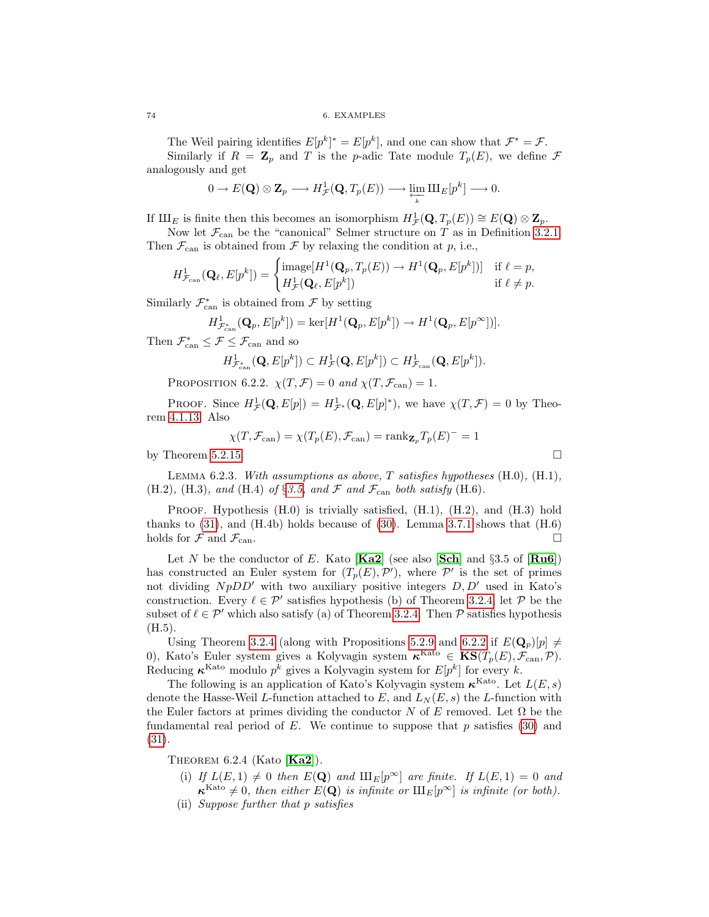The Weil pairing identifies $E[p^k]^* = E[p^k]$, and one can show that $\mathcal{F}^* = \mathcal{F}$.

Similarly if $R = \mathbf{Z}_p$ and $T$ is the $p$-adic Tate module $T_p(E)$, we define $\mathcal{F}$ analogously and get

$$0 \to E(\mathbf{Q}) \otimes \mathbf{Z}_p \longrightarrow H^1_{\mathcal{F}}(\mathbf{Q}, T_p(E)) \longrightarrow \varprojlim_k Ш_E[p^k] \longrightarrow 0.$$

If $Ш_E$ is finite then this becomes an isomorphism $H^1_{\mathcal{F}}(\mathbf{Q}, T_p(E)) \cong E(\mathbf{Q}) \otimes \mathbf{Z}_p$.

Now let $\mathcal{F}_{\mathrm{can}}$ be the "canonical" Selmer structure on $T$ as in Definition 3.2.1. Then $\mathcal{F}_{\mathrm{can}}$ is obtained from $\mathcal{F}$ by relaxing the condition at $p$, i.e.,

$$H^1_{\mathcal{F}_{\mathrm{can}}}(\mathbf{Q}_\ell, E[p^k]) = \begin{cases} \mathrm{image}[H^1(\mathbf{Q}_p, T_p(E)) \to H^1(\mathbf{Q}_p, E[p^k])] & \text{if } \ell = p, \\ H^1_{\mathcal{F}}(\mathbf{Q}_\ell, E[p^k]) & \text{if } \ell \neq p. \end{cases}$$

Similarly $\mathcal{F}^*_{\mathrm{can}}$ is obtained from $\mathcal{F}$ by setting

$$H^1_{\mathcal{F}^*_{\mathrm{can}}}(\mathbf{Q}_p, E[p^k]) = \ker[H^1(\mathbf{Q}_p, E[p^k]) \to H^1(\mathbf{Q}_p, E[p^\infty])].$$

Then $\mathcal{F}^*_{\mathrm{can}} \leq \mathcal{F} \leq \mathcal{F}_{\mathrm{can}}$ and so

$$H^1_{\mathcal{F}^*_{\mathrm{can}}}(\mathbf{Q}, E[p^k]) \subset H^1_{\mathcal{F}}(\mathbf{Q}, E[p^k]) \subset H^1_{\mathcal{F}_{\mathrm{can}}}(\mathbf{Q}, E[p^k]).$$

Proposition 6.2.2. *$\chi(T, \mathcal{F}) = 0$ and $\chi(T, \mathcal{F}_{\mathrm{can}}) = 1$.*

Proof. Since $H^1_{\mathcal{F}}(\mathbf{Q}, E[p]) = H^1_{\mathcal{F}^*}(\mathbf{Q}, E[p]^*)$, we have $\chi(T, \mathcal{F}) = 0$ by Theorem 4.1.13. Also

$$\chi(T, \mathcal{F}_{\mathrm{can}}) = \chi(T_p(E), \mathcal{F}_{\mathrm{can}}) = \mathrm{rank}_{\mathbf{Z}_p} T_p(E)^- = 1$$

by Theorem 5.2.15. □

Lemma 6.2.3. *With assumptions as above, $T$ satisfies hypotheses* (H.0), (H.1), (H.2), (H.3), *and* (H.4) *of* §3.5, *and $\mathcal{F}$ and $\mathcal{F}_{\mathrm{can}}$ both satisfy* (H.6).

Proof. Hypothesis (H.0) is trivially satisfied, (H.1), (H.2), and (H.3) hold thanks to (31), and (H.4b) holds because of (30). Lemma 3.7.1 shows that (H.6) holds for $\mathcal{F}$ and $\mathcal{F}_{\mathrm{can}}$. □

Let $N$ be the conductor of $E$. Kato [**Ka2**] (see also [**Sch**] and §3.5 of [**Ru6**]) has constructed an Euler system for $(T_p(E), \mathcal{P}')$, where $\mathcal{P}'$ is the set of primes not dividing $NpDD'$ with two auxiliary positive integers $D, D'$ used in Kato's construction. Every $\ell \in \mathcal{P}'$ satisfies hypothesis (b) of Theorem 3.2.4; let $\mathcal{P}$ be the subset of $\ell \in \mathcal{P}'$ which also satisfy (a) of Theorem 3.2.4. Then $\mathcal{P}$ satisfies hypothesis (H.5).

Using Theorem 3.2.4 (along with Propositions 5.2.9 and 6.2.2 if $E(\mathbf{Q}_p)[p] \neq 0$), Kato's Euler system gives a Kolyvagin system $\boldsymbol{\kappa}^{\mathrm{Kato}} \in \mathbf{KS}(T_p(E), \mathcal{F}_{\mathrm{can}}, \mathcal{P})$. Reducing $\boldsymbol{\kappa}^{\mathrm{Kato}}$ modulo $p^k$ gives a Kolyvagin system for $E[p^k]$ for every $k$.

The following is an application of Kato's Kolyvagin system $\boldsymbol{\kappa}^{\mathrm{Kato}}$. Let $L(E, s)$ denote the Hasse-Weil $L$-function attached to $E$, and $L_N(E, s)$ the $L$-function with the Euler factors at primes dividing the conductor $N$ of $E$ removed. Let $\Omega$ be the fundamental real period of $E$. We continue to suppose that $p$ satisfies (30) and (31).

Theorem 6.2.4 (Kato [**Ka2**]).

(i) *If $L(E, 1) \neq 0$ then $E(\mathbf{Q})$ and $Ш_E[p^\infty]$ are finite. If $L(E, 1) = 0$ and $\boldsymbol{\kappa}^{\mathrm{Kato}} \neq 0$, then either $E(\mathbf{Q})$ is infinite or $Ш_E[p^\infty]$ is infinite (or both).*

(ii) *Suppose further that $p$ satisfies*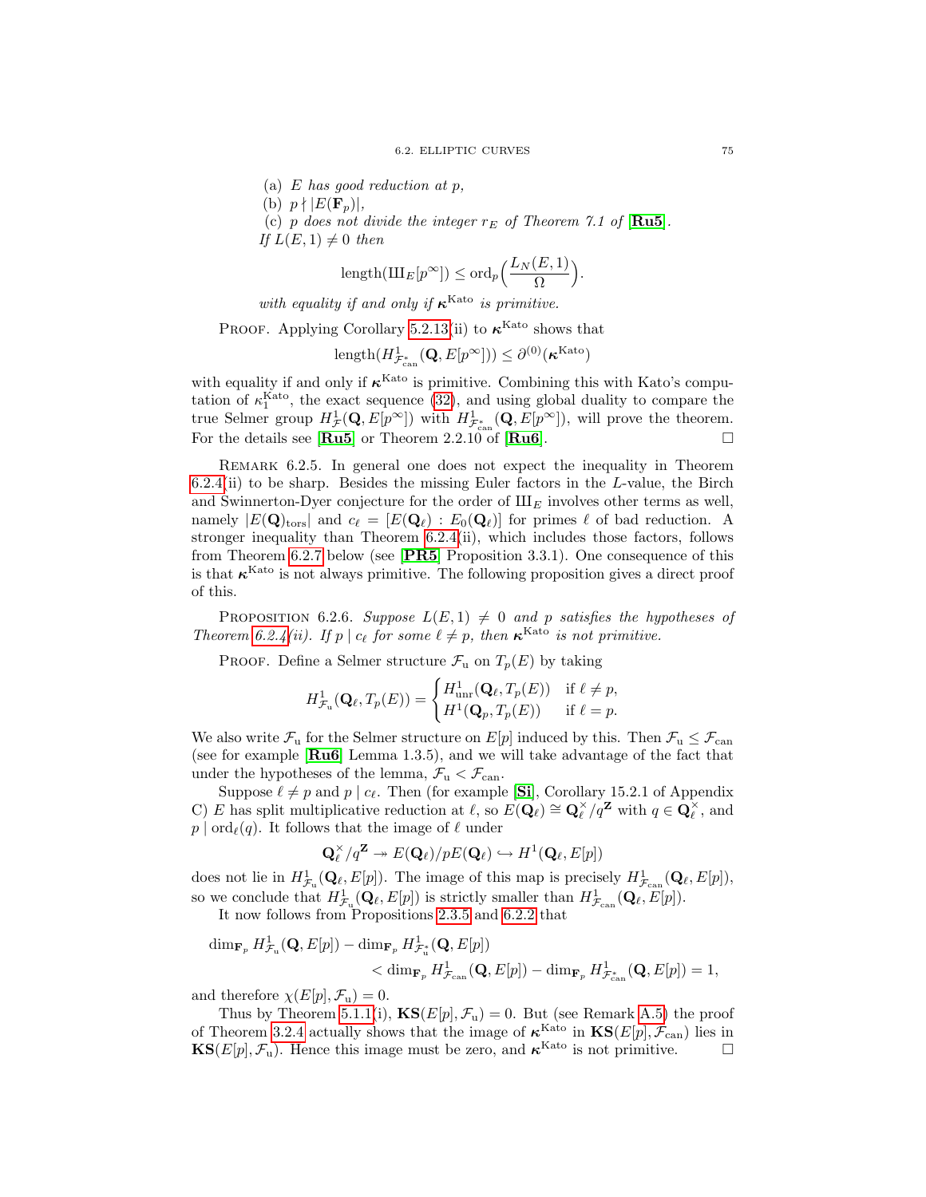(a) *$E$ has good reduction at $p$,*

(b) *$p \nmid |E(\mathbf{F}_p)|$,*

(c) *$p$ does not divide the integer $r_E$ of Theorem 7.1 of* [**Ru5**].

*If $L(E,1) \neq 0$ then*

$$\operatorname{length}(\text{Ш}_E[p^\infty]) \leq \operatorname{ord}_p\Big(\frac{L_N(E,1)}{\Omega}\Big).$$

*with equality if and only if $\boldsymbol{\kappa}^{\text{Kato}}$ is primitive.*

Proof. Applying Corollary 5.2.13(ii) to $\boldsymbol{\kappa}^{\text{Kato}}$ shows that

$$\operatorname{length}(H^1_{\mathcal{F}^*_{\text{can}}}(\mathbf{Q}, E[p^\infty])) \leq \partial^{(0)}(\boldsymbol{\kappa}^{\text{Kato}})$$

with equality if and only if $\boldsymbol{\kappa}^{\text{Kato}}$ is primitive. Combining this with Kato's computation of $\kappa_1^{\text{Kato}}$, the exact sequence (32), and using global duality to compare the true Selmer group $H^1_{\mathcal{F}}(\mathbf{Q}, E[p^\infty])$ with $H^1_{\mathcal{F}^*_{\text{can}}}(\mathbf{Q}, E[p^\infty])$, will prove the theorem. For the details see [**Ru5**] or Theorem 2.2.10 of [**Ru6**]. □

Remark 6.2.5. In general one does not expect the inequality in Theorem 6.2.4(ii) to be sharp. Besides the missing Euler factors in the $L$-value, the Birch and Swinnerton-Dyer conjecture for the order of $\text{Ш}_E$ involves other terms as well, namely $|E(\mathbf{Q})_{\text{tors}}|$ and $c_\ell = [E(\mathbf{Q}_\ell) : E_0(\mathbf{Q}_\ell)]$ for primes $\ell$ of bad reduction. A stronger inequality than Theorem 6.2.4(ii), which includes those factors, follows from Theorem 6.2.7 below (see [**PR5**] Proposition 3.3.1). One consequence of this is that $\boldsymbol{\kappa}^{\text{Kato}}$ is not always primitive. The following proposition gives a direct proof of this.

Proposition 6.2.6. *Suppose $L(E,1) \neq 0$ and $p$ satisfies the hypotheses of Theorem 6.2.4(ii). If $p \mid c_\ell$ for some $\ell \neq p$, then $\boldsymbol{\kappa}^{\text{Kato}}$ is not primitive.*

Proof. Define a Selmer structure $\mathcal{F}_{\text{u}}$ on $T_p(E)$ by taking

$$H^1_{\mathcal{F}_{\text{u}}}(\mathbf{Q}_\ell, T_p(E)) = \begin{cases} H^1_{\text{unr}}(\mathbf{Q}_\ell, T_p(E)) & \text{if } \ell \neq p, \\ H^1(\mathbf{Q}_p, T_p(E)) & \text{if } \ell = p. \end{cases}$$

We also write $\mathcal{F}_{\text{u}}$ for the Selmer structure on $E[p]$ induced by this. Then $\mathcal{F}_{\text{u}} \leq \mathcal{F}_{\text{can}}$ (see for example [**Ru6**] Lemma 1.3.5), and we will take advantage of the fact that under the hypotheses of the lemma, $\mathcal{F}_{\text{u}} < \mathcal{F}_{\text{can}}$.

Suppose $\ell \neq p$ and $p \mid c_\ell$. Then (for example [**Si**], Corollary 15.2.1 of Appendix C) $E$ has split multiplicative reduction at $\ell$, so $E(\mathbf{Q}_\ell) \cong \mathbf{Q}_\ell^\times/q^{\mathbf{Z}}$ with $q \in \mathbf{Q}_\ell^\times$, and $p \mid \operatorname{ord}_\ell(q)$. It follows that the image of $\ell$ under

$$\mathbf{Q}_\ell^\times/q^{\mathbf{Z}} \twoheadrightarrow E(\mathbf{Q}_\ell)/pE(\mathbf{Q}_\ell) \hookrightarrow H^1(\mathbf{Q}_\ell, E[p])$$

does not lie in $H^1_{\mathcal{F}_{\text{u}}}(\mathbf{Q}_\ell, E[p])$. The image of this map is precisely $H^1_{\mathcal{F}_{\text{can}}}(\mathbf{Q}_\ell, E[p])$, so we conclude that $H^1_{\mathcal{F}_{\text{u}}}(\mathbf{Q}_\ell, E[p])$ is strictly smaller than $H^1_{\mathcal{F}_{\text{can}}}(\mathbf{Q}_\ell, E[p])$.

It now follows from Propositions 2.3.5 and 6.2.2 that

$$\begin{aligned} &\dim_{\mathbf{F}_p} H^1_{\mathcal{F}_{\text{u}}}(\mathbf{Q}, E[p]) - \dim_{\mathbf{F}_p} H^1_{\mathcal{F}^*_{\text{u}}}(\mathbf{Q}, E[p]) \\ &\qquad < \dim_{\mathbf{F}_p} H^1_{\mathcal{F}_{\text{can}}}(\mathbf{Q}, E[p]) - \dim_{\mathbf{F}_p} H^1_{\mathcal{F}^*_{\text{can}}}(\mathbf{Q}, E[p]) = 1, \end{aligned}$$

and therefore $\chi(E[p], \mathcal{F}_{\text{u}}) = 0$.

Thus by Theorem 5.1.1(i), $\mathbf{KS}(E[p], \mathcal{F}_{\text{u}}) = 0$. But (see Remark A.5) the proof of Theorem 3.2.4 actually shows that the image of $\boldsymbol{\kappa}^{\text{Kato}}$ in $\mathbf{KS}(E[p], \mathcal{F}_{\text{can}})$ lies in $\mathbf{KS}(E[p], \mathcal{F}_{\text{u}})$. Hence this image must be zero, and $\boldsymbol{\kappa}^{\text{Kato}}$ is not primitive. □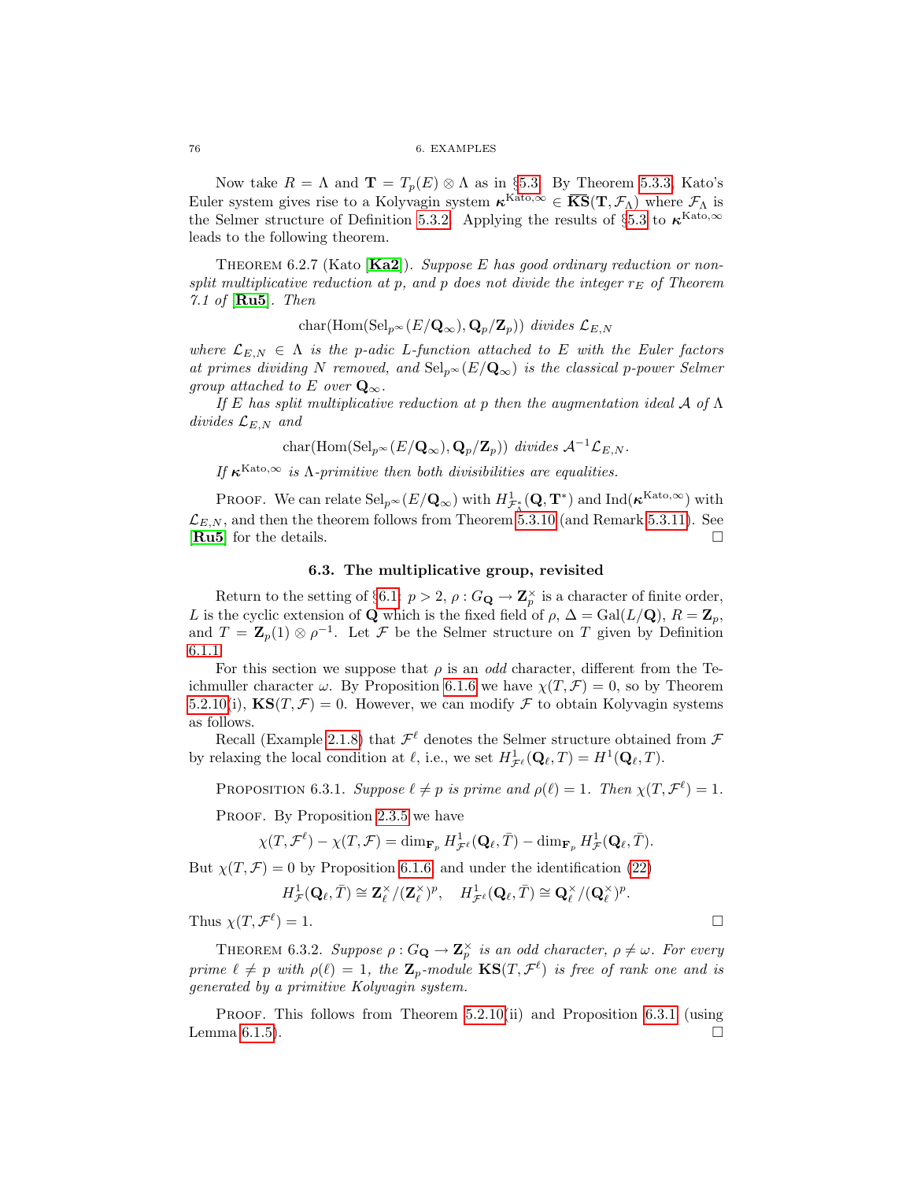Now take $R = \Lambda$ and $\mathbf{T} = T_p(E) \otimes \Lambda$ as in §5.3. By Theorem 5.3.3, Kato's Euler system gives rise to a Kolyvagin system $\boldsymbol{\kappa}^{\mathrm{Kato},\infty} \in \overline{\mathbf{KS}}(\mathbf{T}, \mathcal{F}_\Lambda)$ where $\mathcal{F}_\Lambda$ is the Selmer structure of Definition 5.3.2. Applying the results of §5.3 to $\boldsymbol{\kappa}^{\mathrm{Kato},\infty}$ leads to the following theorem.

THEOREM 6.2.7 (Kato [**Ka2**]). *Suppose $E$ has good ordinary reduction or non-split multiplicative reduction at $p$, and $p$ does not divide the integer $r_E$ of Theorem 7.1 of [**Ru5**]. Then*

$$\mathrm{char}(\mathrm{Hom}(\mathrm{Sel}_{p^\infty}(E/\mathbf{Q}_\infty), \mathbf{Q}_p/\mathbf{Z}_p)) \text{ divides } \mathcal{L}_{E,N}$$

*where $\mathcal{L}_{E,N} \in \Lambda$ is the $p$-adic $L$-function attached to $E$ with the Euler factors at primes dividing $N$ removed, and $\mathrm{Sel}_{p^\infty}(E/\mathbf{Q}_\infty)$ is the classical $p$-power Selmer group attached to $E$ over $\mathbf{Q}_\infty$.*

*If $E$ has split multiplicative reduction at $p$ then the augmentation ideal $\mathcal{A}$ of $\Lambda$ divides $\mathcal{L}_{E,N}$ and*

$$\mathrm{char}(\mathrm{Hom}(\mathrm{Sel}_{p^\infty}(E/\mathbf{Q}_\infty), \mathbf{Q}_p/\mathbf{Z}_p)) \text{ divides } \mathcal{A}^{-1}\mathcal{L}_{E,N}.$$

*If $\boldsymbol{\kappa}^{\mathrm{Kato},\infty}$ is $\Lambda$-primitive then both divisibilities are equalities.*

PROOF. We can relate $\mathrm{Sel}_{p^\infty}(E/\mathbf{Q}_\infty)$ with $H^1_{\mathcal{F}_\Lambda^*}(\mathbf{Q}, \mathbf{T}^*)$ and $\mathrm{Ind}(\boldsymbol{\kappa}^{\mathrm{Kato},\infty})$ with $\mathcal{L}_{E,N}$, and then the theorem follows from Theorem 5.3.10 (and Remark 5.3.11). See [**Ru5**] for the details. □

## 6.3. The multiplicative group, revisited

Return to the setting of §6.1: $p > 2$, $\rho : G_{\mathbf{Q}} \to \mathbf{Z}_p^\times$ is a character of finite order, $L$ is the cyclic extension of $\mathbf{Q}$ which is the fixed field of $\rho$, $\Delta = \mathrm{Gal}(L/\mathbf{Q})$, $R = \mathbf{Z}_p$, and $T = \mathbf{Z}_p(1) \otimes \rho^{-1}$. Let $\mathcal{F}$ be the Selmer structure on $T$ given by Definition 6.1.1.

For this section we suppose that $\rho$ is an *odd* character, different from the Teichmuller character $\omega$. By Proposition 6.1.6 we have $\chi(T, \mathcal{F}) = 0$, so by Theorem 5.2.10(i), $\mathbf{KS}(T, \mathcal{F}) = 0$. However, we can modify $\mathcal{F}$ to obtain Kolyvagin systems as follows.

Recall (Example 2.1.8) that $\mathcal{F}^\ell$ denotes the Selmer structure obtained from $\mathcal{F}$ by relaxing the local condition at $\ell$, i.e., we set $H^1_{\mathcal{F}^\ell}(\mathbf{Q}_\ell, T) = H^1(\mathbf{Q}_\ell, T)$.

PROPOSITION 6.3.1. *Suppose $\ell \neq p$ is prime and $\rho(\ell) = 1$. Then $\chi(T, \mathcal{F}^\ell) = 1$.*

PROOF. By Proposition 2.3.5 we have

$$\chi(T, \mathcal{F}^\ell) - \chi(T, \mathcal{F}) = \dim_{\mathbf{F}_p} H^1_{\mathcal{F}^\ell}(\mathbf{Q}_\ell, \bar{T}) - \dim_{\mathbf{F}_p} H^1_{\mathcal{F}}(\mathbf{Q}_\ell, \bar{T}).$$

But $\chi(T, \mathcal{F}) = 0$ by Proposition 6.1.6 and under the identification (22)

$$H^1_{\mathcal{F}}(\mathbf{Q}_\ell, \bar{T}) \cong \mathbf{Z}_\ell^\times/(\mathbf{Z}_\ell^\times)^p, \quad H^1_{\mathcal{F}^\ell}(\mathbf{Q}_\ell, \bar{T}) \cong \mathbf{Q}_\ell^\times/(\mathbf{Q}_\ell^\times)^p.$$

Thus $\chi(T, \mathcal{F}^\ell) = 1$. □

THEOREM 6.3.2. *Suppose $\rho : G_{\mathbf{Q}} \to \mathbf{Z}_p^\times$ is an odd character, $\rho \neq \omega$. For every prime $\ell \neq p$ with $\rho(\ell) = 1$, the $\mathbf{Z}_p$-module $\mathbf{KS}(T, \mathcal{F}^\ell)$ is free of rank one and is generated by a primitive Kolyvagin system.*

PROOF. This follows from Theorem 5.2.10(ii) and Proposition 6.3.1 (using Lemma 6.1.5). □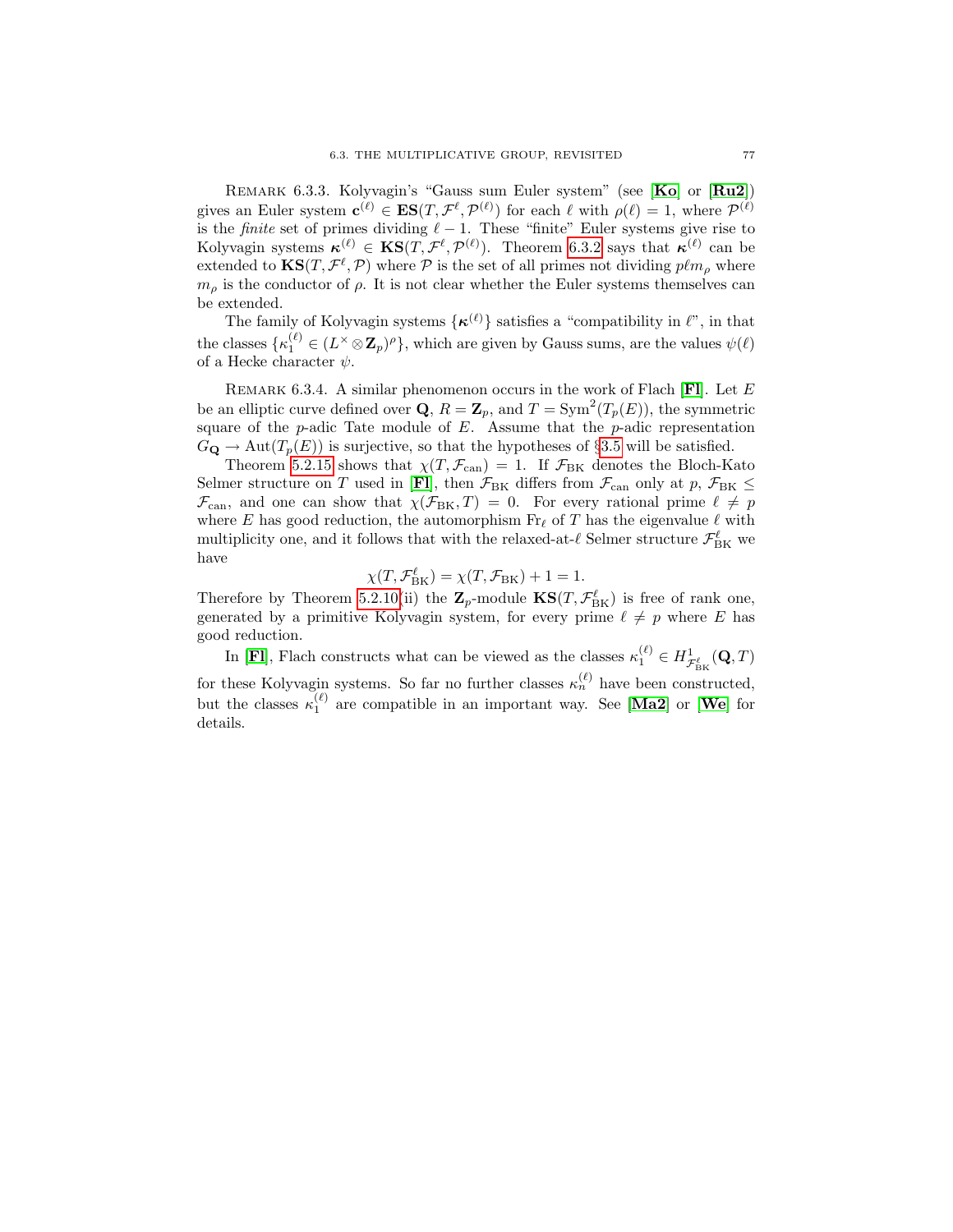Remark 6.3.3. Kolyvagin's "Gauss sum Euler system" (see [**Ko**] or [**Ru2**]) gives an Euler system $\mathbf{c}^{(\ell)} \in \mathbf{ES}(T, \mathcal{F}^{\ell}, \mathcal{P}^{(\ell)})$ for each $\ell$ with $\rho(\ell) = 1$, where $\mathcal{P}^{(\ell)}$ is the *finite* set of primes dividing $\ell - 1$. These "finite" Euler systems give rise to Kolyvagin systems $\boldsymbol{\kappa}^{(\ell)} \in \mathbf{KS}(T, \mathcal{F}^{\ell}, \mathcal{P}^{(\ell)})$. Theorem 6.3.2 says that $\boldsymbol{\kappa}^{(\ell)}$ can be extended to $\mathbf{KS}(T, \mathcal{F}^{\ell}, \mathcal{P})$ where $\mathcal{P}$ is the set of all primes not dividing $p\ell m_\rho$ where $m_\rho$ is the conductor of $\rho$. It is not clear whether the Euler systems themselves can be extended.

The family of Kolyvagin systems $\{\boldsymbol{\kappa}^{(\ell)}\}$ satisfies a "compatibility in $\ell$", in that the classes $\{\kappa_1^{(\ell)} \in (L^\times \otimes \mathbf{Z}_p)^\rho\}$, which are given by Gauss sums, are the values $\psi(\ell)$ of a Hecke character $\psi$.

Remark 6.3.4. A similar phenomenon occurs in the work of Flach [**Fl**]. Let $E$ be an elliptic curve defined over $\mathbf{Q}$, $R = \mathbf{Z}_p$, and $T = \mathrm{Sym}^2(T_p(E))$, the symmetric square of the $p$-adic Tate module of $E$. Assume that the $p$-adic representation $G_{\mathbf{Q}} \to \mathrm{Aut}(T_p(E))$ is surjective, so that the hypotheses of §3.5 will be satisfied.

Theorem 5.2.15 shows that $\chi(T, \mathcal{F}_{\mathrm{can}}) = 1$. If $\mathcal{F}_{\mathrm{BK}}$ denotes the Bloch-Kato Selmer structure on $T$ used in [**Fl**], then $\mathcal{F}_{\mathrm{BK}}$ differs from $\mathcal{F}_{\mathrm{can}}$ only at $p$, $\mathcal{F}_{\mathrm{BK}} \leq \mathcal{F}_{\mathrm{can}}$, and one can show that $\chi(\mathcal{F}_{\mathrm{BK}}, T) = 0$. For every rational prime $\ell \neq p$ where $E$ has good reduction, the automorphism $\mathrm{Fr}_\ell$ of $T$ has the eigenvalue $\ell$ with multiplicity one, and it follows that with the relaxed-at-$\ell$ Selmer structure $\mathcal{F}_{\mathrm{BK}}^{\ell}$ we have

$$\chi(T, \mathcal{F}_{\mathrm{BK}}^{\ell}) = \chi(T, \mathcal{F}_{\mathrm{BK}}) + 1 = 1.$$

Therefore by Theorem 5.2.10(ii) the $\mathbf{Z}_p$-module $\mathbf{KS}(T, \mathcal{F}_{\mathrm{BK}}^{\ell})$ is free of rank one, generated by a primitive Kolyvagin system, for every prime $\ell \neq p$ where $E$ has good reduction.

In [**Fl**], Flach constructs what can be viewed as the classes $\kappa_1^{(\ell)} \in H^1_{\mathcal{F}_{\mathrm{BK}}^{\ell}}(\mathbf{Q}, T)$ for these Kolyvagin systems. So far no further classes $\kappa_n^{(\ell)}$ have been constructed, but the classes $\kappa_1^{(\ell)}$ are compatible in an important way. See [**Ma2**] or [**We**] for details.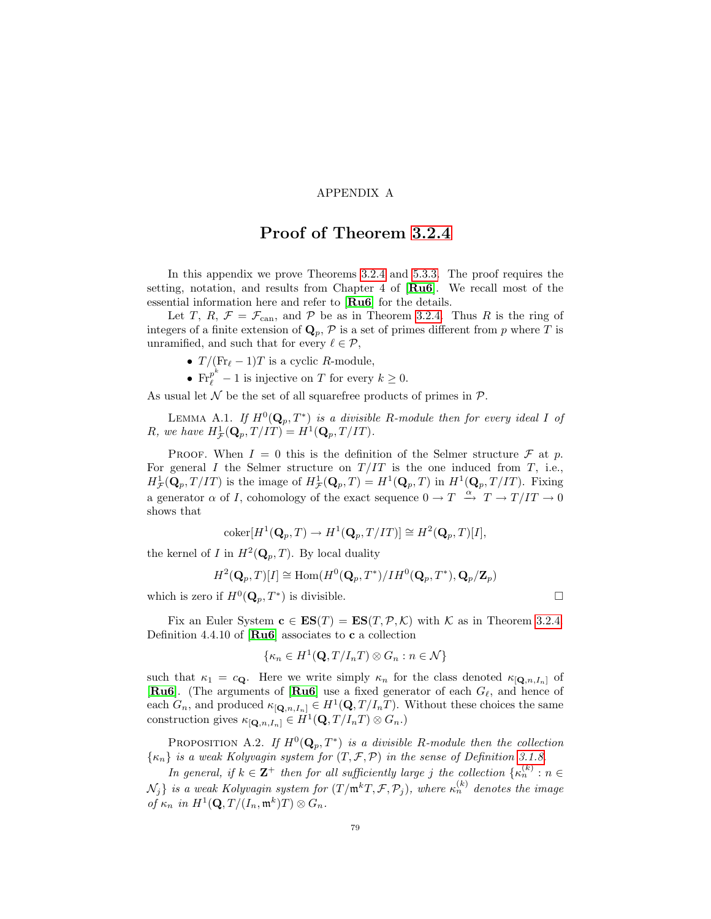APPENDIX A

# Proof of Theorem 3.2.4

In this appendix we prove Theorems 3.2.4 and 5.3.3. The proof requires the setting, notation, and results from Chapter 4 of [**Ru6**]. We recall most of the essential information here and refer to [**Ru6**] for the details.

Let $T$, $R$, $\mathcal{F} = \mathcal{F}_{\mathrm{can}}$, and $\mathcal{P}$ be as in Theorem 3.2.4. Thus $R$ is the ring of integers of a finite extension of $\mathbf{Q}_p$, $\mathcal{P}$ is a set of primes different from $p$ where $T$ is unramified, and such that for every $\ell \in \mathcal{P}$,

- $T/(\mathrm{Fr}_\ell - 1)T$ is a cyclic $R$-module,
- $\mathrm{Fr}_\ell^{p^k} - 1$ is injective on $T$ for every $k \geq 0$.

As usual let $\mathcal{N}$ be the set of all squarefree products of primes in $\mathcal{P}$.

Lemma A.1. *If $H^0(\mathbf{Q}_p, T^*)$ is a divisible $R$-module then for every ideal $I$ of $R$, we have $H^1_{\mathcal{F}}(\mathbf{Q}_p, T/IT) = H^1(\mathbf{Q}_p, T/IT)$.*

Proof. When $I = 0$ this is the definition of the Selmer structure $\mathcal{F}$ at $p$. For general $I$ the Selmer structure on $T/IT$ is the one induced from $T$, i.e., $H^1_{\mathcal{F}}(\mathbf{Q}_p, T/IT)$ is the image of $H^1_{\mathcal{F}}(\mathbf{Q}_p, T) = H^1(\mathbf{Q}_p, T)$ in $H^1(\mathbf{Q}_p, T/IT)$. Fixing a generator $\alpha$ of $I$, cohomology of the exact sequence $0 \to T \xrightarrow{\alpha} T \to T/IT \to 0$ shows that

$$\mathrm{coker}[H^1(\mathbf{Q}_p, T) \to H^1(\mathbf{Q}_p, T/IT)] \cong H^2(\mathbf{Q}_p, T)[I],$$

the kernel of $I$ in $H^2(\mathbf{Q}_p, T)$. By local duality

$$H^2(\mathbf{Q}_p, T)[I] \cong \mathrm{Hom}(H^0(\mathbf{Q}_p, T^*)/IH^0(\mathbf{Q}_p, T^*), \mathbf{Q}_p/\mathbf{Z}_p)$$

which is zero if $H^0(\mathbf{Q}_p, T^*)$ is divisible. $\square$

Fix an Euler System $\mathbf{c} \in \mathbf{ES}(T) = \mathbf{ES}(T, \mathcal{P}, \mathcal{K})$ with $\mathcal{K}$ as in Theorem 3.2.4. Definition 4.4.10 of [**Ru6**] associates to $\mathbf{c}$ a collection

$$\{\kappa_n \in H^1(\mathbf{Q}, T/I_nT) \otimes G_n : n \in \mathcal{N}\}$$

such that $\kappa_1 = c_{\mathbf{Q}}$. Here we write simply $\kappa_n$ for the class denoted $\kappa_{[\mathbf{Q},n,I_n]}$ of [**Ru6**]. (The arguments of [**Ru6**] use a fixed generator of each $G_\ell$, and hence of each $G_n$, and produced $\kappa_{[\mathbf{Q},n,I_n]} \in H^1(\mathbf{Q}, T/I_nT)$. Without these choices the same construction gives $\kappa_{[\mathbf{Q},n,I_n]} \in H^1(\mathbf{Q}, T/I_nT) \otimes G_n$.)

Proposition A.2. *If $H^0(\mathbf{Q}_p, T^*)$ is a divisible $R$-module then the collection $\{\kappa_n\}$ is a weak Kolyvagin system for $(T, \mathcal{F}, \mathcal{P})$ in the sense of Definition 3.1.8.*

*In general, if $k \in \mathbf{Z}^+$ then for all sufficiently large $j$ the collection $\{\kappa_n^{(k)} : n \in \mathcal{N}_j\}$ is a weak Kolyvagin system for $(T/\mathfrak{m}^kT, \mathcal{F}, \mathcal{P}_j)$, where $\kappa_n^{(k)}$ denotes the image of $\kappa_n$ in $H^1(\mathbf{Q}, T/(I_n, \mathfrak{m}^k)T) \otimes G_n$.*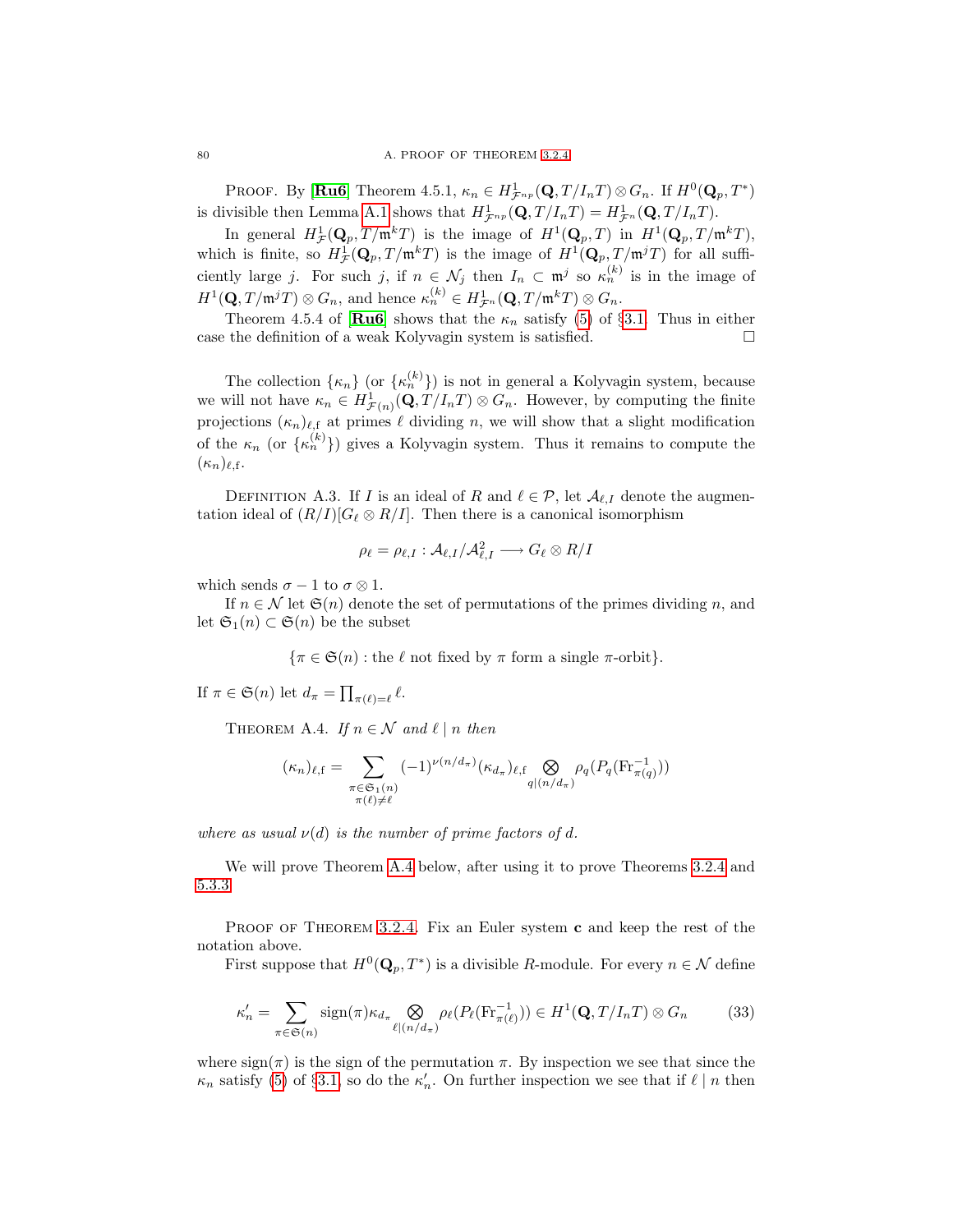Proof. By [**Ru6**] Theorem 4.5.1, $\kappa_n \in H^1_{\mathcal{F}^{np}}(\mathbf{Q}, T/I_nT) \otimes G_n$. If $H^0(\mathbf{Q}_p, T^*)$ is divisible then Lemma A.1 shows that $H^1_{\mathcal{F}^{np}}(\mathbf{Q}, T/I_nT) = H^1_{\mathcal{F}^n}(\mathbf{Q}, T/I_nT)$.

In general $H^1_{\mathcal{F}}(\mathbf{Q}_p, T/\mathfrak{m}^kT)$ is the image of $H^1(\mathbf{Q}_p, T)$ in $H^1(\mathbf{Q}_p, T/\mathfrak{m}^kT)$, which is finite, so $H^1_{\mathcal{F}}(\mathbf{Q}_p, T/\mathfrak{m}^kT)$ is the image of $H^1(\mathbf{Q}_p, T/\mathfrak{m}^jT)$ for all sufficiently large $j$. For such $j$, if $n \in \mathcal{N}_j$ then $I_n \subset \mathfrak{m}^j$ so $\kappa_n^{(k)}$ is in the image of $H^1(\mathbf{Q}, T/\mathfrak{m}^jT) \otimes G_n$, and hence $\kappa_n^{(k)} \in H^1_{\mathcal{F}^n}(\mathbf{Q}, T/\mathfrak{m}^kT) \otimes G_n$.

Theorem 4.5.4 of [**Ru6**] shows that the $\kappa_n$ satisfy (5) of §3.1. Thus in either case the definition of a weak Kolyvagin system is satisfied. □

The collection $\{\kappa_n\}$ (or $\{\kappa_n^{(k)}\}$) is not in general a Kolyvagin system, because we will not have $\kappa_n \in H^1_{\mathcal{F}(n)}(\mathbf{Q}, T/I_nT) \otimes G_n$. However, by computing the finite projections $(\kappa_n)_{\ell,\mathrm{f}}$ at primes $\ell$ dividing $n$, we will show that a slight modification of the $\kappa_n$ (or $\{\kappa_n^{(k)}\}$) gives a Kolyvagin system. Thus it remains to compute the $(\kappa_n)_{\ell,\mathrm{f}}$.

Definition A.3. If $I$ is an ideal of $R$ and $\ell \in \mathcal{P}$, let $\mathcal{A}_{\ell,I}$ denote the augmentation ideal of $(R/I)[G_\ell \otimes R/I]$. Then there is a canonical isomorphism

$$\rho_\ell = \rho_{\ell,I} : \mathcal{A}_{\ell,I}/\mathcal{A}^2_{\ell,I} \longrightarrow G_\ell \otimes R/I$$

which sends $\sigma - 1$ to $\sigma \otimes 1$.

If $n \in \mathcal{N}$ let $\mathfrak{S}(n)$ denote the set of permutations of the primes dividing $n$, and let $\mathfrak{S}_1(n) \subset \mathfrak{S}(n)$ be the subset

$$\{\pi \in \mathfrak{S}(n) : \text{the } \ell \text{ not fixed by } \pi \text{ form a single } \pi\text{-orbit}\}.$$

If $\pi \in \mathfrak{S}(n)$ let $d_\pi = \prod_{\pi(\ell)=\ell} \ell$.

Theorem A.4. *If $n \in \mathcal{N}$ and $\ell \mid n$ then*

$$(\kappa_n)_{\ell,\mathrm{f}} = \sum_{\substack{\pi \in \mathfrak{S}_1(n) \\ \pi(\ell) \neq \ell}} (-1)^{\nu(n/d_\pi)} (\kappa_{d_\pi})_{\ell,\mathrm{f}} \bigotimes_{q \mid (n/d_\pi)} \rho_q(P_q(\mathrm{Fr}^{-1}_{\pi(q)}))$$

*where as usual $\nu(d)$ is the number of prime factors of $d$.*

We will prove Theorem A.4 below, after using it to prove Theorems 3.2.4 and 5.3.3.

Proof of Theorem 3.2.4. Fix an Euler system $\mathbf{c}$ and keep the rest of the notation above.

First suppose that $H^0(\mathbf{Q}_p, T^*)$ is a divisible $R$-module. For every $n \in \mathcal{N}$ define

$$\kappa'_n = \sum_{\pi \in \mathfrak{S}(n)} \mathrm{sign}(\pi) \kappa_{d_\pi} \bigotimes_{\ell \mid (n/d_\pi)} \rho_\ell(P_\ell(\mathrm{Fr}^{-1}_{\pi(\ell)})) \in H^1(\mathbf{Q}, T/I_nT) \otimes G_n \tag{33}$$

where $\mathrm{sign}(\pi)$ is the sign of the permutation $\pi$. By inspection we see that since the $\kappa_n$ satisfy (5) of §3.1, so do the $\kappa'_n$. On further inspection we see that if $\ell \mid n$ then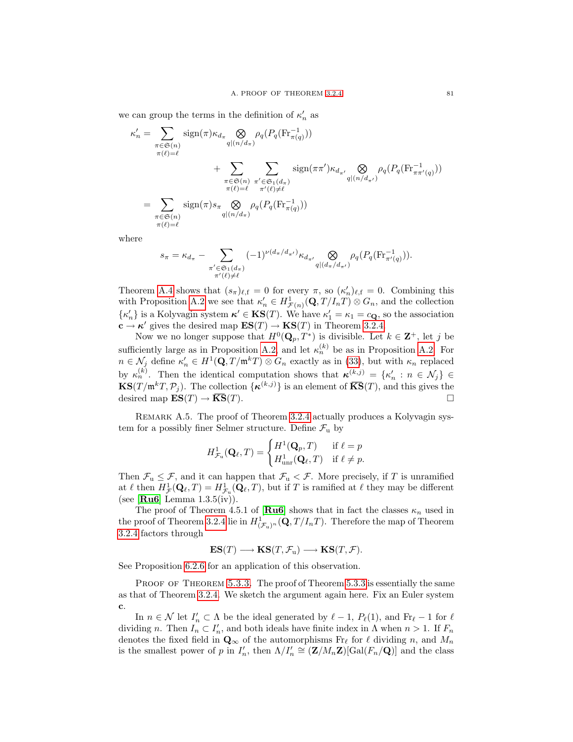we can group the terms in the definition of $\kappa'_n$ as

$$
\begin{aligned}
\kappa'_n = & \sum_{\substack{\pi\in\mathfrak{S}(n)\\ \pi(\ell)=\ell}} \operatorname{sign}(\pi)\kappa_{d_\pi} \bigotimes_{q|(n/d_\pi)} \rho_q(P_q(\mathrm{Fr}_{\pi(q)}^{-1})) \\
& \qquad + \sum_{\substack{\pi\in\mathfrak{S}(n)\\ \pi(\ell)=\ell}} \sum_{\substack{\pi'\in\mathfrak{S}_1(d_\pi)\\ \pi'(\ell)\neq\ell}} \operatorname{sign}(\pi\pi')\kappa_{d_{\pi'}} \bigotimes_{q|(n/d_{\pi'})} \rho_q(P_q(\mathrm{Fr}_{\pi\pi'(q)}^{-1})) \\
= & \sum_{\substack{\pi\in\mathfrak{S}(n)\\ \pi(\ell)=\ell}} \operatorname{sign}(\pi) s_\pi \bigotimes_{q|(n/d_\pi)} \rho_q(P_q(\mathrm{Fr}_{\pi(q)}^{-1}))
\end{aligned}
$$

where

$$
s_\pi = \kappa_{d_\pi} - \sum_{\substack{\pi'\in\mathfrak{S}_1(d_\pi)\\ \pi'(\ell)\neq\ell}} (-1)^{\nu(d_\pi/d_{\pi'})}\kappa_{d_{\pi'}} \bigotimes_{q|(d_\pi/d_{\pi'})} \rho_q(P_q(\mathrm{Fr}_{\pi'(q)}^{-1})).
$$

Theorem A.4 shows that $(s_\pi)_{\ell,\mathrm{f}} = 0$ for every $\pi$, so $(\kappa'_n)_{\ell,\mathrm{f}} = 0$. Combining this with Proposition A.2 we see that $\kappa'_n \in H^1_{\mathcal{F}(n)}(\mathbf{Q}, T/I_nT)\otimes G_n$, and the collection $\{\kappa'_n\}$ is a Kolyvagin system $\boldsymbol{\kappa}' \in \mathbf{KS}(T)$. We have $\kappa'_1 = \kappa_1 = c_{\mathbf{Q}}$, so the association $\mathbf{c} \to \boldsymbol{\kappa}'$ gives the desired map $\mathbf{ES}(T) \to \mathbf{KS}(T)$ in Theorem 3.2.4.

Now we no longer suppose that $H^0(\mathbf{Q}_p, T^*)$ is divisible. Let $k \in \mathbf{Z}^+$, let $j$ be sufficiently large as in Proposition A.2, and let $\kappa_n^{(k)}$ be as in Proposition A.2. For $n \in \mathcal{N}_j$ define $\kappa'_n \in H^1(\mathbf{Q}, T/\mathfrak{m}^kT)\otimes G_n$ exactly as in (33), but with $\kappa_n$ replaced by $\kappa_n^{(k)}$. Then the identical computation shows that $\boldsymbol{\kappa}^{(k,j)} = \{\kappa'_n : n \in \mathcal{N}_j\} \in \mathbf{KS}(T/\mathfrak{m}^kT, \mathcal{P}_j)$. The collection $\{\boldsymbol{\kappa}^{(k,j)}\}$ is an element of $\overline{\mathbf{KS}}(T)$, and this gives the desired map $\mathbf{ES}(T) \to \overline{\mathbf{KS}}(T)$. □

Remark A.5. The proof of Theorem 3.2.4 actually produces a Kolyvagin system for a possibly finer Selmer structure. Define $\mathcal{F}_{\mathrm{u}}$ by

$$
H^1_{\mathcal{F}_{\mathrm{u}}}(\mathbf{Q}_\ell, T) = \begin{cases} H^1(\mathbf{Q}_p, T) & \text{if } \ell = p \\ H^1_{\mathrm{unr}}(\mathbf{Q}_\ell, T) & \text{if } \ell \neq p. \end{cases}
$$

Then $\mathcal{F}_{\mathrm{u}} \leq \mathcal{F}$, and it can happen that $\mathcal{F}_{\mathrm{u}} < \mathcal{F}$. More precisely, if $T$ is unramified at $\ell$ then $H^1_{\mathcal{F}}(\mathbf{Q}_\ell, T) = H^1_{\mathcal{F}_{\mathrm{u}}}(\mathbf{Q}_\ell, T)$, but if $T$ is ramified at $\ell$ they may be different (see [**Ru6**] Lemma 1.3.5(iv)).

The proof of Theorem 4.5.1 of [**Ru6**] shows that in fact the classes $\kappa_n$ used in the proof of Theorem 3.2.4 lie in $H^1_{(\mathcal{F}_{\mathrm{u}})^n}(\mathbf{Q}, T/I_nT)$. Therefore the map of Theorem 3.2.4 factors through

$$
\mathbf{ES}(T) \longrightarrow \mathbf{KS}(T, \mathcal{F}_{\mathrm{u}}) \longrightarrow \mathbf{KS}(T, \mathcal{F}).
$$

See Proposition 6.2.6 for an application of this observation.

Proof of Theorem 5.3.3. The proof of Theorem 5.3.3 is essentially the same as that of Theorem 3.2.4. We sketch the argument again here. Fix an Euler system $\mathbf{c}$.

In $n \in \mathcal{N}$ let $I'_n \subset \Lambda$ be the ideal generated by $\ell - 1$, $P_\ell(1)$, and $\mathrm{Fr}_\ell - 1$ for $\ell$ dividing $n$. Then $I_n \subset I'_n$, and both ideals have finite index in $\Lambda$ when $n > 1$. If $F_n$ denotes the fixed field in $\mathbf{Q}_\infty$ of the automorphisms $\mathrm{Fr}_\ell$ for $\ell$ dividing $n$, and $M_n$ is the smallest power of $p$ in $I'_n$, then $\Lambda/I'_n \cong (\mathbf{Z}/M_n\mathbf{Z})[\mathrm{Gal}(F_n/\mathbf{Q})]$ and the class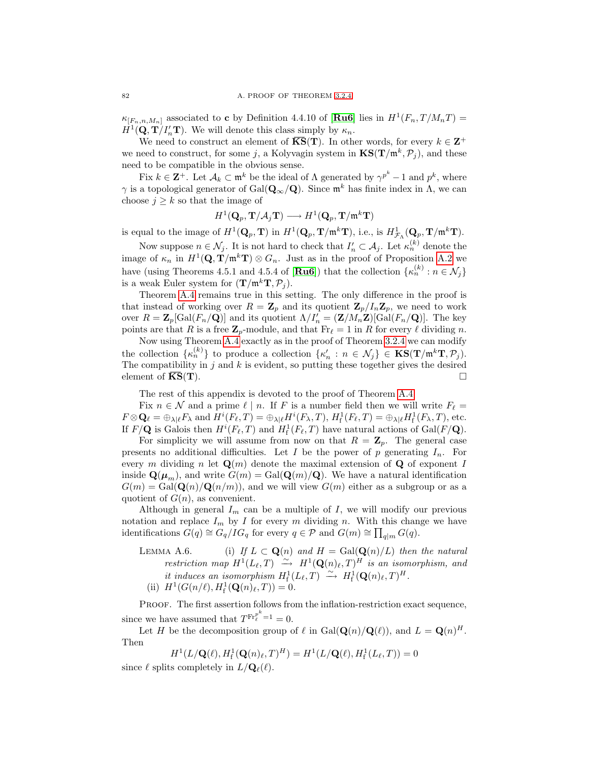$\kappa_{[F_n,n,M_n]}$ associated to $\mathbf{c}$ by Definition 4.4.10 of [**Ru6**] lies in $H^1(F_n, T/M_nT) = H^1(\mathbf{Q}, \mathbf{T}/I'_n\mathbf{T})$. We will denote this class simply by $\kappa_n$.

We need to construct an element of $\overline{\mathbf{KS}}(\mathbf{T})$. In other words, for every $k \in \mathbf{Z}^+$ we need to construct, for some $j$, a Kolyvagin system in $\mathbf{KS}(\mathbf{T}/\mathfrak{m}^k, \mathcal{P}_j)$, and these need to be compatible in the obvious sense.

Fix $k \in \mathbf{Z}^+$. Let $\mathcal{A}_k \subset \mathfrak{m}^k$ be the ideal of $\Lambda$ generated by $\gamma^{p^k} - 1$ and $p^k$, where $\gamma$ is a topological generator of $\mathrm{Gal}(\mathbf{Q}_\infty/\mathbf{Q})$. Since $\mathfrak{m}^k$ has finite index in $\Lambda$, we can choose $j \geq k$ so that the image of

$$H^1(\mathbf{Q}_p, \mathbf{T}/\mathcal{A}_j\mathbf{T}) \longrightarrow H^1(\mathbf{Q}_p, \mathbf{T}/\mathfrak{m}^k\mathbf{T})$$

is equal to the image of $H^1(\mathbf{Q}_p, \mathbf{T})$ in $H^1(\mathbf{Q}_p, \mathbf{T}/\mathfrak{m}^k\mathbf{T})$, i.e., is $H^1_{\mathcal{F}_\Lambda}(\mathbf{Q}_p, \mathbf{T}/\mathfrak{m}^k\mathbf{T})$.

Now suppose $n \in \mathcal{N}_j$. It is not hard to check that $I'_n \subset \mathcal{A}_j$. Let $\kappa_n^{(k)}$ denote the image of $\kappa_n$ in $H^1(\mathbf{Q}, \mathbf{T}/\mathfrak{m}^k\mathbf{T}) \otimes G_n$. Just as in the proof of Proposition A.2 we have (using Theorems 4.5.1 and 4.5.4 of [**Ru6**]) that the collection $\{\kappa_n^{(k)} : n \in \mathcal{N}_j\}$ is a weak Euler system for $(\mathbf{T}/\mathfrak{m}^k\mathbf{T}, \mathcal{P}_j)$.

Theorem A.4 remains true in this setting. The only difference in the proof is that instead of working over $R = \mathbf{Z}_p$ and its quotient $\mathbf{Z}_p/I_n\mathbf{Z}_p$, we need to work over $R = \mathbf{Z}_p[\mathrm{Gal}(F_n/\mathbf{Q})]$ and its quotient $\Lambda/I'_n = (\mathbf{Z}/M_n\mathbf{Z})[\mathrm{Gal}(F_n/\mathbf{Q})]$. The key points are that $R$ is a free $\mathbf{Z}_p$-module, and that $\mathrm{Fr}_\ell = 1$ in $R$ for every $\ell$ dividing $n$.

Now using Theorem A.4 exactly as in the proof of Theorem 3.2.4 we can modify the collection $\{\kappa_n^{(k)}\}$ to produce a collection $\{\kappa'_n : n \in \mathcal{N}_j\} \in \mathbf{KS}(\mathbf{T}/\mathfrak{m}^k\mathbf{T}, \mathcal{P}_j)$. The compatibility in $j$ and $k$ is evident, so putting these together gives the desired element of $\overline{\mathbf{KS}}(\mathbf{T})$. $\square$

The rest of this appendix is devoted to the proof of Theorem A.4.

Fix $n \in \mathcal{N}$ and a prime $\ell \mid n$. If $F$ is a number field then we will write $F_\ell = F \otimes \mathbf{Q}_\ell = \oplus_{\lambda \mid \ell} F_\lambda$ and $H^i(F_\ell, T) = \oplus_{\lambda\mid\ell} H^i(F_\lambda, T)$, $H^1_{\mathrm{f}}(F_\ell, T) = \oplus_{\lambda\mid\ell} H^1_{\mathrm{f}}(F_\lambda, T)$, etc. If $F/\mathbf{Q}$ is Galois then $H^i(F_\ell, T)$ and $H^1_{\mathrm{f}}(F_\ell, T)$ have natural actions of $\mathrm{Gal}(F/\mathbf{Q})$.

For simplicity we will assume from now on that $R = \mathbf{Z}_p$. The general case presents no additional difficulties. Let $I$ be the power of $p$ generating $I_n$. For every $m$ dividing $n$ let $\mathbf{Q}(m)$ denote the maximal extension of $\mathbf{Q}$ of exponent $I$ inside $\mathbf{Q}(\boldsymbol{\mu}_m)$, and write $G(m) = \mathrm{Gal}(\mathbf{Q}(m)/\mathbf{Q})$. We have a natural identification $G(m) = \mathrm{Gal}(\mathbf{Q}(n)/\mathbf{Q}(n/m))$, and we will view $G(m)$ either as a subgroup or as a quotient of $G(n)$, as convenient.

Although in general $I_m$ can be a multiple of $I$, we will modify our previous notation and replace $I_m$ by $I$ for every $m$ dividing $n$. With this change we have identifications $G(q) \cong G_q/IG_q$ for every $q \in \mathcal{P}$ and $G(m) \cong \prod_{q\mid m} G(q)$.

Lemma A.6. (i) *If $L \subset \mathbf{Q}(n)$ and $H = \mathrm{Gal}(\mathbf{Q}(n)/L)$ then the natural restriction map $H^1(L_\ell, T) \xrightarrow{\sim} H^1(\mathbf{Q}(n)_\ell, T)^H$ is an isomorphism, and it induces an isomorphism $H^1_{\mathrm{f}}(L_\ell, T) \xrightarrow{\sim} H^1_{\mathrm{f}}(\mathbf{Q}(n)_\ell, T)^H$.*

(ii) *$H^1(G(n/\ell), H^1_{\mathrm{f}}(\mathbf{Q}(n)_\ell, T)) = 0$.*

Proof. The first assertion follows from the inflation-restriction exact sequence, since we have assumed that $T^{\mathrm{Fr}_\ell^{p^k}=1} = 0$.

Let $H$ be the decomposition group of $\ell$ in $\mathrm{Gal}(\mathbf{Q}(n)/\mathbf{Q}(\ell))$, and $L = \mathbf{Q}(n)^H$. Then

$$H^1(L/\mathbf{Q}(\ell), H^1_{\mathrm{f}}(\mathbf{Q}(n)_\ell, T)^H) = H^1(L/\mathbf{Q}(\ell), H^1_{\mathrm{f}}(L_\ell, T)) = 0$$

since $\ell$ splits completely in $L/\mathbf{Q}_\ell(\ell)$.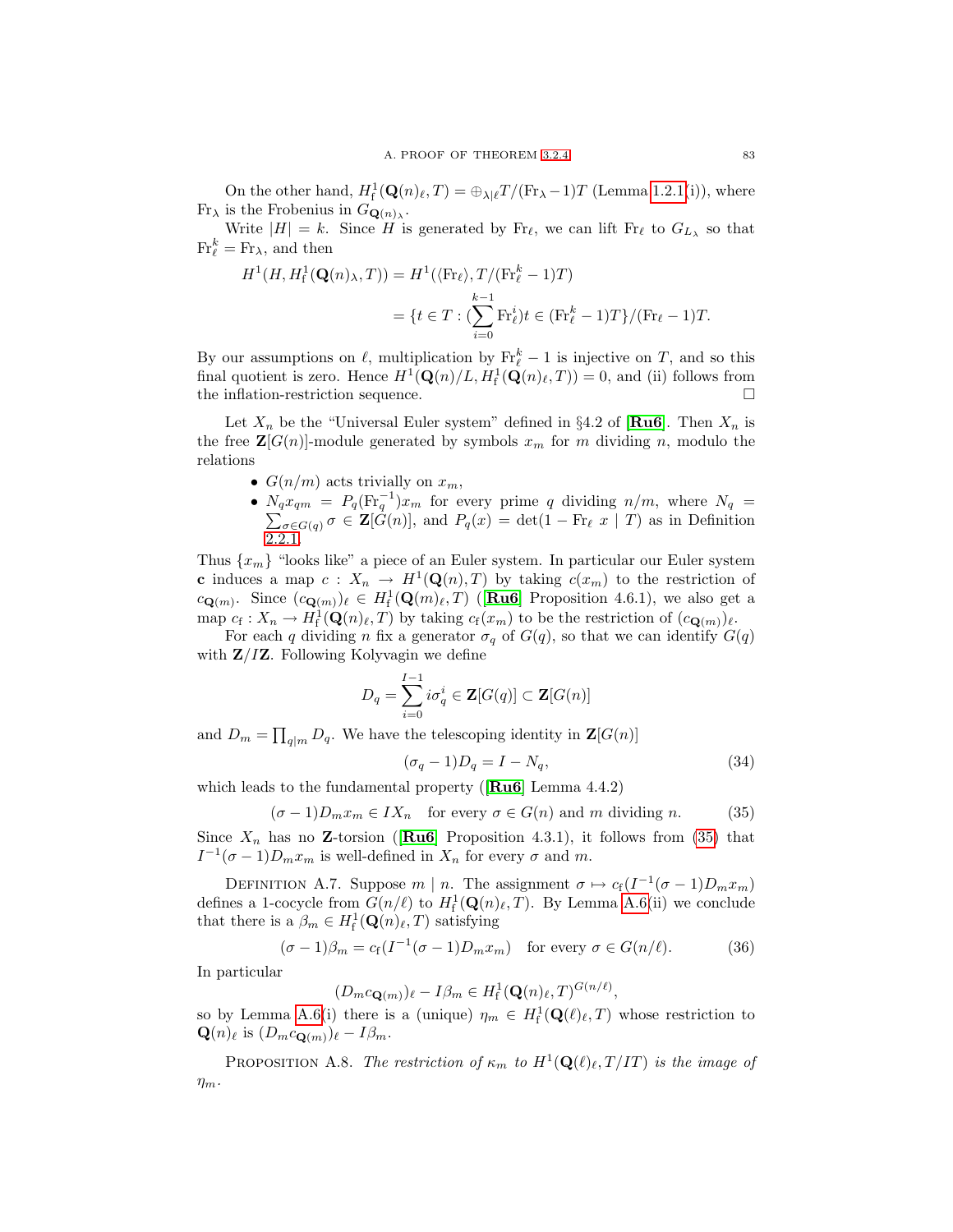On the other hand, $H^1_{\mathrm{f}}(\mathbf{Q}(n)_\ell, T) = \oplus_{\lambda|\ell} T/(\mathrm{Fr}_\lambda - 1)T$ (Lemma 1.2.1(i)), where $\mathrm{Fr}_\lambda$ is the Frobenius in $G_{\mathbf{Q}(n)_\lambda}$.

Write $|H| = k$. Since $H$ is generated by $\mathrm{Fr}_\ell$, we can lift $\mathrm{Fr}_\ell$ to $G_{L_\lambda}$ so that $\mathrm{Fr}_\ell^k = \mathrm{Fr}_\lambda$, and then

$$
\begin{aligned}
H^1(H, H^1_{\mathrm{f}}(\mathbf{Q}(n)_\lambda, T)) &= H^1(\langle \mathrm{Fr}_\ell \rangle, T/(\mathrm{Fr}_\ell^k - 1)T) \\
&= \{t \in T : (\sum_{i=0}^{k-1} \mathrm{Fr}_\ell^i) t \in (\mathrm{Fr}_\ell^k - 1)T\}/(\mathrm{Fr}_\ell - 1)T.
\end{aligned}
$$

By our assumptions on $\ell$, multiplication by $\mathrm{Fr}_\ell^k - 1$ is injective on $T$, and so this final quotient is zero. Hence $H^1(\mathbf{Q}(n)/L, H^1_{\mathrm{f}}(\mathbf{Q}(n)_\ell, T)) = 0$, and (ii) follows from the inflation-restriction sequence. $\square$

Let $X_n$ be the "Universal Euler system" defined in §4.2 of [Ru6]. Then $X_n$ is the free $\mathbf{Z}[G(n)]$-module generated by symbols $x_m$ for $m$ dividing $n$, modulo the relations

- $G(n/m)$ acts trivially on $x_m$,
- $N_q x_{qm} = P_q(\mathrm{Fr}_q^{-1}) x_m$ for every prime $q$ dividing $n/m$, where $N_q = \sum_{\sigma \in G(q)} \sigma \in \mathbf{Z}[G(n)]$, and $P_q(x) = \det(1 - \mathrm{Fr}_\ell\, x \mid T)$ as in Definition 2.2.1.

Thus $\{x_m\}$ "looks like" a piece of an Euler system. In particular our Euler system $\mathbf{c}$ induces a map $c : X_n \to H^1(\mathbf{Q}(n), T)$ by taking $c(x_m)$ to the restriction of $c_{\mathbf{Q}(m)}$. Since $(c_{\mathbf{Q}(m)})_\ell \in H^1_{\mathrm{f}}(\mathbf{Q}(m)_\ell, T)$ ([Ru6] Proposition 4.6.1), we also get a map $c_{\mathrm{f}} : X_n \to H^1_{\mathrm{f}}(\mathbf{Q}(n)_\ell, T)$ by taking $c_{\mathrm{f}}(x_m)$ to be the restriction of $(c_{\mathbf{Q}(m)})_\ell$.

For each $q$ dividing $n$ fix a generator $\sigma_q$ of $G(q)$, so that we can identify $G(q)$ with $\mathbf{Z}/I\mathbf{Z}$. Following Kolyvagin we define

$$
D_q = \sum_{i=0}^{I-1} i \sigma_q^i \in \mathbf{Z}[G(q)] \subset \mathbf{Z}[G(n)]
$$

and $D_m = \prod_{q|m} D_q$. We have the telescoping identity in $\mathbf{Z}[G(n)]$

$$
(\sigma_q - 1) D_q = I - N_q, \tag{34}
$$

which leads to the fundamental property ([Ru6] Lemma 4.4.2)

$$
(\sigma - 1) D_m x_m \in I X_n \quad \text{for every } \sigma \in G(n) \text{ and } m \text{ dividing } n. \tag{35}
$$

Since $X_n$ has no $\mathbf{Z}$-torsion ([Ru6] Proposition 4.3.1), it follows from (35) that $I^{-1}(\sigma - 1) D_m x_m$ is well-defined in $X_n$ for every $\sigma$ and $m$.

Definition A.7. Suppose $m \mid n$. The assignment $\sigma \mapsto c_{\mathrm{f}}(I^{-1}(\sigma - 1) D_m x_m)$ defines a 1-cocycle from $G(n/\ell)$ to $H^1_{\mathrm{f}}(\mathbf{Q}(n)_\ell, T)$. By Lemma A.6(ii) we conclude that there is a $\beta_m \in H^1_{\mathrm{f}}(\mathbf{Q}(n)_\ell, T)$ satisfying

$$
(\sigma - 1)\beta_m = c_{\mathrm{f}}(I^{-1}(\sigma - 1) D_m x_m) \quad \text{for every } \sigma \in G(n/\ell). \tag{36}
$$

In particular

$$
(D_m c_{\mathbf{Q}(m)})_\ell - I\beta_m \in H^1_{\mathrm{f}}(\mathbf{Q}(n)_\ell, T)^{G(n/\ell)},
$$

so by Lemma A.6(i) there is a (unique) $\eta_m \in H^1_{\mathrm{f}}(\mathbf{Q}(\ell)_\ell, T)$ whose restriction to $\mathbf{Q}(n)_\ell$ is $(D_m c_{\mathbf{Q}(m)})_\ell - I\beta_m$.

Proposition A.8. *The restriction of $\kappa_m$ to $H^1(\mathbf{Q}(\ell)_\ell, T/IT)$ is the image of $\eta_m$.*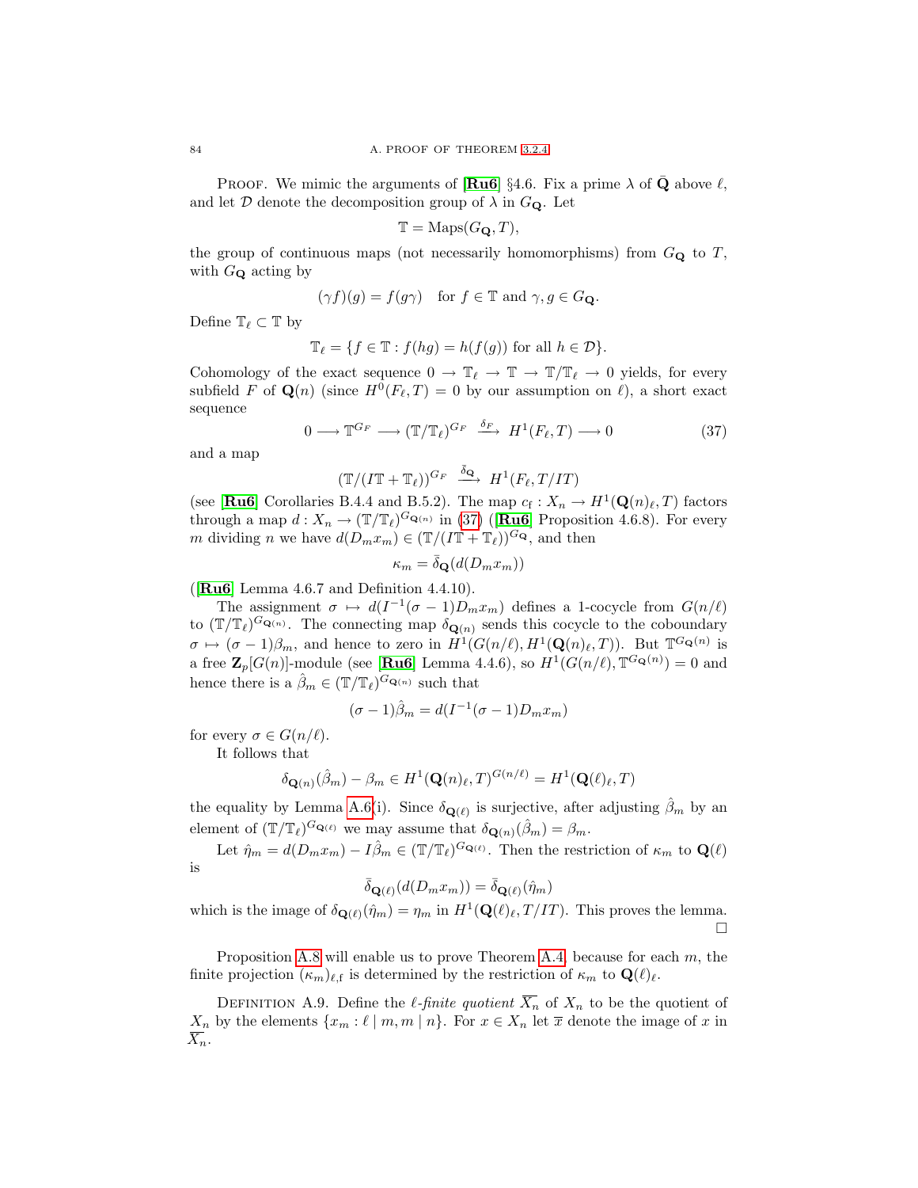Proof. We mimic the arguments of [**Ru6**] §4.6. Fix a prime $\lambda$ of $\bar{\mathbf{Q}}$ above $\ell$, and let $\mathcal{D}$ denote the decomposition group of $\lambda$ in $G_{\mathbf{Q}}$. Let

$$\mathbb{T} = \mathrm{Maps}(G_{\mathbf{Q}}, T),$$

the group of continuous maps (not necessarily homomorphisms) from $G_{\mathbf{Q}}$ to $T$, with $G_{\mathbf{Q}}$ acting by

$$(\gamma f)(g) = f(g\gamma) \quad \text{for } f \in \mathbb{T} \text{ and } \gamma, g \in G_{\mathbf{Q}}.$$

Define $\mathbb{T}_\ell \subset \mathbb{T}$ by

$$\mathbb{T}_\ell = \{f \in \mathbb{T} : f(hg) = h(f(g)) \text{ for all } h \in \mathcal{D}\}.$$

Cohomology of the exact sequence $0 \to \mathbb{T}_\ell \to \mathbb{T} \to \mathbb{T}/\mathbb{T}_\ell \to 0$ yields, for every subfield $F$ of $\mathbf{Q}(n)$ (since $H^0(F_\ell, T) = 0$ by our assumption on $\ell$), a short exact sequence

$$0 \longrightarrow \mathbb{T}^{G_F} \longrightarrow (\mathbb{T}/\mathbb{T}_\ell)^{G_F} \xrightarrow{\ \delta_F\ } H^1(F_\ell, T) \longrightarrow 0 \tag{37}$$

and a map

$$(\mathbb{T}/(I\mathbb{T} + \mathbb{T}_\ell))^{G_F} \xrightarrow{\ \bar{\delta}_{\mathbf{Q}}\ } H^1(F_\ell, T/IT)$$

(see [**Ru6**] Corollaries B.4.4 and B.5.2). The map $c_{\mathrm{f}} : X_n \to H^1(\mathbf{Q}(n)_\ell, T)$ factors through a map $d : X_n \to (\mathbb{T}/\mathbb{T}_\ell)^{G_{\mathbf{Q}(n)}}$ in (37) ([**Ru6**] Proposition 4.6.8). For every $m$ dividing $n$ we have $d(D_m x_m) \in (\mathbb{T}/(I\mathbb{T} + \mathbb{T}_\ell))^{G_{\mathbf{Q}}}$, and then

$$\kappa_m = \bar{\delta}_{\mathbf{Q}}(d(D_m x_m))$$

([**Ru6**] Lemma 4.6.7 and Definition 4.4.10).

The assignment $\sigma \mapsto d(I^{-1}(\sigma - 1)D_m x_m)$ defines a 1-cocycle from $G(n/\ell)$ to $(\mathbb{T}/\mathbb{T}_\ell)^{G_{\mathbf{Q}(n)}}$. The connecting map $\delta_{\mathbf{Q}(n)}$ sends this cocycle to the coboundary $\sigma \mapsto (\sigma - 1)\beta_m$, and hence to zero in $H^1(G(n/\ell), H^1(\mathbf{Q}(n)_\ell, T))$. But $\mathbb{T}^{G_{\mathbf{Q}}(n)}$ is a free $\mathbf{Z}_p[G(n)]$-module (see [**Ru6**] Lemma 4.4.6), so $H^1(G(n/\ell), \mathbb{T}^{G_{\mathbf{Q}}(n)}) = 0$ and hence there is a $\hat{\beta}_m \in (\mathbb{T}/\mathbb{T}_\ell)^{G_{\mathbf{Q}(n)}}$ such that

$$(\sigma - 1)\hat{\beta}_m = d(I^{-1}(\sigma - 1)D_m x_m)$$

for every $\sigma \in G(n/\ell)$.

It follows that

$$\delta_{\mathbf{Q}(n)}(\hat{\beta}_m) - \beta_m \in H^1(\mathbf{Q}(n)_\ell, T)^{G(n/\ell)} = H^1(\mathbf{Q}(\ell)_\ell, T)$$

the equality by Lemma A.6(i). Since $\delta_{\mathbf{Q}(\ell)}$ is surjective, after adjusting $\hat{\beta}_m$ by an element of $(\mathbb{T}/\mathbb{T}_\ell)^{G_{\mathbf{Q}(\ell)}}$ we may assume that $\delta_{\mathbf{Q}(n)}(\hat{\beta}_m) = \beta_m$.

Let $\hat{\eta}_m = d(D_m x_m) - I\hat{\beta}_m \in (\mathbb{T}/\mathbb{T}_\ell)^{G_{\mathbf{Q}(\ell)}}$. Then the restriction of $\kappa_m$ to $\mathbf{Q}(\ell)$ is

$$\bar{\delta}_{\mathbf{Q}(\ell)}(d(D_m x_m)) = \bar{\delta}_{\mathbf{Q}(\ell)}(\hat{\eta}_m)$$

which is the image of $\delta_{\mathbf{Q}(\ell)}(\hat{\eta}_m) = \eta_m$ in $H^1(\mathbf{Q}(\ell)_\ell, T/IT)$. This proves the lemma. $\square$

Proposition A.8 will enable us to prove Theorem A.4, because for each $m$, the finite projection $(\kappa_m)_{\ell,\mathrm{f}}$ is determined by the restriction of $\kappa_m$ to $\mathbf{Q}(\ell)_\ell$.

Definition A.9. Define the *$\ell$-finite quotient* $\overline{X_n}$ of $X_n$ to be the quotient of $X_n$ by the elements $\{x_m : \ell \mid m, m \mid n\}$. For $x \in X_n$ let $\overline{x}$ denote the image of $x$ in $\overline{X_n}$.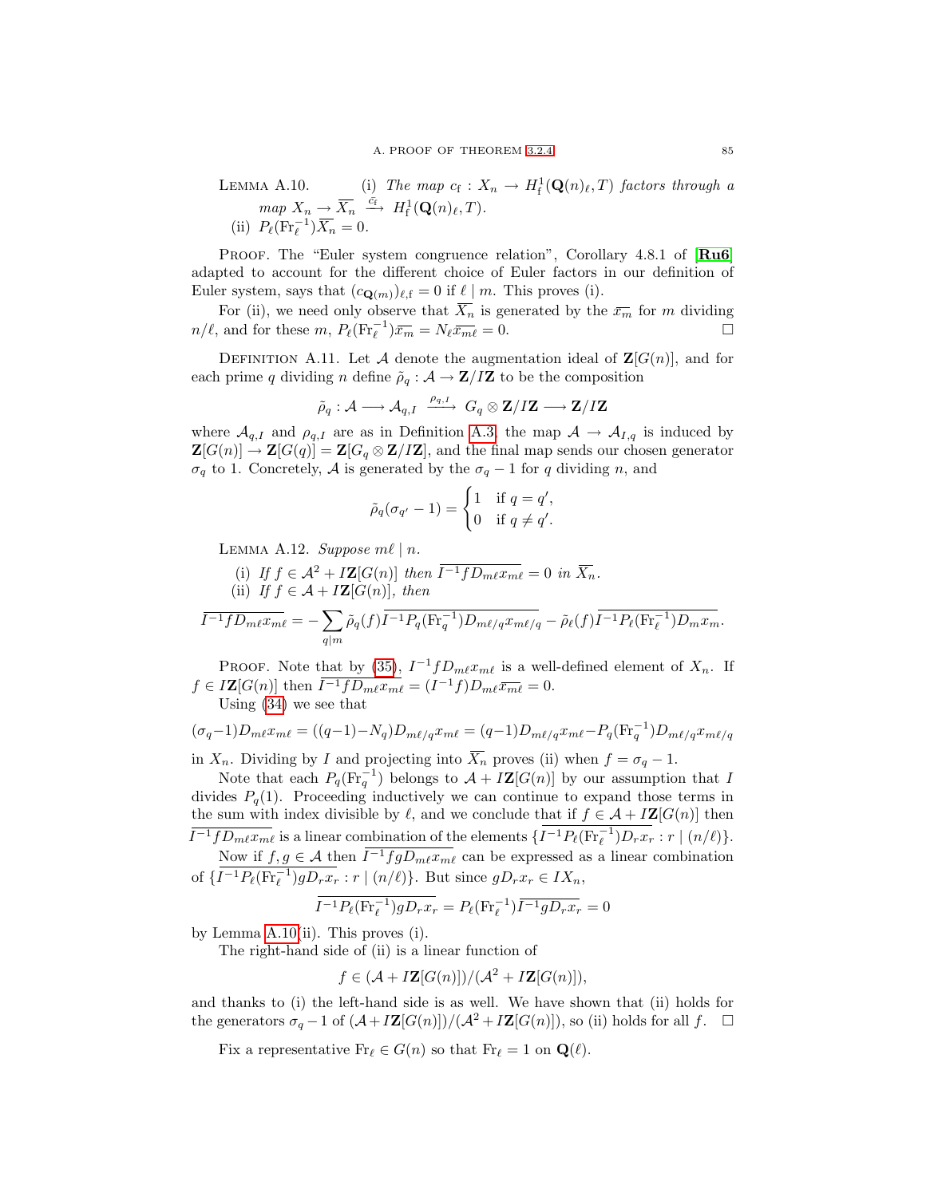**Lemma A.10.** (i) *The map $c_{\mathrm{f}} : X_n \to H^1_{\mathrm{f}}(\mathbf{Q}(n)_\ell, T)$ factors through a map $X_n \to \overline{X_n} \xrightarrow{\bar{c_{\mathrm{f}}}} H^1_{\mathrm{f}}(\mathbf{Q}(n)_\ell, T)$.*

(ii) $P_\ell(\mathrm{Fr}_\ell^{-1})\overline{X_n} = 0$.

Proof. The "Euler system congruence relation", Corollary 4.8.1 of [**Ru6**] adapted to account for the different choice of Euler factors in our definition of Euler system, says that $(c_{\mathbf{Q}(m)})_{\ell,\mathrm{f}} = 0$ if $\ell \mid m$. This proves (i).

For (ii), we need only observe that $\overline{X_n}$ is generated by the $\overline{x_m}$ for $m$ dividing $n/\ell$, and for these $m$, $P_\ell(\mathrm{Fr}_\ell^{-1})\overline{x_m} = N_\ell \overline{x_{m\ell}} = 0$. □

**Definition A.11.** Let $\mathcal{A}$ denote the augmentation ideal of $\mathbf{Z}[G(n)]$, and for each prime $q$ dividing $n$ define $\tilde{\rho}_q : \mathcal{A} \to \mathbf{Z}/I\mathbf{Z}$ to be the composition

$$\tilde{\rho}_q : \mathcal{A} \longrightarrow \mathcal{A}_{q,I} \xrightarrow{\rho_{q,I}} G_q \otimes \mathbf{Z}/I\mathbf{Z} \longrightarrow \mathbf{Z}/I\mathbf{Z}$$

where $\mathcal{A}_{q,I}$ and $\rho_{q,I}$ are as in Definition A.3, the map $\mathcal{A} \to \mathcal{A}_{I,q}$ is induced by $\mathbf{Z}[G(n)] \to \mathbf{Z}[G(q)] = \mathbf{Z}[G_q \otimes \mathbf{Z}/I\mathbf{Z}]$, and the final map sends our chosen generator $\sigma_q$ to 1. Concretely, $\mathcal{A}$ is generated by the $\sigma_q - 1$ for $q$ dividing $n$, and

$$\tilde{\rho}_q(\sigma_{q'} - 1) = \begin{cases} 1 & \text{if } q = q', \\ 0 & \text{if } q \neq q'. \end{cases}$$

**Lemma A.12.** *Suppose $m\ell \mid n$.*

(i) *If $f \in \mathcal{A}^2 + I\mathbf{Z}[G(n)]$ then $\overline{I^{-1} f D_{m\ell} x_{m\ell}} = 0$ in $\overline{X_n}$.*

(ii) *If $f \in \mathcal{A} + I\mathbf{Z}[G(n)]$, then*

$$\overline{I^{-1} f D_{m\ell} x_{m\ell}} = -\sum_{q \mid m} \tilde{\rho}_q(f) \overline{I^{-1} P_q(\mathrm{Fr}_q^{-1}) D_{m\ell/q} x_{m\ell/q}} - \tilde{\rho}_\ell(f) \overline{I^{-1} P_\ell(\mathrm{Fr}_\ell^{-1}) D_m x_m}.$$

Proof. Note that by (35), $I^{-1} f D_{m\ell} x_{m\ell}$ is a well-defined element of $X_n$. If $f \in I\mathbf{Z}[G(n)]$ then $\overline{I^{-1} f D_{m\ell} x_{m\ell}} = (I^{-1} f) D_{m\ell} \overline{x_{m\ell}} = 0$.

Using (34) we see that

$$(\sigma_q - 1) D_{m\ell} x_{m\ell} = ((q-1) - N_q) D_{m\ell/q} x_{m\ell} = (q-1) D_{m\ell/q} x_{m\ell} - P_q(\mathrm{Fr}_q^{-1}) D_{m\ell/q} x_{m\ell/q}$$

in $X_n$. Dividing by $I$ and projecting into $\overline{X_n}$ proves (ii) when $f = \sigma_q - 1$.

Note that each $P_q(\mathrm{Fr}_q^{-1})$ belongs to $\mathcal{A} + I\mathbf{Z}[G(n)]$ by our assumption that $I$ divides $P_q(1)$. Proceeding inductively we can continue to expand those terms in the sum with index divisible by $\ell$, and we conclude that if $f \in \mathcal{A} + I\mathbf{Z}[G(n)]$ then $\overline{I^{-1} f D_{m\ell} x_{m\ell}}$ is a linear combination of the elements $\{\overline{I^{-1} P_\ell(\mathrm{Fr}_\ell^{-1}) D_r x_r} : r \mid (n/\ell)\}$.

Now if $f, g \in \mathcal{A}$ then $\overline{I^{-1} f g D_{m\ell} x_{m\ell}}$ can be expressed as a linear combination of $\{\overline{I^{-1} P_\ell(\mathrm{Fr}_\ell^{-1}) g D_r x_r} : r \mid (n/\ell)\}$. But since $g D_r x_r \in I X_n$,

$$\overline{I^{-1} P_\ell(\mathrm{Fr}_\ell^{-1}) g D_r x_r} = P_\ell(\mathrm{Fr}_\ell^{-1}) \overline{I^{-1} g D_r x_r} = 0$$

by Lemma A.10(ii). This proves (i).

The right-hand side of (ii) is a linear function of

$$f \in (\mathcal{A} + I\mathbf{Z}[G(n)])/(\mathcal{A}^2 + I\mathbf{Z}[G(n)]),$$

and thanks to (i) the left-hand side is as well. We have shown that (ii) holds for the generators $\sigma_q - 1$ of $(\mathcal{A} + I\mathbf{Z}[G(n)])/(\mathcal{A}^2 + I\mathbf{Z}[G(n)])$, so (ii) holds for all $f$. □

Fix a representative $\mathrm{Fr}_\ell \in G(n)$ so that $\mathrm{Fr}_\ell = 1$ on $\mathbf{Q}(\ell)$.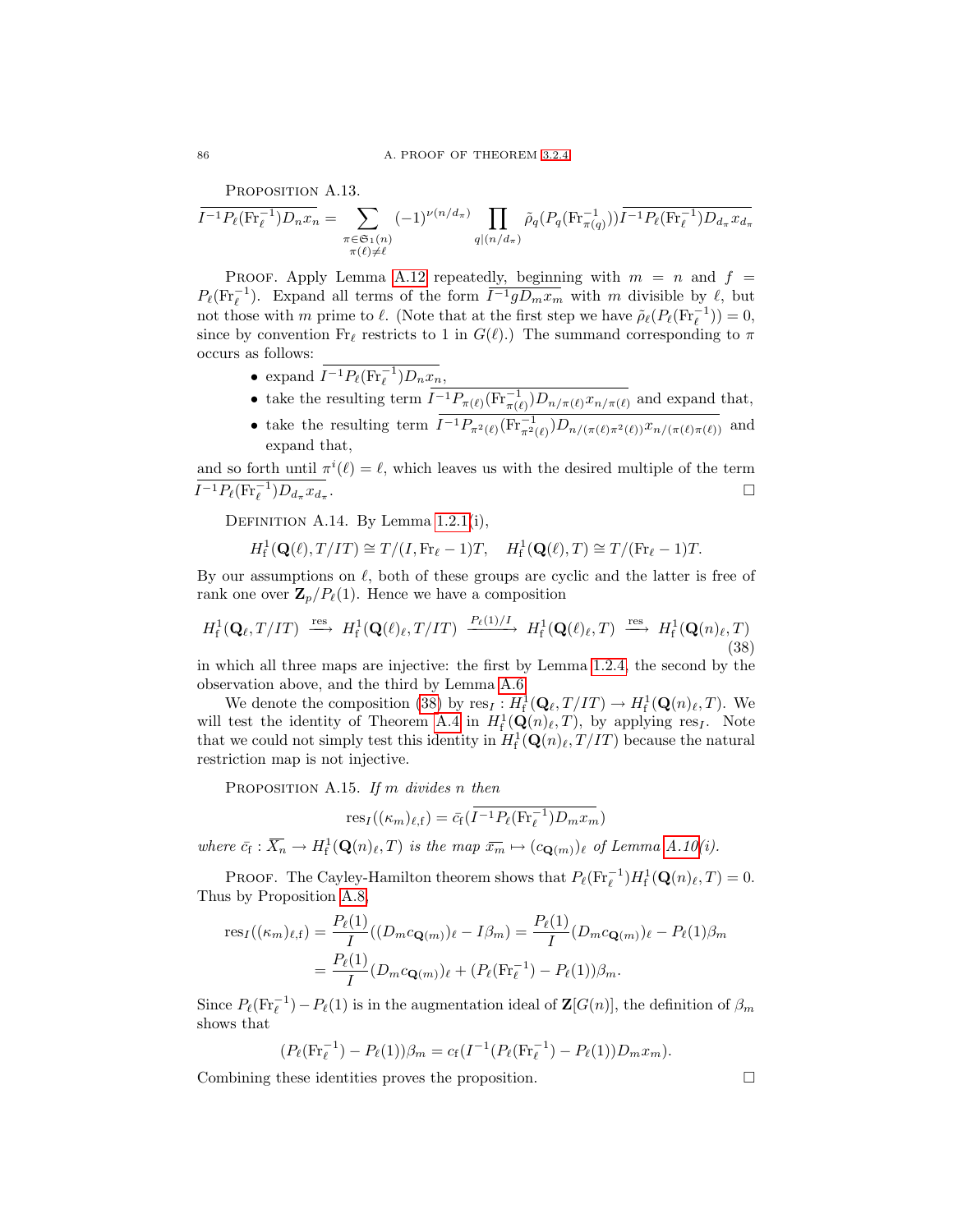PROPOSITION A.13.

$$\overline{I^{-1}P_\ell(\mathrm{Fr}_\ell^{-1})D_n x_n} = \sum_{\substack{\pi\in\mathfrak{S}_1(n)\\ \pi(\ell)\neq\ell}} (-1)^{\nu(n/d_\pi)} \prod_{q\mid(n/d_\pi)} \tilde{\rho}_q(P_q(\mathrm{Fr}_{\pi(q)}^{-1}))\overline{I^{-1}P_\ell(\mathrm{Fr}_\ell^{-1})D_{d_\pi}x_{d_\pi}}$$

PROOF. Apply Lemma A.12 repeatedly, beginning with $m = n$ and $f = P_\ell(\mathrm{Fr}_\ell^{-1})$. Expand all terms of the form $\overline{I^{-1}gD_m x_m}$ with $m$ divisible by $\ell$, but not those with $m$ prime to $\ell$. (Note that at the first step we have $\tilde{\rho}_\ell(P_\ell(\mathrm{Fr}_\ell^{-1})) = 0$, since by convention $\mathrm{Fr}_\ell$ restricts to 1 in $G(\ell)$.) The summand corresponding to $\pi$ occurs as follows:

- expand $\overline{I^{-1}P_\ell(\mathrm{Fr}_\ell^{-1})D_n x_n}$,
- take the resulting term $\overline{I^{-1}P_{\pi(\ell)}(\mathrm{Fr}_{\pi(\ell)}^{-1})D_{n/\pi(\ell)}x_{n/\pi(\ell)}}$ and expand that,
- take the resulting term $\overline{I^{-1}P_{\pi^2(\ell)}(\mathrm{Fr}_{\pi^2(\ell)}^{-1})D_{n/(\pi(\ell)\pi^2(\ell))}x_{n/(\pi(\ell)\pi(\ell))}}$ and expand that,

and so forth until $\pi^i(\ell) = \ell$, which leaves us with the desired multiple of the term $\overline{I^{-1}P_\ell(\mathrm{Fr}_\ell^{-1})D_{d_\pi}x_{d_\pi}}$. □

DEFINITION A.14. By Lemma 1.2.1(i),

$$H^1_{\mathrm{f}}(\mathbf{Q}(\ell), T/IT) \cong T/(I, \mathrm{Fr}_\ell - 1)T, \quad H^1_{\mathrm{f}}(\mathbf{Q}(\ell), T) \cong T/(\mathrm{Fr}_\ell - 1)T.$$

By our assumptions on $\ell$, both of these groups are cyclic and the latter is free of rank one over $\mathbf{Z}_p/P_\ell(1)$. Hence we have a composition

$$H^1_{\mathrm{f}}(\mathbf{Q}_\ell, T/IT) \xrightarrow{\text{res}} H^1_{\mathrm{f}}(\mathbf{Q}(\ell)_\ell, T/IT) \xrightarrow{P_\ell(1)/I} H^1_{\mathrm{f}}(\mathbf{Q}(\ell)_\ell, T) \xrightarrow{\text{res}} H^1_{\mathrm{f}}(\mathbf{Q}(n)_\ell, T) \tag{38}$$

in which all three maps are injective: the first by Lemma 1.2.4, the second by the observation above, and the third by Lemma A.6.

We denote the composition (38) by $\mathrm{res}_I : H^1_{\mathrm{f}}(\mathbf{Q}_\ell, T/IT) \to H^1_{\mathrm{f}}(\mathbf{Q}(n)_\ell, T)$. We will test the identity of Theorem A.4 in $H^1_{\mathrm{f}}(\mathbf{Q}(n)_\ell, T)$, by applying $\mathrm{res}_I$. Note that we could not simply test this identity in $H^1_{\mathrm{f}}(\mathbf{Q}(n)_\ell, T/IT)$ because the natural restriction map is not injective.

PROPOSITION A.15. *If $m$ divides $n$ then*

$$\mathrm{res}_I((\kappa_m)_{\ell,\mathrm{f}}) = \bar{c}_{\mathrm{f}}(\overline{I^{-1}P_\ell(\mathrm{Fr}_\ell^{-1})D_m x_m})$$

*where $\bar{c}_{\mathrm{f}} : \overline{X_n} \to H^1_{\mathrm{f}}(\mathbf{Q}(n)_\ell, T)$ is the map $\overline{x_m} \mapsto (c_{\mathbf{Q}(m)})_\ell$ of Lemma A.10(i).*

PROOF. The Cayley-Hamilton theorem shows that $P_\ell(\mathrm{Fr}_\ell^{-1})H^1_{\mathrm{f}}(\mathbf{Q}(n)_\ell, T) = 0$. Thus by Proposition A.8,

$$\begin{aligned}
\mathrm{res}_I((\kappa_m)_{\ell,\mathrm{f}}) &= \frac{P_\ell(1)}{I}((D_m c_{\mathbf{Q}(m)})_\ell - I\beta_m) = \frac{P_\ell(1)}{I}(D_m c_{\mathbf{Q}(m)})_\ell - P_\ell(1)\beta_m \\
&= \frac{P_\ell(1)}{I}(D_m c_{\mathbf{Q}(m)})_\ell + (P_\ell(\mathrm{Fr}_\ell^{-1}) - P_\ell(1))\beta_m.
\end{aligned}$$

Since $P_\ell(\mathrm{Fr}_\ell^{-1}) - P_\ell(1)$ is in the augmentation ideal of $\mathbf{Z}[G(n)]$, the definition of $\beta_m$ shows that

$$(P_\ell(\mathrm{Fr}_\ell^{-1}) - P_\ell(1))\beta_m = c_{\mathrm{f}}(I^{-1}(P_\ell(\mathrm{Fr}_\ell^{-1}) - P_\ell(1))D_m x_m).$$

Combining these identities proves the proposition. □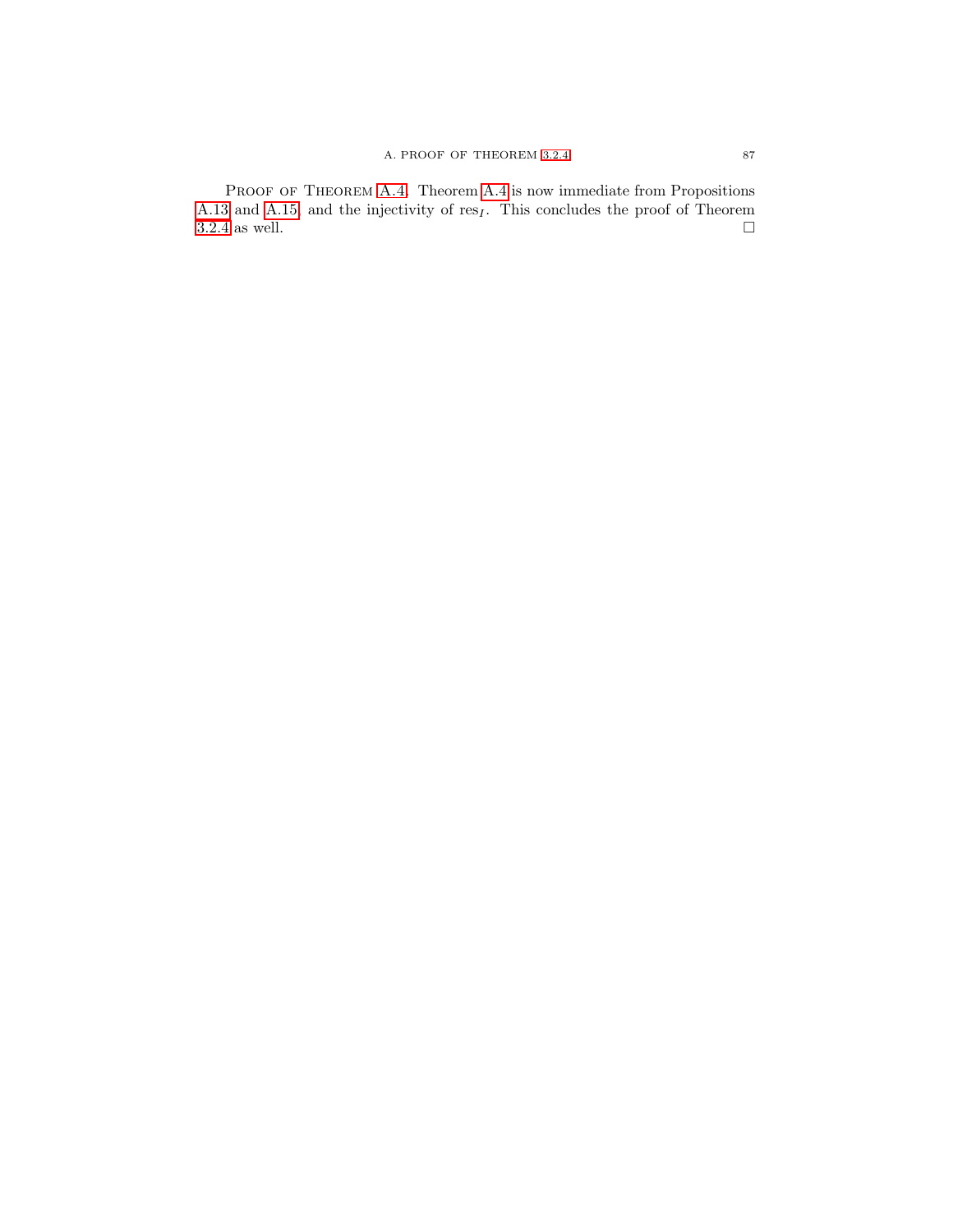Proof of Theorem A.4. Theorem A.4 is now immediate from Propositions A.13 and A.15, and the injectivity of $\mathrm{res}_I$. This concludes the proof of Theorem 3.2.4 as well. $\square$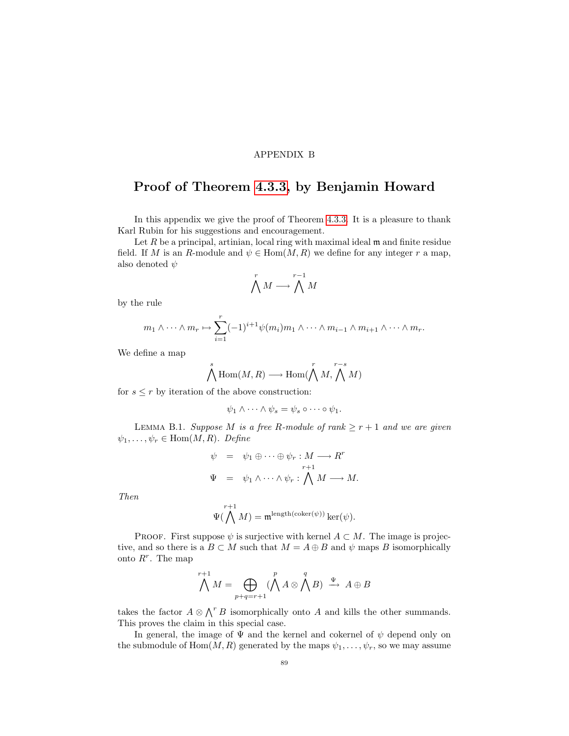APPENDIX B

# Proof of Theorem 4.3.3, by Benjamin Howard

In this appendix we give the proof of Theorem 4.3.3. It is a pleasure to thank Karl Rubin for his suggestions and encouragement.

Let $R$ be a principal, artinian, local ring with maximal ideal $\mathfrak{m}$ and finite residue field. If $M$ is an $R$-module and $\psi \in \mathrm{Hom}(M, R)$ we define for any integer $r$ a map, also denoted $\psi$

$$\bigwedge^{r} M \longrightarrow \bigwedge^{r-1} M$$

by the rule

$$m_1 \wedge \cdots \wedge m_r \mapsto \sum_{i=1}^{r} (-1)^{i+1} \psi(m_i) m_1 \wedge \cdots \wedge m_{i-1} \wedge m_{i+1} \wedge \cdots \wedge m_r.$$

We define a map

$$\bigwedge^{s} \mathrm{Hom}(M, R) \longrightarrow \mathrm{Hom}(\bigwedge^{r} M, \bigwedge^{r-s} M)$$

for $s \leq r$ by iteration of the above construction:

$$\psi_1 \wedge \cdots \wedge \psi_s = \psi_s \circ \cdots \circ \psi_1.$$

Lemma B.1. *Suppose $M$ is a free $R$-module of rank $\geq r+1$ and we are given $\psi_1, \ldots, \psi_r \in \mathrm{Hom}(M, R)$. Define*

$$\begin{aligned}
\psi &= \psi_1 \oplus \cdots \oplus \psi_r : M \longrightarrow R^r \\
\Psi &= \psi_1 \wedge \cdots \wedge \psi_r : \bigwedge^{r+1} M \longrightarrow M.
\end{aligned}$$

*Then*

$$\Psi(\bigwedge^{r+1} M) = \mathfrak{m}^{\mathrm{length}(\mathrm{coker}(\psi))} \ker(\psi).$$

Proof. First suppose $\psi$ is surjective with kernel $A \subset M$. The image is projective, and so there is a $B \subset M$ such that $M = A \oplus B$ and $\psi$ maps $B$ isomorphically onto $R^r$. The map

$$\bigwedge^{r+1} M = \bigoplus_{p+q=r+1} (\bigwedge^{p} A \otimes \bigwedge^{q} B) \xrightarrow{\ \Psi\ } A \oplus B$$

takes the factor $A \otimes \bigwedge^r B$ isomorphically onto $A$ and kills the other summands. This proves the claim in this special case.

In general, the image of $\Psi$ and the kernel and cokernel of $\psi$ depend only on the submodule of $\mathrm{Hom}(M, R)$ generated by the maps $\psi_1, \ldots, \psi_r$, so we may assume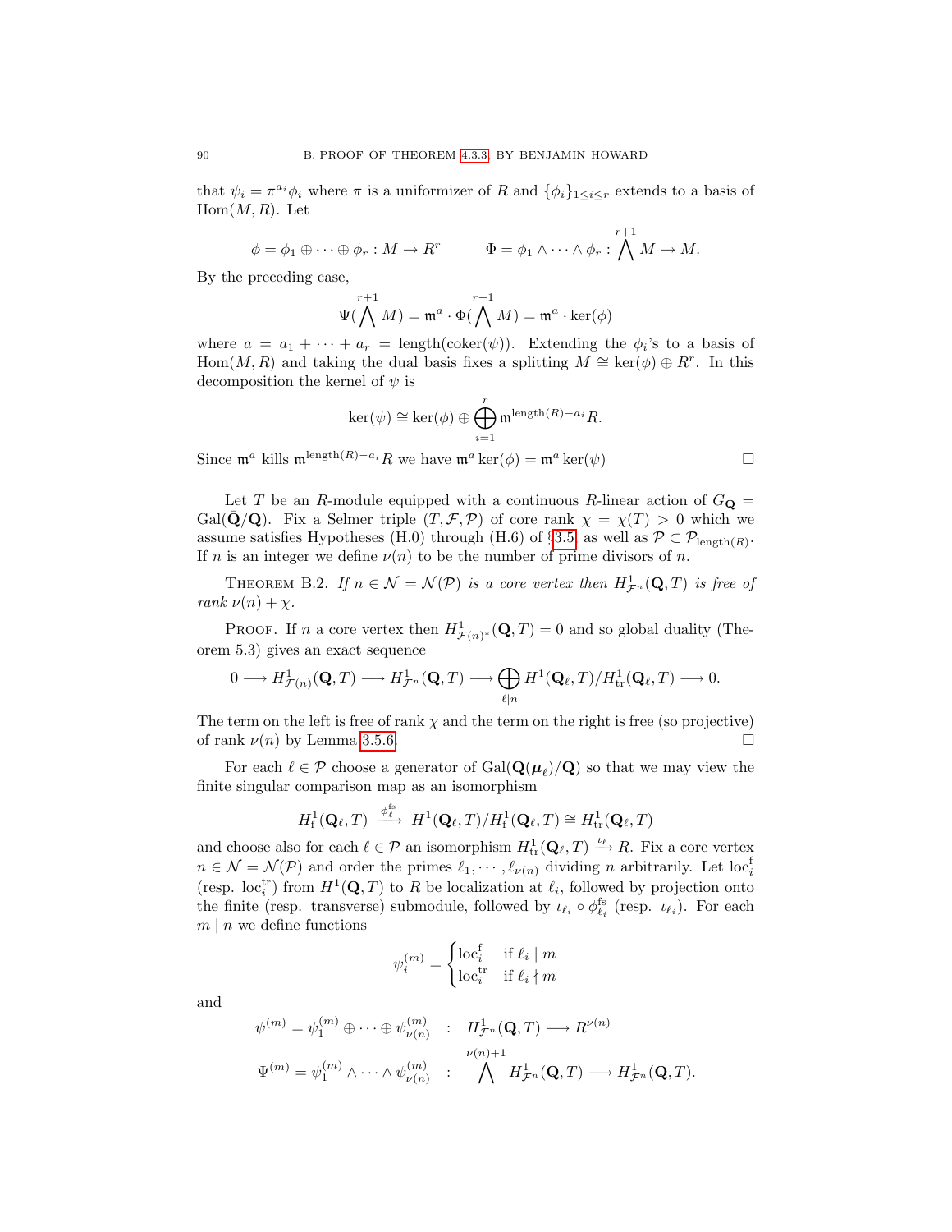that $\psi_i = \pi^{a_i}\phi_i$ where $\pi$ is a uniformizer of $R$ and $\{\phi_i\}_{1\le i\le r}$ extends to a basis of $\mathrm{Hom}(M,R)$. Let

$$\phi = \phi_1 \oplus \cdots \oplus \phi_r : M \to R^r \qquad \Phi = \phi_1 \wedge \cdots \wedge \phi_r : \bigwedge^{r+1} M \to M.$$

By the preceding case,

$$\Psi(\bigwedge^{r+1} M) = \mathfrak{m}^a \cdot \Phi(\bigwedge^{r+1} M) = \mathfrak{m}^a \cdot \ker(\phi)$$

where $a = a_1 + \cdots + a_r = \mathrm{length}(\mathrm{coker}(\psi))$. Extending the $\phi_i$'s to a basis of $\mathrm{Hom}(M,R)$ and taking the dual basis fixes a splitting $M \cong \ker(\phi) \oplus R^r$. In this decomposition the kernel of $\psi$ is

$$\ker(\psi) \cong \ker(\phi) \oplus \bigoplus_{i=1}^{r} \mathfrak{m}^{\mathrm{length}(R)-a_i} R.$$

Since $\mathfrak{m}^a$ kills $\mathfrak{m}^{\mathrm{length}(R)-a_i}R$ we have $\mathfrak{m}^a \ker(\phi) = \mathfrak{m}^a \ker(\psi)$ $\square$

Let $T$ be an $R$-module equipped with a continuous $R$-linear action of $G_{\mathbf{Q}} = \mathrm{Gal}(\bar{\mathbf{Q}}/\mathbf{Q})$. Fix a Selmer triple $(T, \mathcal{F}, \mathcal{P})$ of core rank $\chi = \chi(T) > 0$ which we assume satisfies Hypotheses (H.0) through (H.6) of §3.5 as well as $\mathcal{P} \subset \mathcal{P}_{\mathrm{length}(R)}$. If $n$ is an integer we define $\nu(n)$ to be the number of prime divisors of $n$.

THEOREM B.2. *If $n \in \mathcal{N} = \mathcal{N}(\mathcal{P})$ is a core vertex then $H^1_{\mathcal{F}^n}(\mathbf{Q}, T)$ is free of rank $\nu(n) + \chi$.*

PROOF. If $n$ a core vertex then $H^1_{\mathcal{F}(n)^*}(\mathbf{Q}, T) = 0$ and so global duality (Theorem 5.3) gives an exact sequence

$$0 \longrightarrow H^1_{\mathcal{F}(n)}(\mathbf{Q}, T) \longrightarrow H^1_{\mathcal{F}^n}(\mathbf{Q}, T) \longrightarrow \bigoplus_{\ell \mid n} H^1(\mathbf{Q}_\ell, T)/H^1_{\mathrm{tr}}(\mathbf{Q}_\ell, T) \longrightarrow 0.$$

The term on the left is free of rank $\chi$ and the term on the right is free (so projective) of rank $\nu(n)$ by Lemma 3.5.6. $\square$

For each $\ell \in \mathcal{P}$ choose a generator of $\mathrm{Gal}(\mathbf{Q}(\boldsymbol{\mu}_\ell)/\mathbf{Q})$ so that we may view the finite singular comparison map as an isomorphism

$$H^1_{\mathrm{f}}(\mathbf{Q}_\ell, T) \xrightarrow{\phi^{\mathrm{fs}}_\ell} H^1(\mathbf{Q}_\ell, T)/H^1_{\mathrm{f}}(\mathbf{Q}_\ell, T) \cong H^1_{\mathrm{tr}}(\mathbf{Q}_\ell, T)$$

and choose also for each $\ell \in \mathcal{P}$ an isomorphism $H^1_{\mathrm{tr}}(\mathbf{Q}_\ell, T) \xrightarrow{\iota_\ell} R$. Fix a core vertex $n \in \mathcal{N} = \mathcal{N}(\mathcal{P})$ and order the primes $\ell_1, \cdots, \ell_{\nu(n)}$ dividing $n$ arbitrarily. Let $\mathrm{loc}^{\mathrm{f}}_i$ (resp. $\mathrm{loc}^{\mathrm{tr}}_i$) from $H^1(\mathbf{Q}, T)$ to $R$ be localization at $\ell_i$, followed by projection onto the finite (resp. transverse) submodule, followed by $\iota_{\ell_i} \circ \phi^{\mathrm{fs}}_{\ell_i}$ (resp. $\iota_{\ell_i}$). For each $m \mid n$ we define functions

$$\psi^{(m)}_i = \begin{cases} \mathrm{loc}^{\mathrm{f}}_i & \text{if } \ell_i \mid m \\ \mathrm{loc}^{\mathrm{tr}}_i & \text{if } \ell_i \nmid m \end{cases}$$

and

$$\psi^{(m)} = \psi^{(m)}_1 \oplus \cdots \oplus \psi^{(m)}_{\nu(n)} \quad : \quad H^1_{\mathcal{F}^n}(\mathbf{Q}, T) \longrightarrow R^{\nu(n)}$$

$$\Psi^{(m)} = \psi^{(m)}_1 \wedge \cdots \wedge \psi^{(m)}_{\nu(n)} \quad : \quad \bigwedge^{\nu(n)+1} H^1_{\mathcal{F}^n}(\mathbf{Q}, T) \longrightarrow H^1_{\mathcal{F}^n}(\mathbf{Q}, T).$$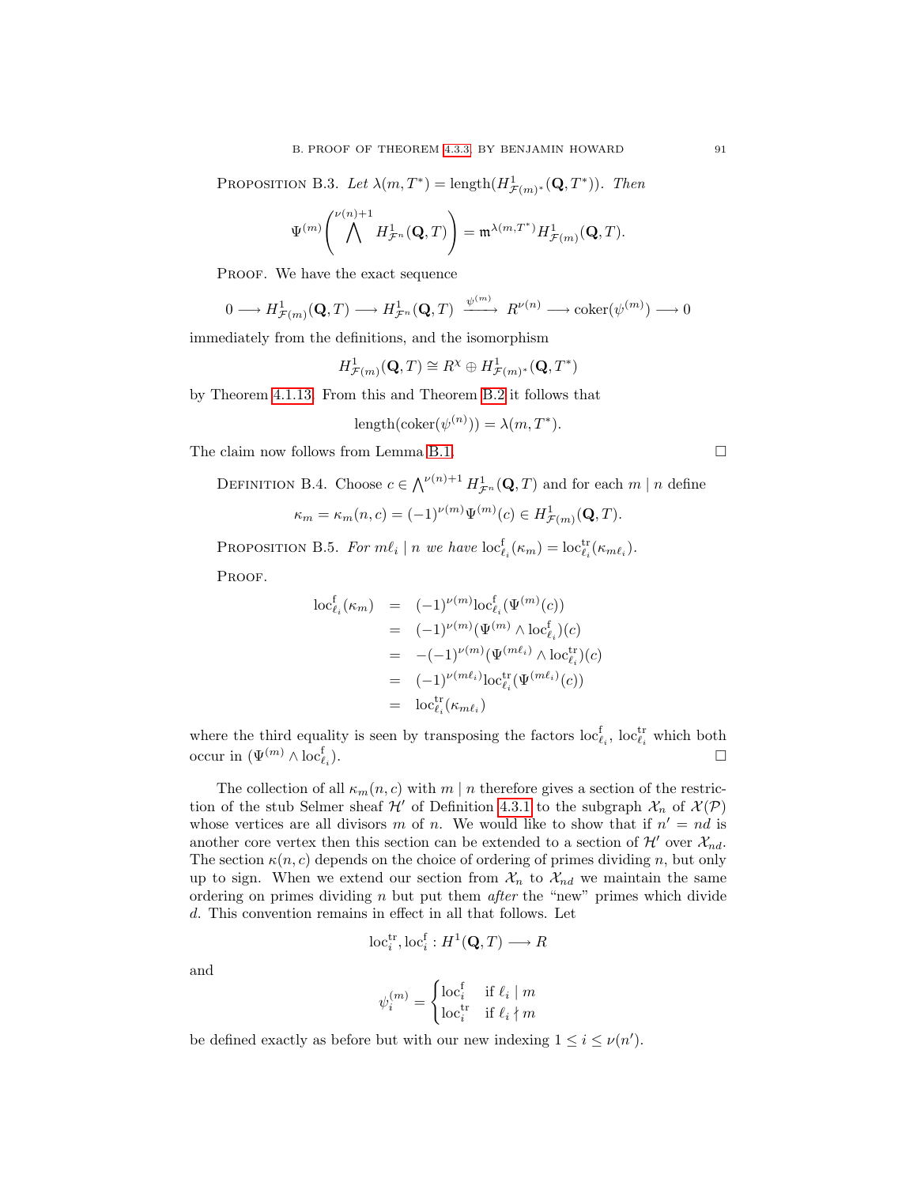Proposition B.3. *Let $\lambda(m, T^*) = \mathrm{length}(H^1_{\mathcal{F}(m)^*}(\mathbf{Q}, T^*))$. Then*

$$\Psi^{(m)}\left(\bigwedge^{\nu(n)+1} H^1_{\mathcal{F}^n}(\mathbf{Q}, T)\right) = \mathfrak{m}^{\lambda(m,T^*)} H^1_{\mathcal{F}(m)}(\mathbf{Q}, T).$$

Proof. We have the exact sequence

$$0 \longrightarrow H^1_{\mathcal{F}(m)}(\mathbf{Q}, T) \longrightarrow H^1_{\mathcal{F}^n}(\mathbf{Q}, T) \xrightarrow{\ \psi^{(m)}\ } R^{\nu(n)} \longrightarrow \mathrm{coker}(\psi^{(m)}) \longrightarrow 0$$

immediately from the definitions, and the isomorphism

$$H^1_{\mathcal{F}(m)}(\mathbf{Q}, T) \cong R^{\chi} \oplus H^1_{\mathcal{F}(m)^*}(\mathbf{Q}, T^*)$$

by Theorem 4.1.13. From this and Theorem B.2 it follows that

$$\mathrm{length}(\mathrm{coker}(\psi^{(n)})) = \lambda(m, T^*).$$

The claim now follows from Lemma B.1. $\square$

Definition B.4. Choose $c \in \bigwedge^{\nu(n)+1} H^1_{\mathcal{F}^n}(\mathbf{Q}, T)$ and for each $m \mid n$ define

$$\kappa_m = \kappa_m(n, c) = (-1)^{\nu(m)} \Psi^{(m)}(c) \in H^1_{\mathcal{F}(m)}(\mathbf{Q}, T).$$

Proposition B.5. *For $m\ell_i \mid n$ we have $\mathrm{loc}^{\mathrm{f}}_{\ell_i}(\kappa_m) = \mathrm{loc}^{\mathrm{tr}}_{\ell_i}(\kappa_{m\ell_i})$.*

Proof.

$$\begin{aligned}
\mathrm{loc}^{\mathrm{f}}_{\ell_i}(\kappa_m) &= (-1)^{\nu(m)} \mathrm{loc}^{\mathrm{f}}_{\ell_i}(\Psi^{(m)}(c)) \\
&= (-1)^{\nu(m)} (\Psi^{(m)} \wedge \mathrm{loc}^{\mathrm{f}}_{\ell_i})(c) \\
&= -(-1)^{\nu(m)} (\Psi^{(m\ell_i)} \wedge \mathrm{loc}^{\mathrm{tr}}_{\ell_i})(c) \\
&= (-1)^{\nu(m\ell_i)} \mathrm{loc}^{\mathrm{tr}}_{\ell_i}(\Psi^{(m\ell_i)}(c)) \\
&= \mathrm{loc}^{\mathrm{tr}}_{\ell_i}(\kappa_{m\ell_i})
\end{aligned}$$

where the third equality is seen by transposing the factors $\mathrm{loc}^{\mathrm{f}}_{\ell_i}$, $\mathrm{loc}^{\mathrm{tr}}_{\ell_i}$ which both occur in $(\Psi^{(m)} \wedge \mathrm{loc}^{\mathrm{f}}_{\ell_i})$. $\square$

The collection of all $\kappa_m(n, c)$ with $m \mid n$ therefore gives a section of the restriction of the stub Selmer sheaf $\mathcal{H}'$ of Definition 4.3.1 to the subgraph $\mathcal{X}_n$ of $\mathcal{X}(\mathcal{P})$ whose vertices are all divisors $m$ of $n$. We would like to show that if $n' = nd$ is another core vertex then this section can be extended to a section of $\mathcal{H}'$ over $\mathcal{X}_{nd}$. The section $\kappa(n, c)$ depends on the choice of ordering of primes dividing $n$, but only up to sign. When we extend our section from $\mathcal{X}_n$ to $\mathcal{X}_{nd}$ we maintain the same ordering on primes dividing $n$ but put them *after* the "new" primes which divide $d$. This convention remains in effect in all that follows. Let

$$\mathrm{loc}^{\mathrm{tr}}_i, \mathrm{loc}^{\mathrm{f}}_i : H^1(\mathbf{Q}, T) \longrightarrow R$$

and

$$\psi^{(m)}_i = \begin{cases} \mathrm{loc}^{\mathrm{f}}_i & \text{if } \ell_i \mid m \\ \mathrm{loc}^{\mathrm{tr}}_i & \text{if } \ell_i \nmid m \end{cases}$$

be defined exactly as before but with our new indexing $1 \le i \le \nu(n')$.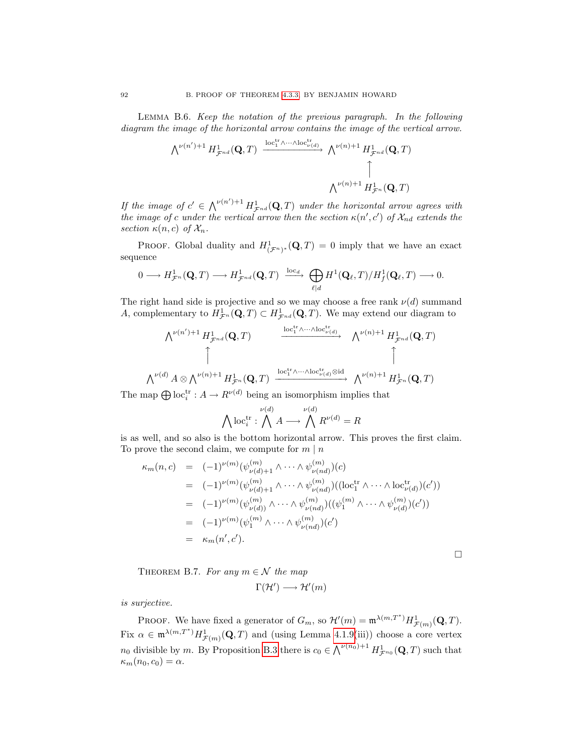Lemma B.6. *Keep the notation of the previous paragraph. In the following diagram the image of the horizontal arrow contains the image of the vertical arrow.*

$$\begin{array}{ccc}
\bigwedge^{\nu(n')+1} H^1_{\mathcal{F}^{nd}}(\mathbf{Q},T) & \xrightarrow{\mathrm{loc}_1^{\mathrm{tr}}\wedge\cdots\wedge\mathrm{loc}_{\nu(d)}^{\mathrm{tr}}} & \bigwedge^{\nu(n)+1} H^1_{\mathcal{F}^{nd}}(\mathbf{Q},T) \\
 & & \uparrow \\
 & & \bigwedge^{\nu(n)+1} H^1_{\mathcal{F}^{n}}(\mathbf{Q},T)
\end{array}$$

*If the image of $c' \in \bigwedge^{\nu(n')+1} H^1_{\mathcal{F}^{nd}}(\mathbf{Q},T)$ under the horizontal arrow agrees with the image of $c$ under the vertical arrow then the section $\kappa(n',c')$ of $\mathcal{X}_{nd}$ extends the section $\kappa(n,c)$ of $\mathcal{X}_n$.*

Proof. Global duality and $H^1_{(\mathcal{F}^n)^*}(\mathbf{Q},T)=0$ imply that we have an exact sequence

$$0 \longrightarrow H^1_{\mathcal{F}^n}(\mathbf{Q},T) \longrightarrow H^1_{\mathcal{F}^{nd}}(\mathbf{Q},T) \xrightarrow{\mathrm{loc}_d} \bigoplus_{\ell \mid d} H^1(\mathbf{Q}_\ell,T)/H^1_f(\mathbf{Q}_\ell,T) \longrightarrow 0.$$

The right hand side is projective and so we may choose a free rank $\nu(d)$ summand $A$, complementary to $H^1_{\mathcal{F}^n}(\mathbf{Q},T) \subset H^1_{\mathcal{F}^{nd}}(\mathbf{Q},T)$. We may extend our diagram to

$$\begin{array}{ccc}
\bigwedge^{\nu(n')+1} H^1_{\mathcal{F}^{nd}}(\mathbf{Q},T) & \xrightarrow{\mathrm{loc}_1^{\mathrm{tr}}\wedge\cdots\wedge\mathrm{loc}_{\nu(d)}^{\mathrm{tr}}} & \bigwedge^{\nu(n)+1} H^1_{\mathcal{F}^{nd}}(\mathbf{Q},T) \\
\uparrow & & \uparrow \\
\bigwedge^{\nu(d)} A \otimes \bigwedge^{\nu(n)+1} H^1_{\mathcal{F}^{n}}(\mathbf{Q},T) & \xrightarrow{\mathrm{loc}_1^{\mathrm{tr}}\wedge\cdots\wedge\mathrm{loc}_{\nu(d)}^{\mathrm{tr}}\otimes\mathrm{id}} & \bigwedge^{\nu(n)+1} H^1_{\mathcal{F}^{n}}(\mathbf{Q},T)
\end{array}$$

The map $\bigoplus \mathrm{loc}_i^{\mathrm{tr}} : A \to R^{\nu(d)}$ being an isomorphism implies that

$$\bigwedge \mathrm{loc}_i^{\mathrm{tr}} : \bigwedge^{\nu(d)} A \longrightarrow \bigwedge^{\nu(d)} R^{\nu(d)} = R$$

is as well, and so also is the bottom horizontal arrow. This proves the first claim. To prove the second claim, we compute for $m \mid n$

$$\begin{aligned}
\kappa_m(n,c) &= (-1)^{\nu(m)}(\psi^{(m)}_{\nu(d)+1}\wedge\cdots\wedge\psi^{(m)}_{\nu(nd)})(c) \\
&= (-1)^{\nu(m)}(\psi^{(m)}_{\nu(d)+1}\wedge\cdots\wedge\psi^{(m)}_{\nu(nd)})((\mathrm{loc}_1^{\mathrm{tr}}\wedge\cdots\wedge\mathrm{loc}_{\nu(d)}^{\mathrm{tr}})(c')) \\
&= (-1)^{\nu(m)}(\psi^{(m)}_{\nu(d))}\wedge\cdots\wedge\psi^{(m)}_{\nu(nd)})((\psi^{(m)}_1\wedge\cdots\wedge\psi^{(m)}_{\nu(d)})(c')) \\
&= (-1)^{\nu(m)}(\psi^{(m)}_1\wedge\cdots\wedge\psi^{(m)}_{\nu(nd)})(c') \\
&= \kappa_m(n',c').
\end{aligned}$$

□

Theorem B.7. *For any $m \in \mathcal{N}$ the map*

$$\Gamma(\mathcal{H}') \longrightarrow \mathcal{H}'(m)$$

*is surjective.*

Proof. We have fixed a generator of $G_m$, so $\mathcal{H}'(m) = \mathfrak{m}^{\lambda(m,T^*)} H^1_{\mathcal{F}(m)}(\mathbf{Q},T)$. Fix $\alpha \in \mathfrak{m}^{\lambda(m,T^*)} H^1_{\mathcal{F}(m)}(\mathbf{Q},T)$ and (using Lemma 4.1.9(iii)) choose a core vertex $n_0$ divisible by $m$. By Proposition B.3 there is $c_0 \in \bigwedge^{\nu(n_0)+1} H^1_{\mathcal{F}^{n_0}}(\mathbf{Q},T)$ such that $\kappa_m(n_0,c_0)=\alpha$.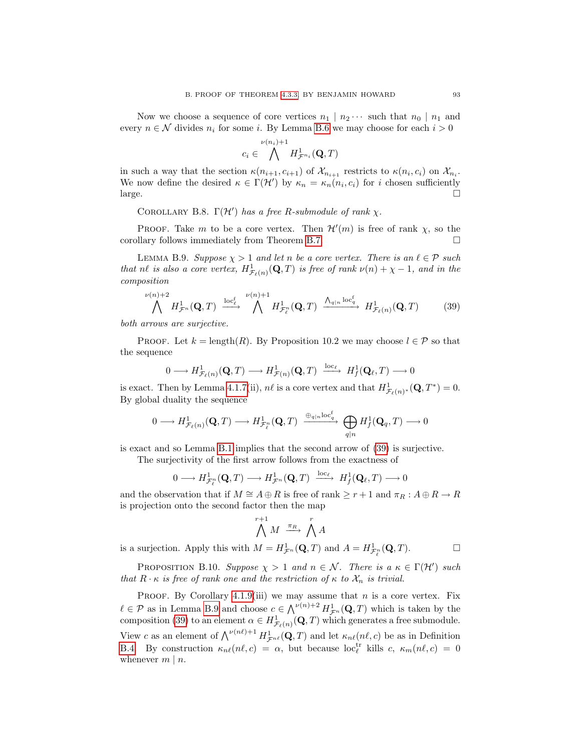Now we choose a sequence of core vertices $n_1 \mid n_2 \cdots$ such that $n_0 \mid n_1$ and every $n \in \mathcal{N}$ divides $n_i$ for some $i$. By Lemma B.6 we may choose for each $i > 0$

$$c_i \in \bigwedge^{\nu(n_i)+1} H^1_{\mathcal{F}^{n_i}}(\mathbf{Q}, T)$$

in such a way that the section $\kappa(n_{i+1}, c_{i+1})$ of $\mathcal{X}_{n_{i+1}}$ restricts to $\kappa(n_i, c_i)$ on $\mathcal{X}_{n_i}$. We now define the desired $\kappa \in \Gamma(\mathcal{H}')$ by $\kappa_n = \kappa_n(n_i, c_i)$ for $i$ chosen sufficiently large. □

Corollary B.8. *$\Gamma(\mathcal{H}')$ has a free $R$-submodule of rank $\chi$.*

Proof. Take $m$ to be a core vertex. Then $\mathcal{H}'(m)$ is free of rank $\chi$, so the corollary follows immediately from Theorem B.7. □

Lemma B.9. *Suppose $\chi > 1$ and let $n$ be a core vertex. There is an $\ell \in \mathcal{P}$ such that $n\ell$ is also a core vertex, $H^1_{\mathcal{F}_\ell(n)}(\mathbf{Q}, T)$ is free of rank $\nu(n) + \chi - 1$, and in the composition*

$$\bigwedge^{\nu(n)+2} H^1_{\mathcal{F}^n}(\mathbf{Q}, T) \xrightarrow{\mathrm{loc}^{\mathrm{f}}_\ell} \bigwedge^{\nu(n)+1} H^1_{\mathcal{F}^n_\ell}(\mathbf{Q}, T) \xrightarrow{\bigwedge_{q|n} \mathrm{loc}^{\mathrm{f}}_q} H^1_{\mathcal{F}_\ell(n)}(\mathbf{Q}, T) \tag{39}$$

*both arrows are surjective.*

Proof. Let $k = \mathrm{length}(R)$. By Proposition 10.2 we may choose $l \in \mathcal{P}$ so that the sequence

$$0 \longrightarrow H^1_{\mathcal{F}_\ell(n)}(\mathbf{Q}, T) \longrightarrow H^1_{\mathcal{F}(n)}(\mathbf{Q}, T) \xrightarrow{\mathrm{loc}_\ell} H^1_f(\mathbf{Q}_\ell, T) \longrightarrow 0$$

is exact. Then by Lemma 4.1.7(ii), $n\ell$ is a core vertex and that $H^1_{\mathcal{F}_\ell(n)^*}(\mathbf{Q}, T^*) = 0$. By global duality the sequence

$$0 \longrightarrow H^1_{\mathcal{F}_\ell(n)}(\mathbf{Q}, T) \longrightarrow H^1_{\mathcal{F}^n_\ell}(\mathbf{Q}, T) \xrightarrow{\oplus_{q|n} \mathrm{loc}^{\mathrm{f}}_q} \bigoplus_{q|n} H^1_f(\mathbf{Q}_q, T) \longrightarrow 0$$

is exact and so Lemma B.1 implies that the second arrow of (39) is surjective.

The surjectivity of the first arrow follows from the exactness of

$$0 \longrightarrow H^1_{\mathcal{F}^n_\ell}(\mathbf{Q}, T) \longrightarrow H^1_{\mathcal{F}^n}(\mathbf{Q}, T) \xrightarrow{\mathrm{loc}_\ell} H^1_f(\mathbf{Q}_\ell, T) \longrightarrow 0$$

and the observation that if $M \cong A \oplus R$ is free of rank $\geq r + 1$ and $\pi_R : A \oplus R \to R$ is projection onto the second factor then the map

$$\bigwedge^{r+1} M \xrightarrow{\pi_R} \bigwedge^{r} A$$

is a surjection. Apply this with $M = H^1_{\mathcal{F}^n}(\mathbf{Q}, T)$ and $A = H^1_{\mathcal{F}^n_\ell}(\mathbf{Q}, T)$. □

Proposition B.10. *Suppose $\chi > 1$ and $n \in \mathcal{N}$. There is a $\kappa \in \Gamma(\mathcal{H}')$ such that $R \cdot \kappa$ is free of rank one and the restriction of $\kappa$ to $\mathcal{X}_n$ is trivial.*

Proof. By Corollary 4.1.9(iii) we may assume that $n$ is a core vertex. Fix $\ell \in \mathcal{P}$ as in Lemma B.9 and choose $c \in \bigwedge^{\nu(n)+2} H^1_{\mathcal{F}^n}(\mathbf{Q}, T)$ which is taken by the composition (39) to an element $\alpha \in H^1_{\mathcal{F}_\ell(n)}(\mathbf{Q}, T)$ which generates a free submodule. View $c$ as an element of $\bigwedge^{\nu(n\ell)+1} H^1_{\mathcal{F}^{n\ell}}(\mathbf{Q}, T)$ and let $\kappa_{n\ell}(n\ell, c)$ be as in Definition B.4. By construction $\kappa_{n\ell}(n\ell, c) = \alpha$, but because $\mathrm{loc}^{\mathrm{tr}}_\ell$ kills $c$, $\kappa_m(n\ell, c) = 0$ whenever $m \mid n$.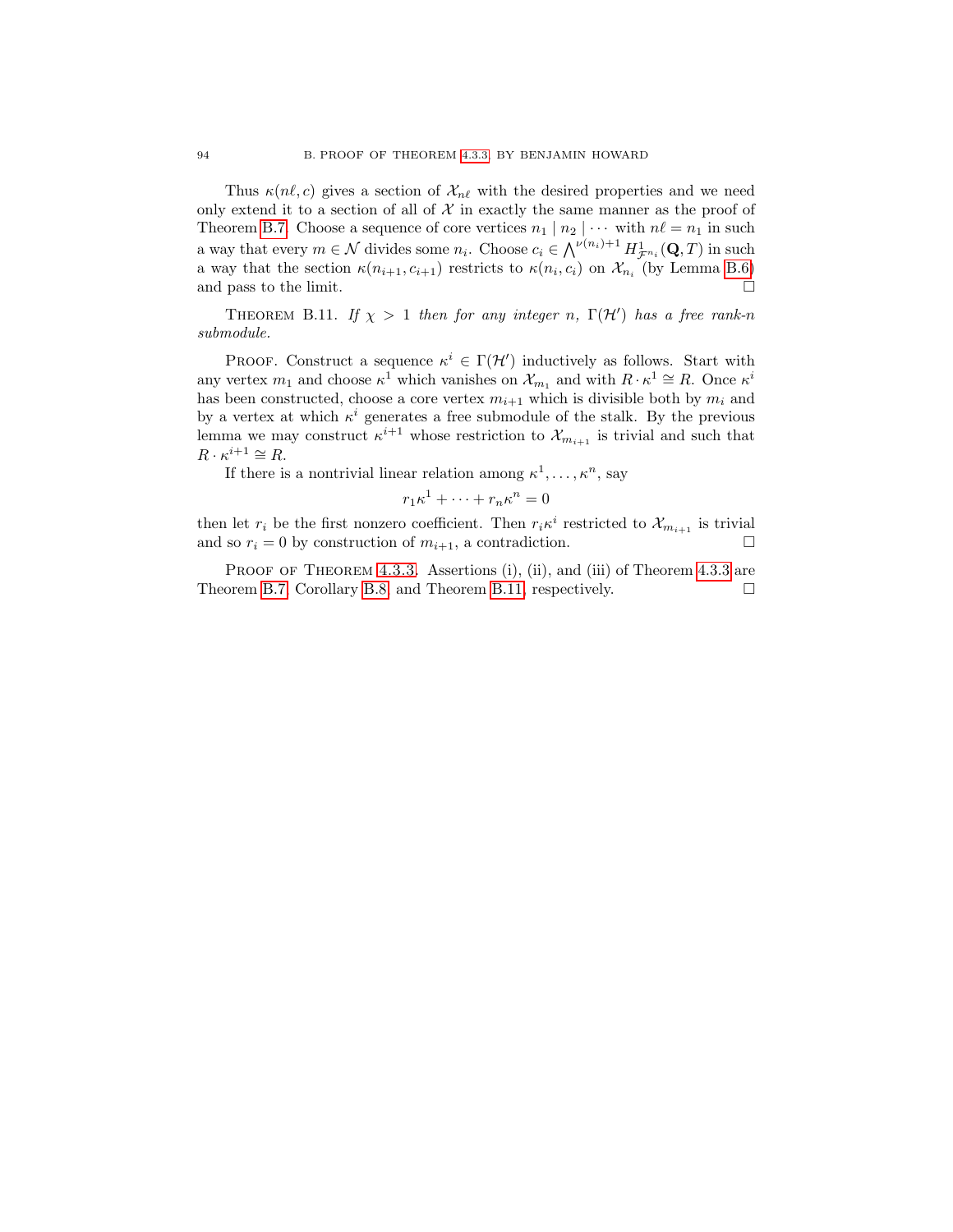Thus $\kappa(n\ell, c)$ gives a section of $\mathcal{X}_{n\ell}$ with the desired properties and we need only extend it to a section of all of $\mathcal{X}$ in exactly the same manner as the proof of Theorem B.7. Choose a sequence of core vertices $n_1 \mid n_2 \mid \cdots$ with $n\ell = n_1$ in such a way that every $m \in \mathcal{N}$ divides some $n_i$. Choose $c_i \in \bigwedge^{\nu(n_i)+1} H^1_{\mathcal{F}^{n_i}}(\mathbf{Q}, T)$ in such a way that the section $\kappa(n_{i+1}, c_{i+1})$ restricts to $\kappa(n_i, c_i)$ on $\mathcal{X}_{n_i}$ (by Lemma B.6) and pass to the limit. □

THEOREM B.11. *If $\chi > 1$ then for any integer $n$, $\Gamma(\mathcal{H}')$ has a free rank-$n$ submodule.*

PROOF. Construct a sequence $\kappa^i \in \Gamma(\mathcal{H}')$ inductively as follows. Start with any vertex $m_1$ and choose $\kappa^1$ which vanishes on $\mathcal{X}_{m_1}$ and with $R \cdot \kappa^1 \cong R$. Once $\kappa^i$ has been constructed, choose a core vertex $m_{i+1}$ which is divisible both by $m_i$ and by a vertex at which $\kappa^i$ generates a free submodule of the stalk. By the previous lemma we may construct $\kappa^{i+1}$ whose restriction to $\mathcal{X}_{m_{i+1}}$ is trivial and such that $R \cdot \kappa^{i+1} \cong R$.

If there is a nontrivial linear relation among $\kappa^1, \ldots, \kappa^n$, say

$$r_1\kappa^1 + \cdots + r_n\kappa^n = 0$$

then let $r_i$ be the first nonzero coefficient. Then $r_i\kappa^i$ restricted to $\mathcal{X}_{m_{i+1}}$ is trivial and so $r_i = 0$ by construction of $m_{i+1}$, a contradiction. □

PROOF OF THEOREM 4.3.3. Assertions (i), (ii), and (iii) of Theorem 4.3.3 are Theorem B.7, Corollary B.8, and Theorem B.11, respectively. □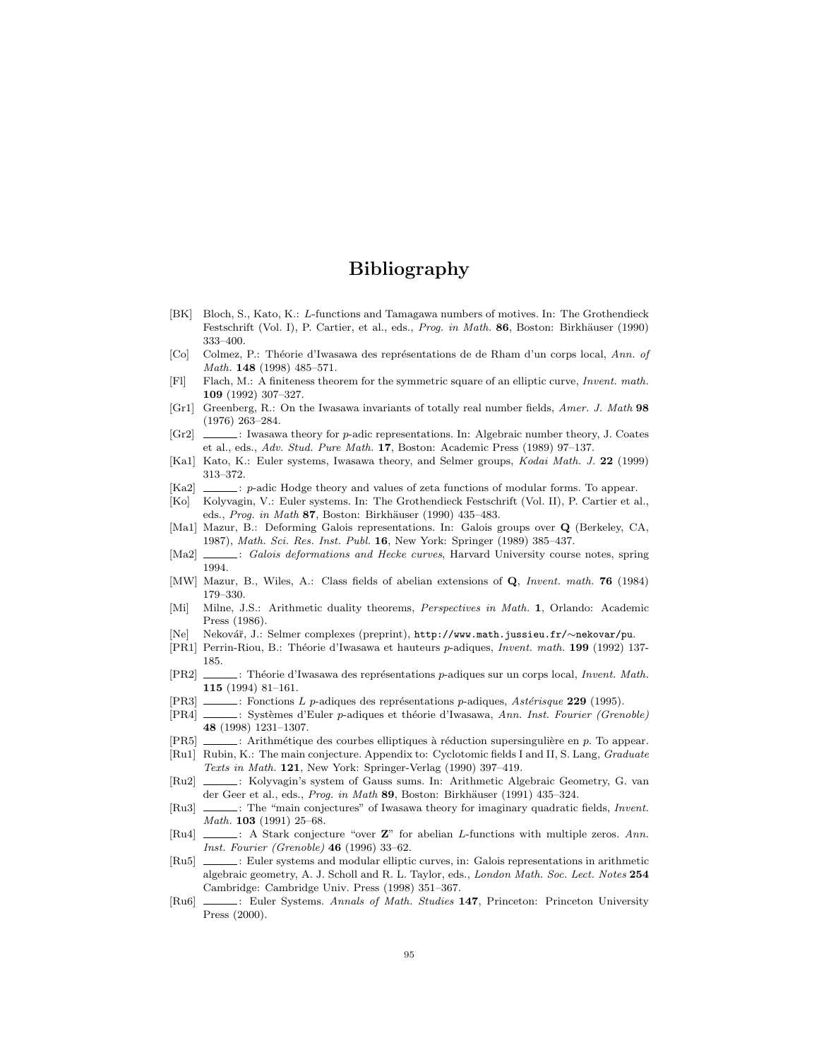# Bibliography

[BK] Bloch, S., Kato, K.: $L$-functions and Tamagawa numbers of motives. In: The Grothendieck Festschrift (Vol. I), P. Cartier, et al., eds., *Prog. in Math.* **86**, Boston: Birkhäuser (1990) 333–400.

[Co] Colmez, P.: Théorie d'Iwasawa des représentations de de Rham d'un corps local, *Ann. of Math.* **148** (1998) 485–571.

[Fl] Flach, M.: A finiteness theorem for the symmetric square of an elliptic curve, *Invent. math.* **109** (1992) 307–327.

[Gr1] Greenberg, R.: On the Iwasawa invariants of totally real number fields, *Amer. J. Math* **98** (1976) 263–284.

[Gr2] ______: Iwasawa theory for $p$-adic representations. In: Algebraic number theory, J. Coates et al., eds., *Adv. Stud. Pure Math.* **17**, Boston: Academic Press (1989) 97–137.

[Ka1] Kato, K.: Euler systems, Iwasawa theory, and Selmer groups, *Kodai Math. J.* **22** (1999) 313–372.

[Ka2] ______: $p$-adic Hodge theory and values of zeta functions of modular forms. To appear.

[Ko] Kolyvagin, V.: Euler systems. In: The Grothendieck Festschrift (Vol. II), P. Cartier et al., eds., *Prog. in Math* **87**, Boston: Birkhäuser (1990) 435–483.

[Ma1] Mazur, B.: Deforming Galois representations. In: Galois groups over **Q** (Berkeley, CA, 1987), *Math. Sci. Res. Inst. Publ.* **16**, New York: Springer (1989) 385–437.

[Ma2] ______: *Galois deformations and Hecke curves*, Harvard University course notes, spring 1994.

[MW] Mazur, B., Wiles, A.: Class fields of abelian extensions of **Q**, *Invent. math.* **76** (1984) 179–330.

[Mi] Milne, J.S.: Arithmetic duality theorems, *Perspectives in Math.* **1**, Orlando: Academic Press (1986).

[Ne] Nekovář, J.: Selmer complexes (preprint), `http://www.math.jussieu.fr/~nekovar/pu`.

[PR1] Perrin-Riou, B.: Théorie d'Iwasawa et hauteurs $p$-adiques, *Invent. math.* **199** (1992) 137-185.

[PR2] ______: Théorie d'Iwasawa des représentations $p$-adiques sur un corps local, *Invent. Math.* **115** (1994) 81–161.

[PR3] ______: Fonctions $L$ $p$-adiques des représentations $p$-adiques, *Astérisque* **229** (1995).

[PR4] ______: Systèmes d'Euler $p$-adiques et théorie d'Iwasawa, *Ann. Inst. Fourier (Grenoble)* **48** (1998) 1231–1307.

[PR5] ______: Arithmétique des courbes elliptiques à réduction supersingulière en $p$. To appear.

[Ru1] Rubin, K.: The main conjecture. Appendix to: Cyclotomic fields I and II, S. Lang, *Graduate Texts in Math.* **121**, New York: Springer-Verlag (1990) 397–419.

[Ru2] ______: Kolyvagin's system of Gauss sums. In: Arithmetic Algebraic Geometry, G. van der Geer et al., eds., *Prog. in Math* **89**, Boston: Birkhäuser (1991) 435–324.

[Ru3] ______: The "main conjectures" of Iwasawa theory for imaginary quadratic fields, *Invent. Math.* **103** (1991) 25–68.

[Ru4] ______: A Stark conjecture "over **Z**" for abelian $L$-functions with multiple zeros. *Ann. Inst. Fourier (Grenoble)* **46** (1996) 33–62.

[Ru5] ______: Euler systems and modular elliptic curves, in: Galois representations in arithmetic algebraic geometry, A. J. Scholl and R. L. Taylor, eds., *London Math. Soc. Lect. Notes* **254** Cambridge: Cambridge Univ. Press (1998) 351–367.

[Ru6] ______: Euler Systems. *Annals of Math. Studies* **147**, Princeton: Princeton University Press (2000).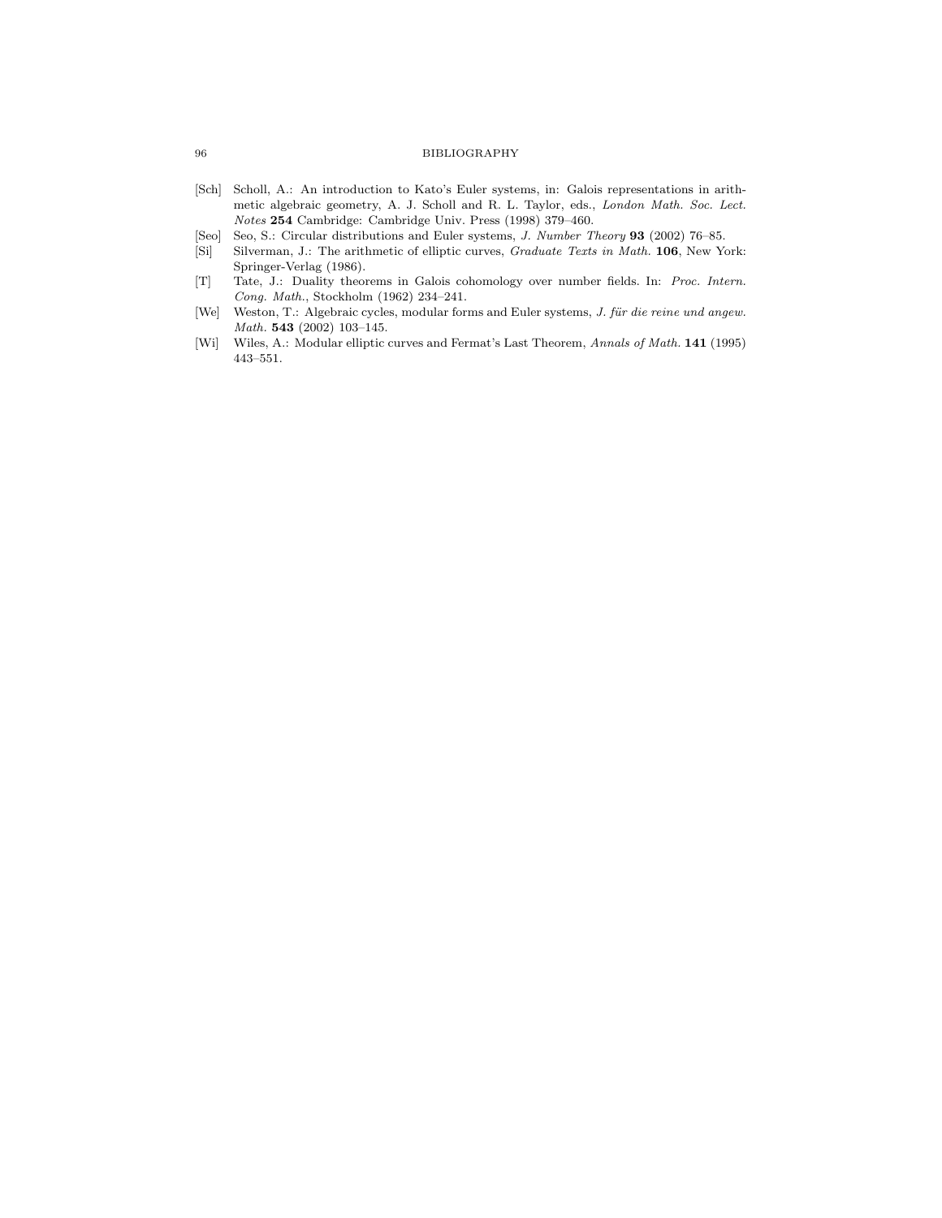- [Sch] Scholl, A.: An introduction to Kato's Euler systems, in: Galois representations in arithmetic algebraic geometry, A. J. Scholl and R. L. Taylor, eds., *London Math. Soc. Lect. Notes* **254** Cambridge: Cambridge Univ. Press (1998) 379–460.
- [Seo] Seo, S.: Circular distributions and Euler systems, *J. Number Theory* **93** (2002) 76–85.
- [Si] Silverman, J.: The arithmetic of elliptic curves, *Graduate Texts in Math.* **106**, New York: Springer-Verlag (1986).
- [T] Tate, J.: Duality theorems in Galois cohomology over number fields. In: *Proc. Intern. Cong. Math.*, Stockholm (1962) 234–241.
- [We] Weston, T.: Algebraic cycles, modular forms and Euler systems, *J. für die reine und angew. Math.* **543** (2002) 103–145.
- [Wi] Wiles, A.: Modular elliptic curves and Fermat's Last Theorem, *Annals of Math.* **141** (1995) 443–551.